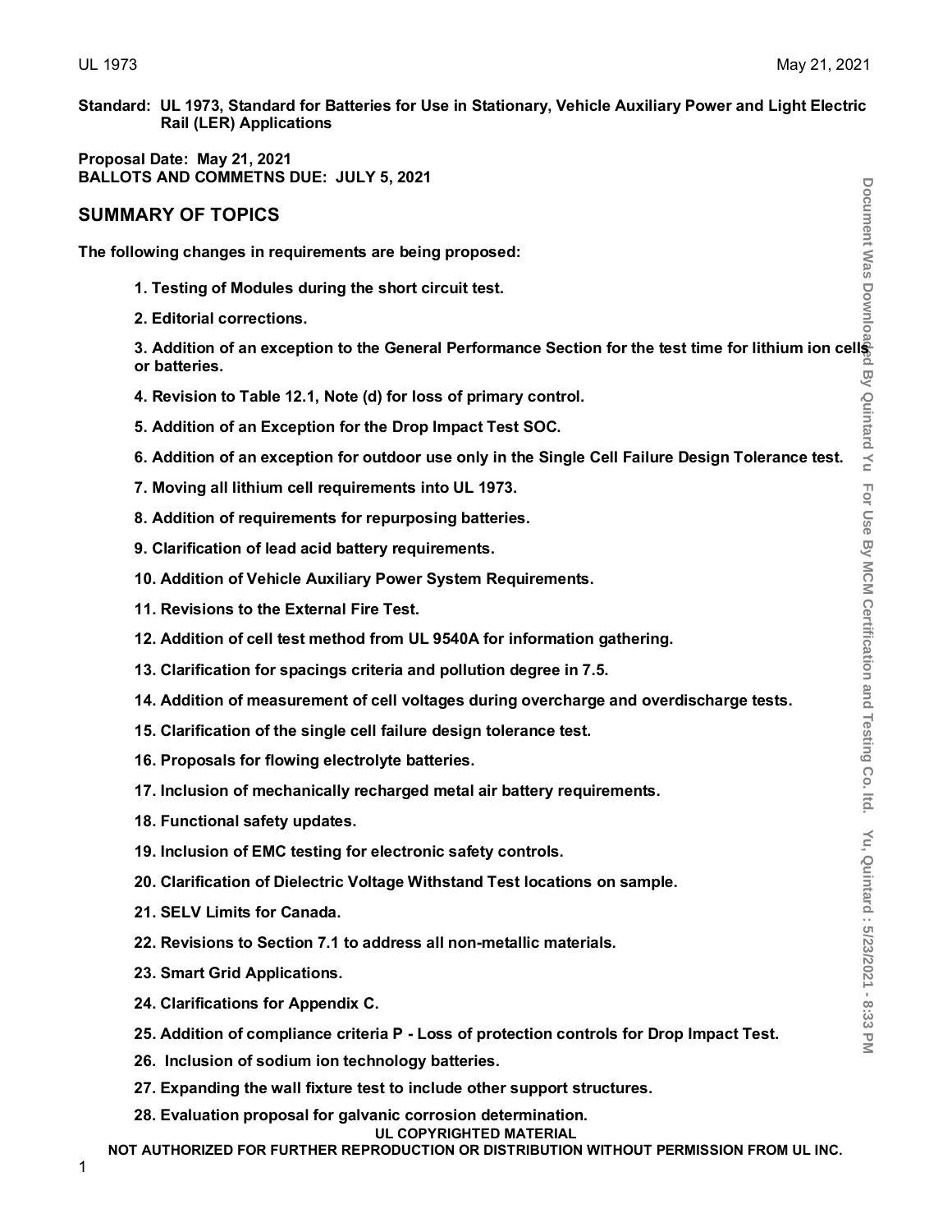**Standard: UL 1973, Standard for Batteries for Use in Stationary, Vehicle Auxiliary Power and Light Electric Rail (LER) Applications**

**Proposal Date: May 21, 2021**
**BALLOTS AND COMMETNS DUE: JULY 5, 2021**

## SUMMARY OF TOPICS

**The following changes in requirements are being proposed:**

1. **Testing of Modules during the short circuit test.**
2. **Editorial corrections.**
3. **Addition of an exception to the General Performance Section for the test time for lithium ion cells or batteries.**
4. **Revision to Table 12.1, Note (d) for loss of primary control.**
5. **Addition of an Exception for the Drop Impact Test SOC.**
6. **Addition of an exception for outdoor use only in the Single Cell Failure Design Tolerance test.**
7. **Moving all lithium cell requirements into UL 1973.**
8. **Addition of requirements for repurposing batteries.**
9. **Clarification of lead acid battery requirements.**
10. **Addition of Vehicle Auxiliary Power System Requirements.**
11. **Revisions to the External Fire Test.**
12. **Addition of cell test method from UL 9540A for information gathering.**
13. **Clarification for spacings criteria and pollution degree in 7.5.**
14. **Addition of measurement of cell voltages during overcharge and overdischarge tests.**
15. **Clarification of the single cell failure design tolerance test.**
16. **Proposals for flowing electrolyte batteries.**
17. **Inclusion of mechanically recharged metal air battery requirements.**
18. **Functional safety updates.**
19. **Inclusion of EMC testing for electronic safety controls.**
20. **Clarification of Dielectric Voltage Withstand Test locations on sample.**
21. **SELV Limits for Canada.**
22. **Revisions to Section 7.1 to address all non-metallic materials.**
23. **Smart Grid Applications.**
24. **Clarifications for Appendix C.**
25. **Addition of compliance criteria P - Loss of protection controls for Drop Impact Test.**
26. **Inclusion of sodium ion technology batteries.**
27. **Expanding the wall fixture test to include other support structures.**
28. **Evaluation proposal for galvanic corrosion determination.**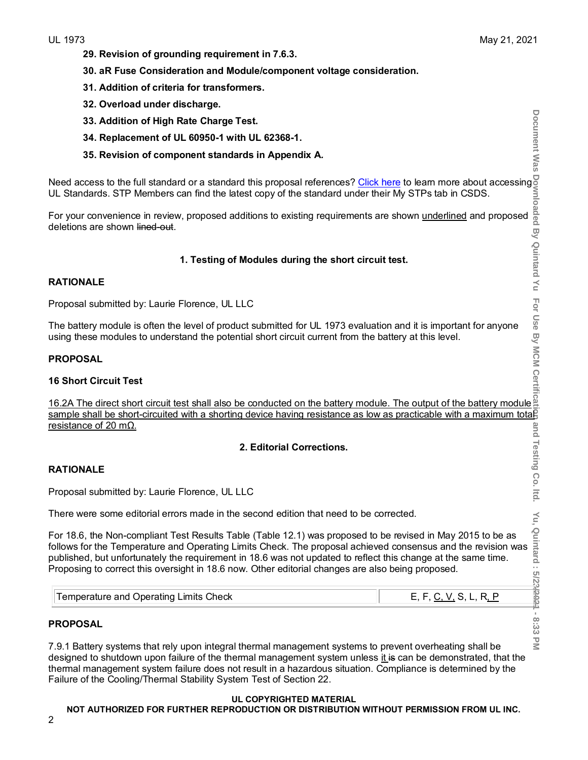**29. Revision of grounding requirement in 7.6.3.**

**30. aR Fuse Consideration and Module/component voltage consideration.**

**31. Addition of criteria for transformers.**

**32. Overload under discharge.**

**33. Addition of High Rate Charge Test.**

**34. Replacement of UL 60950-1 with UL 62368-1.**

**35. Revision of component standards in Appendix A.**

Need access to the full standard or a standard this proposal references? Click here to learn more about accessing UL Standards. STP Members can find the latest copy of the standard under their My STPs tab in CSDS.

For your convenience in review, proposed additions to existing requirements are shown <u>underlined</u> and proposed deletions are shown ~~lined-out~~.

## 1. Testing of Modules during the short circuit test.

**RATIONALE**

Proposal submitted by: Laurie Florence, UL LLC

The battery module is often the level of product submitted for UL 1973 evaluation and it is important for anyone using these modules to understand the potential short circuit current from the battery at this level.

**PROPOSAL**

**16 Short Circuit Test**

<u>16.2A The direct short circuit test shall also be conducted on the battery module. The output of the battery module sample shall be short-circuited with a shorting device having resistance as low as practicable with a maximum total resistance of 20 mΩ.</u>

## 2. Editorial Corrections.

**RATIONALE**

Proposal submitted by: Laurie Florence, UL LLC

There were some editorial errors made in the second edition that need to be corrected.

For 18.6, the Non-compliant Test Results Table (Table 12.1) was proposed to be revised in May 2015 to be as follows for the Temperature and Operating Limits Check. The proposal achieved consensus and the revision was published, but unfortunately the requirement in 18.6 was not updated to reflect this change at the same time. Proposing to correct this oversight in 18.6 now. Other editorial changes are also being proposed.

| | |
|---|---|
| Temperature and Operating Limits Check | E, F, <u>C, V,</u> S, L, R<u>, P</u> |

**PROPOSAL**

7.9.1 Battery systems that rely upon integral thermal management systems to prevent overheating shall be designed to shutdown upon failure of the thermal management system unless <u>it</u> ~~is~~ can be demonstrated, that the thermal management system failure does not result in a hazardous situation. Compliance is determined by the Failure of the Cooling/Thermal Stability System Test of Section 22.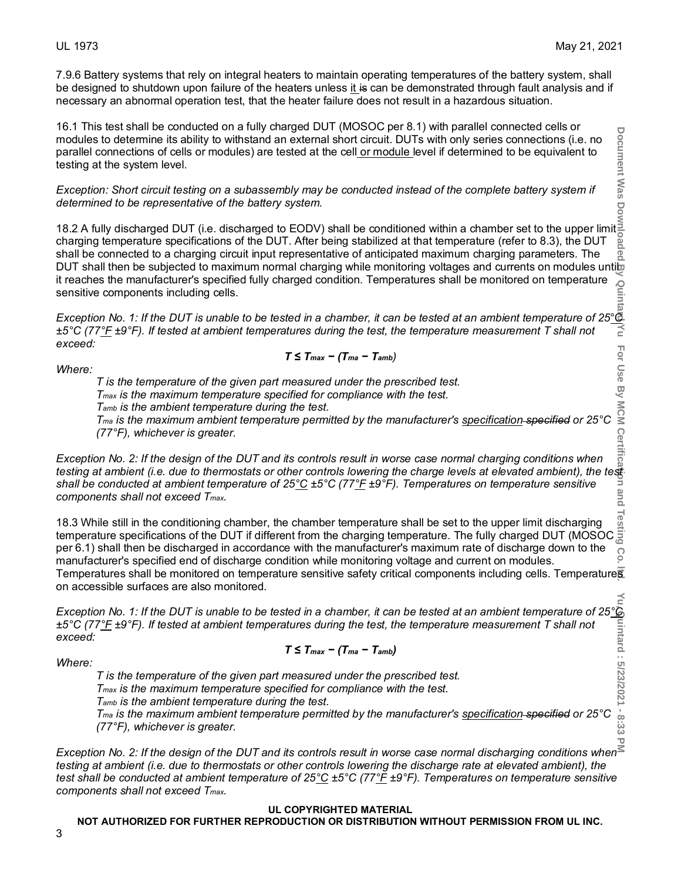7.9.6 Battery systems that rely on integral heaters to maintain operating temperatures of the battery system, shall be designed to shutdown upon failure of the heaters unless it is can be demonstrated through fault analysis and if necessary an abnormal operation test, that the heater failure does not result in a hazardous situation.

16.1 This test shall be conducted on a fully charged DUT (MOSOC per 8.1) with parallel connected cells or modules to determine its ability to withstand an external short circuit. DUTs with only series connections (i.e. no parallel connections of cells or modules) are tested at the cell or module level if determined to be equivalent to testing at the system level.

*Exception: Short circuit testing on a subassembly may be conducted instead of the complete battery system if determined to be representative of the battery system.*

18.2 A fully discharged DUT (i.e. discharged to EODV) shall be conditioned within a chamber set to the upper limit charging temperature specifications of the DUT. After being stabilized at that temperature (refer to 8.3), the DUT shall be connected to a charging circuit input representative of anticipated maximum charging parameters. The DUT shall then be subjected to maximum normal charging while monitoring voltages and currents on modules until it reaches the manufacturer's specified fully charged condition. Temperatures shall be monitored on temperature sensitive components including cells.

*Exception No. 1: If the DUT is unable to be tested in a chamber, it can be tested at an ambient temperature of 25°C ±5°C (77°F ±9°F). If tested at ambient temperatures during the test, the temperature measurement T shall not exceed:*

$$T \leq T_{max} - (T_{ma} - T_{amb})$$

*Where:*

*T is the temperature of the given part measured under the prescribed test.*
*$T_{max}$ is the maximum temperature specified for compliance with the test.*
*$T_{amb}$ is the ambient temperature during the test.*
*$T_{ma}$ is the maximum ambient temperature permitted by the manufacturer's specification ~~specified~~ or 25°C (77°F), whichever is greater.*

*Exception No. 2: If the design of the DUT and its controls result in worse case normal charging conditions when testing at ambient (i.e. due to thermostats or other controls lowering the charge levels at elevated ambient), the test shall be conducted at ambient temperature of 25°C ±5°C (77°F ±9°F). Temperatures on temperature sensitive components shall not exceed $T_{max}$.*

18.3 While still in the conditioning chamber, the chamber temperature shall be set to the upper limit discharging temperature specifications of the DUT if different from the charging temperature. The fully charged DUT (MOSOC per 6.1) shall then be discharged in accordance with the manufacturer's maximum rate of discharge down to the manufacturer's specified end of discharge condition while monitoring voltage and current on modules. Temperatures shall be monitored on temperature sensitive safety critical components including cells. Temperatures on accessible surfaces are also monitored.

*Exception No. 1: If the DUT is unable to be tested in a chamber, it can be tested at an ambient temperature of 25°C ±5°C (77°F ±9°F). If tested at ambient temperatures during the test, the temperature measurement T shall not exceed:*

$$T \leq T_{max} - (T_{ma} - T_{amb})$$

*Where:*

*T is the temperature of the given part measured under the prescribed test.*
*$T_{max}$ is the maximum temperature specified for compliance with the test.*
*$T_{amb}$ is the ambient temperature during the test.*
*$T_{ma}$ is the maximum ambient temperature permitted by the manufacturer's specification ~~specified~~ or 25°C (77°F), whichever is greater.*

*Exception No. 2: If the design of the DUT and its controls result in worse case normal discharging conditions when testing at ambient (i.e. due to thermostats or other controls lowering the discharge rate at elevated ambient), the test shall be conducted at ambient temperature of 25°C ±5°C (77°F ±9°F). Temperatures on temperature sensitive components shall not exceed $T_{max}$.*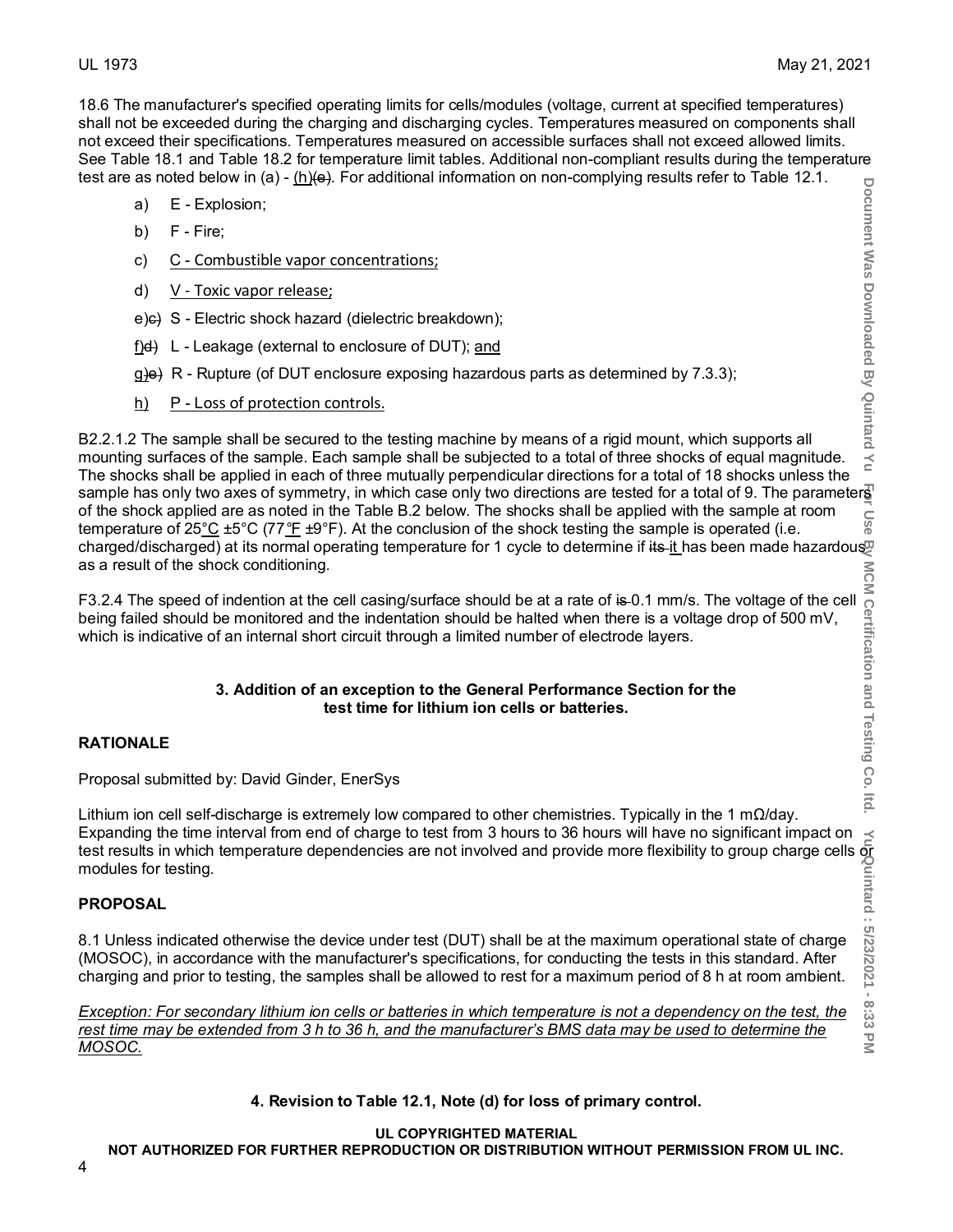18.6 The manufacturer's specified operating limits for cells/modules (voltage, current at specified temperatures) shall not be exceeded during the charging and discharging cycles. Temperatures measured on components shall not exceed their specifications. Temperatures measured on accessible surfaces shall not exceed allowed limits. See Table 18.1 and Table 18.2 for temperature limit tables. Additional non-compliant results during the temperature test are as noted below in (a) - (h)~~(e)~~. For additional information on non-complying results refer to Table 12.1.

a) E - Explosion;

b) F - Fire;

c) C - Combustible vapor concentrations;

d) V - Toxic vapor release;

e)~~c)~~ S - Electric shock hazard (dielectric breakdown);

f)~~d)~~ L - Leakage (external to enclosure of DUT); and

g)~~e)~~ R - Rupture (of DUT enclosure exposing hazardous parts as determined by 7.3.3);

h) P - Loss of protection controls.

B2.2.1.2 The sample shall be secured to the testing machine by means of a rigid mount, which supports all mounting surfaces of the sample. Each sample shall be subjected to a total of three shocks of equal magnitude. The shocks shall be applied in each of three mutually perpendicular directions for a total of 18 shocks unless the sample has only two axes of symmetry, in which case only two directions are tested for a total of 9. The parameters of the shock applied are as noted in the Table B.2 below. The shocks shall be applied with the sample at room temperature of 25°C ±5°C (77°F ±9°F). At the conclusion of the shock testing the sample is operated (i.e. charged/discharged) at its normal operating temperature for 1 cycle to determine if ~~its~~ it has been made hazardous as a result of the shock conditioning.

F3.2.4 The speed of indention at the cell casing/surface should be at a rate of ~~is~~ 0.1 mm/s. The voltage of the cell being failed should be monitored and the indentation should be halted when there is a voltage drop of 500 mV, which is indicative of an internal short circuit through a limited number of electrode layers.

**3. Addition of an exception to the General Performance Section for the test time for lithium ion cells or batteries.**

**RATIONALE**

Proposal submitted by: David Ginder, EnerSys

Lithium ion cell self-discharge is extremely low compared to other chemistries. Typically in the 1 mΩ/day. Expanding the time interval from end of charge to test from 3 hours to 36 hours will have no significant impact on test results in which temperature dependencies are not involved and provide more flexibility to group charge cells or modules for testing.

**PROPOSAL**

8.1 Unless indicated otherwise the device under test (DUT) shall be at the maximum operational state of charge (MOSOC), in accordance with the manufacturer's specifications, for conducting the tests in this standard. After charging and prior to testing, the samples shall be allowed to rest for a maximum period of 8 h at room ambient.

*Exception: For secondary lithium ion cells or batteries in which temperature is not a dependency on the test, the rest time may be extended from 3 h to 36 h, and the manufacturer's BMS data may be used to determine the MOSOC.*

**4. Revision to Table 12.1, Note (d) for loss of primary control.**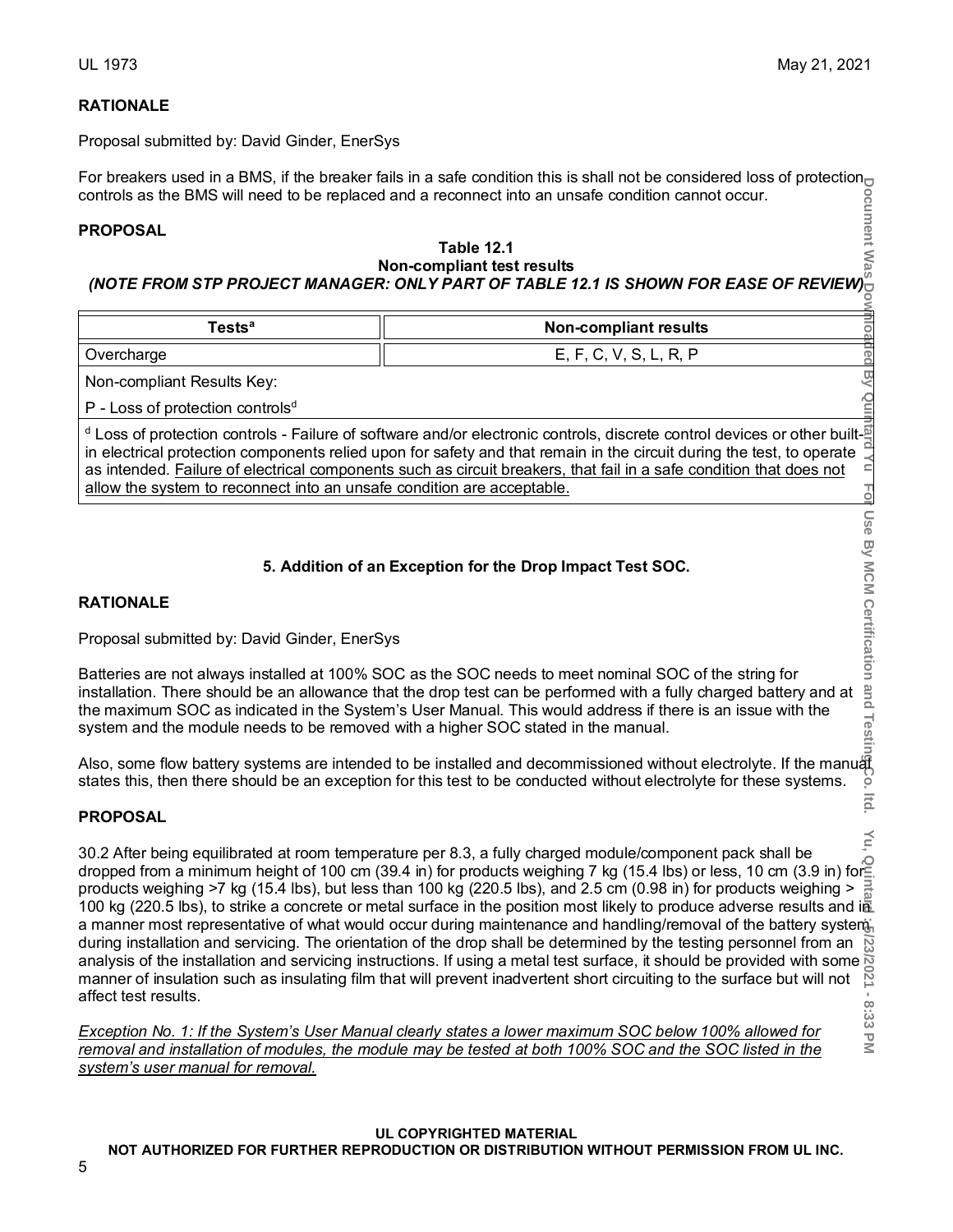## RATIONALE

Proposal submitted by: David Ginder, EnerSys

For breakers used in a BMS, if the breaker fails in a safe condition this is shall not be considered loss of protection controls as the BMS will need to be replaced and a reconnect into an unsafe condition cannot occur.

## PROPOSAL

**Table 12.1**
**Non-compliant test results**
***(NOTE FROM STP PROJECT MANAGER: ONLY PART OF TABLE 12.1 IS SHOWN FOR EASE OF REVIEW)***

| Tests[a] | Non-compliant results |
| --- | --- |
| Overcharge | E, F, C, V, S, L, R, P |
| Non-compliant Results Key: | |
| P - Loss of protection controls[d] | |
| [d] Loss of protection controls - Failure of software and/or electronic controls, discrete control devices or other built-in electrical protection components relied upon for safety and that remain in the circuit during the test, to operate as intended. <u>Failure of electrical components such as circuit breakers, that fail in a safe condition that does not allow the system to reconnect into an unsafe condition are acceptable.</u> | |

### 5. Addition of an Exception for the Drop Impact Test SOC.

## RATIONALE

Proposal submitted by: David Ginder, EnerSys

Batteries are not always installed at 100% SOC as the SOC needs to meet nominal SOC of the string for installation. There should be an allowance that the drop test can be performed with a fully charged battery and at the maximum SOC as indicated in the System's User Manual. This would address if there is an issue with the system and the module needs to be removed with a higher SOC stated in the manual.

Also, some flow battery systems are intended to be installed and decommissioned without electrolyte. If the manual states this, then there should be an exception for this test to be conducted without electrolyte for these systems.

## PROPOSAL

30.2 After being equilibrated at room temperature per 8.3, a fully charged module/component pack shall be dropped from a minimum height of 100 cm (39.4 in) for products weighing 7 kg (15.4 lbs) or less, 10 cm (3.9 in) for products weighing >7 kg (15.4 lbs), but less than 100 kg (220.5 lbs), and 2.5 cm (0.98 in) for products weighing > 100 kg (220.5 lbs), to strike a concrete or metal surface in the position most likely to produce adverse results and in a manner most representative of what would occur during maintenance and handling/removal of the battery system during installation and servicing. The orientation of the drop shall be determined by the testing personnel from an analysis of the installation and servicing instructions. If using a metal test surface, it should be provided with some manner of insulation such as insulating film that will prevent inadvertent short circuiting to the surface but will not affect test results.

<u>*Exception No. 1: If the System's User Manual clearly states a lower maximum SOC below 100% allowed for removal and installation of modules, the module may be tested at both 100% SOC and the SOC listed in the system's user manual for removal.*</u>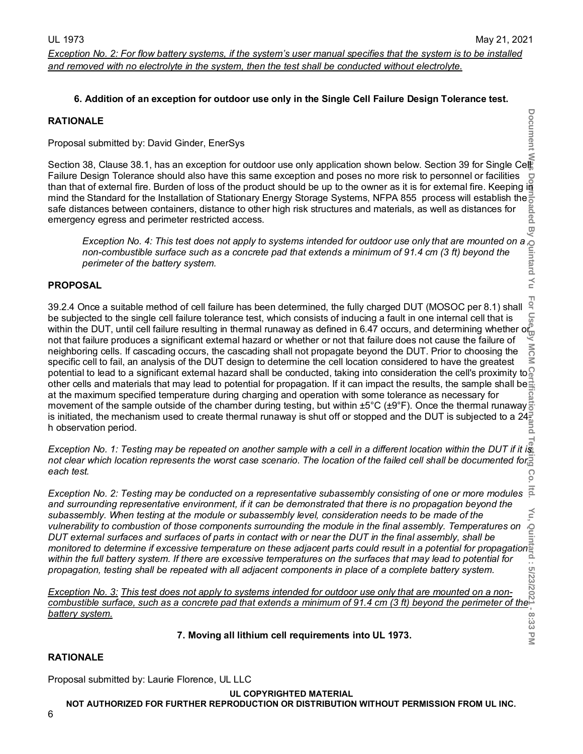*Exception No. 2: For flow battery systems, if the system's user manual specifies that the system is to be installed and removed with no electrolyte in the system, then the test shall be conducted without electrolyte.*

### 6. Addition of an exception for outdoor use only in the Single Cell Failure Design Tolerance test.

**RATIONALE**

Proposal submitted by: David Ginder, EnerSys

Section 38, Clause 38.1, has an exception for outdoor use only application shown below. Section 39 for Single Cell Failure Design Tolerance should also have this same exception and poses no more risk to personnel or facilities than that of external fire. Burden of loss of the product should be up to the owner as it is for external fire. Keeping in mind the Standard for the Installation of Stationary Energy Storage Systems, NFPA 855 process will establish the safe distances between containers, distance to other high risk structures and materials, as well as distances for emergency egress and perimeter restricted access.

> *Exception No. 4: This test does not apply to systems intended for outdoor use only that are mounted on a non-combustible surface such as a concrete pad that extends a minimum of 91.4 cm (3 ft) beyond the perimeter of the battery system.*

**PROPOSAL**

39.2.4 Once a suitable method of cell failure has been determined, the fully charged DUT (MOSOC per 8.1) shall be subjected to the single cell failure tolerance test, which consists of inducing a fault in one internal cell that is within the DUT, until cell failure resulting in thermal runaway as defined in 6.47 occurs, and determining whether or not that failure produces a significant external hazard or whether or not that failure does not cause the failure of neighboring cells. If cascading occurs, the cascading shall not propagate beyond the DUT. Prior to choosing the specific cell to fail, an analysis of the DUT design to determine the cell location considered to have the greatest potential to lead to a significant external hazard shall be conducted, taking into consideration the cell's proximity to other cells and materials that may lead to potential for propagation. If it can impact the results, the sample shall be at the maximum specified temperature during charging and operation with some tolerance as necessary for movement of the sample outside of the chamber during testing, but within ±5°C (±9°F). Once the thermal runaway is initiated, the mechanism used to create thermal runaway is shut off or stopped and the DUT is subjected to a 24 h observation period.

*Exception No. 1: Testing may be repeated on another sample with a cell in a different location within the DUT if it is not clear which location represents the worst case scenario. The location of the failed cell shall be documented for each test.*

*Exception No. 2: Testing may be conducted on a representative subassembly consisting of one or more modules and surrounding representative environment, if it can be demonstrated that there is no propagation beyond the subassembly. When testing at the module or subassembly level, consideration needs to be made of the vulnerability to combustion of those components surrounding the module in the final assembly. Temperatures on DUT external surfaces and surfaces of parts in contact with or near the DUT in the final assembly, shall be monitored to determine if excessive temperature on these adjacent parts could result in a potential for propagation within the full battery system. If there are excessive temperatures on the surfaces that may lead to potential for propagation, testing shall be repeated with all adjacent components in place of a complete battery system.*

*Exception No. 3: This test does not apply to systems intended for outdoor use only that are mounted on a non-combustible surface, such as a concrete pad that extends a minimum of 91.4 cm (3 ft) beyond the perimeter of the battery system.*

### 7. Moving all lithium cell requirements into UL 1973.

**RATIONALE**

Proposal submitted by: Laurie Florence, UL LLC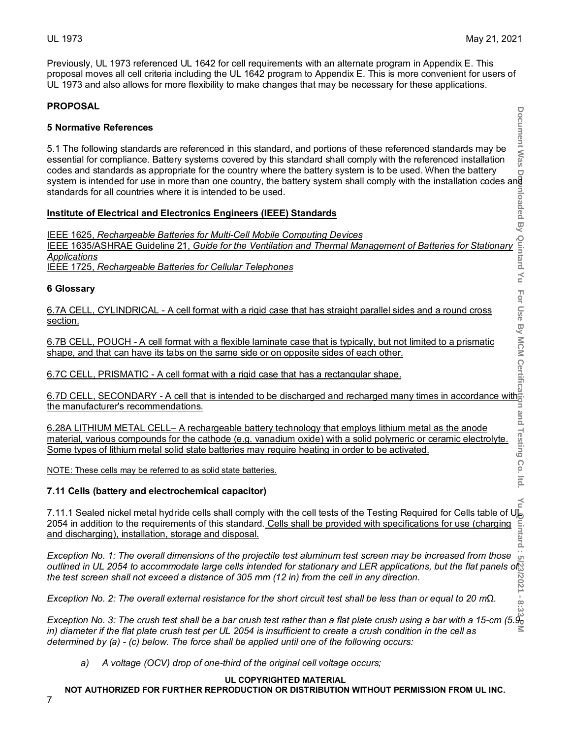Previously, UL 1973 referenced UL 1642 for cell requirements with an alternate program in Appendix E. This proposal moves all cell criteria including the UL 1642 program to Appendix E. This is more convenient for users of UL 1973 and also allows for more flexibility to make changes that may be necessary for these applications.

**PROPOSAL**

**5 Normative References**

5.1 The following standards are referenced in this standard, and portions of these referenced standards may be essential for compliance. Battery systems covered by this standard shall comply with the referenced installation codes and standards as appropriate for the country where the battery system is to be used. When the battery system is intended for use in more than one country, the battery system shall comply with the installation codes and standards for all countries where it is intended to be used.

**Institute of Electrical and Electronics Engineers (IEEE) Standards**

IEEE 1625, *Rechargeable Batteries for Multi-Cell Mobile Computing Devices*
IEEE 1635/ASHRAE Guideline 21, *Guide for the Ventilation and Thermal Management of Batteries for Stationary Applications*
IEEE 1725, *Rechargeable Batteries for Cellular Telephones*

**6 Glossary**

6.7A CELL, CYLINDRICAL - A cell format with a rigid case that has straight parallel sides and a round cross section.

6.7B CELL, POUCH - A cell format with a flexible laminate case that is typically, but not limited to a prismatic shape, and that can have its tabs on the same side or on opposite sides of each other.

6.7C CELL, PRISMATIC - A cell format with a rigid case that has a rectangular shape.

6.7D CELL, SECONDARY - A cell that is intended to be discharged and recharged many times in accordance with the manufacturer's recommendations.

6.28A LITHIUM METAL CELL– A rechargeable battery technology that employs lithium metal as the anode material, various compounds for the cathode (e.g. vanadium oxide) with a solid polymeric or ceramic electrolyte. Some types of lithium metal solid state batteries may require heating in order to be activated.

NOTE: These cells may be referred to as solid state batteries.

**7.11 Cells (battery and electrochemical capacitor)**

7.11.1 Sealed nickel metal hydride cells shall comply with the cell tests of the Testing Required for Cells table of UL 2054 in addition to the requirements of this standard. Cells shall be provided with specifications for use (charging and discharging), installation, storage and disposal.

*Exception No. 1: The overall dimensions of the projectile test aluminum test screen may be increased from those outlined in UL 2054 to accommodate large cells intended for stationary and LER applications, but the flat panels of the test screen shall not exceed a distance of 305 mm (12 in) from the cell in any direction.*

*Exception No. 2: The overall external resistance for the short circuit test shall be less than or equal to 20 mΩ.*

*Exception No. 3: The crush test shall be a bar crush test rather than a flat plate crush using a bar with a 15-cm (5.9-in) diameter if the flat plate crush test per UL 2054 is insufficient to create a crush condition in the cell as determined by (a) - (c) below. The force shall be applied until one of the following occurs:*

*a) A voltage (OCV) drop of one-third of the original cell voltage occurs;*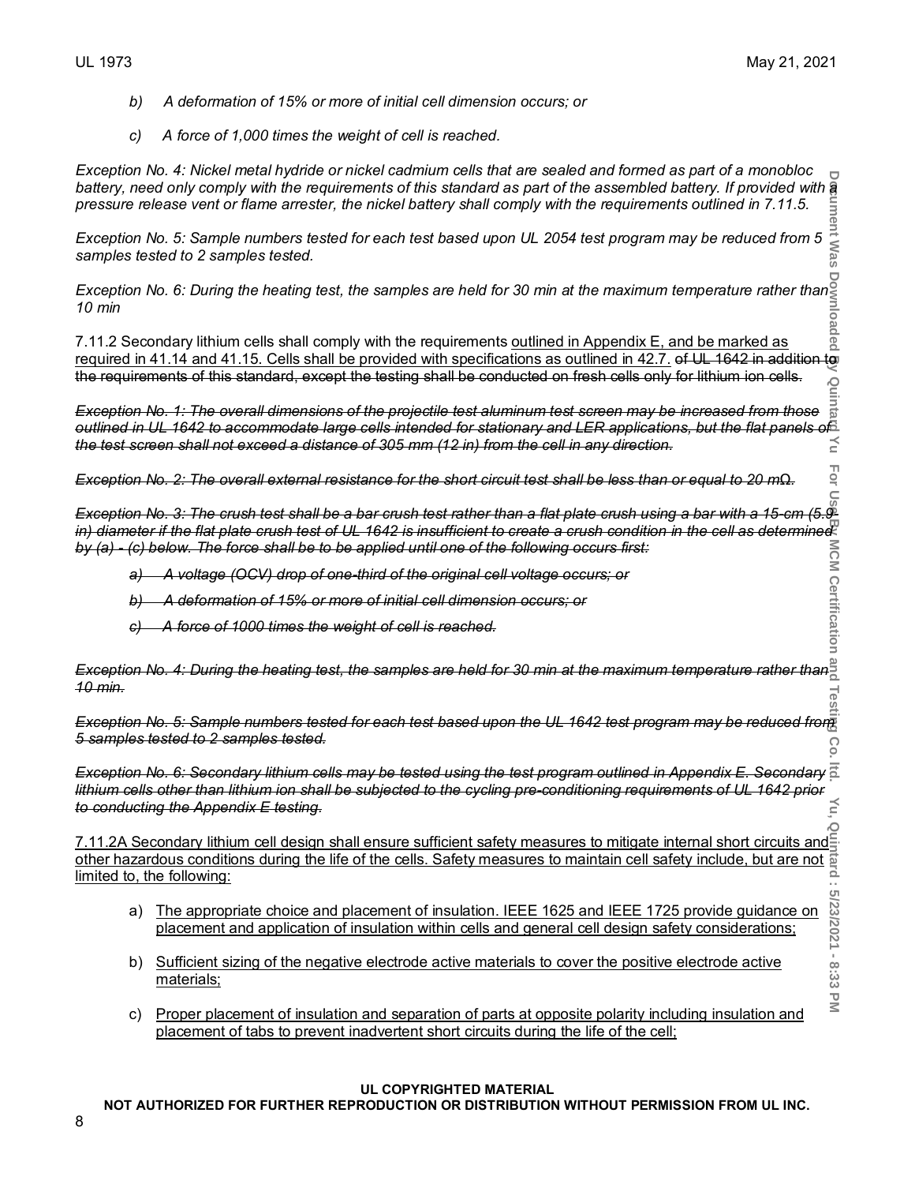*b) A deformation of 15% or more of initial cell dimension occurs; or*

*c) A force of 1,000 times the weight of cell is reached.*

*Exception No. 4: Nickel metal hydride or nickel cadmium cells that are sealed and formed as part of a monobloc battery, need only comply with the requirements of this standard as part of the assembled battery. If provided with a pressure release vent or flame arrester, the nickel battery shall comply with the requirements outlined in 7.11.5.*

*Exception No. 5: Sample numbers tested for each test based upon UL 2054 test program may be reduced from 5 samples tested to 2 samples tested.*

*Exception No. 6: During the heating test, the samples are held for 30 min at the maximum temperature rather than 10 min*

7.11.2 Secondary lithium cells shall comply with the requirements outlined in Appendix E, and be marked as required in 41.14 and 41.15. Cells shall be provided with specifications as outlined in 42.7. ~~of UL 1642 in addition to the requirements of this standard, except the testing shall be conducted on fresh cells only for lithium ion cells.~~

~~*Exception No. 1: The overall dimensions of the projectile test aluminum test screen may be increased from those outlined in UL 1642 to accommodate large cells intended for stationary and LER applications, but the flat panels of the test screen shall not exceed a distance of 305 mm (12 in) from the cell in any direction.*~~

~~*Exception No. 2: The overall external resistance for the short circuit test shall be less than or equal to 20 mΩ.*~~

~~*Exception No. 3: The crush test shall be a bar crush test rather than a flat plate crush using a bar with a 15-cm (5.9-in) diameter if the flat plate crush test of UL 1642 is insufficient to create a crush condition in the cell as determined by (a) - (c) below. The force shall be to be applied until one of the following occurs first:*~~

~~*a) A voltage (OCV) drop of one-third of the original cell voltage occurs; or*~~

~~*b) A deformation of 15% or more of initial cell dimension occurs; or*~~

~~*c) A force of 1000 times the weight of cell is reached.*~~

~~*Exception No. 4: During the heating test, the samples are held for 30 min at the maximum temperature rather than 10 min.*~~

~~*Exception No. 5: Sample numbers tested for each test based upon the UL 1642 test program may be reduced from 5 samples tested to 2 samples tested.*~~

~~*Exception No. 6: Secondary lithium cells may be tested using the test program outlined in Appendix E. Secondary lithium cells other than lithium ion shall be subjected to the cycling pre-conditioning requirements of UL 1642 prior to conducting the Appendix E testing.*~~

7.11.2A Secondary lithium cell design shall ensure sufficient safety measures to mitigate internal short circuits and other hazardous conditions during the life of the cells. Safety measures to maintain cell safety include, but are not limited to, the following:

a) The appropriate choice and placement of insulation. IEEE 1625 and IEEE 1725 provide guidance on placement and application of insulation within cells and general cell design safety considerations;

b) Sufficient sizing of the negative electrode active materials to cover the positive electrode active materials;

c) Proper placement of insulation and separation of parts at opposite polarity including insulation and placement of tabs to prevent inadvertent short circuits during the life of the cell;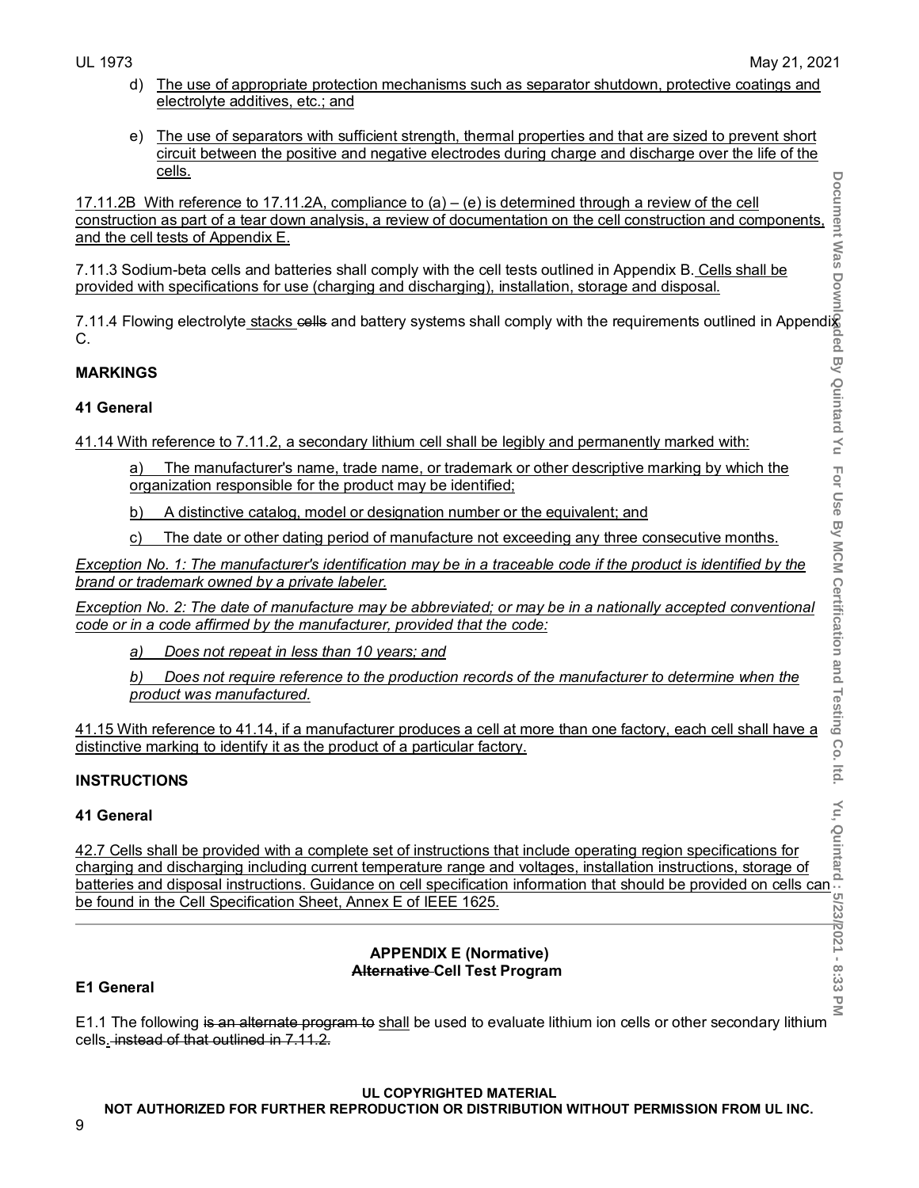d) The use of appropriate protection mechanisms such as separator shutdown, protective coatings and electrolyte additives, etc.; and

e) The use of separators with sufficient strength, thermal properties and that are sized to prevent short circuit between the positive and negative electrodes during charge and discharge over the life of the cells.

17.11.2B With reference to 17.11.2A, compliance to (a) – (e) is determined through a review of the cell construction as part of a tear down analysis, a review of documentation on the cell construction and components, and the cell tests of Appendix E.

7.11.3 Sodium-beta cells and batteries shall comply with the cell tests outlined in Appendix B. Cells shall be provided with specifications for use (charging and discharging), installation, storage and disposal.

7.11.4 Flowing electrolyte stacks ~~cells~~ and battery systems shall comply with the requirements outlined in Appendix C.

**MARKINGS**

**41 General**

41.14 With reference to 7.11.2, a secondary lithium cell shall be legibly and permanently marked with:

a) The manufacturer's name, trade name, or trademark or other descriptive marking by which the organization responsible for the product may be identified;

b) A distinctive catalog, model or designation number or the equivalent; and

c) The date or other dating period of manufacture not exceeding any three consecutive months.

*Exception No. 1: The manufacturer's identification may be in a traceable code if the product is identified by the brand or trademark owned by a private labeler.*

*Exception No. 2: The date of manufacture may be abbreviated; or may be in a nationally accepted conventional code or in a code affirmed by the manufacturer, provided that the code:*

*a) Does not repeat in less than 10 years; and*

*b) Does not require reference to the production records of the manufacturer to determine when the product was manufactured.*

41.15 With reference to 41.14, if a manufacturer produces a cell at more than one factory, each cell shall have a distinctive marking to identify it as the product of a particular factory.

**INSTRUCTIONS**

**41 General**

42.7 Cells shall be provided with a complete set of instructions that include operating region specifications for charging and discharging including current temperature range and voltages, installation instructions, storage of batteries and disposal instructions. Guidance on cell specification information that should be provided on cells can be found in the Cell Specification Sheet, Annex E of IEEE 1625.

---

**APPENDIX E (Normative)**
**~~Alternative~~ Cell Test Program**

**E1 General**

E1.1 The following ~~is an alternate program to~~ shall be used to evaluate lithium ion cells or other secondary lithium cells. ~~instead of that outlined in 7.11.2.~~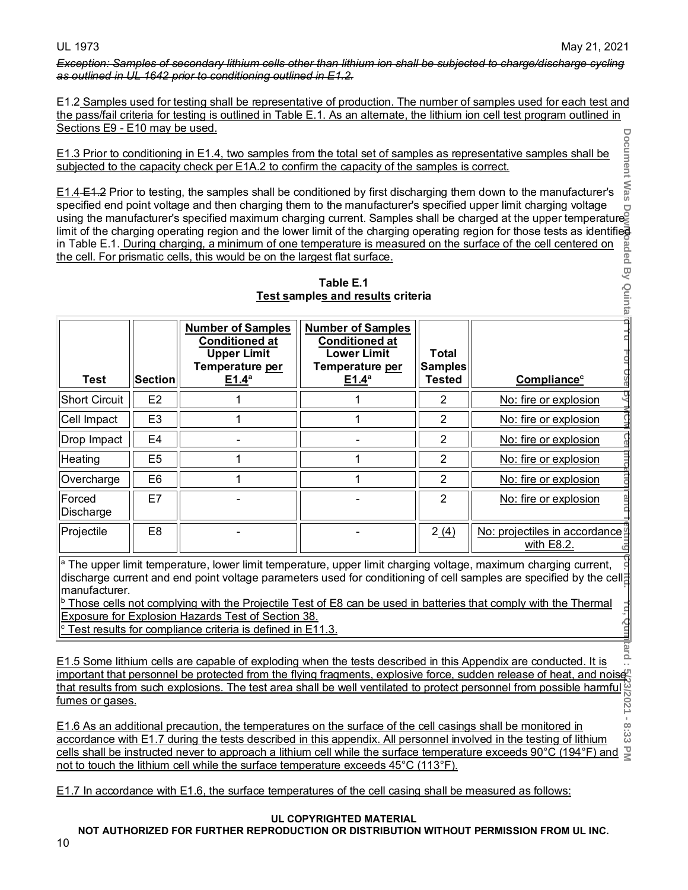*Exception: Samples of secondary lithium cells other than lithium ion shall be subjected to charge/discharge cycling as outlined in UL 1642 prior to conditioning outlined in E1.2.*

E1.2 Samples used for testing shall be representative of production. The number of samples used for each test and the pass/fail criteria for testing is outlined in Table E.1. As an alternate, the lithium ion cell test program outlined in Sections E9 - E10 may be used.

E1.3 Prior to conditioning in E1.4, two samples from the total set of samples as representative samples shall be subjected to the capacity check per E1A.2 to confirm the capacity of the samples is correct.

E1.4 E1.2 Prior to testing, the samples shall be conditioned by first discharging them down to the manufacturer's specified end point voltage and then charging them to the manufacturer's specified upper limit charging voltage using the manufacturer's specified maximum charging current. Samples shall be charged at the upper temperature limit of the charging operating region and the lower limit of the charging operating region for those tests as identified in Table E.1. During charging, a minimum of one temperature is measured on the surface of the cell centered on the cell. For prismatic cells, this would be on the largest flat surface.

**Table E.1**
**Test samples and results criteria**

| Test | Section | Number of Samples Conditioned at Upper Limit Temperature per E1.4[a] | Number of Samples Conditioned at Lower Limit Temperature per E1.4[a] | Total Samples Tested | Compliance[c] |
|---|---|---|---|---|---|
| Short Circuit | E2 | 1 | 1 | 2 | No: fire or explosion |
| Cell Impact | E3 | 1 | 1 | 2 | No: fire or explosion |
| Drop Impact | E4 | - | - | 2 | No: fire or explosion |
| Heating | E5 | 1 | 1 | 2 | No: fire or explosion |
| Overcharge | E6 | 1 | 1 | 2 | No: fire or explosion |
| Forced Discharge | E7 | - | - | 2 | No: fire or explosion |
| Projectile | E8 | - | - | 2 (4) | No: projectiles in accordance with E8.2. |

[a] The upper limit temperature, lower limit temperature, upper limit charging voltage, maximum charging current, discharge current and end point voltage parameters used for conditioning of cell samples are specified by the cell manufacturer.
[b] Those cells not complying with the Projectile Test of E8 can be used in batteries that comply with the Thermal Exposure for Explosion Hazards Test of Section 38.
[c] Test results for compliance criteria is defined in E11.3.

E1.5 Some lithium cells are capable of exploding when the tests described in this Appendix are conducted. It is important that personnel be protected from the flying fragments, explosive force, sudden release of heat, and noise that results from such explosions. The test area shall be well ventilated to protect personnel from possible harmful fumes or gases.

E1.6 As an additional precaution, the temperatures on the surface of the cell casings shall be monitored in accordance with E1.7 during the tests described in this appendix. All personnel involved in the testing of lithium cells shall be instructed never to approach a lithium cell while the surface temperature exceeds 90°C (194°F) and not to touch the lithium cell while the surface temperature exceeds 45°C (113°F).

E1.7 In accordance with E1.6, the surface temperatures of the cell casing shall be measured as follows: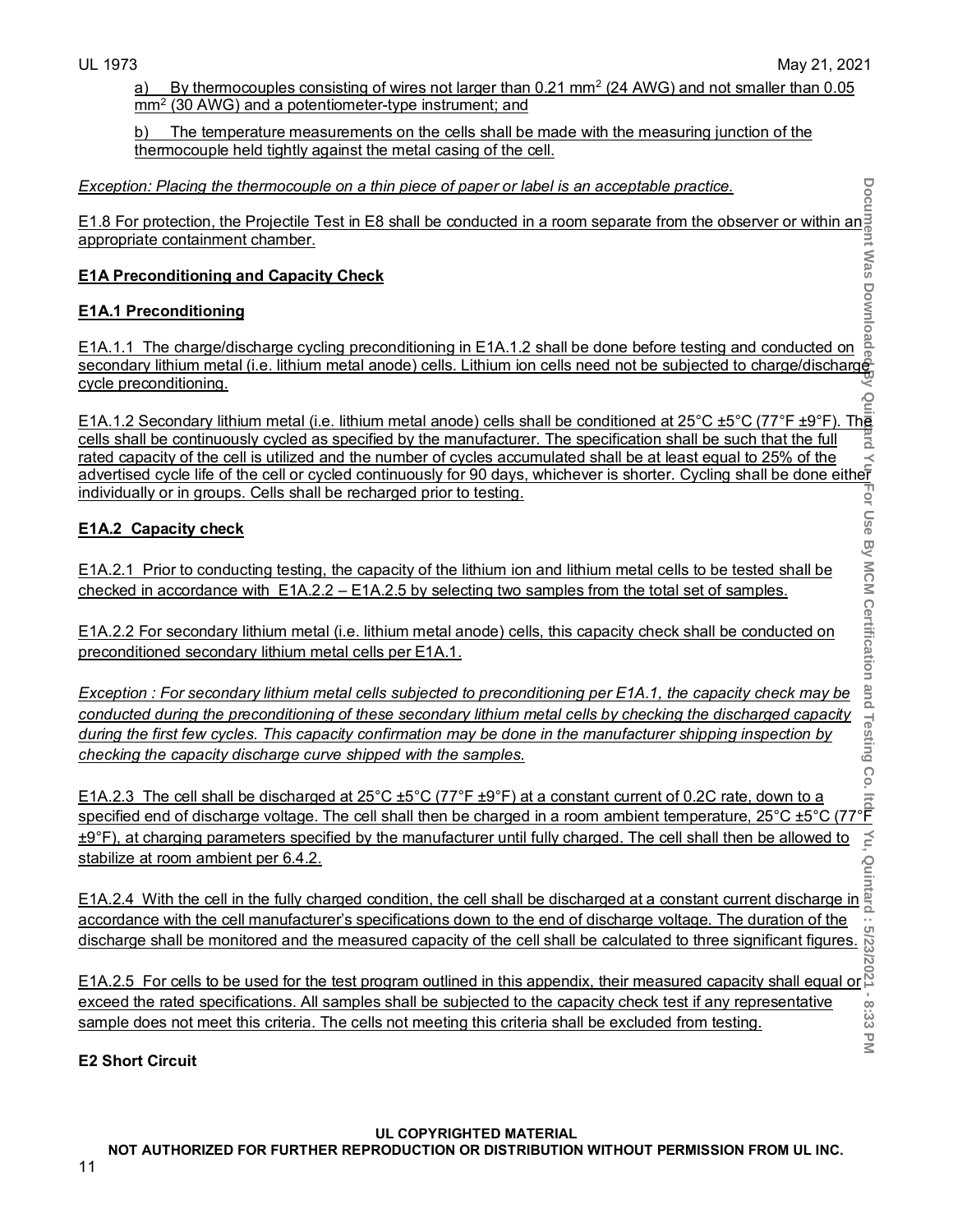a) By thermocouples consisting of wires not larger than 0.21 $mm^2$ (24 AWG) and not smaller than 0.05 $mm^2$ (30 AWG) and a potentiometer-type instrument; and

b) The temperature measurements on the cells shall be made with the measuring junction of the thermocouple held tightly against the metal casing of the cell.

*Exception: Placing the thermocouple on a thin piece of paper or label is an acceptable practice.*

E1.8 For protection, the Projectile Test in E8 shall be conducted in a room separate from the observer or within an appropriate containment chamber.

**E1A Preconditioning and Capacity Check**

**E1A.1 Preconditioning**

E1A.1.1 The charge/discharge cycling preconditioning in E1A.1.2 shall be done before testing and conducted on secondary lithium metal (i.e. lithium metal anode) cells. Lithium ion cells need not be subjected to charge/discharge cycle preconditioning.

E1A.1.2 Secondary lithium metal (i.e. lithium metal anode) cells shall be conditioned at 25°C ±5°C (77°F ±9°F). The cells shall be continuously cycled as specified by the manufacturer. The specification shall be such that the full rated capacity of the cell is utilized and the number of cycles accumulated shall be at least equal to 25% of the advertised cycle life of the cell or cycled continuously for 90 days, whichever is shorter. Cycling shall be done either individually or in groups. Cells shall be recharged prior to testing.

**E1A.2 Capacity check**

E1A.2.1 Prior to conducting testing, the capacity of the lithium ion and lithium metal cells to be tested shall be checked in accordance with E1A.2.2 – E1A.2.5 by selecting two samples from the total set of samples.

E1A.2.2 For secondary lithium metal (i.e. lithium metal anode) cells, this capacity check shall be conducted on preconditioned secondary lithium metal cells per E1A.1.

*Exception : For secondary lithium metal cells subjected to preconditioning per E1A.1, the capacity check may be conducted during the preconditioning of these secondary lithium metal cells by checking the discharged capacity during the first few cycles. This capacity confirmation may be done in the manufacturer shipping inspection by checking the capacity discharge curve shipped with the samples.*

E1A.2.3 The cell shall be discharged at 25°C ±5°C (77°F ±9°F) at a constant current of 0.2C rate, down to a specified end of discharge voltage. The cell shall then be charged in a room ambient temperature, 25°C ±5°C (77°F ±9°F), at charging parameters specified by the manufacturer until fully charged. The cell shall then be allowed to stabilize at room ambient per 6.4.2.

E1A.2.4 With the cell in the fully charged condition, the cell shall be discharged at a constant current discharge in accordance with the cell manufacturer's specifications down to the end of discharge voltage. The duration of the discharge shall be monitored and the measured capacity of the cell shall be calculated to three significant figures.

E1A.2.5 For cells to be used for the test program outlined in this appendix, their measured capacity shall equal or exceed the rated specifications. All samples shall be subjected to the capacity check test if any representative sample does not meet this criteria. The cells not meeting this criteria shall be excluded from testing.

**E2 Short Circuit**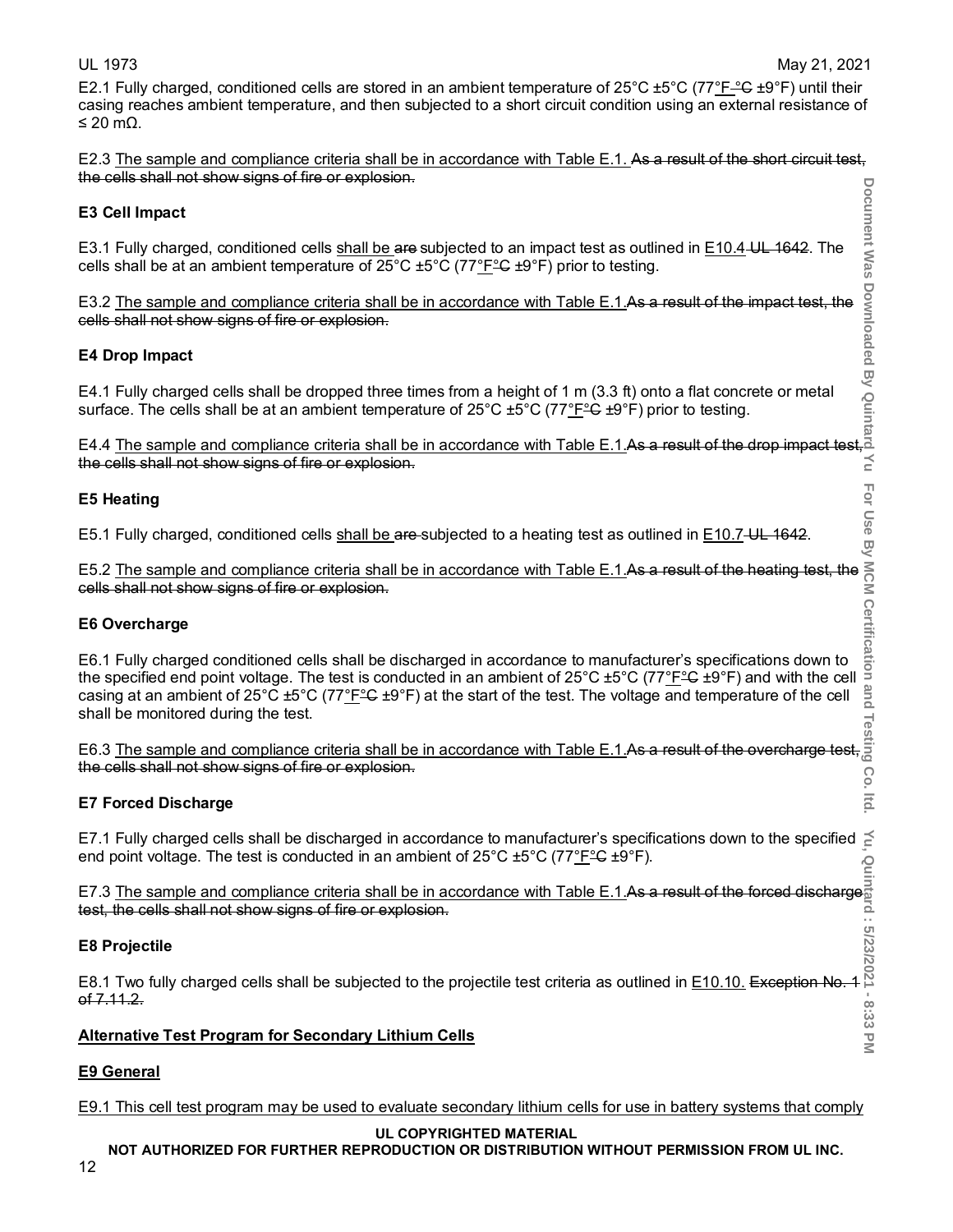E2.1 Fully charged, conditioned cells are stored in an ambient temperature of 25°C ±5°C (77°F °C ±9°F) until their casing reaches ambient temperature, and then subjected to a short circuit condition using an external resistance of ≤ 20 mΩ.

E2.3 The sample and compliance criteria shall be in accordance with Table E.1. ~~As a result of the short circuit test, the cells shall not show signs of fire or explosion.~~

### E3 Cell Impact

E3.1 Fully charged, conditioned cells shall be ~~are~~ subjected to an impact test as outlined in E10.4 ~~UL 1642~~. The cells shall be at an ambient temperature of 25°C ±5°C (77°F°C ±9°F) prior to testing.

E3.2 The sample and compliance criteria shall be in accordance with Table E.1.~~As a result of the impact test, the cells shall not show signs of fire or explosion.~~

### E4 Drop Impact

E4.1 Fully charged cells shall be dropped three times from a height of 1 m (3.3 ft) onto a flat concrete or metal surface. The cells shall be at an ambient temperature of 25°C ±5°C (77°F°C ±9°F) prior to testing.

E4.4 The sample and compliance criteria shall be in accordance with Table E.1.~~As a result of the drop impact test, the cells shall not show signs of fire or explosion.~~

### E5 Heating

E5.1 Fully charged, conditioned cells shall be ~~are~~ subjected to a heating test as outlined in E10.7 ~~UL 1642~~.

E5.2 The sample and compliance criteria shall be in accordance with Table E.1.~~As a result of the heating test, the cells shall not show signs of fire or explosion.~~

### E6 Overcharge

E6.1 Fully charged conditioned cells shall be discharged in accordance to manufacturer's specifications down to the specified end point voltage. The test is conducted in an ambient of 25°C ±5°C (77°F°C ±9°F) and with the cell casing at an ambient of 25°C ±5°C (77°F°C ±9°F) at the start of the test. The voltage and temperature of the cell shall be monitored during the test.

E6.3 The sample and compliance criteria shall be in accordance with Table E.1.~~As a result of the overcharge test, the cells shall not show signs of fire or explosion.~~

### E7 Forced Discharge

E7.1 Fully charged cells shall be discharged in accordance to manufacturer's specifications down to the specified end point voltage. The test is conducted in an ambient of 25°C ±5°C (77°F°C ±9°F).

E7.3 The sample and compliance criteria shall be in accordance with Table E.1.~~As a result of the forced discharge test, the cells shall not show signs of fire or explosion.~~

### E8 Projectile

E8.1 Two fully charged cells shall be subjected to the projectile test criteria as outlined in E10.10. ~~Exception No. 1 of 7.11.2.~~

### Alternative Test Program for Secondary Lithium Cells

### E9 General

E9.1 This cell test program may be used to evaluate secondary lithium cells for use in battery systems that comply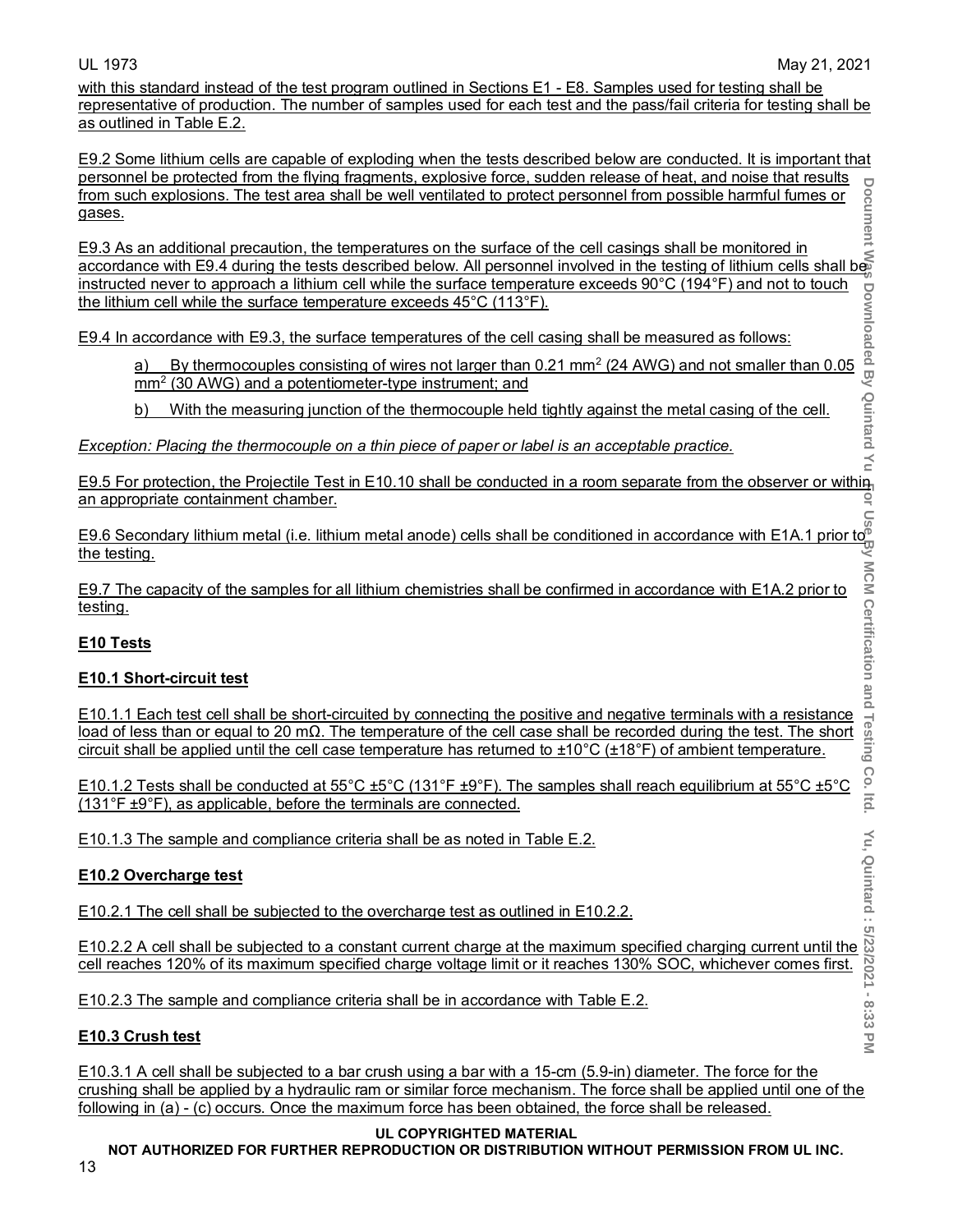with this standard instead of the test program outlined in Sections E1 - E8. Samples used for testing shall be representative of production. The number of samples used for each test and the pass/fail criteria for testing shall be as outlined in Table E.2.

E9.2 Some lithium cells are capable of exploding when the tests described below are conducted. It is important that personnel be protected from the flying fragments, explosive force, sudden release of heat, and noise that results from such explosions. The test area shall be well ventilated to protect personnel from possible harmful fumes or gases.

E9.3 As an additional precaution, the temperatures on the surface of the cell casings shall be monitored in accordance with E9.4 during the tests described below. All personnel involved in the testing of lithium cells shall be instructed never to approach a lithium cell while the surface temperature exceeds 90°C (194°F) and not to touch the lithium cell while the surface temperature exceeds 45°C (113°F).

E9.4 In accordance with E9.3, the surface temperatures of the cell casing shall be measured as follows:

a) By thermocouples consisting of wires not larger than 0.21 $mm^2$ (24 AWG) and not smaller than 0.05 $mm^2$ (30 AWG) and a potentiometer-type instrument; and

b) With the measuring junction of the thermocouple held tightly against the metal casing of the cell.

*Exception: Placing the thermocouple on a thin piece of paper or label is an acceptable practice.*

E9.5 For protection, the Projectile Test in E10.10 shall be conducted in a room separate from the observer or within an appropriate containment chamber.

E9.6 Secondary lithium metal (i.e. lithium metal anode) cells shall be conditioned in accordance with E1A.1 prior to the testing.

E9.7 The capacity of the samples for all lithium chemistries shall be confirmed in accordance with E1A.2 prior to testing.

## E10 Tests

### E10.1 Short-circuit test

E10.1.1 Each test cell shall be short-circuited by connecting the positive and negative terminals with a resistance load of less than or equal to 20 mΩ. The temperature of the cell case shall be recorded during the test. The short circuit shall be applied until the cell case temperature has returned to ±10°C (±18°F) of ambient temperature.

E10.1.2 Tests shall be conducted at 55°C ±5°C (131°F ±9°F). The samples shall reach equilibrium at 55°C ±5°C (131°F ±9°F), as applicable, before the terminals are connected.

E10.1.3 The sample and compliance criteria shall be as noted in Table E.2.

### E10.2 Overcharge test

E10.2.1 The cell shall be subjected to the overcharge test as outlined in E10.2.2.

E10.2.2 A cell shall be subjected to a constant current charge at the maximum specified charging current until the cell reaches 120% of its maximum specified charge voltage limit or it reaches 130% SOC, whichever comes first.

E10.2.3 The sample and compliance criteria shall be in accordance with Table E.2.

### E10.3 Crush test

E10.3.1 A cell shall be subjected to a bar crush using a bar with a 15-cm (5.9-in) diameter. The force for the crushing shall be applied by a hydraulic ram or similar force mechanism. The force shall be applied until one of the following in (a) - (c) occurs. Once the maximum force has been obtained, the force shall be released.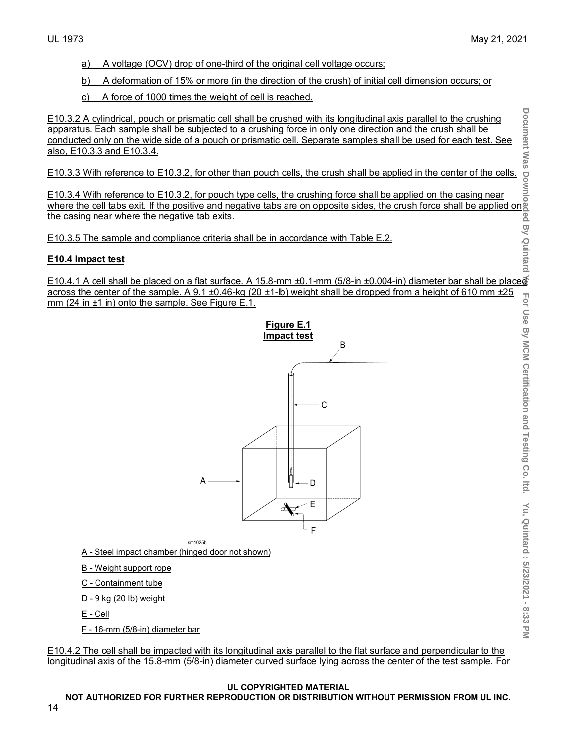a) A voltage (OCV) drop of one-third of the original cell voltage occurs;

b) A deformation of 15% or more (in the direction of the crush) of initial cell dimension occurs; or

c) A force of 1000 times the weight of cell is reached.

E10.3.2 A cylindrical, pouch or prismatic cell shall be crushed with its longitudinal axis parallel to the crushing apparatus. Each sample shall be subjected to a crushing force in only one direction and the crush shall be conducted only on the wide side of a pouch or prismatic cell. Separate samples shall be used for each test. See also, E10.3.3 and E10.3.4.

E10.3.3 With reference to E10.3.2, for other than pouch cells, the crush shall be applied in the center of the cells.

E10.3.4 With reference to E10.3.2, for pouch type cells, the crushing force shall be applied on the casing near where the cell tabs exit. If the positive and negative tabs are on opposite sides, the crush force shall be applied on the casing near where the negative tab exits.

E10.3.5 The sample and compliance criteria shall be in accordance with Table E.2.

**E10.4 Impact test**

E10.4.1 A cell shall be placed on a flat surface. A 15.8-mm ±0.1-mm (5/8-in ±0.004-in) diameter bar shall be placed across the center of the sample. A 9.1 ±0.46-kg (20 ±1-lb) weight shall be dropped from a height of 610 mm ±25 mm (24 in ±1 in) onto the sample. See Figure E.1.

**Figure E.1**
**Impact test**

sm1025b

A - Steel impact chamber (hinged door not shown)

B - Weight support rope

C - Containment tube

D - 9 kg (20 lb) weight

E - Cell

F - 16-mm (5/8-in) diameter bar

E10.4.2 The cell shall be impacted with its longitudinal axis parallel to the flat surface and perpendicular to the longitudinal axis of the 15.8-mm (5/8-in) diameter curved surface lying across the center of the test sample. For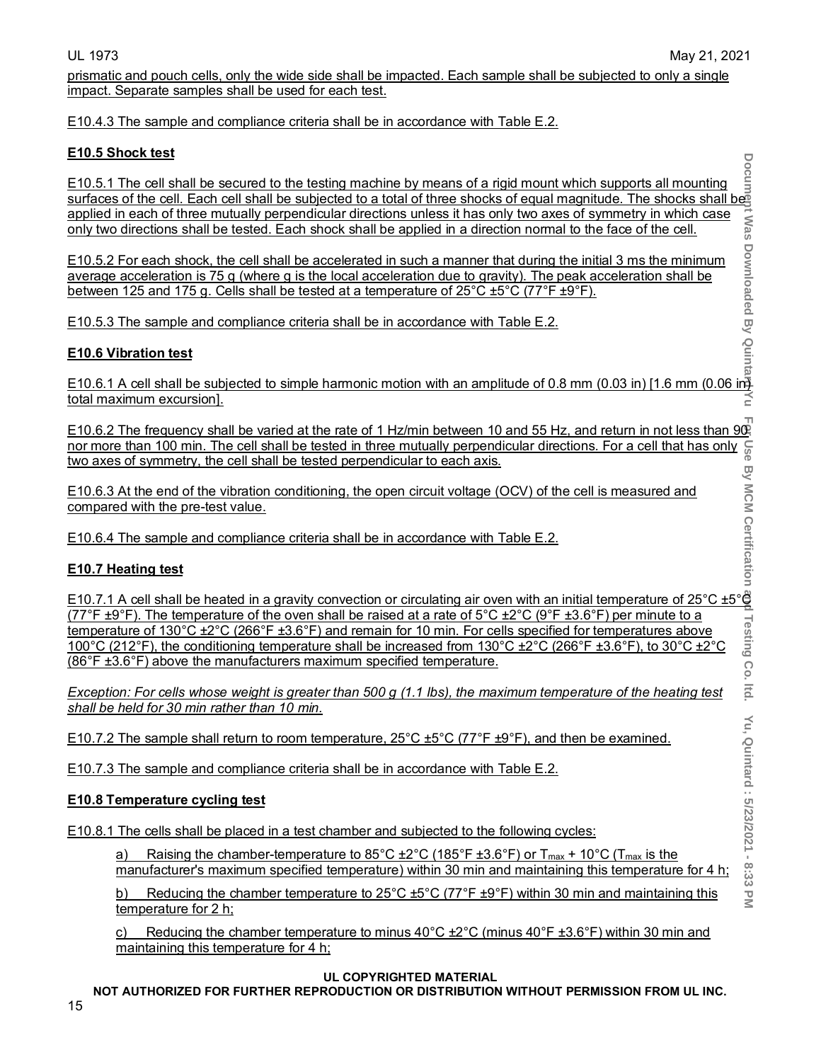prismatic and pouch cells, only the wide side shall be impacted. Each sample shall be subjected to only a single impact. Separate samples shall be used for each test.

E10.4.3 The sample and compliance criteria shall be in accordance with Table E.2.

**E10.5 Shock test**

E10.5.1 The cell shall be secured to the testing machine by means of a rigid mount which supports all mounting surfaces of the cell. Each cell shall be subjected to a total of three shocks of equal magnitude. The shocks shall be applied in each of three mutually perpendicular directions unless it has only two axes of symmetry in which case only two directions shall be tested. Each shock shall be applied in a direction normal to the face of the cell.

E10.5.2 For each shock, the cell shall be accelerated in such a manner that during the initial 3 ms the minimum average acceleration is 75 g (where g is the local acceleration due to gravity). The peak acceleration shall be between 125 and 175 g. Cells shall be tested at a temperature of 25°C ±5°C (77°F ±9°F).

E10.5.3 The sample and compliance criteria shall be in accordance with Table E.2.

**E10.6 Vibration test**

E10.6.1 A cell shall be subjected to simple harmonic motion with an amplitude of 0.8 mm (0.03 in) [1.6 mm (0.06 in) total maximum excursion].

E10.6.2 The frequency shall be varied at the rate of 1 Hz/min between 10 and 55 Hz, and return in not less than 90 nor more than 100 min. The cell shall be tested in three mutually perpendicular directions. For a cell that has only two axes of symmetry, the cell shall be tested perpendicular to each axis.

E10.6.3 At the end of the vibration conditioning, the open circuit voltage (OCV) of the cell is measured and compared with the pre-test value.

E10.6.4 The sample and compliance criteria shall be in accordance with Table E.2.

**E10.7 Heating test**

E10.7.1 A cell shall be heated in a gravity convection or circulating air oven with an initial temperature of 25°C ±5°C (77°F ±9°F). The temperature of the oven shall be raised at a rate of 5°C ±2°C (9°F ±3.6°F) per minute to a temperature of 130°C ±2°C (266°F ±3.6°F) and remain for 10 min. For cells specified for temperatures above 100°C (212°F), the conditioning temperature shall be increased from 130°C ±2°C (266°F ±3.6°F), to 30°C ±2°C (86°F ±3.6°F) above the manufacturers maximum specified temperature.

*Exception: For cells whose weight is greater than 500 g (1.1 lbs), the maximum temperature of the heating test shall be held for 30 min rather than 10 min.*

E10.7.2 The sample shall return to room temperature, 25°C ±5°C (77°F ±9°F), and then be examined.

E10.7.3 The sample and compliance criteria shall be in accordance with Table E.2.

**E10.8 Temperature cycling test**

E10.8.1 The cells shall be placed in a test chamber and subjected to the following cycles:

a) Raising the chamber-temperature to 85°C ±2°C (185°F ±3.6°F) or $T_{max}$ + 10°C ($T_{max}$ is the manufacturer's maximum specified temperature) within 30 min and maintaining this temperature for 4 h;

b) Reducing the chamber temperature to 25°C ±5°C (77°F ±9°F) within 30 min and maintaining this temperature for 2 h;

c) Reducing the chamber temperature to minus 40°C ±2°C (minus 40°F ±3.6°F) within 30 min and maintaining this temperature for 4 h;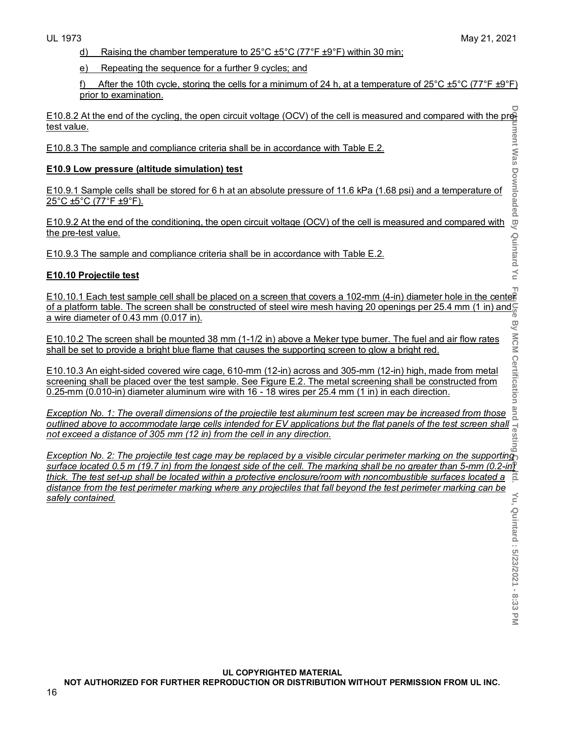d) Raising the chamber temperature to 25°C ±5°C (77°F ±9°F) within 30 min;

e) Repeating the sequence for a further 9 cycles; and

f) After the 10th cycle, storing the cells for a minimum of 24 h, at a temperature of 25°C ±5°C (77°F ±9°F) prior to examination.

E10.8.2 At the end of the cycling, the open circuit voltage (OCV) of the cell is measured and compared with the pre-test value.

E10.8.3 The sample and compliance criteria shall be in accordance with Table E.2.

**E10.9 Low pressure (altitude simulation) test**

E10.9.1 Sample cells shall be stored for 6 h at an absolute pressure of 11.6 kPa (1.68 psi) and a temperature of 25°C ±5°C (77°F ±9°F).

E10.9.2 At the end of the conditioning, the open circuit voltage (OCV) of the cell is measured and compared with the pre-test value.

E10.9.3 The sample and compliance criteria shall be in accordance with Table E.2.

**E10.10 Projectile test**

E10.10.1 Each test sample cell shall be placed on a screen that covers a 102-mm (4-in) diameter hole in the center of a platform table. The screen shall be constructed of steel wire mesh having 20 openings per 25.4 mm (1 in) and a wire diameter of 0.43 mm (0.017 in).

E10.10.2 The screen shall be mounted 38 mm (1-1/2 in) above a Meker type burner. The fuel and air flow rates shall be set to provide a bright blue flame that causes the supporting screen to glow a bright red.

E10.10.3 An eight-sided covered wire cage, 610-mm (12-in) across and 305-mm (12-in) high, made from metal screening shall be placed over the test sample. See Figure E.2. The metal screening shall be constructed from 0.25-mm (0.010-in) diameter aluminum wire with 16 - 18 wires per 25.4 mm (1 in) in each direction.

*Exception No. 1: The overall dimensions of the projectile test aluminum test screen may be increased from those outlined above to accommodate large cells intended for EV applications but the flat panels of the test screen shall not exceed a distance of 305 mm (12 in) from the cell in any direction.*

*Exception No. 2: The projectile test cage may be replaced by a visible circular perimeter marking on the supporting surface located 0.5 m (19.7 in) from the longest side of the cell. The marking shall be no greater than 5-mm (0.2-in) thick. The test set-up shall be located within a protective enclosure/room with noncombustible surfaces located a distance from the test perimeter marking where any projectiles that fall beyond the test perimeter marking can be safely contained.*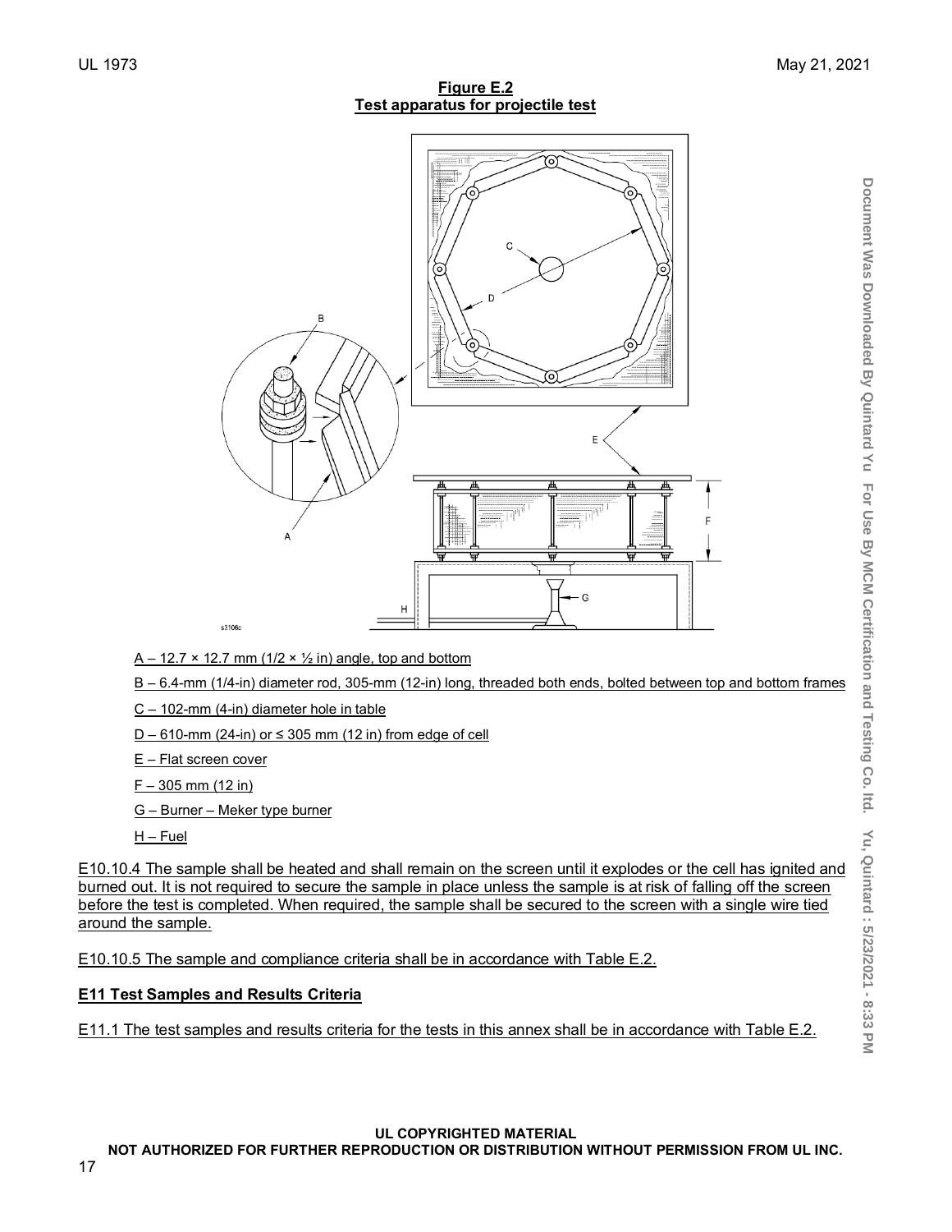**Figure E.2**
**Test apparatus for projectile test**

A – 12.7 × 12.7 mm (1/2 × ½ in) angle, top and bottom

B – 6.4-mm (1/4-in) diameter rod, 305-mm (12-in) long, threaded both ends, bolted between top and bottom frames

C – 102-mm (4-in) diameter hole in table

D – 610-mm (24-in) or ≤ 305 mm (12 in) from edge of cell

E – Flat screen cover

F – 305 mm (12 in)

G – Burner – Meker type burner

H – Fuel

E10.10.4 The sample shall be heated and shall remain on the screen until it explodes or the cell has ignited and burned out. It is not required to secure the sample in place unless the sample is at risk of falling off the screen before the test is completed. When required, the sample shall be secured to the screen with a single wire tied around the sample.

E10.10.5 The sample and compliance criteria shall be in accordance with Table E.2.

**E11 Test Samples and Results Criteria**

E11.1 The test samples and results criteria for the tests in this annex shall be in accordance with Table E.2.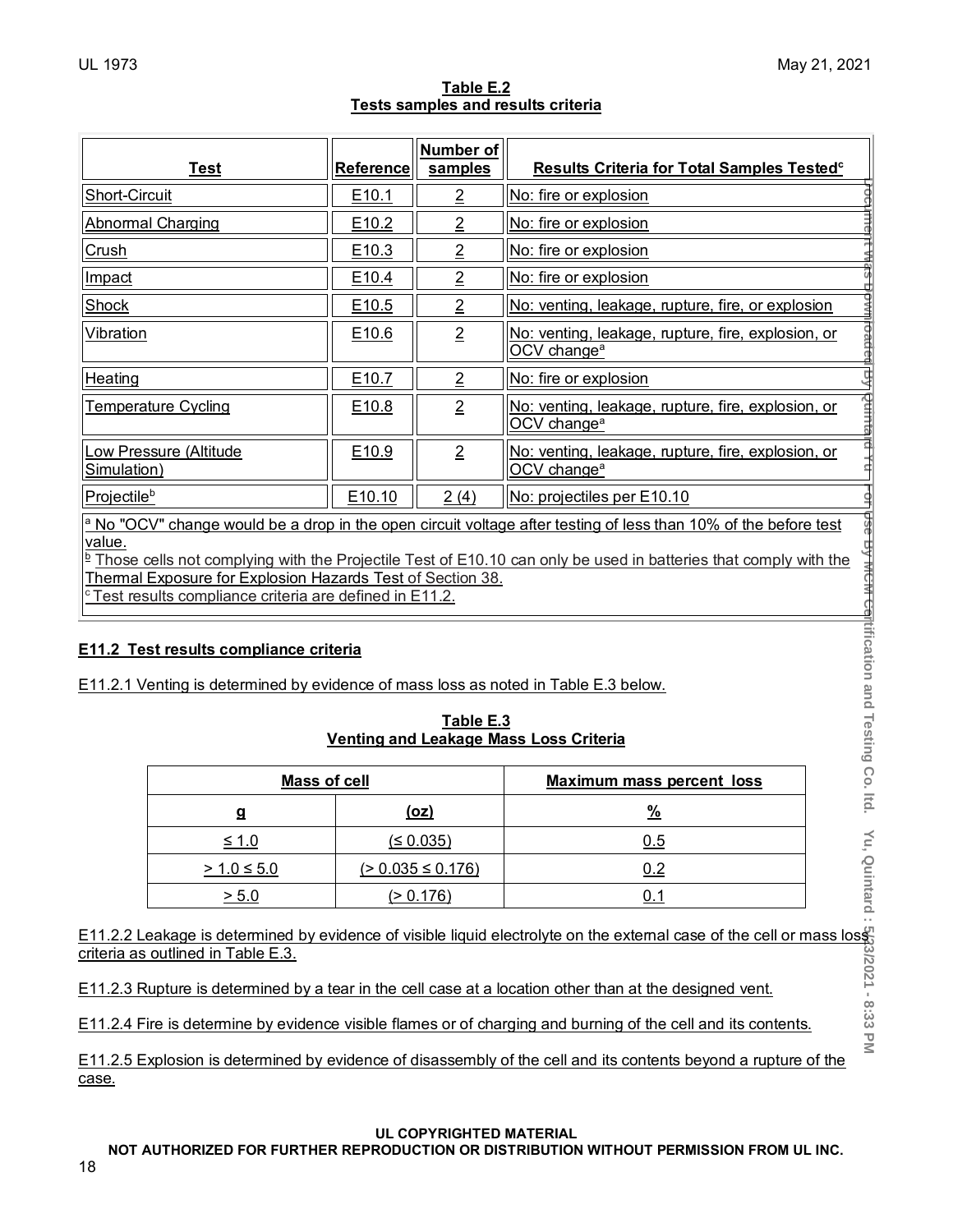**Table E.2**
**Tests samples and results criteria**

| Test | Reference | Number of samples | Results Criteria for Total Samples Tested[c] |
|---|---|---|---|
| Short-Circuit | E10.1 | 2 | No: fire or explosion |
| Abnormal Charging | E10.2 | 2 | No: fire or explosion |
| Crush | E10.3 | 2 | No: fire or explosion |
| Impact | E10.4 | 2 | No: fire or explosion |
| Shock | E10.5 | 2 | No: venting, leakage, rupture, fire, or explosion |
| Vibration | E10.6 | 2 | No: venting, leakage, rupture, fire, explosion, or OCV change[a] |
| Heating | E10.7 | 2 | No: fire or explosion |
| Temperature Cycling | E10.8 | 2 | No: venting, leakage, rupture, fire, explosion, or OCV change[a] |
| Low Pressure (Altitude Simulation) | E10.9 | 2 | No: venting, leakage, rupture, fire, explosion, or OCV change[a] |
| Projectile[b] | E10.10 | 2 (4) | No: projectiles per E10.10 |

[a] No "OCV" change would be a drop in the open circuit voltage after testing of less than 10% of the before test value.

[b] Those cells not complying with the Projectile Test of E10.10 can only be used in batteries that comply with the Thermal Exposure for Explosion Hazards Test of Section 38.

[c] Test results compliance criteria are defined in E11.2.

### E11.2 Test results compliance criteria

E11.2.1 Venting is determined by evidence of mass loss as noted in Table E.3 below.

**Table E.3**
**Venting and Leakage Mass Loss Criteria**

| Mass of cell | | Maximum mass percent loss |
|---|---|---|
| g | (oz) | % |
| ≤ 1.0 | (≤ 0.035) | 0.5 |
| > 1.0 ≤ 5.0 | (> 0.035 ≤ 0.176) | 0.2 |
| > 5.0 | (> 0.176) | 0.1 |

E11.2.2 Leakage is determined by evidence of visible liquid electrolyte on the external case of the cell or mass loss criteria as outlined in Table E.3.

E11.2.3 Rupture is determined by a tear in the cell case at a location other than at the designed vent.

E11.2.4 Fire is determine by evidence visible flames or of charging and burning of the cell and its contents.

E11.2.5 Explosion is determined by evidence of disassembly of the cell and its contents beyond a rupture of the case.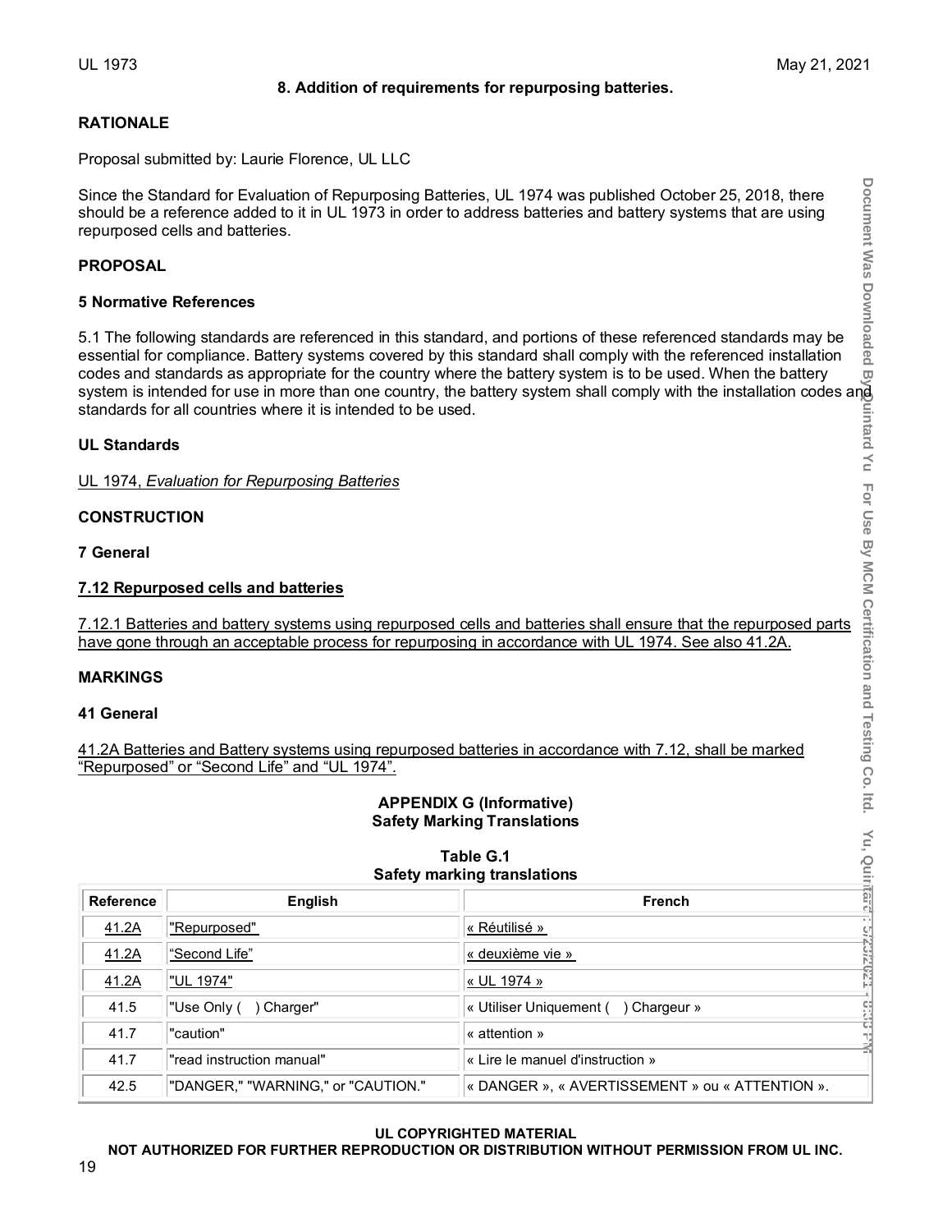**8. Addition of requirements for repurposing batteries.**

**RATIONALE**

Proposal submitted by: Laurie Florence, UL LLC

Since the Standard for Evaluation of Repurposing Batteries, UL 1974 was published October 25, 2018, there should be a reference added to it in UL 1973 in order to address batteries and battery systems that are using repurposed cells and batteries.

**PROPOSAL**

**5 Normative References**

5.1 The following standards are referenced in this standard, and portions of these referenced standards may be essential for compliance. Battery systems covered by this standard shall comply with the referenced installation codes and standards as appropriate for the country where the battery system is to be used. When the battery system is intended for use in more than one country, the battery system shall comply with the installation codes and standards for all countries where it is intended to be used.

**UL Standards**

UL 1974, *Evaluation for Repurposing Batteries*

**CONSTRUCTION**

**7 General**

**7.12 Repurposed cells and batteries**

7.12.1 Batteries and battery systems using repurposed cells and batteries shall ensure that the repurposed parts have gone through an acceptable process for repurposing in accordance with UL 1974. See also 41.2A.

**MARKINGS**

**41 General**

41.2A Batteries and Battery systems using repurposed batteries in accordance with 7.12, shall be marked "Repurposed" or "Second Life" and "UL 1974".

**APPENDIX G (Informative)**
**Safety Marking Translations**

**Table G.1**
**Safety marking translations**

| Reference | English | French |
|---|---|---|
| 41.2A | "Repurposed" | « Réutilisé » |
| 41.2A | "Second Life" | « deuxième vie » |
| 41.2A | "UL 1974" | « UL 1974 » |
| 41.5 | "Use Only ( ) Charger" | « Utiliser Uniquement ( ) Chargeur » |
| 41.7 | "caution" | « attention » |
| 41.7 | "read instruction manual" | « Lire le manuel d'instruction » |
| 42.5 | "DANGER," "WARNING," or "CAUTION." | « DANGER », « AVERTISSEMENT » ou « ATTENTION ». |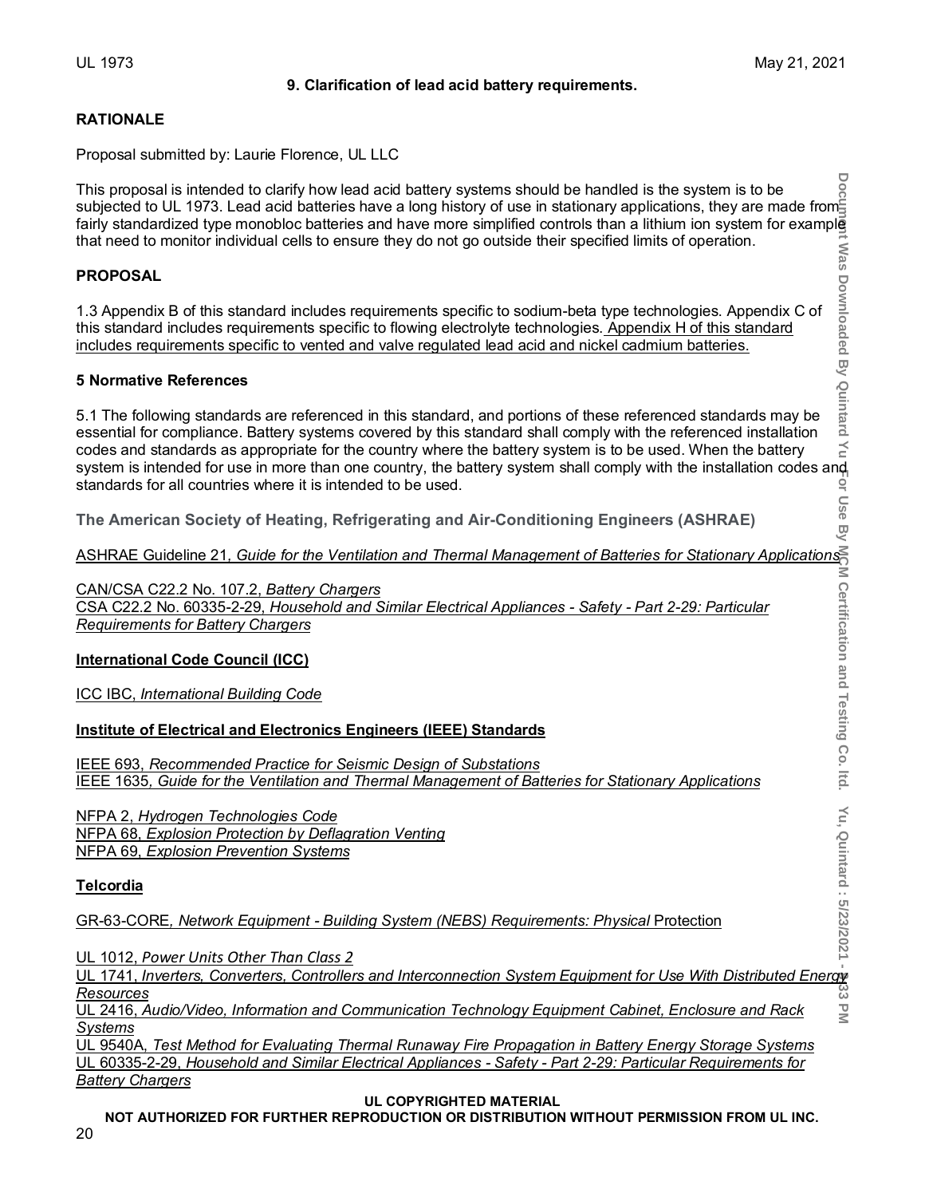### 9. Clarification of lead acid battery requirements.

**RATIONALE**

Proposal submitted by: Laurie Florence, UL LLC

This proposal is intended to clarify how lead acid battery systems should be handled is the system is to be subjected to UL 1973. Lead acid batteries have a long history of use in stationary applications, they are made from fairly standardized type monobloc batteries and have more simplified controls than a lithium ion system for example that need to monitor individual cells to ensure they do not go outside their specified limits of operation.

**PROPOSAL**

1.3 Appendix B of this standard includes requirements specific to sodium-beta type technologies. Appendix C of this standard includes requirements specific to flowing electrolyte technologies. Appendix H of this standard includes requirements specific to vented and valve regulated lead acid and nickel cadmium batteries.

**5 Normative References**

5.1 The following standards are referenced in this standard, and portions of these referenced standards may be essential for compliance. Battery systems covered by this standard shall comply with the referenced installation codes and standards as appropriate for the country where the battery system is to be used. When the battery system is intended for use in more than one country, the battery system shall comply with the installation codes and standards for all countries where it is intended to be used.

**The American Society of Heating, Refrigerating and Air-Conditioning Engineers (ASHRAE)**

ASHRAE Guideline 21, *Guide for the Ventilation and Thermal Management of Batteries for Stationary Applications*

CAN/CSA C22.2 No. 107.2, *Battery Chargers*
CSA C22.2 No. 60335-2-29, *Household and Similar Electrical Appliances - Safety - Part 2-29: Particular Requirements for Battery Chargers*

**International Code Council (ICC)**

ICC IBC, *International Building Code*

**Institute of Electrical and Electronics Engineers (IEEE) Standards**

IEEE 693, *Recommended Practice for Seismic Design of Substations*
IEEE 1635, *Guide for the Ventilation and Thermal Management of Batteries for Stationary Applications*

NFPA 2, *Hydrogen Technologies Code*
NFPA 68, *Explosion Protection by Deflagration Venting*
NFPA 69, *Explosion Prevention Systems*

**Telcordia**

GR-63-CORE, *Network Equipment - Building System (NEBS) Requirements: Physical* Protection

UL 1012, *Power Units Other Than Class 2*
UL 1741, *Inverters, Converters, Controllers and Interconnection System Equipment for Use With Distributed Energy Resources*
UL 2416, *Audio/Video, Information and Communication Technology Equipment Cabinet, Enclosure and Rack Systems*
UL 9540A, *Test Method for Evaluating Thermal Runaway Fire Propagation in Battery Energy Storage Systems*
UL 60335-2-29, *Household and Similar Electrical Appliances - Safety - Part 2-29: Particular Requirements for Battery Chargers*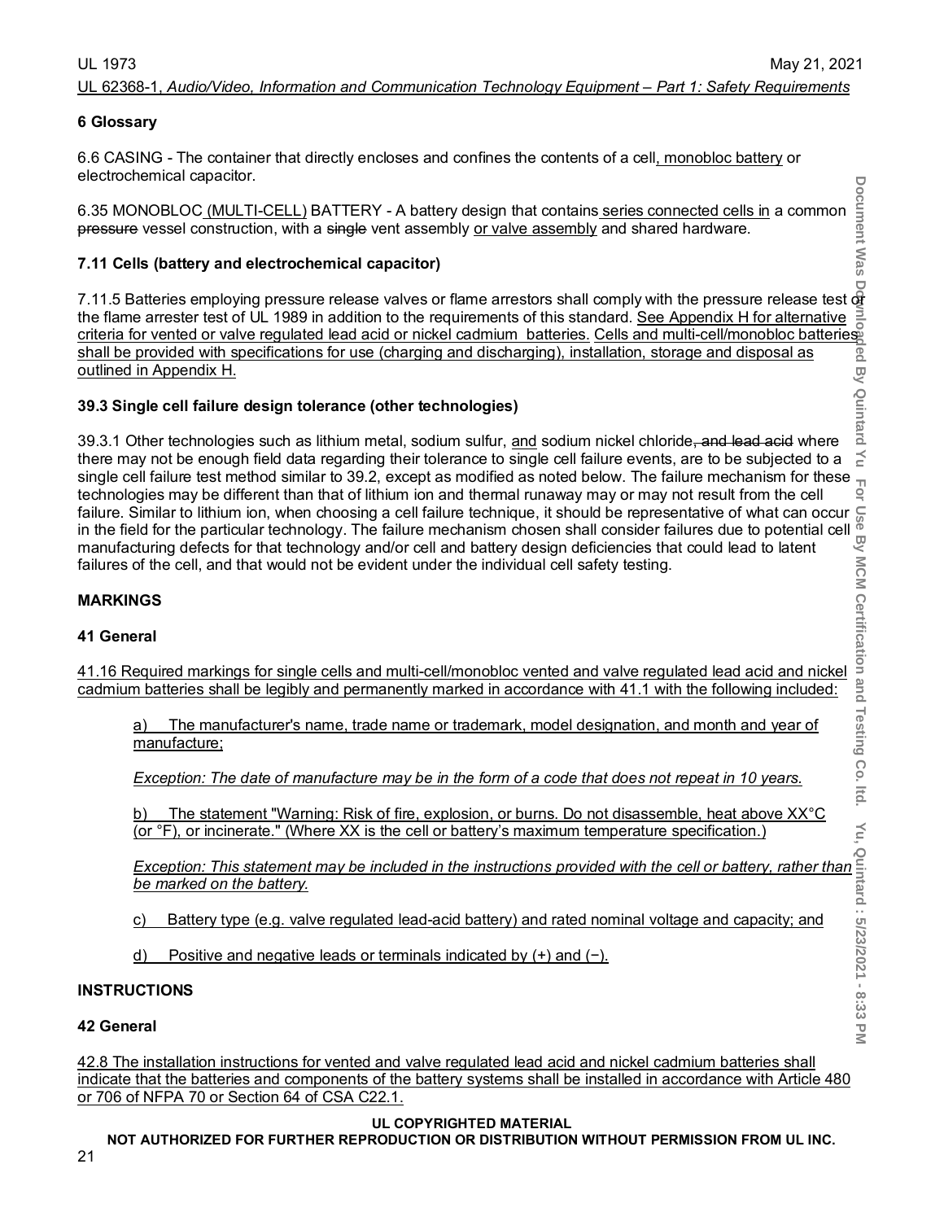## 6 Glossary

6.6 CASING - The container that directly encloses and confines the contents of a cell, monobloc battery or electrochemical capacitor.

6.35 MONOBLOC (MULTI-CELL) BATTERY - A battery design that contains series connected cells in a common ~~pressure~~ vessel construction, with a ~~single~~ vent assembly or valve assembly and shared hardware.

## 7.11 Cells (battery and electrochemical capacitor)

7.11.5 Batteries employing pressure release valves or flame arrestors shall comply with the pressure release test or the flame arrester test of UL 1989 in addition to the requirements of this standard. See Appendix H for alternative criteria for vented or valve regulated lead acid or nickel cadmium batteries. Cells and multi-cell/monobloc batteries shall be provided with specifications for use (charging and discharging), installation, storage and disposal as outlined in Appendix H.

## 39.3 Single cell failure design tolerance (other technologies)

39.3.1 Other technologies such as lithium metal, sodium sulfur, and sodium nickel chloride~~, and lead acid~~ where there may not be enough field data regarding their tolerance to single cell failure events, are to be subjected to a single cell failure test method similar to 39.2, except as modified as noted below. The failure mechanism for these technologies may be different than that of lithium ion and thermal runaway may or may not result from the cell failure. Similar to lithium ion, when choosing a cell failure technique, it should be representative of what can occur in the field for the particular technology. The failure mechanism chosen shall consider failures due to potential cell manufacturing defects for that technology and/or cell and battery design deficiencies that could lead to latent failures of the cell, and that would not be evident under the individual cell safety testing.

## MARKINGS

## 41 General

41.16 Required markings for single cells and multi-cell/monobloc vented and valve regulated lead acid and nickel cadmium batteries shall be legibly and permanently marked in accordance with 41.1 with the following included:

a) The manufacturer's name, trade name or trademark, model designation, and month and year of manufacture;

*Exception: The date of manufacture may be in the form of a code that does not repeat in 10 years.*

b) The statement "Warning: Risk of fire, explosion, or burns. Do not disassemble, heat above XX°C (or °F), or incinerate." (Where XX is the cell or battery's maximum temperature specification.)

*Exception: This statement may be included in the instructions provided with the cell or battery, rather than be marked on the battery.*

c) Battery type (e.g. valve regulated lead-acid battery) and rated nominal voltage and capacity; and

d) Positive and negative leads or terminals indicated by (+) and (−).

## INSTRUCTIONS

## 42 General

42.8 The installation instructions for vented and valve regulated lead acid and nickel cadmium batteries shall indicate that the batteries and components of the battery systems shall be installed in accordance with Article 480 or 706 of NFPA 70 or Section 64 of CSA C22.1.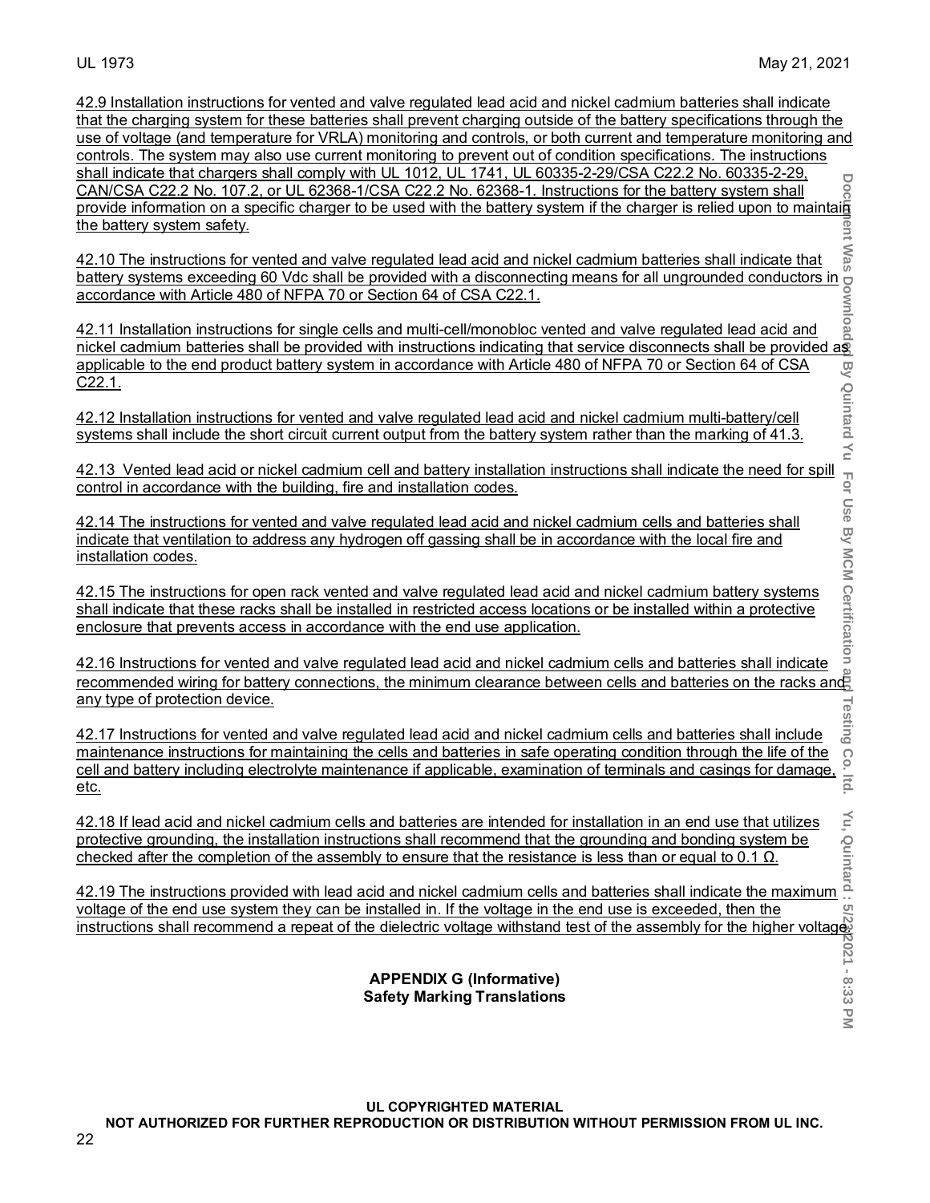42.9 Installation instructions for vented and valve regulated lead acid and nickel cadmium batteries shall indicate that the charging system for these batteries shall prevent charging outside of the battery specifications through the use of voltage (and temperature for VRLA) monitoring and controls, or both current and temperature monitoring and controls. The system may also use current monitoring to prevent out of condition specifications. The instructions shall indicate that chargers shall comply with UL 1012, UL 1741, UL 60335-2-29/CSA C22.2 No. 60335-2-29, CAN/CSA C22.2 No. 107.2, or UL 62368-1/CSA C22.2 No. 62368-1. Instructions for the battery system shall provide information on a specific charger to be used with the battery system if the charger is relied upon to maintain the battery system safety.

42.10 The instructions for vented and valve regulated lead acid and nickel cadmium batteries shall indicate that battery systems exceeding 60 Vdc shall be provided with a disconnecting means for all ungrounded conductors in accordance with Article 480 of NFPA 70 or Section 64 of CSA C22.1.

42.11 Installation instructions for single cells and multi-cell/monobloc vented and valve regulated lead acid and nickel cadmium batteries shall be provided with instructions indicating that service disconnects shall be provided as applicable to the end product battery system in accordance with Article 480 of NFPA 70 or Section 64 of CSA C22.1.

42.12 Installation instructions for vented and valve regulated lead acid and nickel cadmium multi-battery/cell systems shall include the short circuit current output from the battery system rather than the marking of 41.3.

42.13 Vented lead acid or nickel cadmium cell and battery installation instructions shall indicate the need for spill control in accordance with the building, fire and installation codes.

42.14 The instructions for vented and valve regulated lead acid and nickel cadmium cells and batteries shall indicate that ventilation to address any hydrogen off gassing shall be in accordance with the local fire and installation codes.

42.15 The instructions for open rack vented and valve regulated lead acid and nickel cadmium battery systems shall indicate that these racks shall be installed in restricted access locations or be installed within a protective enclosure that prevents access in accordance with the end use application.

42.16 Instructions for vented and valve regulated lead acid and nickel cadmium cells and batteries shall indicate recommended wiring for battery connections, the minimum clearance between cells and batteries on the racks and any type of protection device.

42.17 Instructions for vented and valve regulated lead acid and nickel cadmium cells and batteries shall include maintenance instructions for maintaining the cells and batteries in safe operating condition through the life of the cell and battery including electrolyte maintenance if applicable, examination of terminals and casings for damage, etc.

42.18 If lead acid and nickel cadmium cells and batteries are intended for installation in an end use that utilizes protective grounding, the installation instructions shall recommend that the grounding and bonding system be checked after the completion of the assembly to ensure that the resistance is less than or equal to 0.1 Ω.

42.19 The instructions provided with lead acid and nickel cadmium cells and batteries shall indicate the maximum voltage of the end use system they can be installed in. If the voltage in the end use is exceeded, then the instructions shall recommend a repeat of the dielectric voltage withstand test of the assembly for the higher voltage.

## APPENDIX G (Informative)
## Safety Marking Translations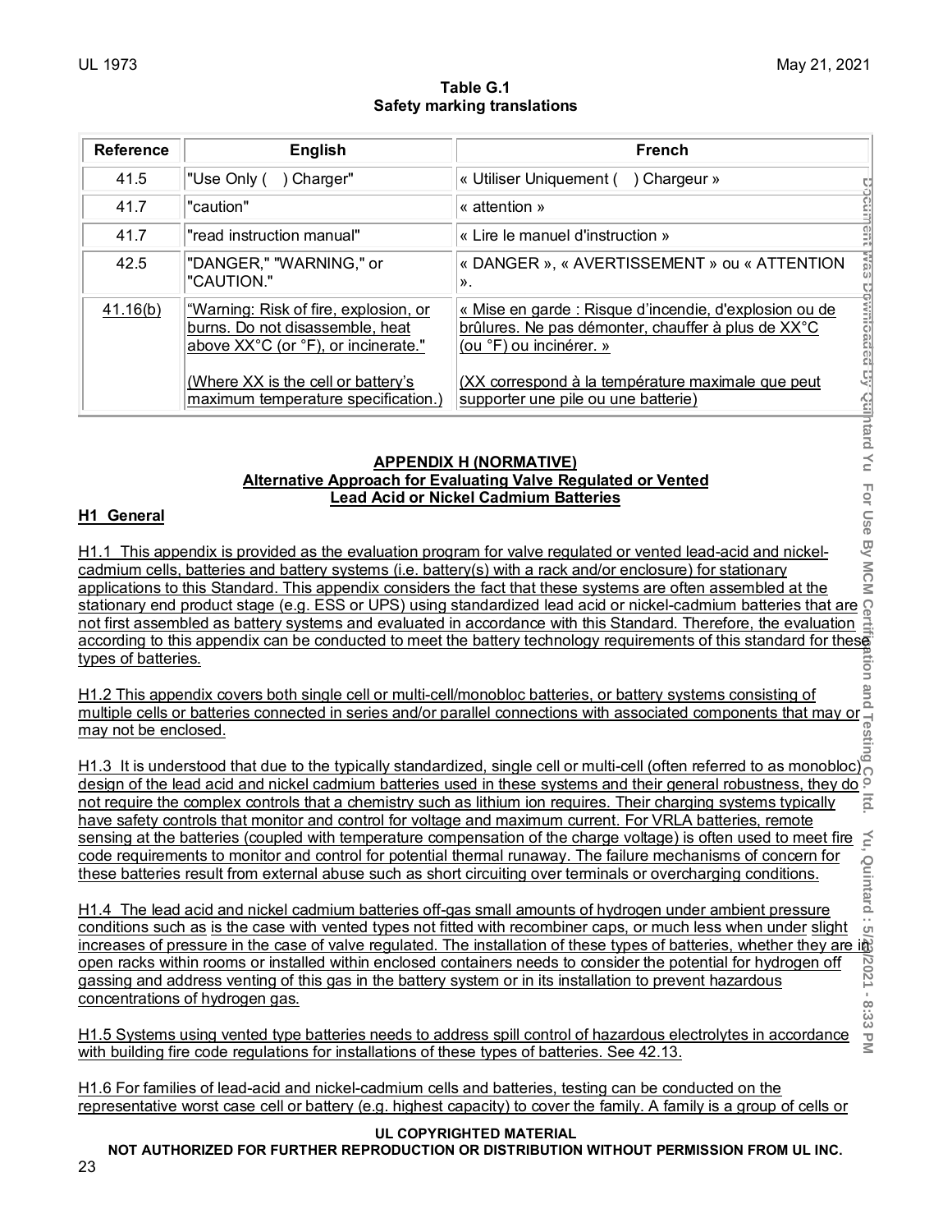**Table G.1**
**Safety marking translations**

| Reference | English | French |
|---|---|---|
| 41.5 | "Use Only (    ) Charger" | « Utiliser Uniquement (    ) Chargeur » |
| 41.7 | "caution" | « attention » |
| 41.7 | "read instruction manual" | « Lire le manuel d'instruction » |
| 42.5 | "DANGER," "WARNING," or "CAUTION." | « DANGER », « AVERTISSEMENT » ou « ATTENTION ». |
| 41.16(b) | "Warning: Risk of fire, explosion, or burns. Do not disassemble, heat above XX°C (or °F), or incinerate." (Where XX is the cell or battery's maximum temperature specification.) | « Mise en garde : Risque d'incendie, d'explosion ou de brûlures. Ne pas démonter, chauffer à plus de XX°C (ou °F) ou incinérer. » (XX correspond à la température maximale que peut supporter une pile ou une batterie) |

## APPENDIX H (NORMATIVE)
## Alternative Approach for Evaluating Valve Regulated or Vented Lead Acid or Nickel Cadmium Batteries

### H1 General

H1.1 This appendix is provided as the evaluation program for valve regulated or vented lead-acid and nickel-cadmium cells, batteries and battery systems (i.e. battery(s) with a rack and/or enclosure) for stationary applications to this Standard. This appendix considers the fact that these systems are often assembled at the stationary end product stage (e.g. ESS or UPS) using standardized lead acid or nickel-cadmium batteries that are not first assembled as battery systems and evaluated in accordance with this Standard. Therefore, the evaluation according to this appendix can be conducted to meet the battery technology requirements of this standard for these types of batteries.

H1.2 This appendix covers both single cell or multi-cell/monobloc batteries, or battery systems consisting of multiple cells or batteries connected in series and/or parallel connections with associated components that may or may not be enclosed.

H1.3 It is understood that due to the typically standardized, single cell or multi-cell (often referred to as monobloc) design of the lead acid and nickel cadmium batteries used in these systems and their general robustness, they do not require the complex controls that a chemistry such as lithium ion requires. Their charging systems typically have safety controls that monitor and control for voltage and maximum current. For VRLA batteries, remote sensing at the batteries (coupled with temperature compensation of the charge voltage) is often used to meet fire code requirements to monitor and control for potential thermal runaway. The failure mechanisms of concern for these batteries result from external abuse such as short circuiting over terminals or overcharging conditions.

H1.4 The lead acid and nickel cadmium batteries off-gas small amounts of hydrogen under ambient pressure conditions such as is the case with vented types not fitted with recombiner caps, or much less when under slight increases of pressure in the case of valve regulated. The installation of these types of batteries, whether they are in open racks within rooms or installed within enclosed containers needs to consider the potential for hydrogen off gassing and address venting of this gas in the battery system or in its installation to prevent hazardous concentrations of hydrogen gas.

H1.5 Systems using vented type batteries needs to address spill control of hazardous electrolytes in accordance with building fire code regulations for installations of these types of batteries. See 42.13.

H1.6 For families of lead-acid and nickel-cadmium cells and batteries, testing can be conducted on the representative worst case cell or battery (e.g. highest capacity) to cover the family. A family is a group of cells or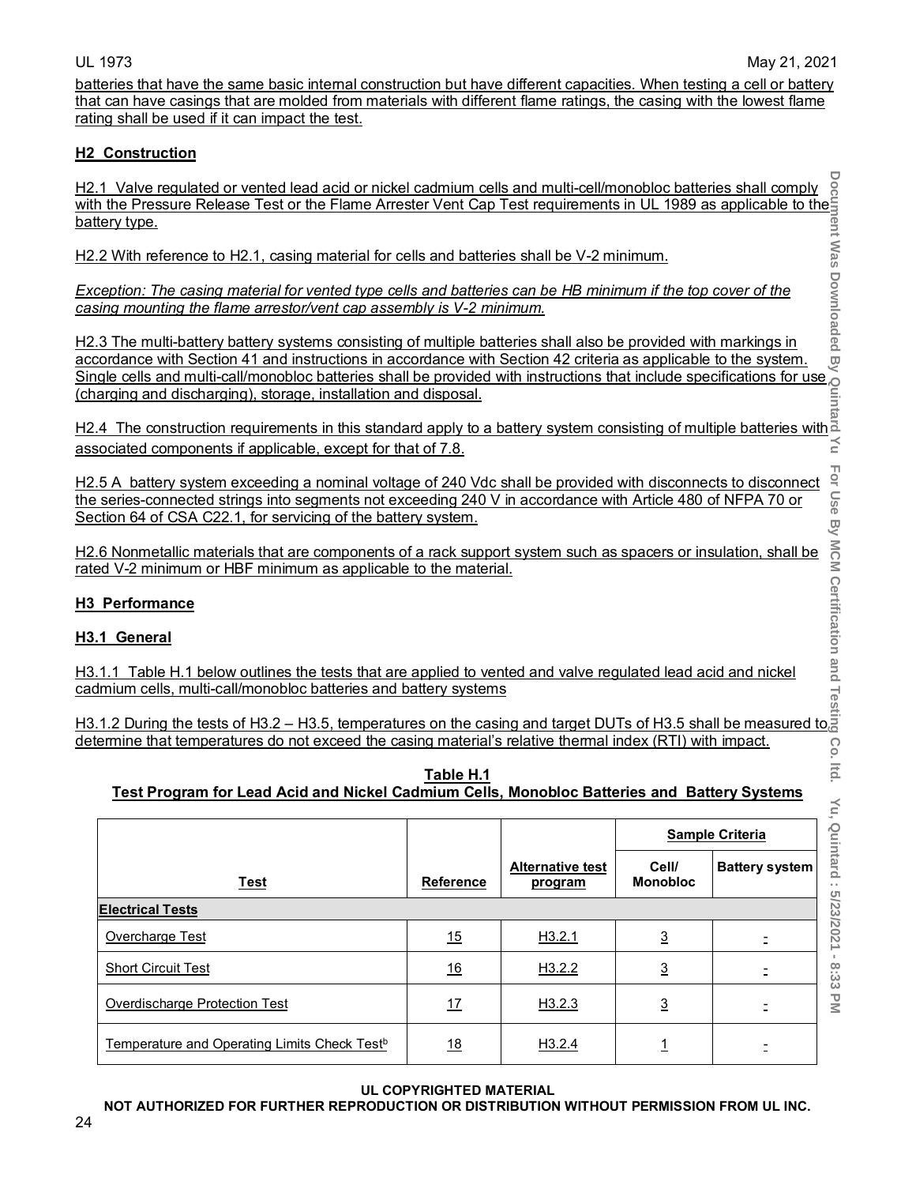batteries that have the same basic internal construction but have different capacities. When testing a cell or battery that can have casings that are molded from materials with different flame ratings, the casing with the lowest flame rating shall be used if it can impact the test.

## H2 Construction

H2.1 Valve regulated or vented lead acid or nickel cadmium cells and multi-cell/monobloc batteries shall comply with the Pressure Release Test or the Flame Arrester Vent Cap Test requirements in UL 1989 as applicable to the battery type.

H2.2 With reference to H2.1, casing material for cells and batteries shall be V-2 minimum.

*Exception: The casing material for vented type cells and batteries can be HB minimum if the top cover of the casing mounting the flame arrestor/vent cap assembly is V-2 minimum.*

H2.3 The multi-battery battery systems consisting of multiple batteries shall also be provided with markings in accordance with Section 41 and instructions in accordance with Section 42 criteria as applicable to the system. Single cells and multi-call/monobloc batteries shall be provided with instructions that include specifications for use (charging and discharging), storage, installation and disposal.

H2.4 The construction requirements in this standard apply to a battery system consisting of multiple batteries with associated components if applicable, except for that of 7.8.

H2.5 A battery system exceeding a nominal voltage of 240 Vdc shall be provided with disconnects to disconnect the series-connected strings into segments not exceeding 240 V in accordance with Article 480 of NFPA 70 or Section 64 of CSA C22.1, for servicing of the battery system.

H2.6 Nonmetallic materials that are components of a rack support system such as spacers or insulation, shall be rated V-2 minimum or HBF minimum as applicable to the material.

## H3 Performance

### H3.1 General

H3.1.1 Table H.1 below outlines the tests that are applied to vented and valve regulated lead acid and nickel cadmium cells, multi-call/monobloc batteries and battery systems

H3.1.2 During the tests of H3.2 – H3.5, temperatures on the casing and target DUTs of H3.5 shall be measured to determine that temperatures do not exceed the casing material's relative thermal index (RTI) with impact.

**Table H.1**
**Test Program for Lead Acid and Nickel Cadmium Cells, Monobloc Batteries and Battery Systems**

| Test | Reference | Alternative test program | Sample Criteria | |
|---|---|---|---|---|
| | | | Cell/ Monobloc | Battery system |
| **Electrical Tests** | | | | |
| Overcharge Test | 15 | H3.2.1 | 3 | - |
| Short Circuit Test | 16 | H3.2.2 | 3 | - |
| Overdischarge Protection Test | 17 | H3.2.3 | 3 | - |
| Temperature and Operating Limits Check Test[b] | 18 | H3.2.4 | 1 | - |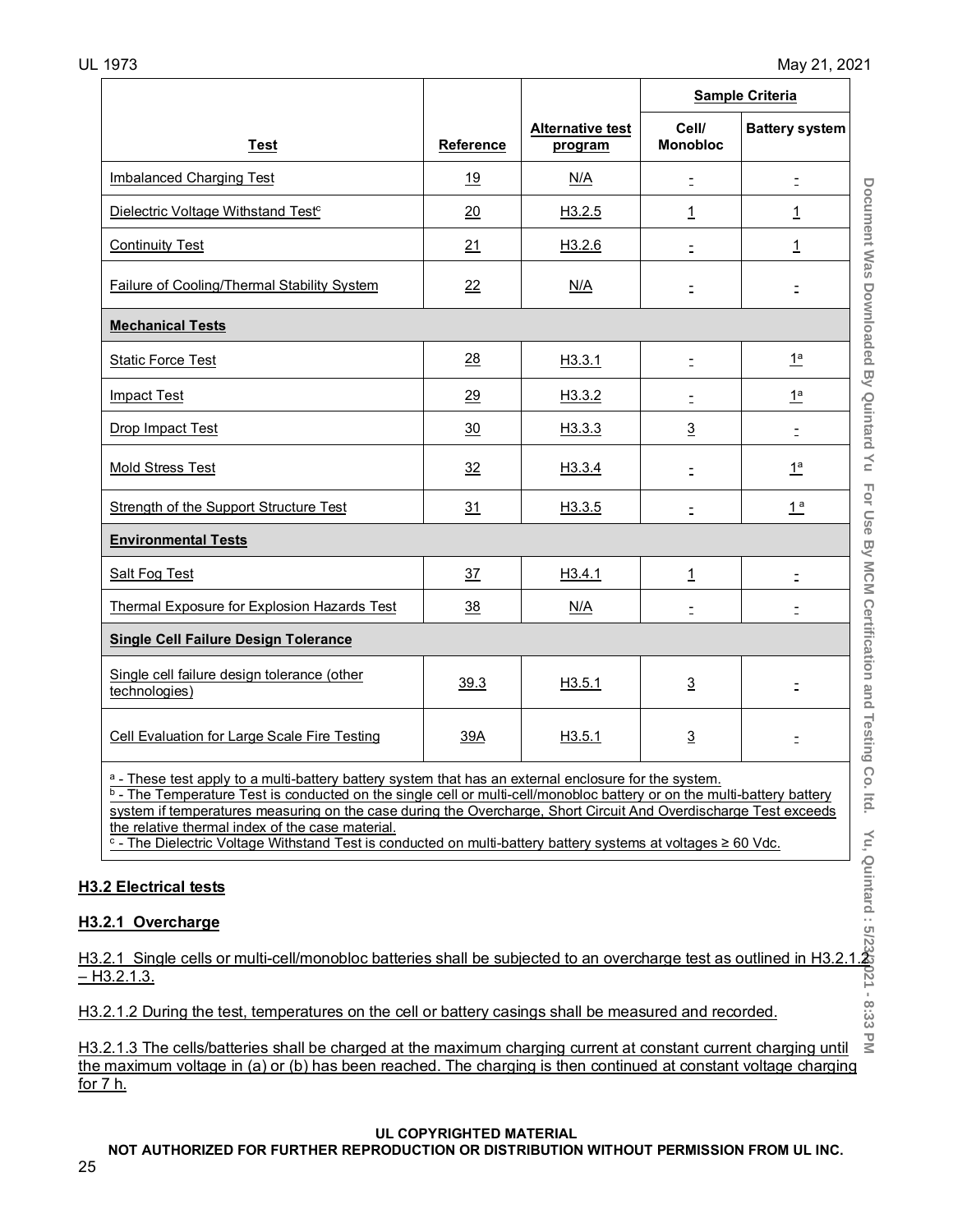| Test | Reference | Alternative test program | Sample Criteria | |
|---|---|---|---|---|
| | | | Cell/ Monobloc | Battery system |
| Imbalanced Charging Test | 19 | N/A | - | - |
| Dielectric Voltage Withstand Test[c] | 20 | H3.2.5 | 1 | 1 |
| Continuity Test | 21 | H3.2.6 | - | 1 |
| Failure of Cooling/Thermal Stability System | 22 | N/A | - | - |
| **Mechanical Tests** | | | | |
| Static Force Test | 28 | H3.3.1 | - | 1[a] |
| Impact Test | 29 | H3.3.2 | - | 1[a] |
| Drop Impact Test | 30 | H3.3.3 | 3 | - |
| Mold Stress Test | 32 | H3.3.4 | - | 1[a] |
| Strength of the Support Structure Test | 31 | H3.3.5 | - | 1[a] |
| **Environmental Tests** | | | | |
| Salt Fog Test | 37 | H3.4.1 | 1 | - |
| Thermal Exposure for Explosion Hazards Test | 38 | N/A | - | - |
| **Single Cell Failure Design Tolerance** | | | | |
| Single cell failure design tolerance (other technologies) | 39.3 | H3.5.1 | 3 | - |
| Cell Evaluation for Large Scale Fire Testing | 39A | H3.5.1 | 3 | - |

[a] - These test apply to a multi-battery battery system that has an external enclosure for the system.
[b] - The Temperature Test is conducted on the single cell or multi-cell/monobloc battery or on the multi-battery battery system if temperatures measuring on the case during the Overcharge, Short Circuit And Overdischarge Test exceeds the relative thermal index of the case material.
[c] - The Dielectric Voltage Withstand Test is conducted on multi-battery battery systems at voltages ≥ 60 Vdc.

## H3.2 Electrical tests

### H3.2.1 Overcharge

H3.2.1 Single cells or multi-cell/monobloc batteries shall be subjected to an overcharge test as outlined in H3.2.1.2 – H3.2.1.3.

H3.2.1.2 During the test, temperatures on the cell or battery casings shall be measured and recorded.

H3.2.1.3 The cells/batteries shall be charged at the maximum charging current at constant current charging until the maximum voltage in (a) or (b) has been reached. The charging is then continued at constant voltage charging for 7 h.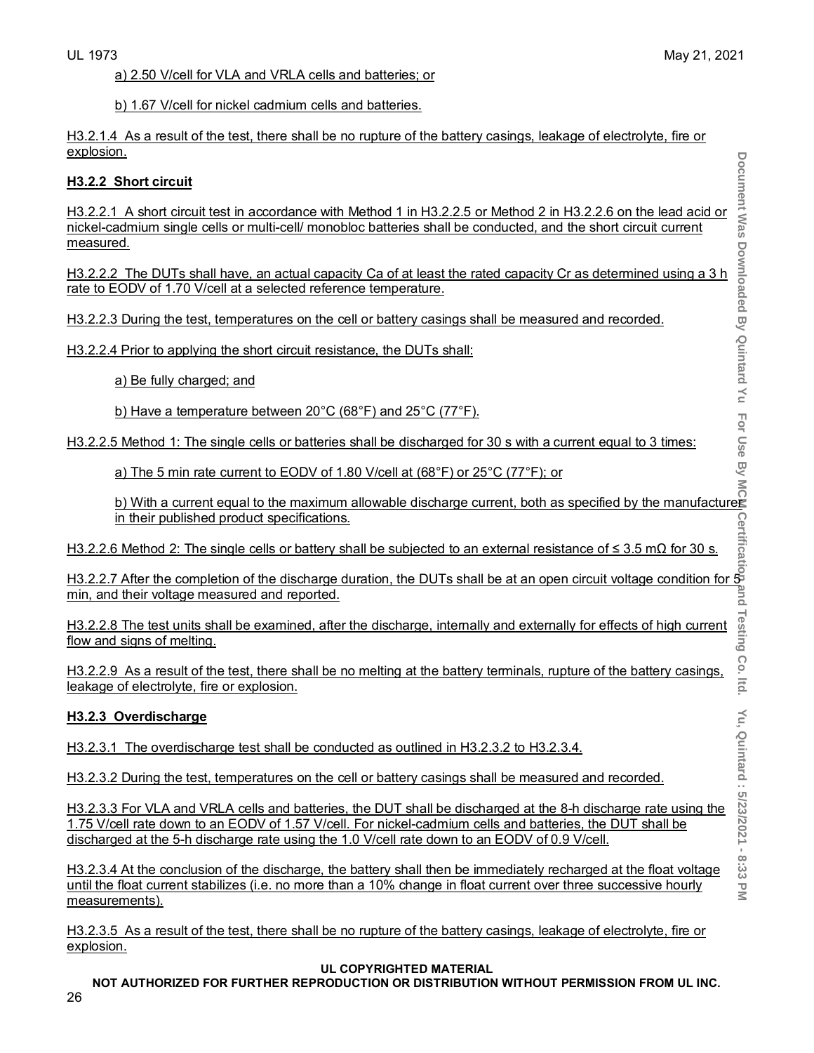a) 2.50 V/cell for VLA and VRLA cells and batteries; or

b) 1.67 V/cell for nickel cadmium cells and batteries.

H3.2.1.4 As a result of the test, there shall be no rupture of the battery casings, leakage of electrolyte, fire or explosion.

### H3.2.2 Short circuit

H3.2.2.1 A short circuit test in accordance with Method 1 in H3.2.2.5 or Method 2 in H3.2.2.6 on the lead acid or nickel-cadmium single cells or multi-cell/ monobloc batteries shall be conducted, and the short circuit current measured.

H3.2.2.2 The DUTs shall have, an actual capacity Ca of at least the rated capacity Cr as determined using a 3 h rate to EODV of 1.70 V/cell at a selected reference temperature.

H3.2.2.3 During the test, temperatures on the cell or battery casings shall be measured and recorded.

H3.2.2.4 Prior to applying the short circuit resistance, the DUTs shall:

a) Be fully charged; and

b) Have a temperature between 20°C (68°F) and 25°C (77°F).

H3.2.2.5 Method 1: The single cells or batteries shall be discharged for 30 s with a current equal to 3 times:

a) The 5 min rate current to EODV of 1.80 V/cell at (68°F) or 25°C (77°F); or

b) With a current equal to the maximum allowable discharge current, both as specified by the manufacturer in their published product specifications.

H3.2.2.6 Method 2: The single cells or battery shall be subjected to an external resistance of ≤ 3.5 mΩ for 30 s.

H3.2.2.7 After the completion of the discharge duration, the DUTs shall be at an open circuit voltage condition for 5 min, and their voltage measured and reported.

H3.2.2.8 The test units shall be examined, after the discharge, internally and externally for effects of high current flow and signs of melting.

H3.2.2.9 As a result of the test, there shall be no melting at the battery terminals, rupture of the battery casings, leakage of electrolyte, fire or explosion.

### H3.2.3 Overdischarge

H3.2.3.1 The overdischarge test shall be conducted as outlined in H3.2.3.2 to H3.2.3.4.

H3.2.3.2 During the test, temperatures on the cell or battery casings shall be measured and recorded.

H3.2.3.3 For VLA and VRLA cells and batteries, the DUT shall be discharged at the 8-h discharge rate using the 1.75 V/cell rate down to an EODV of 1.57 V/cell. For nickel-cadmium cells and batteries, the DUT shall be discharged at the 5-h discharge rate using the 1.0 V/cell rate down to an EODV of 0.9 V/cell.

H3.2.3.4 At the conclusion of the discharge, the battery shall then be immediately recharged at the float voltage until the float current stabilizes (i.e. no more than a 10% change in float current over three successive hourly measurements).

H3.2.3.5 As a result of the test, there shall be no rupture of the battery casings, leakage of electrolyte, fire or explosion.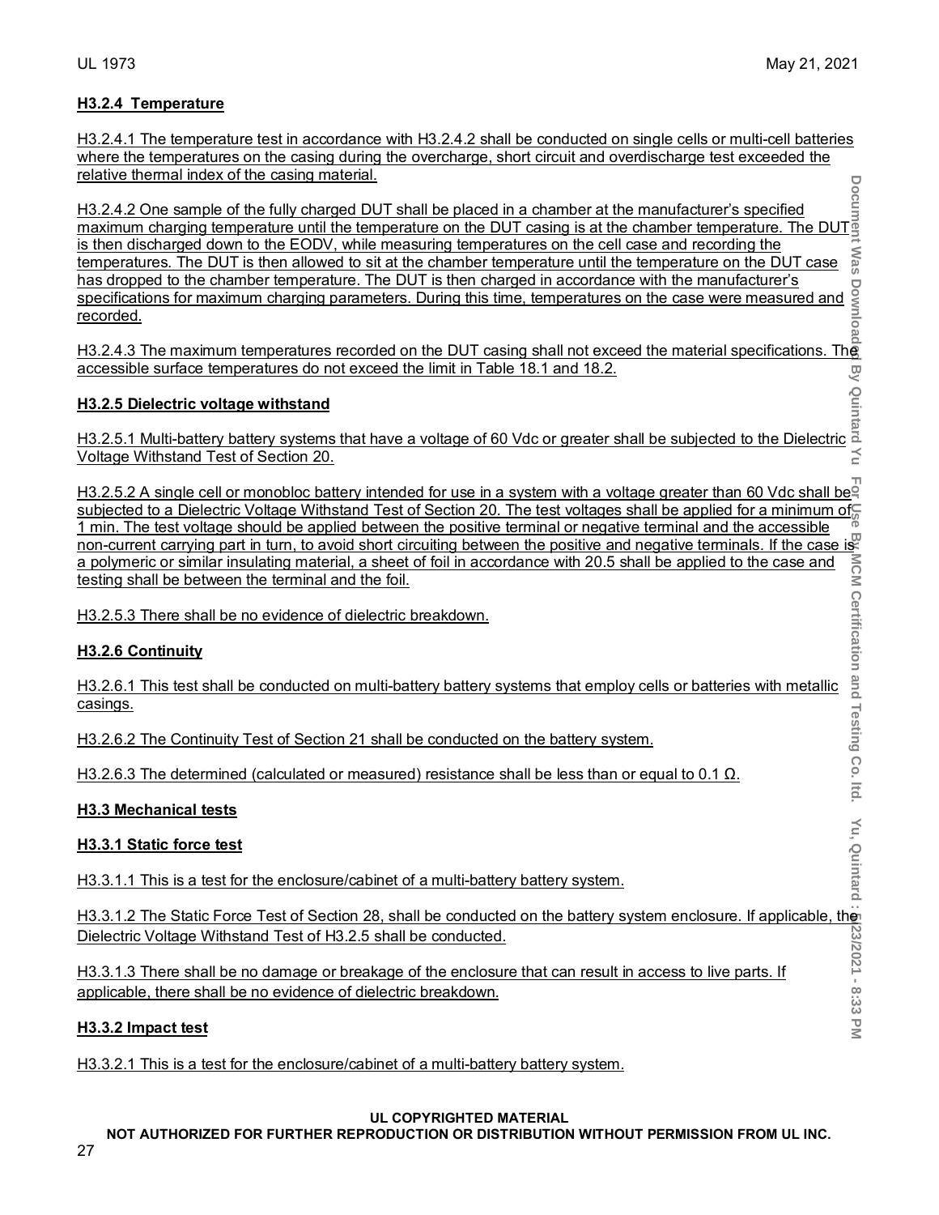#### H3.2.4 Temperature

H3.2.4.1 The temperature test in accordance with H3.2.4.2 shall be conducted on single cells or multi-cell batteries where the temperatures on the casing during the overcharge, short circuit and overdischarge test exceeded the relative thermal index of the casing material.

H3.2.4.2 One sample of the fully charged DUT shall be placed in a chamber at the manufacturer's specified maximum charging temperature until the temperature on the DUT casing is at the chamber temperature. The DUT is then discharged down to the EODV, while measuring temperatures on the cell case and recording the temperatures. The DUT is then allowed to sit at the chamber temperature until the temperature on the DUT case has dropped to the chamber temperature. The DUT is then charged in accordance with the manufacturer's specifications for maximum charging parameters. During this time, temperatures on the case were measured and recorded.

H3.2.4.3 The maximum temperatures recorded on the DUT casing shall not exceed the material specifications. The accessible surface temperatures do not exceed the limit in Table 18.1 and 18.2.

#### H3.2.5 Dielectric voltage withstand

H3.2.5.1 Multi-battery battery systems that have a voltage of 60 Vdc or greater shall be subjected to the Dielectric Voltage Withstand Test of Section 20.

H3.2.5.2 A single cell or monobloc battery intended for use in a system with a voltage greater than 60 Vdc shall be subjected to a Dielectric Voltage Withstand Test of Section 20. The test voltages shall be applied for a minimum of 1 min. The test voltage should be applied between the positive terminal or negative terminal and the accessible non-current carrying part in turn, to avoid short circuiting between the positive and negative terminals. If the case is a polymeric or similar insulating material, a sheet of foil in accordance with 20.5 shall be applied to the case and testing shall be between the terminal and the foil.

H3.2.5.3 There shall be no evidence of dielectric breakdown.

#### H3.2.6 Continuity

H3.2.6.1 This test shall be conducted on multi-battery battery systems that employ cells or batteries with metallic casings.

H3.2.6.2 The Continuity Test of Section 21 shall be conducted on the battery system.

H3.2.6.3 The determined (calculated or measured) resistance shall be less than or equal to 0.1 Ω.

### H3.3 Mechanical tests

#### H3.3.1 Static force test

H3.3.1.1 This is a test for the enclosure/cabinet of a multi-battery battery system.

H3.3.1.2 The Static Force Test of Section 28, shall be conducted on the battery system enclosure. If applicable, the Dielectric Voltage Withstand Test of H3.2.5 shall be conducted.

H3.3.1.3 There shall be no damage or breakage of the enclosure that can result in access to live parts. If applicable, there shall be no evidence of dielectric breakdown.

#### H3.3.2 Impact test

H3.3.2.1 This is a test for the enclosure/cabinet of a multi-battery battery system.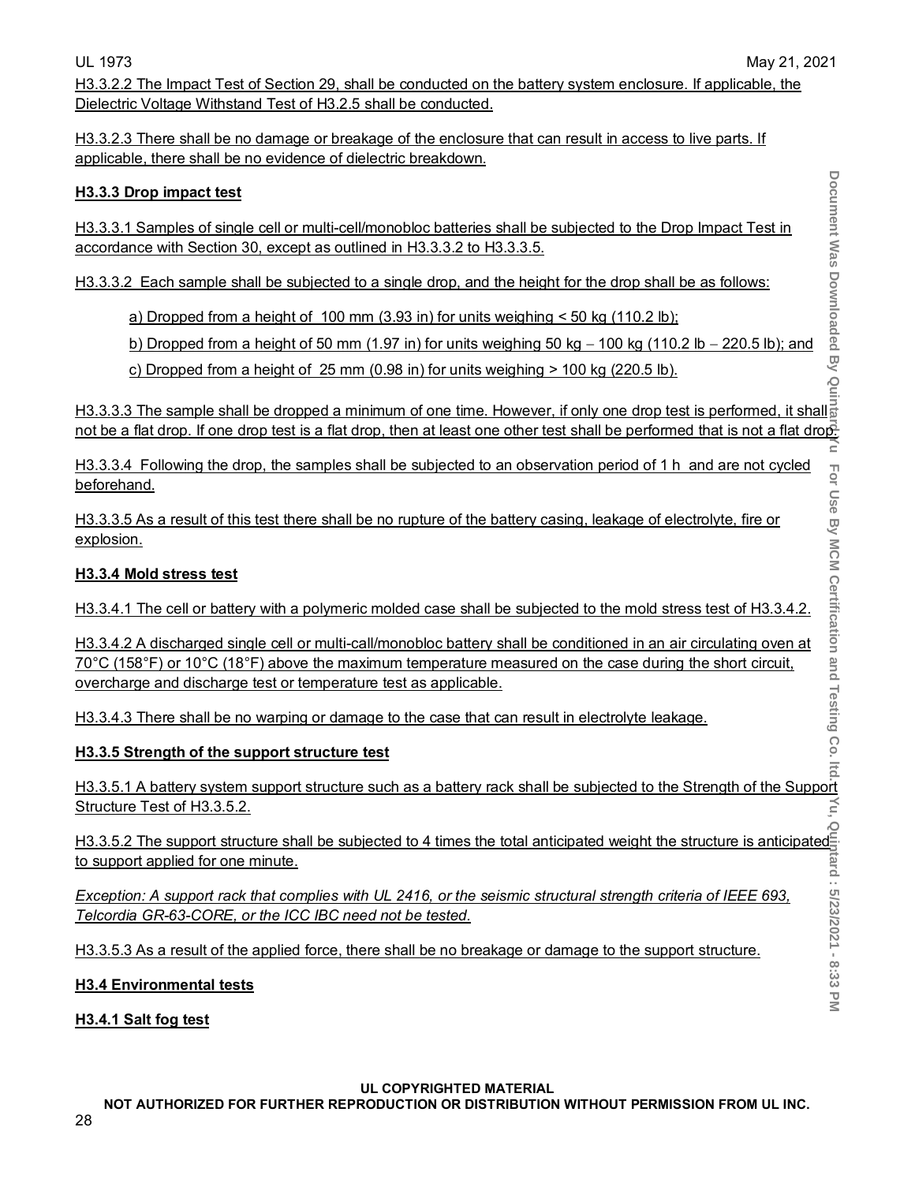H3.3.2.2 The Impact Test of Section 29, shall be conducted on the battery system enclosure. If applicable, the Dielectric Voltage Withstand Test of H3.2.5 shall be conducted.

H3.3.2.3 There shall be no damage or breakage of the enclosure that can result in access to live parts. If applicable, there shall be no evidence of dielectric breakdown.

**H3.3.3 Drop impact test**

H3.3.3.1 Samples of single cell or multi-cell/monobloc batteries shall be subjected to the Drop Impact Test in accordance with Section 30, except as outlined in H3.3.3.2 to H3.3.3.5.

H3.3.3.2 Each sample shall be subjected to a single drop, and the height for the drop shall be as follows:

a) Dropped from a height of 100 mm (3.93 in) for units weighing < 50 kg (110.2 lb);

b) Dropped from a height of 50 mm (1.97 in) for units weighing 50 kg – 100 kg (110.2 lb – 220.5 lb); and

c) Dropped from a height of 25 mm (0.98 in) for units weighing > 100 kg (220.5 lb).

H3.3.3.3 The sample shall be dropped a minimum of one time. However, if only one drop test is performed, it shall not be a flat drop. If one drop test is a flat drop, then at least one other test shall be performed that is not a flat drop.

H3.3.3.4 Following the drop, the samples shall be subjected to an observation period of 1 h and are not cycled beforehand.

H3.3.3.5 As a result of this test there shall be no rupture of the battery casing, leakage of electrolyte, fire or explosion.

**H3.3.4 Mold stress test**

H3.3.4.1 The cell or battery with a polymeric molded case shall be subjected to the mold stress test of H3.3.4.2.

H3.3.4.2 A discharged single cell or multi-call/monobloc battery shall be conditioned in an air circulating oven at 70°C (158°F) or 10°C (18°F) above the maximum temperature measured on the case during the short circuit, overcharge and discharge test or temperature test as applicable.

H3.3.4.3 There shall be no warping or damage to the case that can result in electrolyte leakage.

**H3.3.5 Strength of the support structure test**

H3.3.5.1 A battery system support structure such as a battery rack shall be subjected to the Strength of the Support Structure Test of H3.3.5.2.

H3.3.5.2 The support structure shall be subjected to 4 times the total anticipated weight the structure is anticipated to support applied for one minute.

*Exception: A support rack that complies with UL 2416, or the seismic structural strength criteria of IEEE 693, Telcordia GR-63-CORE, or the ICC IBC need not be tested.*

H3.3.5.3 As a result of the applied force, there shall be no breakage or damage to the support structure.

**H3.4 Environmental tests**

**H3.4.1 Salt fog test**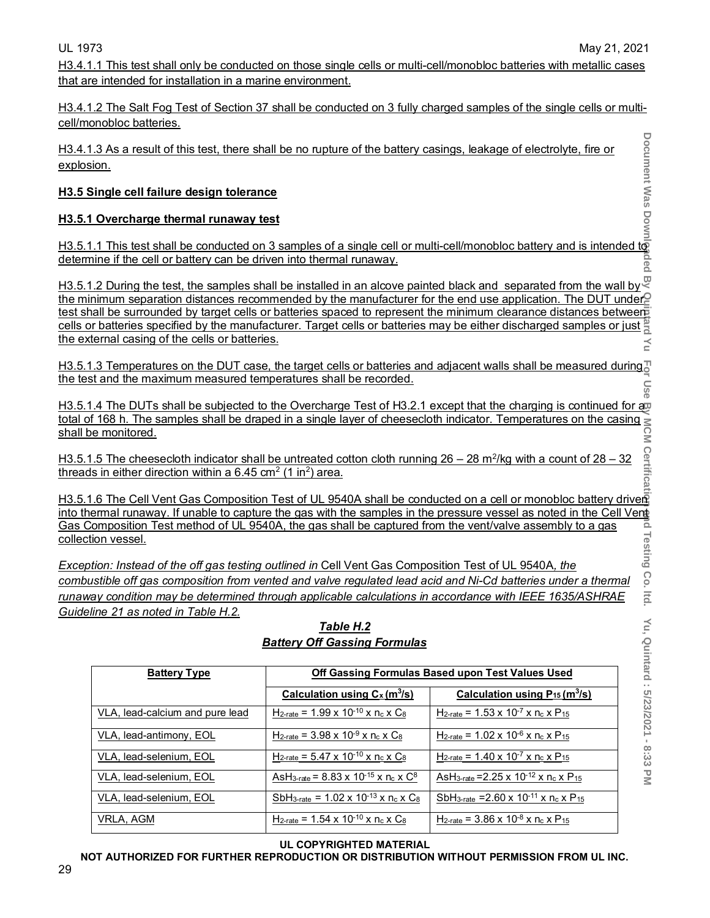H3.4.1.1 This test shall only be conducted on those single cells or multi-cell/monobloc batteries with metallic cases that are intended for installation in a marine environment.

H3.4.1.2 The Salt Fog Test of Section 37 shall be conducted on 3 fully charged samples of the single cells or multi-cell/monobloc batteries.

H3.4.1.3 As a result of this test, there shall be no rupture of the battery casings, leakage of electrolyte, fire or explosion.

**H3.5 Single cell failure design tolerance**

**H3.5.1 Overcharge thermal runaway test**

H3.5.1.1 This test shall be conducted on 3 samples of a single cell or multi-cell/monobloc battery and is intended to determine if the cell or battery can be driven into thermal runaway.

H3.5.1.2 During the test, the samples shall be installed in an alcove painted black and separated from the wall by the minimum separation distances recommended by the manufacturer for the end use application. The DUT under test shall be surrounded by target cells or batteries spaced to represent the minimum clearance distances between cells or batteries specified by the manufacturer. Target cells or batteries may be either discharged samples or just the external casing of the cells or batteries.

H3.5.1.3 Temperatures on the DUT case, the target cells or batteries and adjacent walls shall be measured during the test and the maximum measured temperatures shall be recorded.

H3.5.1.4 The DUTs shall be subjected to the Overcharge Test of H3.2.1 except that the charging is continued for a total of 168 h. The samples shall be draped in a single layer of cheesecloth indicator. Temperatures on the casing shall be monitored.

H3.5.1.5 The cheesecloth indicator shall be untreated cotton cloth running 26 – 28 $m^2$/kg with a count of 28 – 32 threads in either direction within a 6.45 $cm^2$ (1 $in^2$) area.

H3.5.1.6 The Cell Vent Gas Composition Test of UL 9540A shall be conducted on a cell or monobloc battery driven into thermal runaway. If unable to capture the gas with the samples in the pressure vessel as noted in the Cell Vent Gas Composition Test method of UL 9540A, the gas shall be captured from the vent/valve assembly to a gas collection vessel.

*Exception: Instead of the off gas testing outlined in* Cell Vent Gas Composition Test of UL 9540A*, the combustible off gas composition from vented and valve regulated lead acid and Ni-Cd batteries under a thermal runaway condition may be determined through applicable calculations in accordance with IEEE 1635/ASHRAE Guideline 21 as noted in Table H.2.*

***Table H.2***
***Battery Off Gassing Formulas***

| Battery Type | Off Gassing Formulas Based upon Test Values Used | |
|---|---|---|
| | Calculation using $C_x$ ($m^3$/s) | Calculation using $P_{15}$ ($m^3$/s) |
| VLA, lead-calcium and pure lead | $H_{2\text{-rate}} = 1.99 \times 10^{-10} \times n_c \times C_8$ | $H_{2\text{-rate}} = 1.53 \times 10^{-7} \times n_c \times P_{15}$ |
| VLA, lead-antimony, EOL | $H_{2\text{-rate}} = 3.98 \times 10^{-9} \times n_c \times C_8$ | $H_{2\text{-rate}} = 1.02 \times 10^{-6} \times n_c \times P_{15}$ |
| VLA, lead-selenium, EOL | $H_{2\text{-rate}} = 5.47 \times 10^{-10} \times n_c \times C_8$ | $H_{2\text{-rate}} = 1.40 \times 10^{-7} \times n_c \times P_{15}$ |
| VLA, lead-selenium, EOL | $AsH_{3\text{-rate}} = 8.83 \times 10^{-15} \times n_c \times C^8$ | $AsH_{3\text{-rate}} = 2.25 \times 10^{-12} \times n_c \times P_{15}$ |
| VLA, lead-selenium, EOL | $SbH_{3\text{-rate}} = 1.02 \times 10^{-13} \times n_c \times C_8$ | $SbH_{3\text{-rate}} = 2.60 \times 10^{-11} \times n_c \times P_{15}$ |
| VRLA, AGM | $H_{2\text{-rate}} = 1.54 \times 10^{-10} \times n_c \times C_8$ | $H_{2\text{-rate}} = 3.86 \times 10^{-8} \times n_c \times P_{15}$ |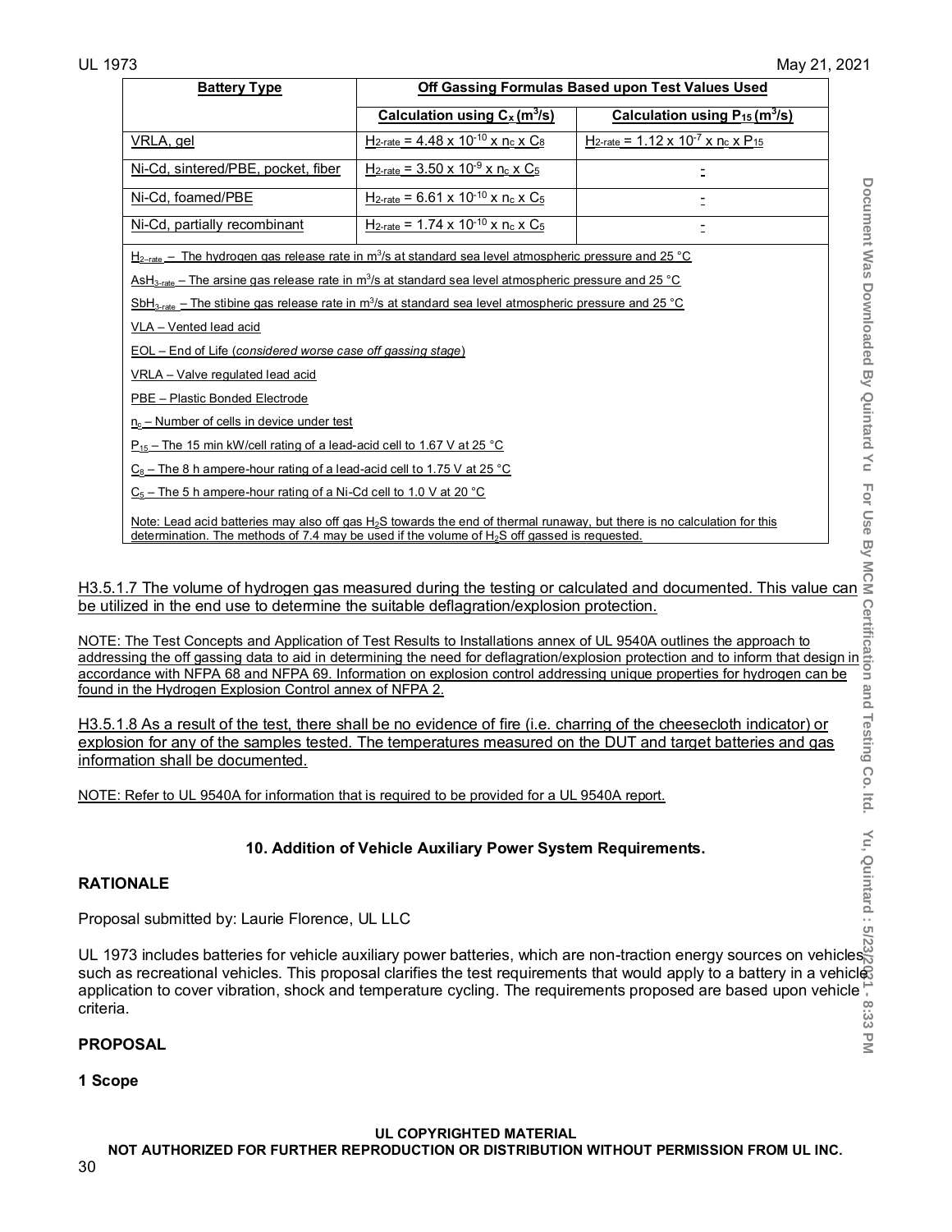| Battery Type | Off Gassing Formulas Based upon Test Values Used | |
|---|---|---|
| | Calculation using $C_x$ ($m^3/s$) | Calculation using $P_{15}$ ($m^3/s$) |
| VRLA, gel | $H_{2\text{-rate}} = 4.48 \times 10^{-10} \times n_c \times C_8$ | $H_{2\text{-rate}} = 1.12 \times 10^{-7} \times n_c \times P_{15}$ |
| Ni-Cd, sintered/PBE, pocket, fiber | $H_{2\text{-rate}} = 3.50 \times 10^{-9} \times n_c \times C_5$ | - |
| Ni-Cd, foamed/PBE | $H_{2\text{-rate}} = 6.61 \times 10^{-10} \times n_c \times C_5$ | - |
| Ni-Cd, partially recombinant | $H_{2\text{-rate}} = 1.74 \times 10^{-10} \times n_c \times C_5$ | - |

$H_{2\text{-rate}}$ – The hydrogen gas release rate in $m^3/s$ at standard sea level atmospheric pressure and 25 °C

$AsH_{3\text{-rate}}$ – The arsine gas release rate in $m^3/s$ at standard sea level atmospheric pressure and 25 °C

$SbH_{3\text{-rate}}$ – The stibine gas release rate in $m^3/s$ at standard sea level atmospheric pressure and 25 °C

VLA – Vented lead acid

EOL – End of Life (*considered worse case off gassing stage*)

VRLA – Valve regulated lead acid

PBE – Plastic Bonded Electrode

$n_c$ – Number of cells in device under test

$P_{15}$ – The 15 min kW/cell rating of a lead-acid cell to 1.67 V at 25 °C

$C_8$ – The 8 h ampere-hour rating of a lead-acid cell to 1.75 V at 25 °C

$C_5$ – The 5 h ampere-hour rating of a Ni-Cd cell to 1.0 V at 20 °C

Note: Lead acid batteries may also off gas $H_2S$ towards the end of thermal runaway, but there is no calculation for this determination. The methods of 7.4 may be used if the volume of $H_2S$ off gassed is requested.

H3.5.1.7 The volume of hydrogen gas measured during the testing or calculated and documented. This value can be utilized in the end use to determine the suitable deflagration/explosion protection.

NOTE: The Test Concepts and Application of Test Results to Installations annex of UL 9540A outlines the approach to addressing the off gassing data to aid in determining the need for deflagration/explosion protection and to inform that design in accordance with NFPA 68 and NFPA 69. Information on explosion control addressing unique properties for hydrogen can be found in the Hydrogen Explosion Control annex of NFPA 2.

H3.5.1.8 As a result of the test, there shall be no evidence of fire (i.e. charring of the cheesecloth indicator) or explosion for any of the samples tested. The temperatures measured on the DUT and target batteries and gas information shall be documented.

NOTE: Refer to UL 9540A for information that is required to be provided for a UL 9540A report.

## 10. Addition of Vehicle Auxiliary Power System Requirements.

**RATIONALE**

Proposal submitted by: Laurie Florence, UL LLC

UL 1973 includes batteries for vehicle auxiliary power batteries, which are non-traction energy sources on vehicles such as recreational vehicles. This proposal clarifies the test requirements that would apply to a battery in a vehicle application to cover vibration, shock and temperature cycling. The requirements proposed are based upon vehicle criteria.

**PROPOSAL**

**1 Scope**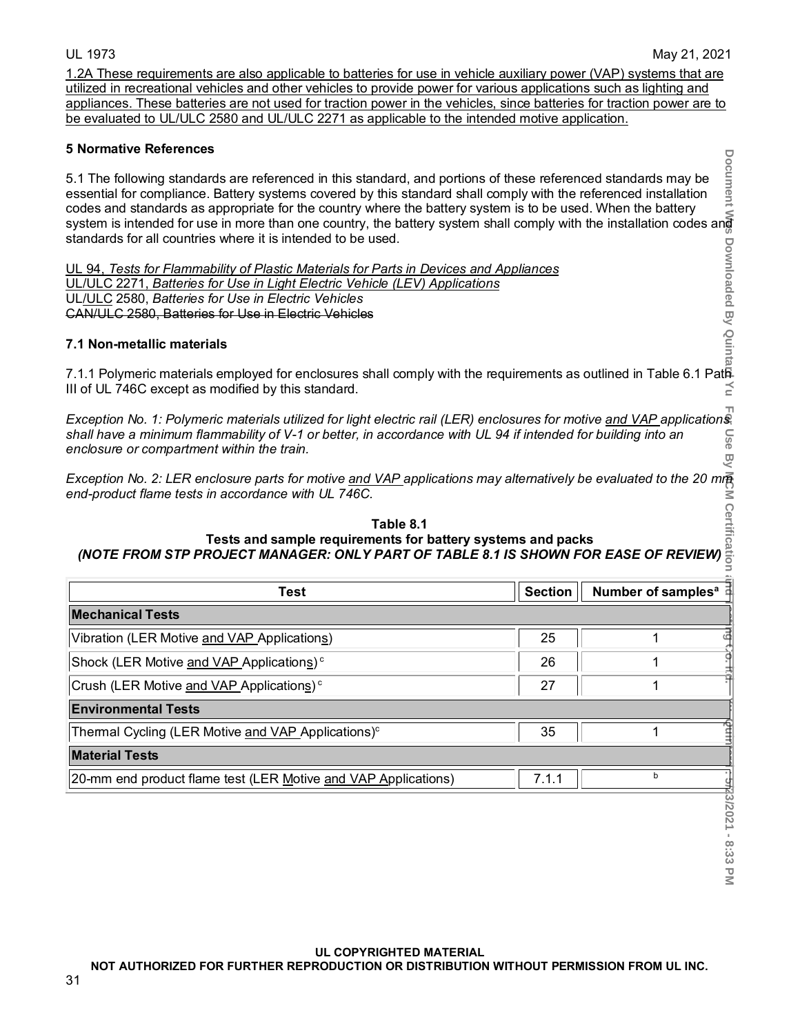1.2A These requirements are also applicable to batteries for use in vehicle auxiliary power (VAP) systems that are utilized in recreational vehicles and other vehicles to provide power for various applications such as lighting and appliances. These batteries are not used for traction power in the vehicles, since batteries for traction power are to be evaluated to UL/ULC 2580 and UL/ULC 2271 as applicable to the intended motive application.

### 5 Normative References

5.1 The following standards are referenced in this standard, and portions of these referenced standards may be essential for compliance. Battery systems covered by this standard shall comply with the referenced installation codes and standards as appropriate for the country where the battery system is to be used. When the battery system is intended for use in more than one country, the battery system shall comply with the installation codes and standards for all countries where it is intended to be used.

UL 94, *Tests for Flammability of Plastic Materials for Parts in Devices and Appliances*
UL/ULC 2271, *Batteries for Use in Light Electric Vehicle (LEV) Applications*
UL/ULC 2580, *Batteries for Use in Electric Vehicles*
~~CAN/ULC 2580, Batteries for Use in Electric Vehicles~~

### 7.1 Non-metallic materials

7.1.1 Polymeric materials employed for enclosures shall comply with the requirements as outlined in Table 6.1 Path III of UL 746C except as modified by this standard.

*Exception No. 1: Polymeric materials utilized for light electric rail (LER) enclosures for motive and VAP applications shall have a minimum flammability of V-1 or better, in accordance with UL 94 if intended for building into an enclosure or compartment within the train.*

*Exception No. 2: LER enclosure parts for motive and VAP applications may alternatively be evaluated to the 20 mm end-product flame tests in accordance with UL 746C.*

**Table 8.1**
**Tests and sample requirements for battery systems and packs**
***(NOTE FROM STP PROJECT MANAGER: ONLY PART OF TABLE 8.1 IS SHOWN FOR EASE OF REVIEW)***

| Test | Section | Number of samples[a] |
|---|---|---|
| **Mechanical Tests** | | |
| Vibration (LER Motive and VAP Applications) | 25 | 1 |
| Shock (LER Motive and VAP Applications)[c] | 26 | 1 |
| Crush (LER Motive and VAP Applications)[c] | 27 | 1 |
| **Environmental Tests** | | |
| Thermal Cycling (LER Motive and VAP Applications)[c] | 35 | 1 |
| **Material Tests** | | |
| 20-mm end product flame test (LER Motive and VAP Applications) | 7.1.1 | b |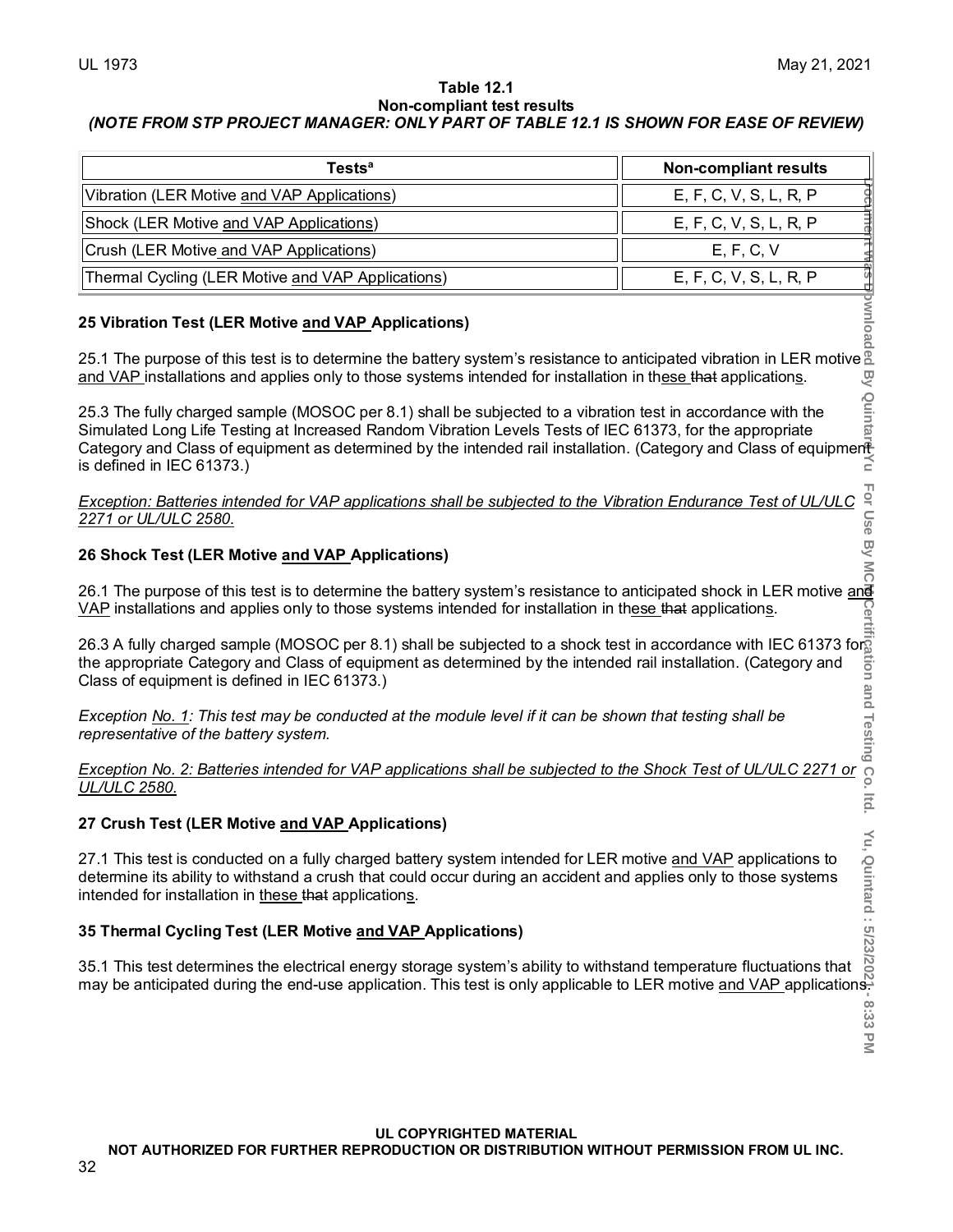**Table 12.1**
**Non-compliant test results**
***(NOTE FROM STP PROJECT MANAGER: ONLY PART OF TABLE 12.1 IS SHOWN FOR EASE OF REVIEW)***

| Tests[a] | Non-compliant results |
|---|---|
| Vibration (LER Motive and VAP Applications) | E, F, C, V, S, L, R, P |
| Shock (LER Motive and VAP Applications) | E, F, C, V, S, L, R, P |
| Crush (LER Motive and VAP Applications) | E, F, C, V |
| Thermal Cycling (LER Motive and VAP Applications) | E, F, C, V, S, L, R, P |

## 25 Vibration Test (LER Motive and VAP Applications)

25.1 The purpose of this test is to determine the battery system's resistance to anticipated vibration in LER motive and VAP installations and applies only to those systems intended for installation in these ~~that~~ applications.

25.3 The fully charged sample (MOSOC per 8.1) shall be subjected to a vibration test in accordance with the Simulated Long Life Testing at Increased Random Vibration Levels Tests of IEC 61373, for the appropriate Category and Class of equipment as determined by the intended rail installation. (Category and Class of equipment is defined in IEC 61373.)

*Exception: Batteries intended for VAP applications shall be subjected to the Vibration Endurance Test of UL/ULC 2271 or UL/ULC 2580.*

## 26 Shock Test (LER Motive and VAP Applications)

26.1 The purpose of this test is to determine the battery system's resistance to anticipated shock in LER motive and VAP installations and applies only to those systems intended for installation in these ~~that~~ applications.

26.3 A fully charged sample (MOSOC per 8.1) shall be subjected to a shock test in accordance with IEC 61373 for the appropriate Category and Class of equipment as determined by the intended rail installation. (Category and Class of equipment is defined in IEC 61373.)

*Exception No. 1: This test may be conducted at the module level if it can be shown that testing shall be representative of the battery system.*

*Exception No. 2: Batteries intended for VAP applications shall be subjected to the Shock Test of UL/ULC 2271 or UL/ULC 2580.*

## 27 Crush Test (LER Motive and VAP Applications)

27.1 This test is conducted on a fully charged battery system intended for LER motive and VAP applications to determine its ability to withstand a crush that could occur during an accident and applies only to those systems intended for installation in these ~~that~~ applications.

## 35 Thermal Cycling Test (LER Motive and VAP Applications)

35.1 This test determines the electrical energy storage system's ability to withstand temperature fluctuations that may be anticipated during the end-use application. This test is only applicable to LER motive and VAP applications.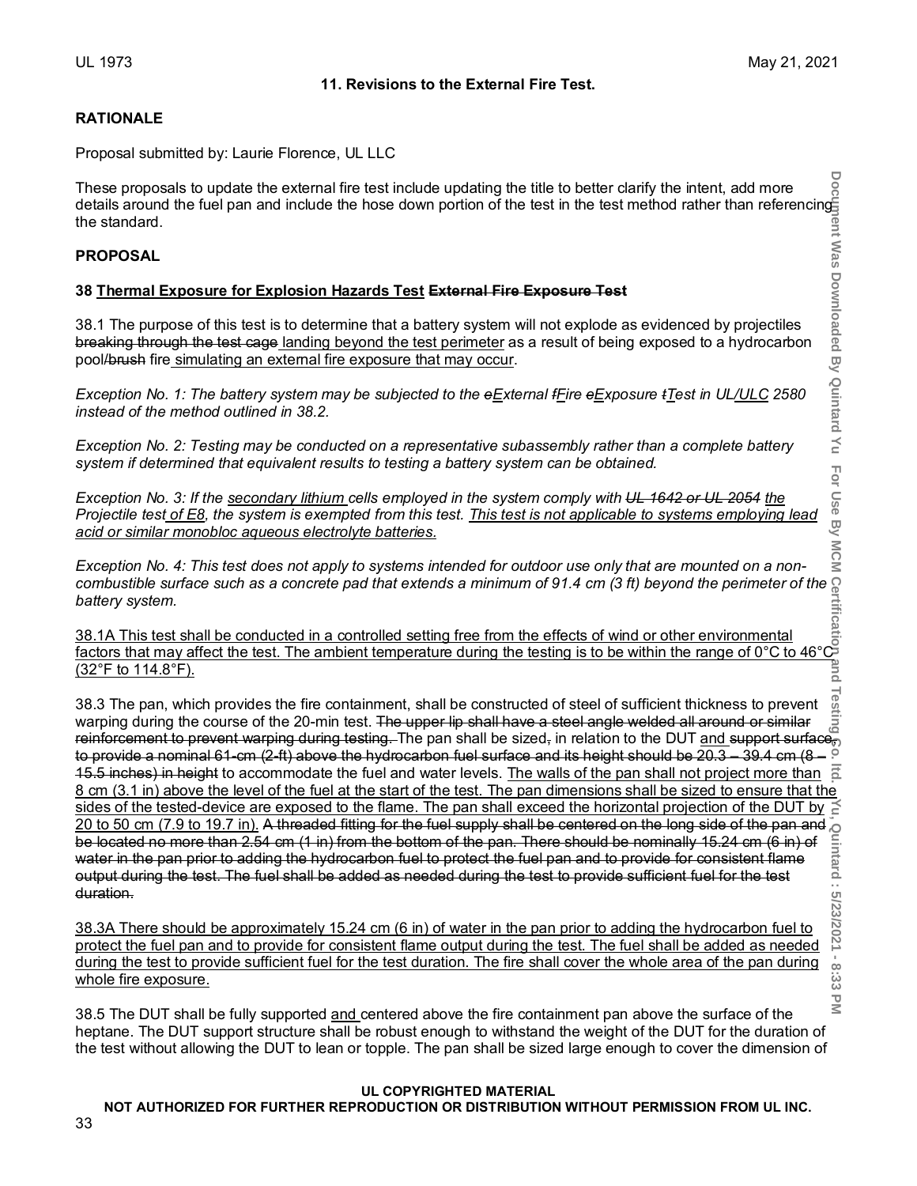### 11. Revisions to the External Fire Test.

**RATIONALE**

Proposal submitted by: Laurie Florence, UL LLC

These proposals to update the external fire test include updating the title to better clarify the intent, add more details around the fuel pan and include the hose down portion of the test in the test method rather than referencing the standard.

**PROPOSAL**

**38 <u>Thermal Exposure for Explosion Hazards Test</u> ~~External Fire Exposure Test~~**

38.1 The purpose of this test is to determine that a battery system will not explode as evidenced by projectiles ~~breaking through the test cage~~ <u>landing beyond the test perimeter</u> as a result of being exposed to a hydrocarbon pool/~~brush~~ fire <u>simulating an external fire exposure that may occur</u>.

*Exception No. 1: The battery system may be subjected to the ~~e~~<u>E</u>xternal ~~f~~<u>F</u>ire ~~e~~<u>E</u>xposure ~~t~~<u>T</u>est in UL<u>/ULC</u> 2580 instead of the method outlined in 38.2.*

*Exception No. 2: Testing may be conducted on a representative subassembly rather than a complete battery system if determined that equivalent results to testing a battery system can be obtained.*

*Exception No. 3: If the <u>secondary lithium</u> cells employed in the system comply with ~~UL 1642 or UL 2054~~ <u>the</u> Projectile test <u>of E8</u>, the system is exempted from this test. <u>This test is not applicable to systems employing lead acid or similar monobloc aqueous electrolyte batteries.</u>*

*Exception No. 4: This test does not apply to systems intended for outdoor use only that are mounted on a non-combustible surface such as a concrete pad that extends a minimum of 91.4 cm (3 ft) beyond the perimeter of the battery system.*

<u>38.1A This test shall be conducted in a controlled setting free from the effects of wind or other environmental factors that may affect the test. The ambient temperature during the testing is to be within the range of 0°C to 46°C (32°F to 114.8°F).</u>

38.3 The pan, which provides the fire containment, shall be constructed of steel of sufficient thickness to prevent warping during the course of the 20-min test. ~~The upper lip shall have a steel angle welded all around or similar reinforcement to prevent warping during testing.~~ The pan shall be sized~~,~~ in relation to the DUT <u>and</u> ~~support surface, to provide a nominal 61-cm (2-ft) above the hydrocarbon fuel surface and its height should be 20.3 – 39.4 cm (8 – 15.5 inches) in height~~ to accommodate the fuel and water levels. <u>The walls of the pan shall not project more than 8 cm (3.1 in) above the level of the fuel at the start of the test. The pan dimensions shall be sized to ensure that the sides of the tested-device are exposed to the flame. The pan shall exceed the horizontal projection of the DUT by 20 to 50 cm (7.9 to 19.7 in).</u> ~~A threaded fitting for the fuel supply shall be centered on the long side of the pan and be located no more than 2.54 cm (1 in) from the bottom of the pan. There should be nominally 15.24 cm (6 in) of water in the pan prior to adding the hydrocarbon fuel to protect the fuel pan and to provide for consistent flame output during the test. The fuel shall be added as needed during the test to provide sufficient fuel for the test duration.~~

<u>38.3A There should be approximately 15.24 cm (6 in) of water in the pan prior to adding the hydrocarbon fuel to protect the fuel pan and to provide for consistent flame output during the test. The fuel shall be added as needed during the test to provide sufficient fuel for the test duration. The fire shall cover the whole area of the pan during whole fire exposure.</u>

38.5 The DUT shall be fully supported <u>and</u> centered above the fire containment pan above the surface of the heptane. The DUT support structure shall be robust enough to withstand the weight of the DUT for the duration of the test without allowing the DUT to lean or topple. The pan shall be sized large enough to cover the dimension of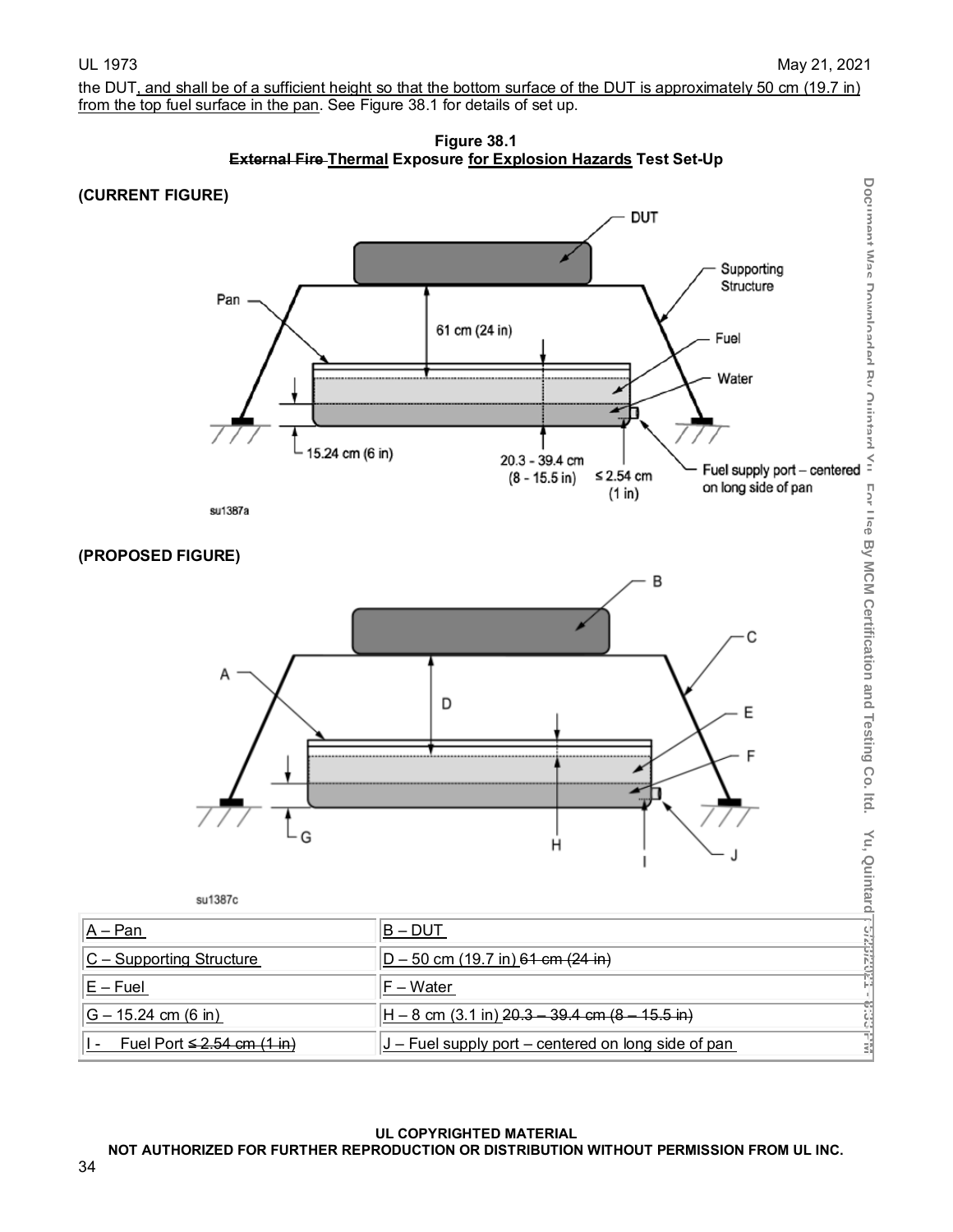the DUT, and shall be of a sufficient height so that the bottom surface of the DUT is approximately 50 cm (19.7 in) from the top fuel surface in the pan. See Figure 38.1 for details of set up.

**Figure 38.1**
**~~External Fire~~ Thermal Exposure for Explosion Hazards Test Set-Up**

**(CURRENT FIGURE)**

DUT, Supporting Structure, Pan, 61 cm (24 in), Fuel, Water, 15.24 cm (6 in), 20.3 - 39.4 cm (8 - 15.5 in), ≤ 2.54 cm (1 in), Fuel supply port – centered on long side of pan

su1387a

**(PROPOSED FIGURE)**

su1387c

| A – Pan | B – DUT |
|---|---|
| C – Supporting Structure | D – 50 cm (19.7 in) ~~61 cm (24 in)~~ |
| E – Fuel | F – Water |
| G – 15.24 cm (6 in) | H – 8 cm (3.1 in) ~~20.3 – 39.4 cm (8 – 15.5 in)~~ |
| I - Fuel Port ~~≤ 2.54 cm (1 in)~~ | J – Fuel supply port – centered on long side of pan |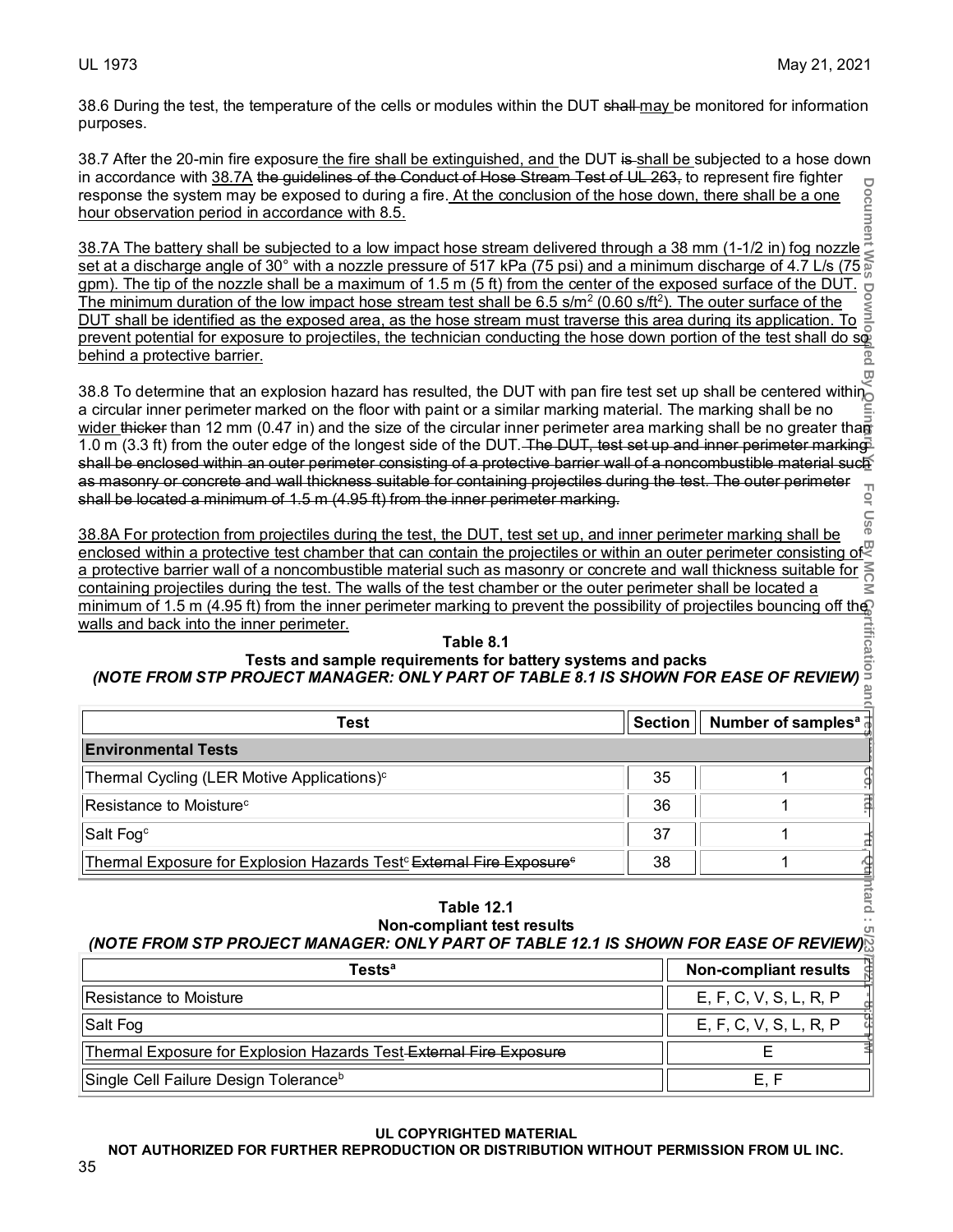38.6 During the test, the temperature of the cells or modules within the DUT ~~shall~~ may be monitored for information purposes.

38.7 After the 20-min fire exposure the fire shall be extinguished, and the DUT ~~is~~ shall be subjected to a hose down in accordance with 38.7A ~~the guidelines of the Conduct of Hose Stream Test of UL 263,~~ to represent fire fighter response the system may be exposed to during a fire. At the conclusion of the hose down, there shall be a one hour observation period in accordance with 8.5.

38.7A The battery shall be subjected to a low impact hose stream delivered through a 38 mm (1-1/2 in) fog nozzle set at a discharge angle of 30° with a nozzle pressure of 517 kPa (75 psi) and a minimum discharge of 4.7 L/s (75 gpm). The tip of the nozzle shall be a maximum of 1.5 m (5 ft) from the center of the exposed surface of the DUT. The minimum duration of the low impact hose stream test shall be 6.5 s/m$^2$ (0.60 s/ft$^2$). The outer surface of the DUT shall be identified as the exposed area, as the hose stream must traverse this area during its application. To prevent potential for exposure to projectiles, the technician conducting the hose down portion of the test shall do so behind a protective barrier.

38.8 To determine that an explosion hazard has resulted, the DUT with pan fire test set up shall be centered within a circular inner perimeter marked on the floor with paint or a similar marking material. The marking shall be no wider ~~thicker~~ than 12 mm (0.47 in) and the size of the circular inner perimeter area marking shall be no greater than 1.0 m (3.3 ft) from the outer edge of the longest side of the DUT. ~~The DUT, test set up and inner perimeter marking shall be enclosed within an outer perimeter consisting of a protective barrier wall of a noncombustible material such as masonry or concrete and wall thickness suitable for containing projectiles during the test. The outer perimeter shall be located a minimum of 1.5 m (4.95 ft) from the inner perimeter marking.~~

38.8A For protection from projectiles during the test, the DUT, test set up, and inner perimeter marking shall be enclosed within a protective test chamber that can contain the projectiles or within an outer perimeter consisting of a protective barrier wall of a noncombustible material such as masonry or concrete and wall thickness suitable for containing projectiles during the test. The walls of the test chamber or the outer perimeter shall be located a minimum of 1.5 m (4.95 ft) from the inner perimeter marking to prevent the possibility of projectiles bouncing off the walls and back into the inner perimeter.

**Table 8.1**
**Tests and sample requirements for battery systems and packs**
***(NOTE FROM STP PROJECT MANAGER: ONLY PART OF TABLE 8.1 IS SHOWN FOR EASE OF REVIEW)***

| Test | Section | Number of samples[a] |
|---|---|---|
| **Environmental Tests** | | |
| Thermal Cycling (LER Motive Applications)[c] | 35 | 1 |
| Resistance to Moisture[c] | 36 | 1 |
| Salt Fog[c] | 37 | 1 |
| Thermal Exposure for Explosion Hazards Test[c] ~~External Fire Exposure[c]~~ | 38 | 1 |

**Table 12.1**
**Non-compliant test results**
***(NOTE FROM STP PROJECT MANAGER: ONLY PART OF TABLE 12.1 IS SHOWN FOR EASE OF REVIEW)***

| Tests[a] | Non-compliant results |
|---|---|
| Resistance to Moisture | E, F, C, V, S, L, R, P |
| Salt Fog | E, F, C, V, S, L, R, P |
| Thermal Exposure for Explosion Hazards Test ~~External Fire Exposure~~ | E |
| Single Cell Failure Design Tolerance[b] | E, F |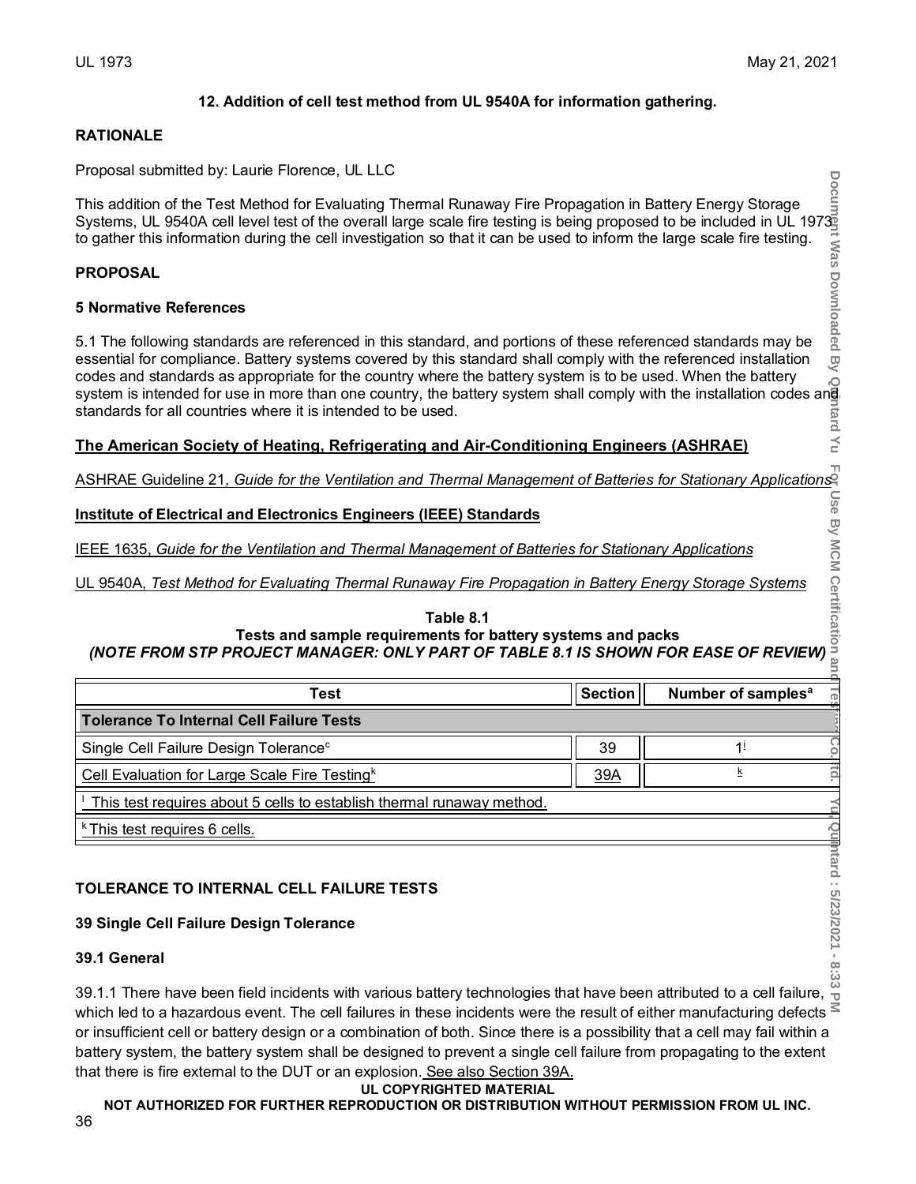**12. Addition of cell test method from UL 9540A for information gathering.**

**RATIONALE**

Proposal submitted by: Laurie Florence, UL LLC

This addition of the Test Method for Evaluating Thermal Runaway Fire Propagation in Battery Energy Storage Systems, UL 9540A cell level test of the overall large scale fire testing is being proposed to be included in UL 1973 to gather this information during the cell investigation so that it can be used to inform the large scale fire testing.

**PROPOSAL**

**5 Normative References**

5.1 The following standards are referenced in this standard, and portions of these referenced standards may be essential for compliance. Battery systems covered by this standard shall comply with the referenced installation codes and standards as appropriate for the country where the battery system is to be used. When the battery system is intended for use in more than one country, the battery system shall comply with the installation codes and standards for all countries where it is intended to be used.

**The American Society of Heating, Refrigerating and Air-Conditioning Engineers (ASHRAE)**

ASHRAE Guideline 21, *Guide for the Ventilation and Thermal Management of Batteries for Stationary Applications*

**Institute of Electrical and Electronics Engineers (IEEE) Standards**

IEEE 1635, *Guide for the Ventilation and Thermal Management of Batteries for Stationary Applications*

UL 9540A, *Test Method for Evaluating Thermal Runaway Fire Propagation in Battery Energy Storage Systems*

**Table 8.1**
**Tests and sample requirements for battery systems and packs**
***(NOTE FROM STP PROJECT MANAGER: ONLY PART OF TABLE 8.1 IS SHOWN FOR EASE OF REVIEW)***

| Test | Section | Number of samples[a] |
|---|---|---|
| **Tolerance To Internal Cell Failure Tests** | | |
| Single Cell Failure Design Tolerance[c] | 39 | 1[i] |
| Cell Evaluation for Large Scale Fire Testing[k] | 39A | [k] |
| [i] This test requires about 5 cells to establish thermal runaway method. | | |
| [k] This test requires 6 cells. | | |

**TOLERANCE TO INTERNAL CELL FAILURE TESTS**

**39 Single Cell Failure Design Tolerance**

**39.1 General**

39.1.1 There have been field incidents with various battery technologies that have been attributed to a cell failure, which led to a hazardous event. The cell failures in these incidents were the result of either manufacturing defects or insufficient cell or battery design or a combination of both. Since there is a possibility that a cell may fail within a battery system, the battery system shall be designed to prevent a single cell failure from propagating to the extent that there is fire external to the DUT or an explosion. See also Section 39A.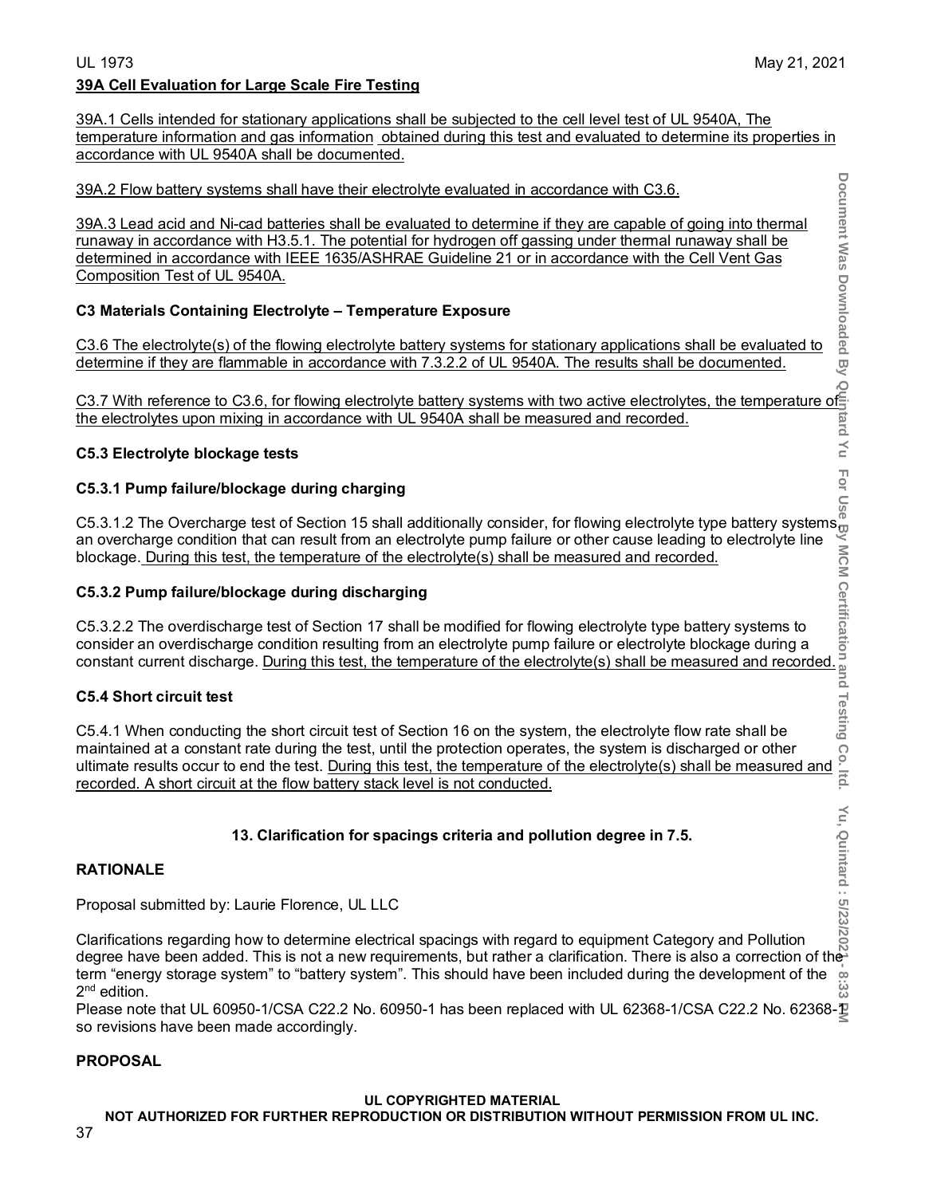### 39A Cell Evaluation for Large Scale Fire Testing

39A.1 Cells intended for stationary applications shall be subjected to the cell level test of UL 9540A, The temperature information and gas information obtained during this test and evaluated to determine its properties in accordance with UL 9540A shall be documented.

39A.2 Flow battery systems shall have their electrolyte evaluated in accordance with C3.6.

39A.3 Lead acid and Ni-cad batteries shall be evaluated to determine if they are capable of going into thermal runaway in accordance with H3.5.1. The potential for hydrogen off gassing under thermal runaway shall be determined in accordance with IEEE 1635/ASHRAE Guideline 21 or in accordance with the Cell Vent Gas Composition Test of UL 9540A.

### C3 Materials Containing Electrolyte – Temperature Exposure

C3.6 The electrolyte(s) of the flowing electrolyte battery systems for stationary applications shall be evaluated to determine if they are flammable in accordance with 7.3.2.2 of UL 9540A. The results shall be documented.

C3.7 With reference to C3.6, for flowing electrolyte battery systems with two active electrolytes, the temperature of the electrolytes upon mixing in accordance with UL 9540A shall be measured and recorded.

### C5.3 Electrolyte blockage tests

### C5.3.1 Pump failure/blockage during charging

C5.3.1.2 The Overcharge test of Section 15 shall additionally consider, for flowing electrolyte type battery systems, an overcharge condition that can result from an electrolyte pump failure or other cause leading to electrolyte line blockage. During this test, the temperature of the electrolyte(s) shall be measured and recorded.

### C5.3.2 Pump failure/blockage during discharging

C5.3.2.2 The overdischarge test of Section 17 shall be modified for flowing electrolyte type battery systems to consider an overdischarge condition resulting from an electrolyte pump failure or electrolyte blockage during a constant current discharge. During this test, the temperature of the electrolyte(s) shall be measured and recorded.

### C5.4 Short circuit test

C5.4.1 When conducting the short circuit test of Section 16 on the system, the electrolyte flow rate shall be maintained at a constant rate during the test, until the protection operates, the system is discharged or other ultimate results occur to end the test. During this test, the temperature of the electrolyte(s) shall be measured and recorded. A short circuit at the flow battery stack level is not conducted.

## 13. Clarification for spacings criteria and pollution degree in 7.5.

### RATIONALE

Proposal submitted by: Laurie Florence, UL LLC

Clarifications regarding how to determine electrical spacings with regard to equipment Category and Pollution degree have been added. This is not a new requirements, but rather a clarification. There is also a correction of the term “energy storage system” to “battery system”. This should have been included during the development of the 2nd edition.

Please note that UL 60950-1/CSA C22.2 No. 60950-1 has been replaced with UL 62368-1/CSA C22.2 No. 62368-1 so revisions have been made accordingly.

### PROPOSAL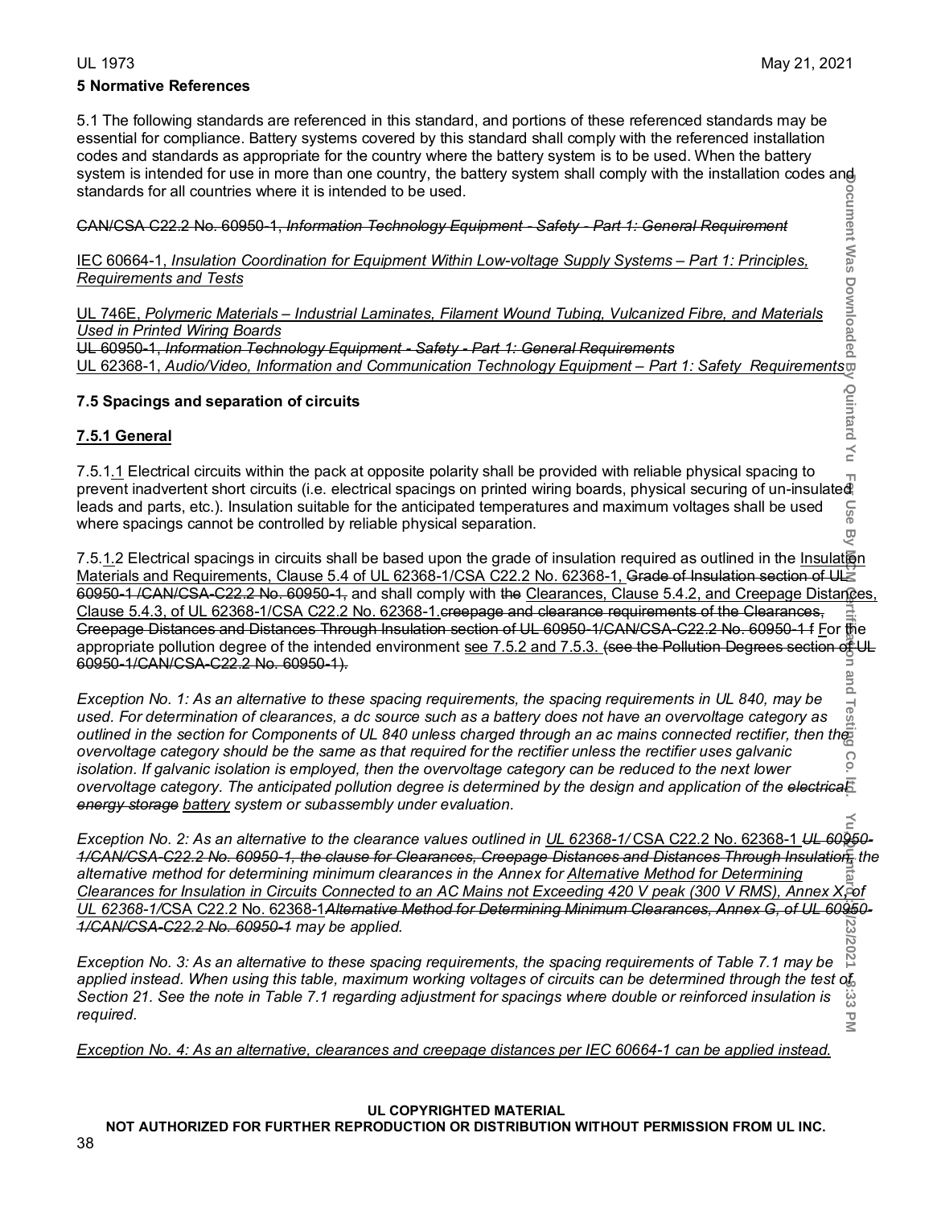### 5 Normative References

5.1 The following standards are referenced in this standard, and portions of these referenced standards may be essential for compliance. Battery systems covered by this standard shall comply with the referenced installation codes and standards as appropriate for the country where the battery system is to be used. When the battery system is intended for use in more than one country, the battery system shall comply with the installation codes and standards for all countries where it is intended to be used.

~~CAN/CSA C22.2 No. 60950-1, *Information Technology Equipment - Safety - Part 1: General Requirement*~~

IEC 60664-1, *Insulation Coordination for Equipment Within Low-voltage Supply Systems – Part 1: Principles, Requirements and Tests*

UL 746E, *Polymeric Materials – Industrial Laminates, Filament Wound Tubing, Vulcanized Fibre, and Materials Used in Printed Wiring Boards*

~~UL 60950-1, *Information Technology Equipment - Safety - Part 1: General Requirements*~~

UL 62368-1, *Audio/Video, Information and Communication Technology Equipment – Part 1: Safety Requirements*

### 7.5 Spacings and separation of circuits

#### 7.5.1 General

7.5.1.1 Electrical circuits within the pack at opposite polarity shall be provided with reliable physical spacing to prevent inadvertent short circuits (i.e. electrical spacings on printed wiring boards, physical securing of un-insulated leads and parts, etc.). Insulation suitable for the anticipated temperatures and maximum voltages shall be used where spacings cannot be controlled by reliable physical separation.

7.5.1.2 Electrical spacings in circuits shall be based upon the grade of insulation required as outlined in the Insulation Materials and Requirements, Clause 5.4 of UL 62368-1/CSA C22.2 No. 62368-1, ~~Grade of Insulation section of UL 60950-1 /CAN/CSA-C22.2 No. 60950-1,~~ and shall comply with ~~the~~ Clearances, Clause 5.4.2, and Creepage Distances, Clause 5.4.3, of UL 62368-1/CSA C22.2 No. 62368-1.~~creepage and clearance requirements of the Clearances, Creepage Distances and Distances Through Insulation section of UL 60950-1/CAN/CSA-C22.2 No. 60950-1 f~~ For the appropriate pollution degree of the intended environment see 7.5.2 and 7.5.3. ~~(see the Pollution Degrees section of UL 60950-1/CAN/CSA-C22.2 No. 60950-1).~~

*Exception No. 1: As an alternative to these spacing requirements, the spacing requirements in UL 840, may be used. For determination of clearances, a dc source such as a battery does not have an overvoltage category as outlined in the section for Components of UL 840 unless charged through an ac mains connected rectifier, then the overvoltage category should be the same as that required for the rectifier unless the rectifier uses galvanic isolation. If galvanic isolation is employed, then the overvoltage category can be reduced to the next lower overvoltage category. The anticipated pollution degree is determined by the design and application of the ~~electrical energy storage~~ battery system or subassembly under evaluation.*

*Exception No. 2: As an alternative to the clearance values outlined in UL 62368-1/ CSA C22.2 No. 62368-1 ~~UL 60950-1/CAN/CSA-C22.2 No. 60950-1, the clause for Clearances, Creepage Distances and Distances Through Insulation,~~ the alternative method for determining minimum clearances in the Annex for Alternative Method for Determining Clearances for Insulation in Circuits Connected to an AC Mains not Exceeding 420 V peak (300 V RMS), Annex X, of UL 62368-1/CSA C22.2 No. 62368-1~~Alternative Method for Determining Minimum Clearances, Annex G, of UL 60950-1/CAN/CSA-C22.2 No. 60950-1~~ may be applied.*

*Exception No. 3: As an alternative to these spacing requirements, the spacing requirements of Table 7.1 may be applied instead. When using this table, maximum working voltages of circuits can be determined through the test of Section 21. See the note in Table 7.1 regarding adjustment for spacings where double or reinforced insulation is required.*

*Exception No. 4: As an alternative, clearances and creepage distances per IEC 60664-1 can be applied instead.*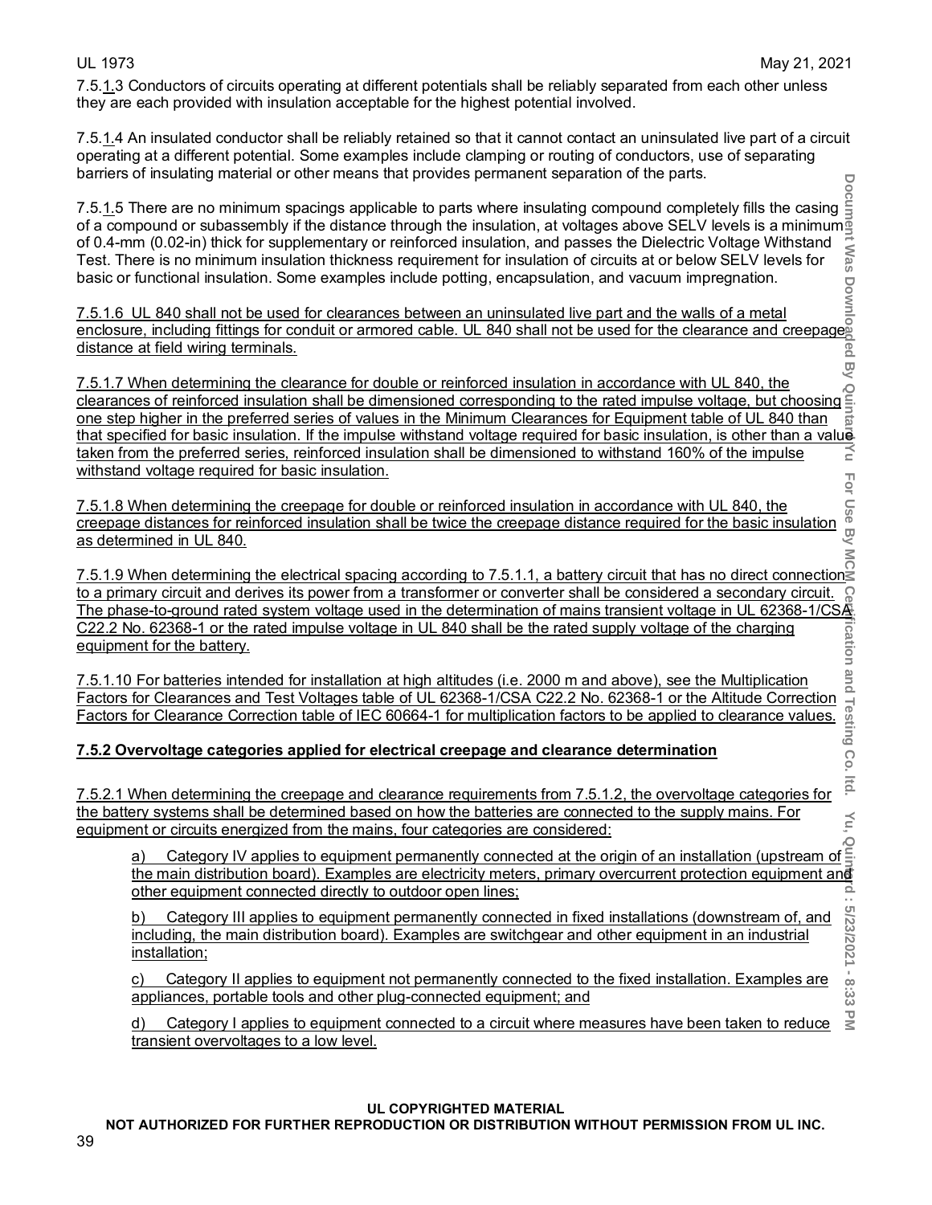7.5.1.3 Conductors of circuits operating at different potentials shall be reliably separated from each other unless they are each provided with insulation acceptable for the highest potential involved.

7.5.1.4 An insulated conductor shall be reliably retained so that it cannot contact an uninsulated live part of a circuit operating at a different potential. Some examples include clamping or routing of conductors, use of separating barriers of insulating material or other means that provides permanent separation of the parts.

7.5.1.5 There are no minimum spacings applicable to parts where insulating compound completely fills the casing of a compound or subassembly if the distance through the insulation, at voltages above SELV levels is a minimum of 0.4-mm (0.02-in) thick for supplementary or reinforced insulation, and passes the Dielectric Voltage Withstand Test. There is no minimum insulation thickness requirement for insulation of circuits at or below SELV levels for basic or functional insulation. Some examples include potting, encapsulation, and vacuum impregnation.

7.5.1.6 UL 840 shall not be used for clearances between an uninsulated live part and the walls of a metal enclosure, including fittings for conduit or armored cable. UL 840 shall not be used for the clearance and creepage distance at field wiring terminals.

7.5.1.7 When determining the clearance for double or reinforced insulation in accordance with UL 840, the clearances of reinforced insulation shall be dimensioned corresponding to the rated impulse voltage, but choosing one step higher in the preferred series of values in the Minimum Clearances for Equipment table of UL 840 than that specified for basic insulation. If the impulse withstand voltage required for basic insulation, is other than a value taken from the preferred series, reinforced insulation shall be dimensioned to withstand 160% of the impulse withstand voltage required for basic insulation.

7.5.1.8 When determining the creepage for double or reinforced insulation in accordance with UL 840, the creepage distances for reinforced insulation shall be twice the creepage distance required for the basic insulation as determined in UL 840.

7.5.1.9 When determining the electrical spacing according to 7.5.1.1, a battery circuit that has no direct connection to a primary circuit and derives its power from a transformer or converter shall be considered a secondary circuit. The phase-to-ground rated system voltage used in the determination of mains transient voltage in UL 62368-1/CSA C22.2 No. 62368-1 or the rated impulse voltage in UL 840 shall be the rated supply voltage of the charging equipment for the battery.

7.5.1.10 For batteries intended for installation at high altitudes (i.e. 2000 m and above), see the Multiplication Factors for Clearances and Test Voltages table of UL 62368-1/CSA C22.2 No. 62368-1 or the Altitude Correction Factors for Clearance Correction table of IEC 60664-1 for multiplication factors to be applied to clearance values.

### 7.5.2 Overvoltage categories applied for electrical creepage and clearance determination

7.5.2.1 When determining the creepage and clearance requirements from 7.5.1.2, the overvoltage categories for the battery systems shall be determined based on how the batteries are connected to the supply mains. For equipment or circuits energized from the mains, four categories are considered:

a) Category IV applies to equipment permanently connected at the origin of an installation (upstream of the main distribution board). Examples are electricity meters, primary overcurrent protection equipment and other equipment connected directly to outdoor open lines;

b) Category III applies to equipment permanently connected in fixed installations (downstream of, and including, the main distribution board). Examples are switchgear and other equipment in an industrial installation;

c) Category II applies to equipment not permanently connected to the fixed installation. Examples are appliances, portable tools and other plug-connected equipment; and

d) Category I applies to equipment connected to a circuit where measures have been taken to reduce transient overvoltages to a low level.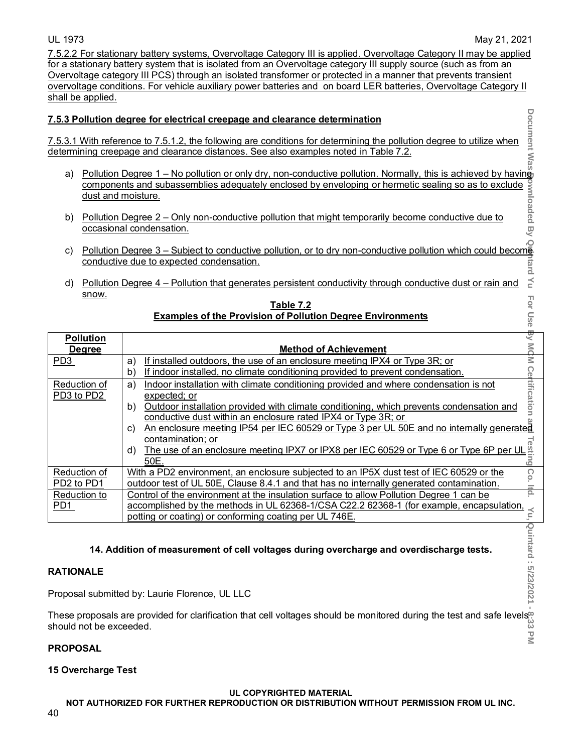7.5.2.2 For stationary battery systems, Overvoltage Category III is applied. Overvoltage Category II may be applied for a stationary battery system that is isolated from an Overvoltage category III supply source (such as from an Overvoltage category III PCS) through an isolated transformer or protected in a manner that prevents transient overvoltage conditions. For vehicle auxiliary power batteries and on board LER batteries, Overvoltage Category II shall be applied.

**7.5.3 Pollution degree for electrical creepage and clearance determination**

7.5.3.1 With reference to 7.5.1.2, the following are conditions for determining the pollution degree to utilize when determining creepage and clearance distances. See also examples noted in Table 7.2.

a) Pollution Degree 1 – No pollution or only dry, non-conductive pollution. Normally, this is achieved by having components and subassemblies adequately enclosed by enveloping or hermetic sealing so as to exclude dust and moisture.

b) Pollution Degree 2 – Only non-conductive pollution that might temporarily become conductive due to occasional condensation.

c) Pollution Degree 3 – Subject to conductive pollution, or to dry non-conductive pollution which could become conductive due to expected condensation.

d) Pollution Degree 4 – Pollution that generates persistent conductivity through conductive dust or rain and snow.

**Table 7.2**
**Examples of the Provision of Pollution Degree Environments**

| Pollution Degree | Method of Achievement |
|---|---|
| PD3 | a) If installed outdoors, the use of an enclosure meeting IPX4 or Type 3R; or<br>b) If indoor installed, no climate conditioning provided to prevent condensation. |
| Reduction of PD3 to PD2 | a) Indoor installation with climate conditioning provided and where condensation is not expected; or<br>b) Outdoor installation provided with climate conditioning, which prevents condensation and conductive dust within an enclosure rated IPX4 or Type 3R; or<br>c) An enclosure meeting IP54 per IEC 60529 or Type 3 per UL 50E and no internally generated contamination; or<br>d) The use of an enclosure meeting IPX7 or IPX8 per IEC 60529 or Type 6 or Type 6P per UL 50E. |
| Reduction of PD2 to PD1 | With a PD2 environment, an enclosure subjected to an IP5X dust test of IEC 60529 or the outdoor test of UL 50E, Clause 8.4.1 and that has no internally generated contamination. |
| Reduction to PD1 | Control of the environment at the insulation surface to allow Pollution Degree 1 can be accomplished by the methods in UL 62368-1/CSA C22.2 62368-1 (for example, encapsulation, potting or coating) or conforming coating per UL 746E. |

**14. Addition of measurement of cell voltages during overcharge and overdischarge tests.**

**RATIONALE**

Proposal submitted by: Laurie Florence, UL LLC

These proposals are provided for clarification that cell voltages should be monitored during the test and safe levels should not be exceeded.

**PROPOSAL**

**15 Overcharge Test**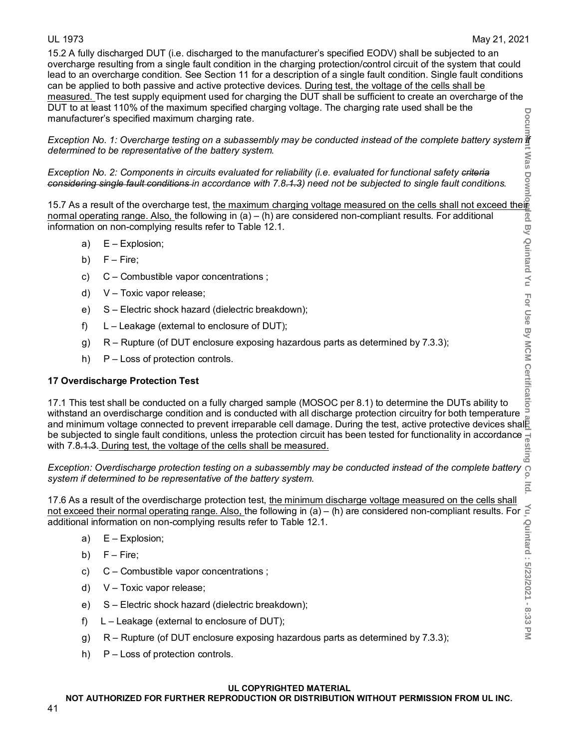15.2 A fully discharged DUT (i.e. discharged to the manufacturer's specified EODV) shall be subjected to an overcharge resulting from a single fault condition in the charging protection/control circuit of the system that could lead to an overcharge condition. See Section 11 for a description of a single fault condition. Single fault conditions can be applied to both passive and active protective devices. <u>During test, the voltage of the cells shall be measured.</u> The test supply equipment used for charging the DUT shall be sufficient to create an overcharge of the DUT to at least 110% of the maximum specified charging voltage. The charging rate used shall be the manufacturer's specified maximum charging rate.

*Exception No. 1: Overcharge testing on a subassembly may be conducted instead of the complete battery system if determined to be representative of the battery system.*

*Exception No. 2: Components in circuits evaluated for reliability (i.e. evaluated for functional safety ~~criteria considering single fault conditions~~ in accordance with 7.8~~.1.3~~) need not be subjected to single fault conditions.*

15.7 As a result of the overcharge test, <u>the maximum charging voltage measured on the cells shall not exceed their normal operating range. Also,</u> the following in (a) – (h) are considered non-compliant results. For additional information on non-complying results refer to Table 12.1.

a) E – Explosion;

b) F – Fire;

c) C – Combustible vapor concentrations ;

d) V – Toxic vapor release;

e) S – Electric shock hazard (dielectric breakdown);

f) L – Leakage (external to enclosure of DUT);

g) R – Rupture (of DUT enclosure exposing hazardous parts as determined by 7.3.3);

h) P – Loss of protection controls.

### 17 Overdischarge Protection Test

17.1 This test shall be conducted on a fully charged sample (MOSOC per 8.1) to determine the DUTs ability to withstand an overdischarge condition and is conducted with all discharge protection circuitry for both temperature and minimum voltage connected to prevent irreparable cell damage. During the test, active protective devices shall be subjected to single fault conditions, unless the protection circuit has been tested for functionality in accordance with 7.8~~.1.3~~. <u>During test, the voltage of the cells shall be measured.</u>

*Exception: Overdischarge protection testing on a subassembly may be conducted instead of the complete battery system if determined to be representative of the battery system.*

17.6 As a result of the overdischarge protection test, <u>the minimum discharge voltage measured on the cells shall not exceed their normal operating range. Also,</u> the following in (a) – (h) are considered non-compliant results. For additional information on non-complying results refer to Table 12.1.

a) E – Explosion;

b) F – Fire;

c) C – Combustible vapor concentrations ;

d) V – Toxic vapor release;

e) S – Electric shock hazard (dielectric breakdown);

f) L – Leakage (external to enclosure of DUT);

g) R – Rupture (of DUT enclosure exposing hazardous parts as determined by 7.3.3);

h) P – Loss of protection controls.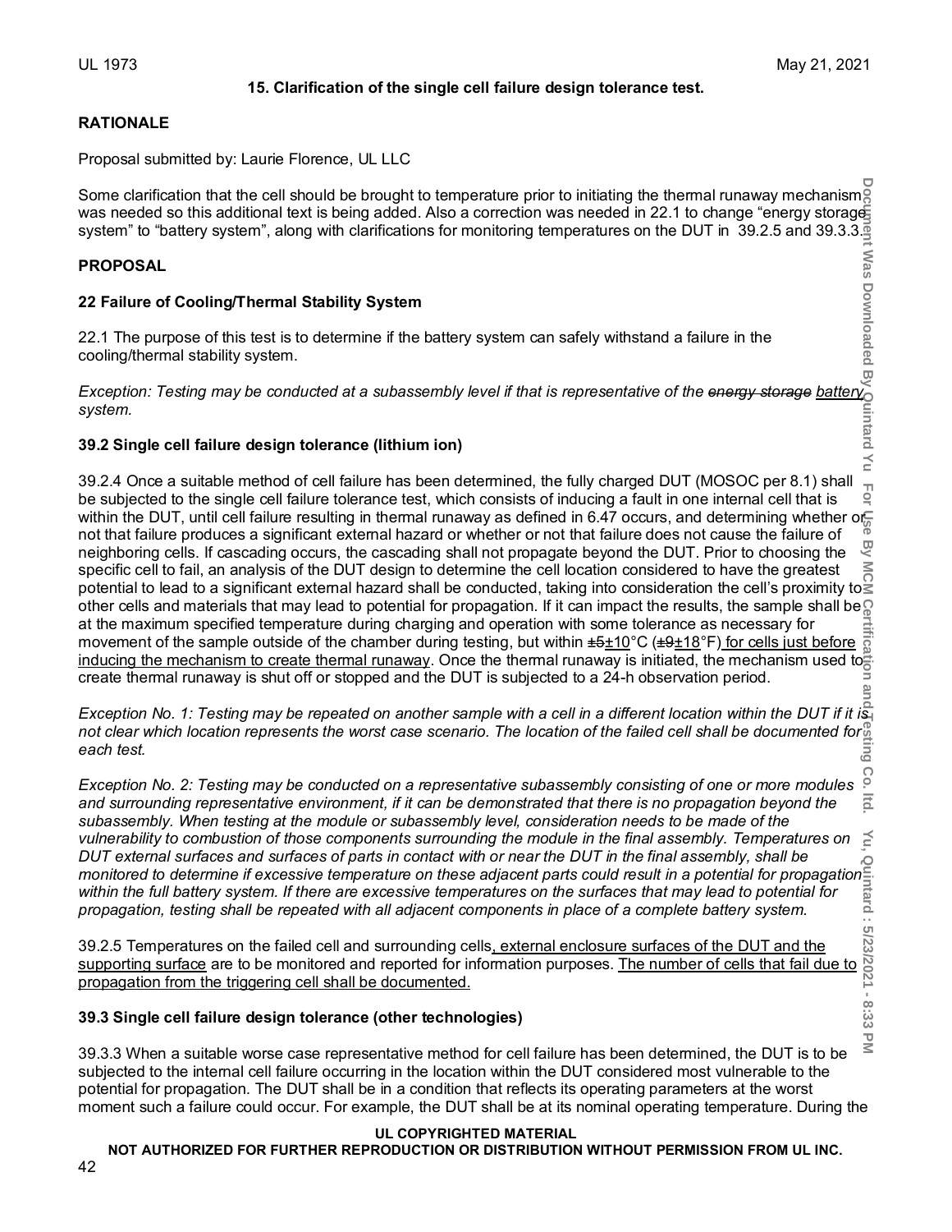### 15. Clarification of the single cell failure design tolerance test.

**RATIONALE**

Proposal submitted by: Laurie Florence, UL LLC

Some clarification that the cell should be brought to temperature prior to initiating the thermal runaway mechanism was needed so this additional text is being added. Also a correction was needed in 22.1 to change "energy storage system" to "battery system", along with clarifications for monitoring temperatures on the DUT in 39.2.5 and 39.3.3.

**PROPOSAL**

**22 Failure of Cooling/Thermal Stability System**

22.1 The purpose of this test is to determine if the battery system can safely withstand a failure in the cooling/thermal stability system.

*Exception: Testing may be conducted at a subassembly level if that is representative of the ~~energy storage~~ battery system.*

**39.2 Single cell failure design tolerance (lithium ion)**

39.2.4 Once a suitable method of cell failure has been determined, the fully charged DUT (MOSOC per 8.1) shall be subjected to the single cell failure tolerance test, which consists of inducing a fault in one internal cell that is within the DUT, until cell failure resulting in thermal runaway as defined in 6.47 occurs, and determining whether or not that failure produces a significant external hazard or whether or not that failure does not cause the failure of neighboring cells. If cascading occurs, the cascading shall not propagate beyond the DUT. Prior to choosing the specific cell to fail, an analysis of the DUT design to determine the cell location considered to have the greatest potential to lead to a significant external hazard shall be conducted, taking into consideration the cell's proximity to other cells and materials that may lead to potential for propagation. If it can impact the results, the sample shall be at the maximum specified temperature during charging and operation with some tolerance as necessary for movement of the sample outside of the chamber during testing, but within ~~±5~~±10°C (~~±9~~±18°F) for cells just before inducing the mechanism to create thermal runaway. Once the thermal runaway is initiated, the mechanism used to create thermal runaway is shut off or stopped and the DUT is subjected to a 24-h observation period.

*Exception No. 1: Testing may be repeated on another sample with a cell in a different location within the DUT if it is not clear which location represents the worst case scenario. The location of the failed cell shall be documented for each test.*

*Exception No. 2: Testing may be conducted on a representative subassembly consisting of one or more modules and surrounding representative environment, if it can be demonstrated that there is no propagation beyond the subassembly. When testing at the module or subassembly level, consideration needs to be made of the vulnerability to combustion of those components surrounding the module in the final assembly. Temperatures on DUT external surfaces and surfaces of parts in contact with or near the DUT in the final assembly, shall be monitored to determine if excessive temperature on these adjacent parts could result in a potential for propagation within the full battery system. If there are excessive temperatures on the surfaces that may lead to potential for propagation, testing shall be repeated with all adjacent components in place of a complete battery system.*

39.2.5 Temperatures on the failed cell and surrounding cells, external enclosure surfaces of the DUT and the supporting surface are to be monitored and reported for information purposes. The number of cells that fail due to propagation from the triggering cell shall be documented.

**39.3 Single cell failure design tolerance (other technologies)**

39.3.3 When a suitable worse case representative method for cell failure has been determined, the DUT is to be subjected to the internal cell failure occurring in the location within the DUT considered most vulnerable to the potential for propagation. The DUT shall be in a condition that reflects its operating parameters at the worst moment such a failure could occur. For example, the DUT shall be at its nominal operating temperature. During the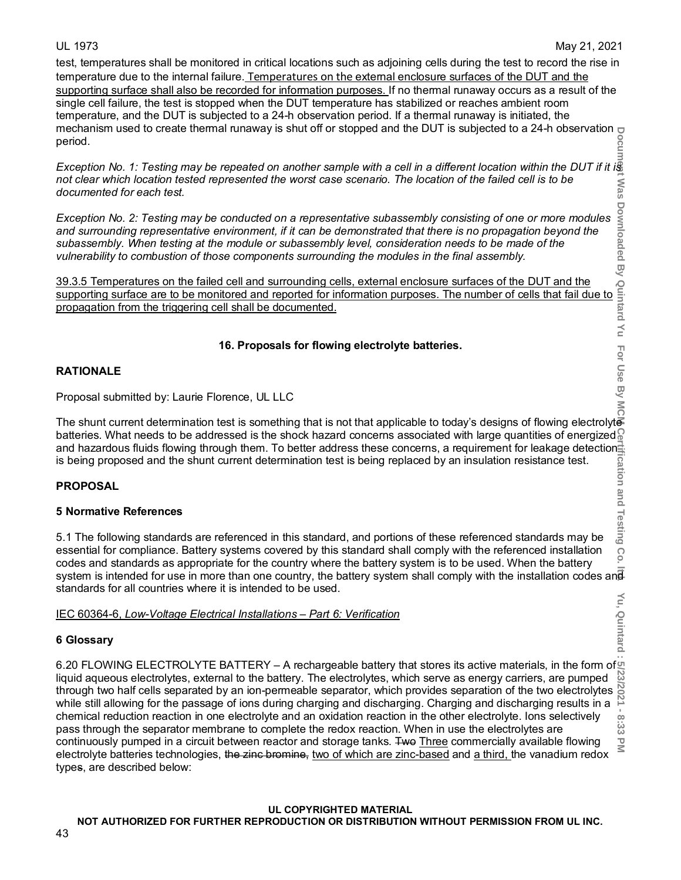test, temperatures shall be monitored in critical locations such as adjoining cells during the test to record the rise in temperature due to the internal failure. <u>Temperatures on the external enclosure surfaces of the DUT and the supporting surface shall also be recorded for information purposes.</u> If no thermal runaway occurs as a result of the single cell failure, the test is stopped when the DUT temperature has stabilized or reaches ambient room temperature, and the DUT is subjected to a 24-h observation period. If a thermal runaway is initiated, the mechanism used to create thermal runaway is shut off or stopped and the DUT is subjected to a 24-h observation period.

*Exception No. 1: Testing may be repeated on another sample with a cell in a different location within the DUT if it is not clear which location tested represented the worst case scenario. The location of the failed cell is to be documented for each test.*

*Exception No. 2: Testing may be conducted on a representative subassembly consisting of one or more modules and surrounding representative environment, if it can be demonstrated that there is no propagation beyond the subassembly. When testing at the module or subassembly level, consideration needs to be made of the vulnerability to combustion of those components surrounding the modules in the final assembly.*

<u>39.3.5 Temperatures on the failed cell and surrounding cells, external enclosure surfaces of the DUT and the supporting surface are to be monitored and reported for information purposes. The number of cells that fail due to propagation from the triggering cell shall be documented.</u>

**16. Proposals for flowing electrolyte batteries.**

**RATIONALE**

Proposal submitted by: Laurie Florence, UL LLC

The shunt current determination test is something that is not that applicable to today's designs of flowing electrolyte batteries. What needs to be addressed is the shock hazard concerns associated with large quantities of energized and hazardous fluids flowing through them. To better address these concerns, a requirement for leakage detection is being proposed and the shunt current determination test is being replaced by an insulation resistance test.

**PROPOSAL**

**5 Normative References**

5.1 The following standards are referenced in this standard, and portions of these referenced standards may be essential for compliance. Battery systems covered by this standard shall comply with the referenced installation codes and standards as appropriate for the country where the battery system is to be used. When the battery system is intended for use in more than one country, the battery system shall comply with the installation codes and standards for all countries where it is intended to be used.

<u>IEC 60364-6, *Low-Voltage Electrical Installations – Part 6: Verification*</u>

**6 Glossary**

6.20 FLOWING ELECTROLYTE BATTERY – A rechargeable battery that stores its active materials, in the form of liquid aqueous electrolytes, external to the battery. The electrolytes, which serve as energy carriers, are pumped through two half cells separated by an ion-permeable separator, which provides separation of the two electrolytes while still allowing for the passage of ions during charging and discharging. Charging and discharging results in a chemical reduction reaction in one electrolyte and an oxidation reaction in the other electrolyte. Ions selectively pass through the separator membrane to complete the redox reaction. When in use the electrolytes are continuously pumped in a circuit between reactor and storage tanks. ~~Two~~ <u>Three</u> commercially available flowing electrolyte batteries technologies, ~~the zinc bromine,~~ <u>two of which are zinc-based</u> and <u>a third,</u> the vanadium redox type~~s~~, are described below: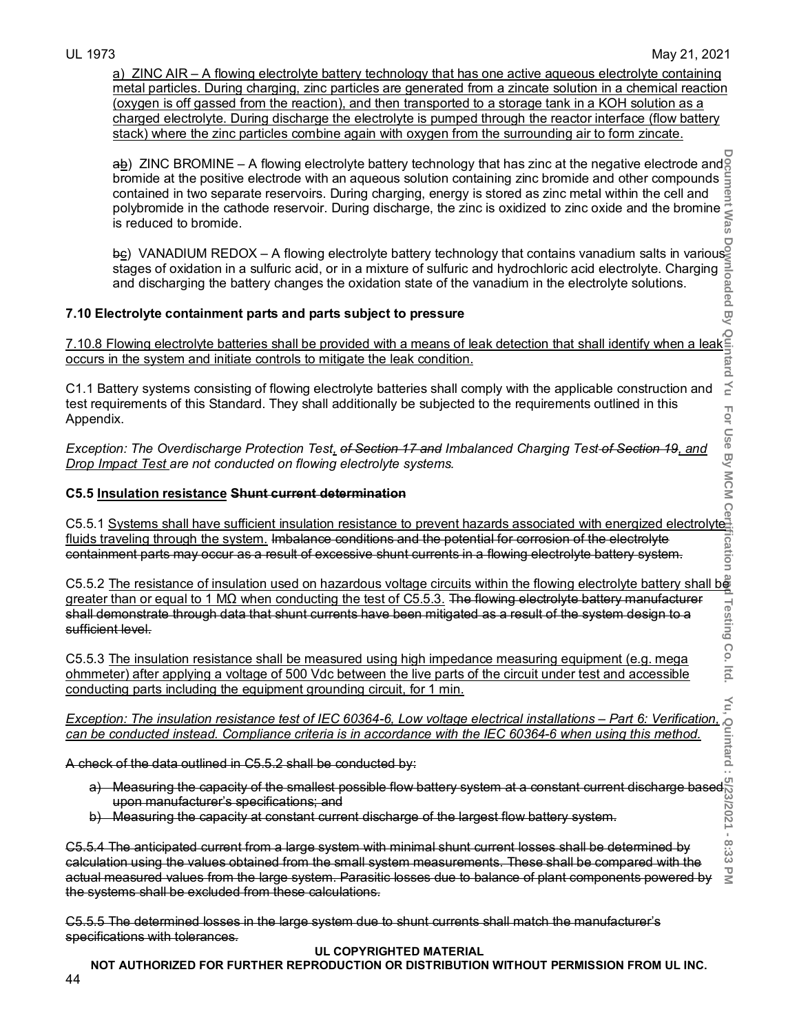a) ZINC AIR – A flowing electrolyte battery technology that has one active aqueous electrolyte containing metal particles. During charging, zinc particles are generated from a zincate solution in a chemical reaction (oxygen is off gassed from the reaction), and then transported to a storage tank in a KOH solution as a charged electrolyte. During discharge the electrolyte is pumped through the reactor interface (flow battery stack) where the zinc particles combine again with oxygen from the surrounding air to form zincate.

~~a~~b) ZINC BROMINE – A flowing electrolyte battery technology that has zinc at the negative electrode and bromide at the positive electrode with an aqueous solution containing zinc bromide and other compounds contained in two separate reservoirs. During charging, energy is stored as zinc metal within the cell and polybromide in the cathode reservoir. During discharge, the zinc is oxidized to zinc oxide and the bromine is reduced to bromide.

~~b~~c) VANADIUM REDOX – A flowing electrolyte battery technology that contains vanadium salts in various stages of oxidation in a sulfuric acid, or in a mixture of sulfuric and hydrochloric acid electrolyte. Charging and discharging the battery changes the oxidation state of the vanadium in the electrolyte solutions.

**7.10 Electrolyte containment parts and parts subject to pressure**

7.10.8 Flowing electrolyte batteries shall be provided with a means of leak detection that shall identify when a leak occurs in the system and initiate controls to mitigate the leak condition.

C1.1 Battery systems consisting of flowing electrolyte batteries shall comply with the applicable construction and test requirements of this Standard. They shall additionally be subjected to the requirements outlined in this Appendix.

*Exception: The Overdischarge Protection Test, ~~of Section 17 and~~ Imbalanced Charging Test ~~of Section 19~~, and Drop Impact Test are not conducted on flowing electrolyte systems.*

**C5.5 Insulation resistance ~~Shunt current determination~~**

C5.5.1 Systems shall have sufficient insulation resistance to prevent hazards associated with energized electrolyte fluids traveling through the system. ~~Imbalance conditions and the potential for corrosion of the electrolyte containment parts may occur as a result of excessive shunt currents in a flowing electrolyte battery system.~~

C5.5.2 The resistance of insulation used on hazardous voltage circuits within the flowing electrolyte battery shall be greater than or equal to 1 MΩ when conducting the test of C5.5.3. ~~The flowing electrolyte battery manufacturer shall demonstrate through data that shunt currents have been mitigated as a result of the system design to a sufficient level.~~

C5.5.3 The insulation resistance shall be measured using high impedance measuring equipment (e.g. mega ohmmeter) after applying a voltage of 500 Vdc between the live parts of the circuit under test and accessible conducting parts including the equipment grounding circuit, for 1 min.

*Exception: The insulation resistance test of IEC 60364-6, Low voltage electrical installations – Part 6: Verification, can be conducted instead. Compliance criteria is in accordance with the IEC 60364-6 when using this method.*

~~A check of the data outlined in C5.5.2 shall be conducted by:~~

- ~~a) Measuring the capacity of the smallest possible flow battery system at a constant current discharge based upon manufacturer's specifications; and~~
- ~~b) Measuring the capacity at constant current discharge of the largest flow battery system.~~

~~C5.5.4 The anticipated current from a large system with minimal shunt current losses shall be determined by calculation using the values obtained from the small system measurements. These shall be compared with the actual measured values from the large system. Parasitic losses due to balance of plant components powered by the systems shall be excluded from these calculations.~~

~~C5.5.5 The determined losses in the large system due to shunt currents shall match the manufacturer's specifications with tolerances.~~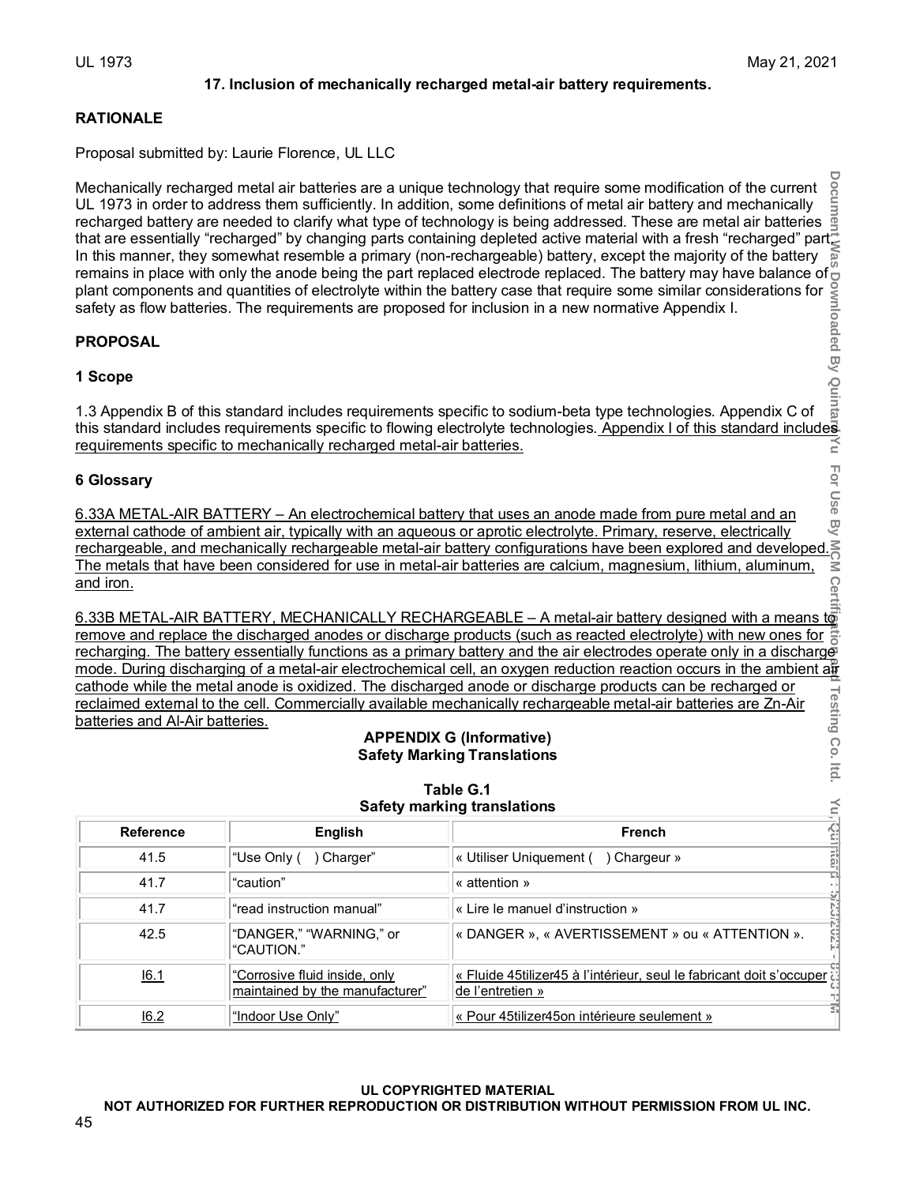### 17. Inclusion of mechanically recharged metal-air battery requirements.

**RATIONALE**

Proposal submitted by: Laurie Florence, UL LLC

Mechanically recharged metal air batteries are a unique technology that require some modification of the current UL 1973 in order to address them sufficiently. In addition, some definitions of metal air battery and mechanically recharged battery are needed to clarify what type of technology is being addressed. These are metal air batteries that are essentially "recharged" by changing parts containing depleted active material with a fresh "recharged" part. In this manner, they somewhat resemble a primary (non-rechargeable) battery, except the majority of the battery remains in place with only the anode being the part replaced electrode replaced. The battery may have balance of plant components and quantities of electrolyte within the battery case that require some similar considerations for safety as flow batteries. The requirements are proposed for inclusion in a new normative Appendix I.

**PROPOSAL**

**1 Scope**

1.3 Appendix B of this standard includes requirements specific to sodium-beta type technologies. Appendix C of this standard includes requirements specific to flowing electrolyte technologies. Appendix I of this standard includes requirements specific to mechanically recharged metal-air batteries.

**6 Glossary**

6.33A METAL-AIR BATTERY – An electrochemical battery that uses an anode made from pure metal and an external cathode of ambient air, typically with an aqueous or aprotic electrolyte. Primary, reserve, electrically rechargeable, and mechanically rechargeable metal-air battery configurations have been explored and developed. The metals that have been considered for use in metal-air batteries are calcium, magnesium, lithium, aluminum, and iron.

6.33B METAL-AIR BATTERY, MECHANICALLY RECHARGEABLE – A metal-air battery designed with a means to remove and replace the discharged anodes or discharge products (such as reacted electrolyte) with new ones for recharging. The battery essentially functions as a primary battery and the air electrodes operate only in a discharge mode. During discharging of a metal-air electrochemical cell, an oxygen reduction reaction occurs in the ambient air cathode while the metal anode is oxidized. The discharged anode or discharge products can be recharged or reclaimed external to the cell. Commercially available mechanically rechargeable metal-air batteries are Zn-Air batteries and Al-Air batteries.

**APPENDIX G (Informative)**
**Safety Marking Translations**

**Table G.1**
**Safety marking translations**

| Reference | English | French |
|---|---|---|
| 41.5 | "Use Only (    ) Charger" | « Utiliser Uniquement (    ) Chargeur » |
| 41.7 | "caution" | « attention » |
| 41.7 | "read instruction manual" | « Lire le manuel d'instruction » |
| 42.5 | "DANGER," "WARNING," or "CAUTION." | « DANGER », « AVERTISSEMENT » ou « ATTENTION ». |
| I6.1 | "Corrosive fluid inside, only maintained by the manufacturer" | « Fluide 45tilizer45 à l'intérieur, seul le fabricant doit s'occuper de l'entretien » |
| I6.2 | "Indoor Use Only" | « Pour 45tilizer45on intérieure seulement » |

UL COPYRIGHTED MATERIAL
NOT AUTHORIZED FOR FURTHER REPRODUCTION OR DISTRIBUTION WITHOUT PERMISSION FROM UL INC.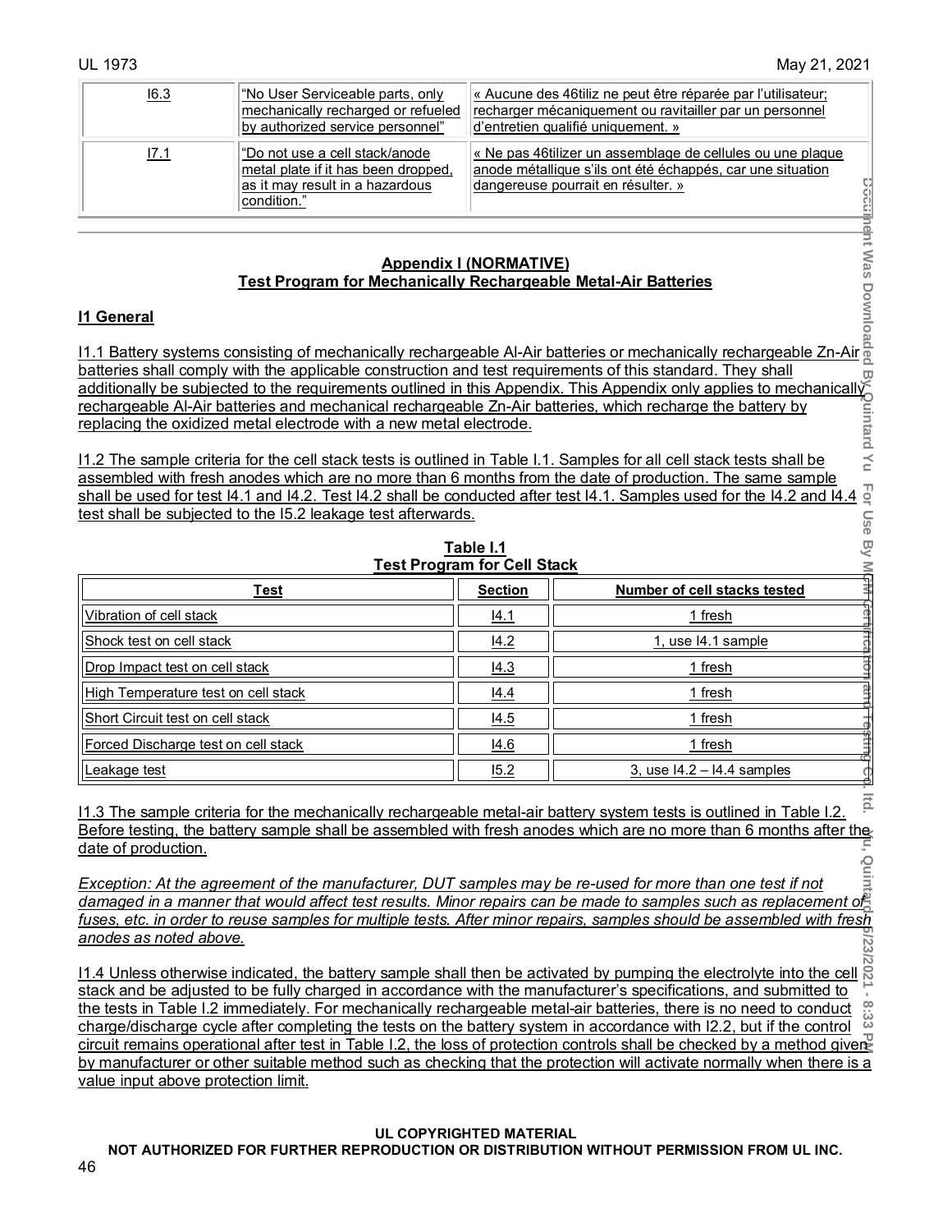| I6.3 | "No User Serviceable parts, only mechanically recharged or refueled by authorized service personnel" | « Aucune des 46tiliz ne peut être réparée par l'utilisateur; recharger mécaniquement ou ravitailler par un personnel d'entretien qualifié uniquement. » |
|---|---|---|
| I7.1 | "Do not use a cell stack/anode metal plate if it has been dropped, as it may result in a hazardous condition." | « Ne pas 46tilizer un assemblage de cellules ou une plaque anode métallique s'ils ont été échappés, car une situation dangereuse pourrait en résulter. » |

## Appendix I (NORMATIVE)
## Test Program for Mechanically Rechargeable Metal-Air Batteries

### I1 General

I1.1 Battery systems consisting of mechanically rechargeable Al-Air batteries or mechanically rechargeable Zn-Air batteries shall comply with the applicable construction and test requirements of this standard. They shall additionally be subjected to the requirements outlined in this Appendix. This Appendix only applies to mechanically rechargeable Al-Air batteries and mechanical rechargeable Zn-Air batteries, which recharge the battery by replacing the oxidized metal electrode with a new metal electrode.

I1.2 The sample criteria for the cell stack tests is outlined in Table I.1. Samples for all cell stack tests shall be assembled with fresh anodes which are no more than 6 months from the date of production. The same sample shall be used for test I4.1 and I4.2. Test I4.2 shall be conducted after test I4.1. Samples used for the I4.2 and I4.4 test shall be subjected to the I5.2 leakage test afterwards.

**Table I.1**
**Test Program for Cell Stack**

| Test | Section | Number of cell stacks tested |
|---|---|---|
| Vibration of cell stack | I4.1 | 1 fresh |
| Shock test on cell stack | I4.2 | 1, use I4.1 sample |
| Drop Impact test on cell stack | I4.3 | 1 fresh |
| High Temperature test on cell stack | I4.4 | 1 fresh |
| Short Circuit test on cell stack | I4.5 | 1 fresh |
| Forced Discharge test on cell stack | I4.6 | 1 fresh |
| Leakage test | I5.2 | 3, use I4.2 – I4.4 samples |

I1.3 The sample criteria for the mechanically rechargeable metal-air battery system tests is outlined in Table I.2. Before testing, the battery sample shall be assembled with fresh anodes which are no more than 6 months after the date of production.

*Exception: At the agreement of the manufacturer, DUT samples may be re-used for more than one test if not damaged in a manner that would affect test results. Minor repairs can be made to samples such as replacement of fuses, etc. in order to reuse samples for multiple tests. After minor repairs, samples should be assembled with fresh anodes as noted above.*

I1.4 Unless otherwise indicated, the battery sample shall then be activated by pumping the electrolyte into the cell stack and be adjusted to be fully charged in accordance with the manufacturer's specifications, and submitted to the tests in Table I.2 immediately. For mechanically rechargeable metal-air batteries, there is no need to conduct charge/discharge cycle after completing the tests on the battery system in accordance with I2.2, but if the control circuit remains operational after test in Table I.2, the loss of protection controls shall be checked by a method given by manufacturer or other suitable method such as checking that the protection will activate normally when there is a value input above protection limit.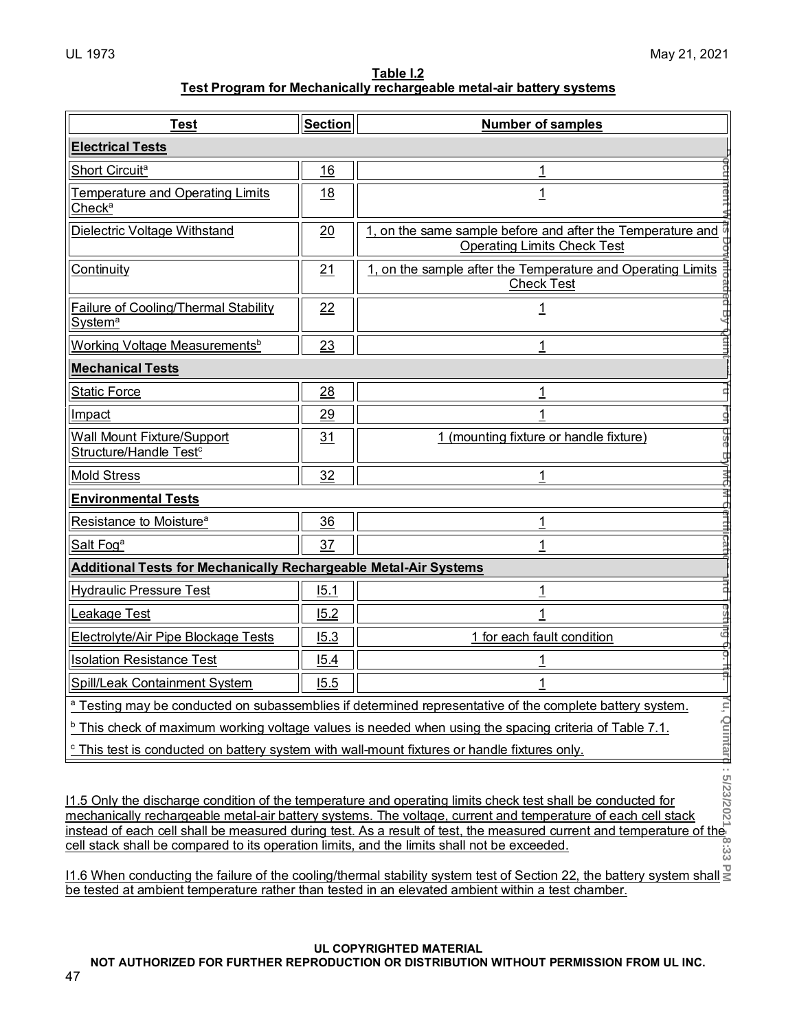**Table I.2**
**Test Program for Mechanically rechargeable metal-air battery systems**

| Test | Section | Number of samples |
|---|---|---|
| **Electrical Tests** | | |
| Short Circuit[a] | 16 | 1 |
| Temperature and Operating Limits Check[a] | 18 | 1 |
| Dielectric Voltage Withstand | 20 | 1, on the same sample before and after the Temperature and Operating Limits Check Test |
| Continuity | 21 | 1, on the sample after the Temperature and Operating Limits Check Test |
| Failure of Cooling/Thermal Stability System[a] | 22 | 1 |
| Working Voltage Measurements[b] | 23 | 1 |
| **Mechanical Tests** | | |
| Static Force | 28 | 1 |
| Impact | 29 | 1 |
| Wall Mount Fixture/Support Structure/Handle Test[c] | 31 | 1 (mounting fixture or handle fixture) |
| Mold Stress | 32 | 1 |
| **Environmental Tests** | | |
| Resistance to Moisture[a] | 36 | 1 |
| Salt Fog[a] | 37 | 1 |
| **Additional Tests for Mechanically Rechargeable Metal-Air Systems** | | |
| Hydraulic Pressure Test | I5.1 | 1 |
| Leakage Test | I5.2 | 1 |
| Electrolyte/Air Pipe Blockage Tests | I5.3 | 1 for each fault condition |
| Isolation Resistance Test | I5.4 | 1 |
| Spill/Leak Containment System | I5.5 | 1 |

[a] Testing may be conducted on subassemblies if determined representative of the complete battery system.

[b] This check of maximum working voltage values is needed when using the spacing criteria of Table 7.1.

[c] This test is conducted on battery system with wall-mount fixtures or handle fixtures only.

I1.5 Only the discharge condition of the temperature and operating limits check test shall be conducted for mechanically rechargeable metal-air battery systems. The voltage, current and temperature of each cell stack instead of each cell shall be measured during test. As a result of test, the measured current and temperature of the cell stack shall be compared to its operation limits, and the limits shall not be exceeded.

I1.6 When conducting the failure of the cooling/thermal stability system test of Section 22, the battery system shall be tested at ambient temperature rather than tested in an elevated ambient within a test chamber.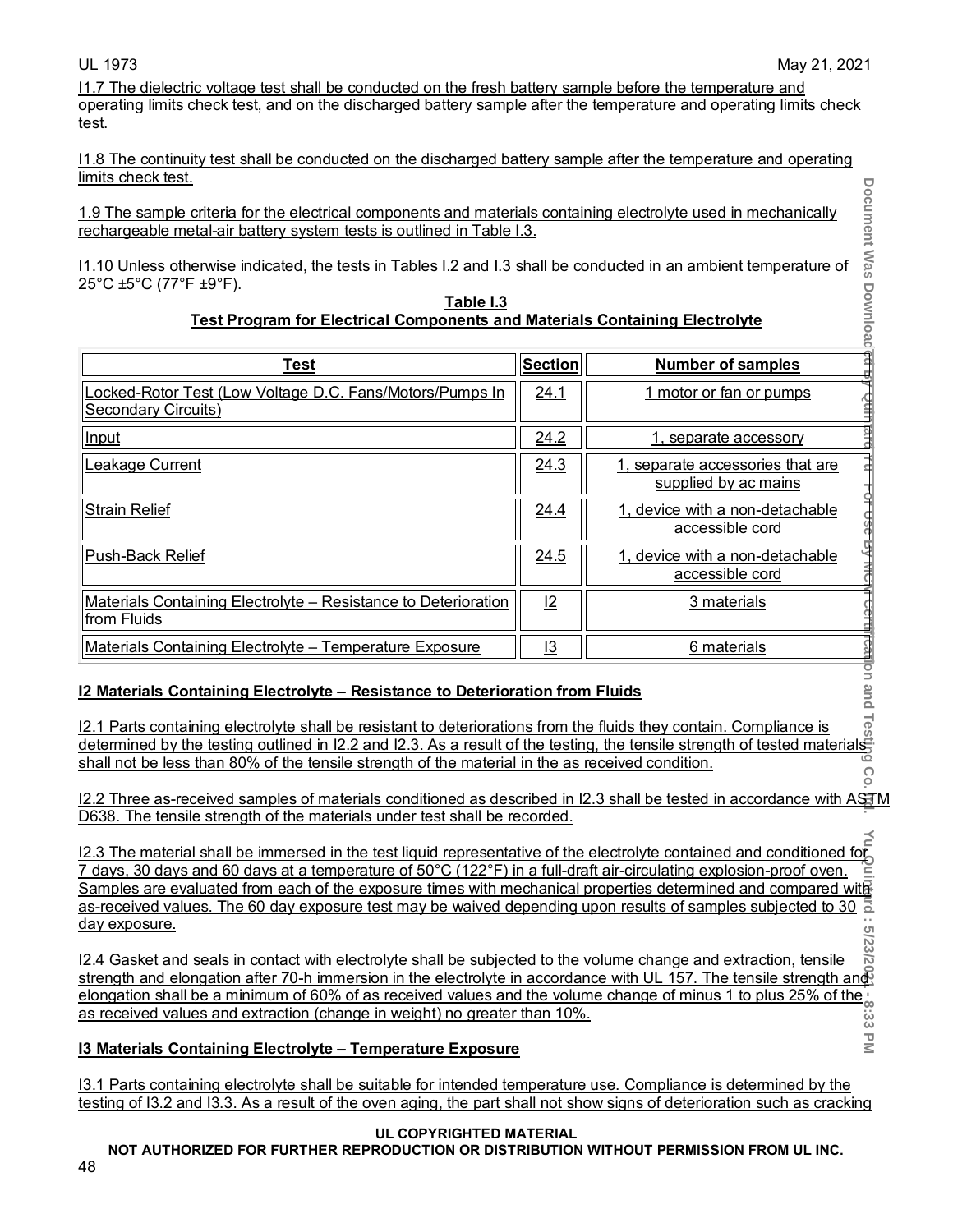I1.7 The dielectric voltage test shall be conducted on the fresh battery sample before the temperature and operating limits check test, and on the discharged battery sample after the temperature and operating limits check test.

I1.8 The continuity test shall be conducted on the discharged battery sample after the temperature and operating limits check test.

1.9 The sample criteria for the electrical components and materials containing electrolyte used in mechanically rechargeable metal-air battery system tests is outlined in Table I.3.

I1.10 Unless otherwise indicated, the tests in Tables I.2 and I.3 shall be conducted in an ambient temperature of 25°C ±5°C (77°F ±9°F).

**Table I.3**
**Test Program for Electrical Components and Materials Containing Electrolyte**

| Test | Section | Number of samples |
|---|---|---|
| Locked-Rotor Test (Low Voltage D.C. Fans/Motors/Pumps In Secondary Circuits) | 24.1 | 1 motor or fan or pumps |
| Input | 24.2 | 1, separate accessory |
| Leakage Current | 24.3 | 1, separate accessories that are supplied by ac mains |
| Strain Relief | 24.4 | 1, device with a non-detachable accessible cord |
| Push-Back Relief | 24.5 | 1, device with a non-detachable accessible cord |
| Materials Containing Electrolyte – Resistance to Deterioration from Fluids | I2 | 3 materials |
| Materials Containing Electrolyte – Temperature Exposure | I3 | 6 materials |

## I2 Materials Containing Electrolyte – Resistance to Deterioration from Fluids

I2.1 Parts containing electrolyte shall be resistant to deteriorations from the fluids they contain. Compliance is determined by the testing outlined in I2.2 and I2.3. As a result of the testing, the tensile strength of tested materials shall not be less than 80% of the tensile strength of the material in the as received condition.

I2.2 Three as-received samples of materials conditioned as described in I2.3 shall be tested in accordance with ASTM D638. The tensile strength of the materials under test shall be recorded.

I2.3 The material shall be immersed in the test liquid representative of the electrolyte contained and conditioned for 7 days, 30 days and 60 days at a temperature of 50°C (122°F) in a full-draft air-circulating explosion-proof oven. Samples are evaluated from each of the exposure times with mechanical properties determined and compared with as-received values. The 60 day exposure test may be waived depending upon results of samples subjected to 30 day exposure.

I2.4 Gasket and seals in contact with electrolyte shall be subjected to the volume change and extraction, tensile strength and elongation after 70-h immersion in the electrolyte in accordance with UL 157. The tensile strength and elongation shall be a minimum of 60% of as received values and the volume change of minus 1 to plus 25% of the as received values and extraction (change in weight) no greater than 10%.

## I3 Materials Containing Electrolyte – Temperature Exposure

I3.1 Parts containing electrolyte shall be suitable for intended temperature use. Compliance is determined by the testing of I3.2 and I3.3. As a result of the oven aging, the part shall not show signs of deterioration such as cracking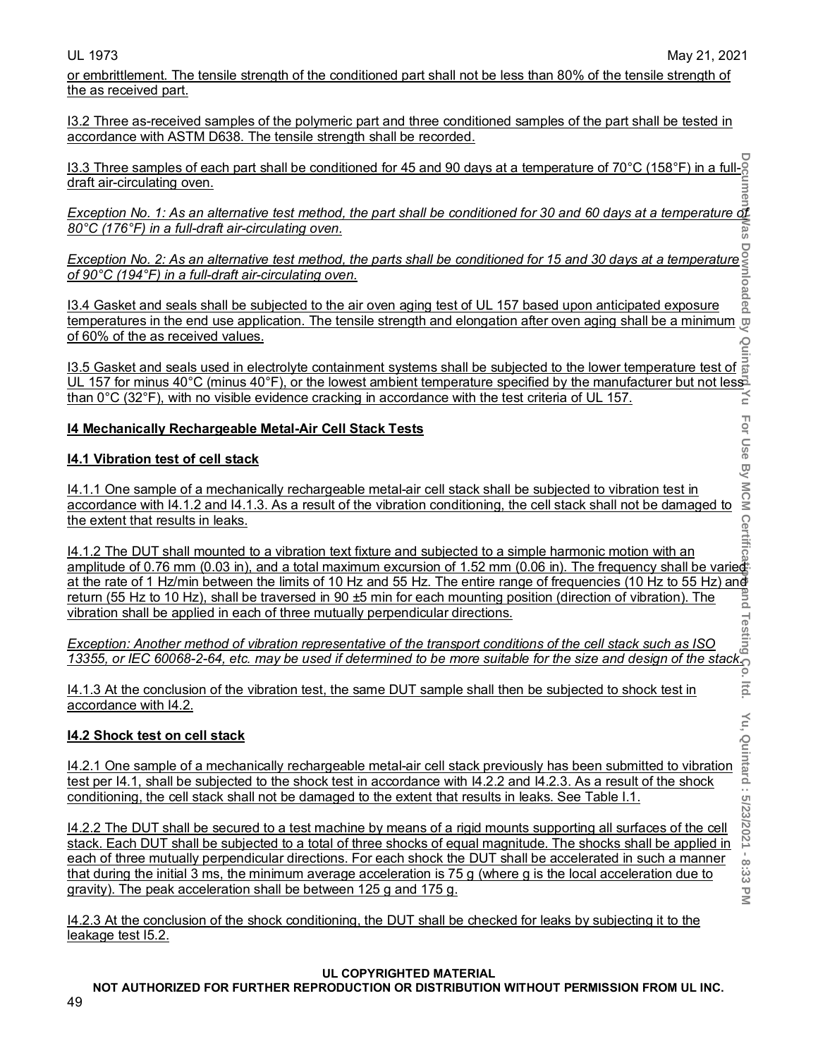or embrittlement. The tensile strength of the conditioned part shall not be less than 80% of the tensile strength of the as received part.

I3.2 Three as-received samples of the polymeric part and three conditioned samples of the part shall be tested in accordance with ASTM D638. The tensile strength shall be recorded.

I3.3 Three samples of each part shall be conditioned for 45 and 90 days at a temperature of 70°C (158°F) in a full-draft air-circulating oven.

*Exception No. 1: As an alternative test method, the part shall be conditioned for 30 and 60 days at a temperature of 80°C (176°F) in a full-draft air-circulating oven.*

*Exception No. 2: As an alternative test method, the parts shall be conditioned for 15 and 30 days at a temperature of 90°C (194°F) in a full-draft air-circulating oven.*

I3.4 Gasket and seals shall be subjected to the air oven aging test of UL 157 based upon anticipated exposure temperatures in the end use application. The tensile strength and elongation after oven aging shall be a minimum of 60% of the as received values.

I3.5 Gasket and seals used in electrolyte containment systems shall be subjected to the lower temperature test of UL 157 for minus 40°C (minus 40°F), or the lowest ambient temperature specified by the manufacturer but not less than 0°C (32°F), with no visible evidence cracking in accordance with the test criteria of UL 157.

## I4 Mechanically Rechargeable Metal-Air Cell Stack Tests

### I4.1 Vibration test of cell stack

I4.1.1 One sample of a mechanically rechargeable metal-air cell stack shall be subjected to vibration test in accordance with I4.1.2 and I4.1.3. As a result of the vibration conditioning, the cell stack shall not be damaged to the extent that results in leaks.

I4.1.2 The DUT shall mounted to a vibration text fixture and subjected to a simple harmonic motion with an amplitude of 0.76 mm (0.03 in), and a total maximum excursion of 1.52 mm (0.06 in). The frequency shall be varied at the rate of 1 Hz/min between the limits of 10 Hz and 55 Hz. The entire range of frequencies (10 Hz to 55 Hz) and return (55 Hz to 10 Hz), shall be traversed in 90 ±5 min for each mounting position (direction of vibration). The vibration shall be applied in each of three mutually perpendicular directions.

*Exception: Another method of vibration representative of the transport conditions of the cell stack such as ISO 13355, or IEC 60068-2-64, etc. may be used if determined to be more suitable for the size and design of the stack.*

I4.1.3 At the conclusion of the vibration test, the same DUT sample shall then be subjected to shock test in accordance with I4.2.

### I4.2 Shock test on cell stack

I4.2.1 One sample of a mechanically rechargeable metal-air cell stack previously has been submitted to vibration test per I4.1, shall be subjected to the shock test in accordance with I4.2.2 and I4.2.3. As a result of the shock conditioning, the cell stack shall not be damaged to the extent that results in leaks. See Table I.1.

I4.2.2 The DUT shall be secured to a test machine by means of a rigid mounts supporting all surfaces of the cell stack. Each DUT shall be subjected to a total of three shocks of equal magnitude. The shocks shall be applied in each of three mutually perpendicular directions. For each shock the DUT shall be accelerated in such a manner that during the initial 3 ms, the minimum average acceleration is 75 g (where g is the local acceleration due to gravity). The peak acceleration shall be between 125 g and 175 g.

I4.2.3 At the conclusion of the shock conditioning, the DUT shall be checked for leaks by subjecting it to the leakage test I5.2.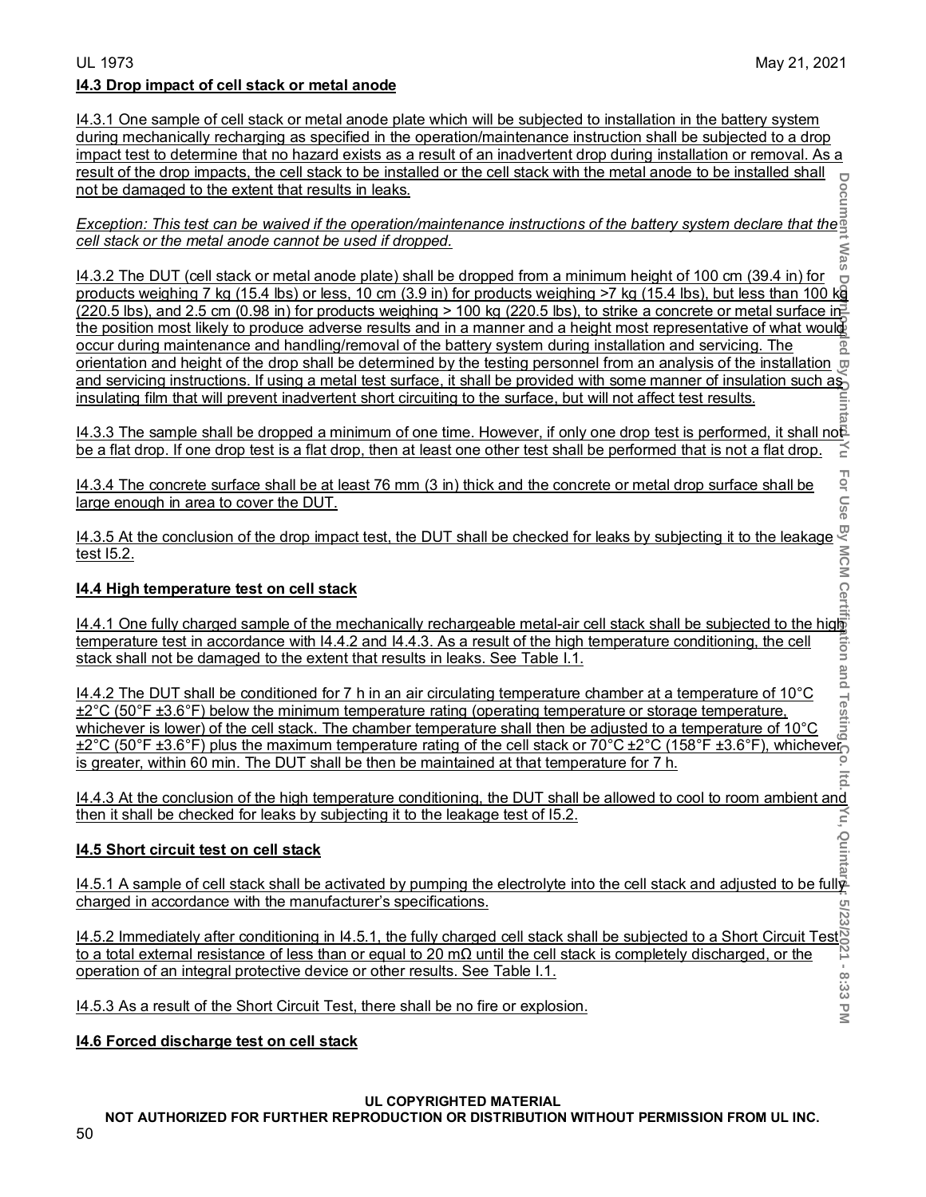### I4.3 Drop impact of cell stack or metal anode

I4.3.1 One sample of cell stack or metal anode plate which will be subjected to installation in the battery system during mechanically recharging as specified in the operation/maintenance instruction shall be subjected to a drop impact test to determine that no hazard exists as a result of an inadvertent drop during installation or removal. As a result of the drop impacts, the cell stack to be installed or the cell stack with the metal anode to be installed shall not be damaged to the extent that results in leaks.

*Exception: This test can be waived if the operation/maintenance instructions of the battery system declare that the cell stack or the metal anode cannot be used if dropped.*

I4.3.2 The DUT (cell stack or metal anode plate) shall be dropped from a minimum height of 100 cm (39.4 in) for products weighing 7 kg (15.4 lbs) or less, 10 cm (3.9 in) for products weighing >7 kg (15.4 lbs), but less than 100 kg (220.5 lbs), and 2.5 cm (0.98 in) for products weighing > 100 kg (220.5 lbs), to strike a concrete or metal surface in the position most likely to produce adverse results and in a manner and a height most representative of what would occur during maintenance and handling/removal of the battery system during installation and servicing. The orientation and height of the drop shall be determined by the testing personnel from an analysis of the installation and servicing instructions. If using a metal test surface, it shall be provided with some manner of insulation such as insulating film that will prevent inadvertent short circuiting to the surface, but will not affect test results.

I4.3.3 The sample shall be dropped a minimum of one time. However, if only one drop test is performed, it shall not be a flat drop. If one drop test is a flat drop, then at least one other test shall be performed that is not a flat drop.

I4.3.4 The concrete surface shall be at least 76 mm (3 in) thick and the concrete or metal drop surface shall be large enough in area to cover the DUT.

I4.3.5 At the conclusion of the drop impact test, the DUT shall be checked for leaks by subjecting it to the leakage test I5.2.

### I4.4 High temperature test on cell stack

I4.4.1 One fully charged sample of the mechanically rechargeable metal-air cell stack shall be subjected to the high temperature test in accordance with I4.4.2 and I4.4.3. As a result of the high temperature conditioning, the cell stack shall not be damaged to the extent that results in leaks. See Table I.1.

I4.4.2 The DUT shall be conditioned for 7 h in an air circulating temperature chamber at a temperature of 10°C ±2°C (50°F ±3.6°F) below the minimum temperature rating (operating temperature or storage temperature, whichever is lower) of the cell stack. The chamber temperature shall then be adjusted to a temperature of 10°C ±2°C (50°F ±3.6°F) plus the maximum temperature rating of the cell stack or 70°C ±2°C (158°F ±3.6°F), whichever is greater, within 60 min. The DUT shall be then be maintained at that temperature for 7 h.

I4.4.3 At the conclusion of the high temperature conditioning, the DUT shall be allowed to cool to room ambient and then it shall be checked for leaks by subjecting it to the leakage test of I5.2.

### I4.5 Short circuit test on cell stack

I4.5.1 A sample of cell stack shall be activated by pumping the electrolyte into the cell stack and adjusted to be fully charged in accordance with the manufacturer's specifications.

I4.5.2 Immediately after conditioning in I4.5.1, the fully charged cell stack shall be subjected to a Short Circuit Test to a total external resistance of less than or equal to 20 mΩ until the cell stack is completely discharged, or the operation of an integral protective device or other results. See Table I.1.

I4.5.3 As a result of the Short Circuit Test, there shall be no fire or explosion.

### I4.6 Forced discharge test on cell stack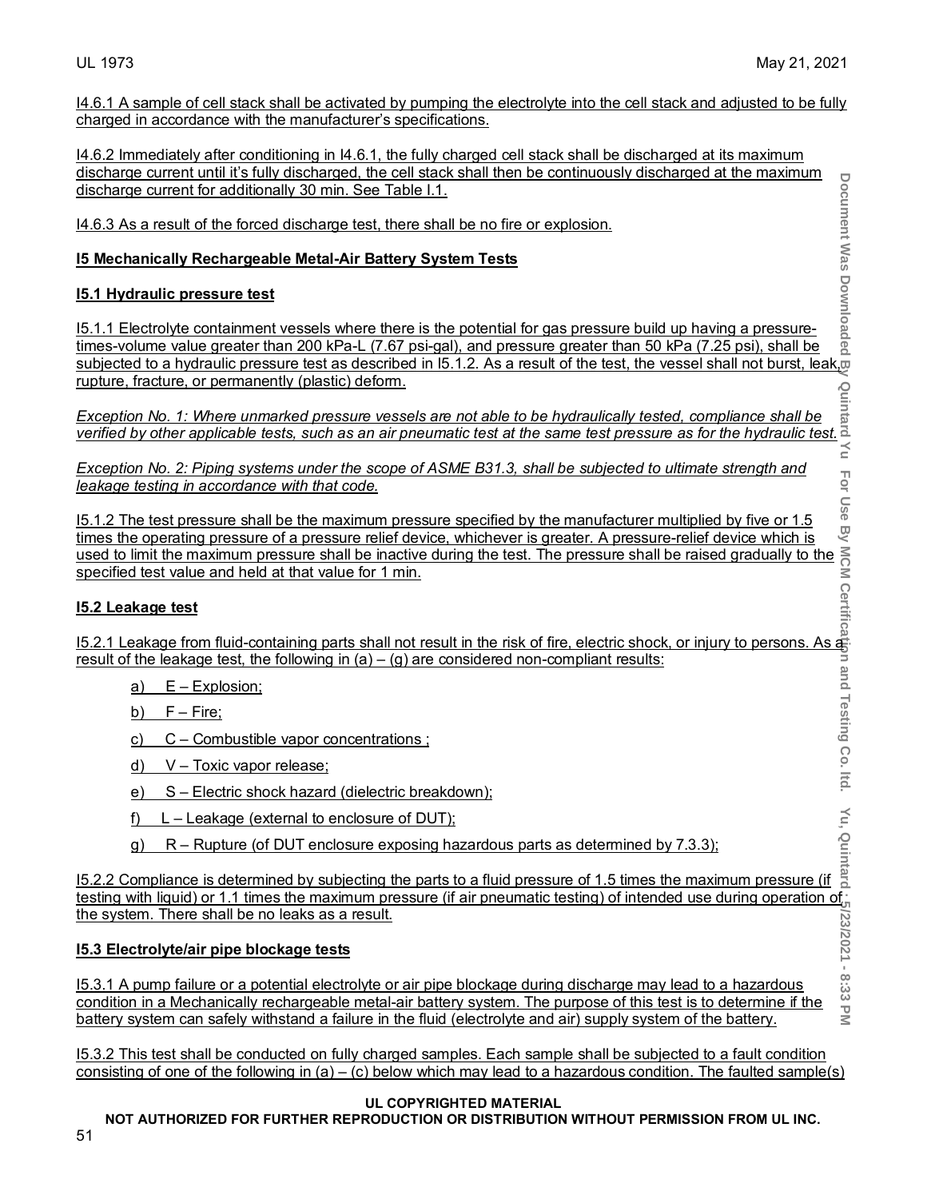I4.6.1 A sample of cell stack shall be activated by pumping the electrolyte into the cell stack and adjusted to be fully charged in accordance with the manufacturer's specifications.

I4.6.2 Immediately after conditioning in I4.6.1, the fully charged cell stack shall be discharged at its maximum discharge current until it's fully discharged, the cell stack shall then be continuously discharged at the maximum discharge current for additionally 30 min. See Table I.1.

I4.6.3 As a result of the forced discharge test, there shall be no fire or explosion.

## I5 Mechanically Rechargeable Metal-Air Battery System Tests

### I5.1 Hydraulic pressure test

I5.1.1 Electrolyte containment vessels where there is the potential for gas pressure build up having a pressure-times-volume value greater than 200 kPa-L (7.67 psi-gal), and pressure greater than 50 kPa (7.25 psi), shall be subjected to a hydraulic pressure test as described in I5.1.2. As a result of the test, the vessel shall not burst, leak, rupture, fracture, or permanently (plastic) deform.

*Exception No. 1: Where unmarked pressure vessels are not able to be hydraulically tested, compliance shall be verified by other applicable tests, such as an air pneumatic test at the same test pressure as for the hydraulic test.*

*Exception No. 2: Piping systems under the scope of ASME B31.3, shall be subjected to ultimate strength and leakage testing in accordance with that code.*

I5.1.2 The test pressure shall be the maximum pressure specified by the manufacturer multiplied by five or 1.5 times the operating pressure of a pressure relief device, whichever is greater. A pressure-relief device which is used to limit the maximum pressure shall be inactive during the test. The pressure shall be raised gradually to the specified test value and held at that value for 1 min.

### I5.2 Leakage test

I5.2.1 Leakage from fluid-containing parts shall not result in the risk of fire, electric shock, or injury to persons. As a result of the leakage test, the following in (a) – (g) are considered non-compliant results:

a) E – Explosion;

b) F – Fire;

c) C – Combustible vapor concentrations ;

d) V – Toxic vapor release;

e) S – Electric shock hazard (dielectric breakdown);

f) L – Leakage (external to enclosure of DUT);

g) R – Rupture (of DUT enclosure exposing hazardous parts as determined by 7.3.3);

I5.2.2 Compliance is determined by subjecting the parts to a fluid pressure of 1.5 times the maximum pressure (if testing with liquid) or 1.1 times the maximum pressure (if air pneumatic testing) of intended use during operation of the system. There shall be no leaks as a result.

### I5.3 Electrolyte/air pipe blockage tests

I5.3.1 A pump failure or a potential electrolyte or air pipe blockage during discharge may lead to a hazardous condition in a Mechanically rechargeable metal-air battery system. The purpose of this test is to determine if the battery system can safely withstand a failure in the fluid (electrolyte and air) supply system of the battery.

I5.3.2 This test shall be conducted on fully charged samples. Each sample shall be subjected to a fault condition consisting of one of the following in (a) – (c) below which may lead to a hazardous condition. The faulted sample(s)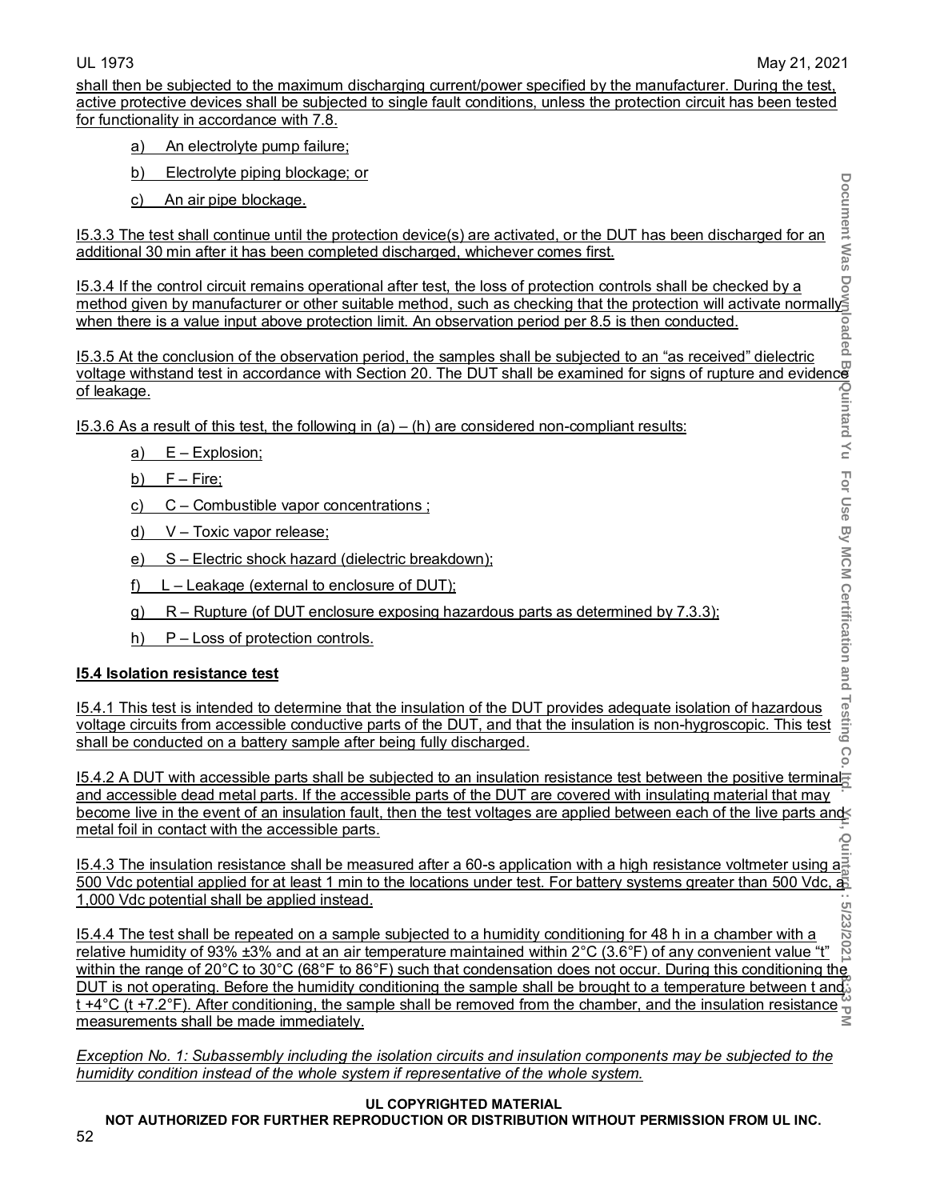shall then be subjected to the maximum discharging current/power specified by the manufacturer. During the test, active protective devices shall be subjected to single fault conditions, unless the protection circuit has been tested for functionality in accordance with 7.8.

a) An electrolyte pump failure;

b) Electrolyte piping blockage; or

c) An air pipe blockage.

I5.3.3 The test shall continue until the protection device(s) are activated, or the DUT has been discharged for an additional 30 min after it has been completed discharged, whichever comes first.

I5.3.4 If the control circuit remains operational after test, the loss of protection controls shall be checked by a method given by manufacturer or other suitable method, such as checking that the protection will activate normally when there is a value input above protection limit. An observation period per 8.5 is then conducted.

I5.3.5 At the conclusion of the observation period, the samples shall be subjected to an "as received" dielectric voltage withstand test in accordance with Section 20. The DUT shall be examined for signs of rupture and evidence of leakage.

I5.3.6 As a result of this test, the following in (a) – (h) are considered non-compliant results:

a) E – Explosion;

b) F – Fire;

c) C – Combustible vapor concentrations ;

d) V – Toxic vapor release;

e) S – Electric shock hazard (dielectric breakdown);

f) L – Leakage (external to enclosure of DUT);

g) R – Rupture (of DUT enclosure exposing hazardous parts as determined by 7.3.3);

h) P – Loss of protection controls.

**I5.4 Isolation resistance test**

I5.4.1 This test is intended to determine that the insulation of the DUT provides adequate isolation of hazardous voltage circuits from accessible conductive parts of the DUT, and that the insulation is non-hygroscopic. This test shall be conducted on a battery sample after being fully discharged.

I5.4.2 A DUT with accessible parts shall be subjected to an insulation resistance test between the positive terminal and accessible dead metal parts. If the accessible parts of the DUT are covered with insulating material that may become live in the event of an insulation fault, then the test voltages are applied between each of the live parts and metal foil in contact with the accessible parts.

I5.4.3 The insulation resistance shall be measured after a 60-s application with a high resistance voltmeter using a 500 Vdc potential applied for at least 1 min to the locations under test. For battery systems greater than 500 Vdc, a 1,000 Vdc potential shall be applied instead.

I5.4.4 The test shall be repeated on a sample subjected to a humidity conditioning for 48 h in a chamber with a relative humidity of 93% ±3% and at an air temperature maintained within 2°C (3.6°F) of any convenient value "t" within the range of 20°C to 30°C (68°F to 86°F) such that condensation does not occur. During this conditioning the DUT is not operating. Before the humidity conditioning the sample shall be brought to a temperature between t and t +4°C (t +7.2°F). After conditioning, the sample shall be removed from the chamber, and the insulation resistance measurements shall be made immediately.

*Exception No. 1: Subassembly including the isolation circuits and insulation components may be subjected to the humidity condition instead of the whole system if representative of the whole system.*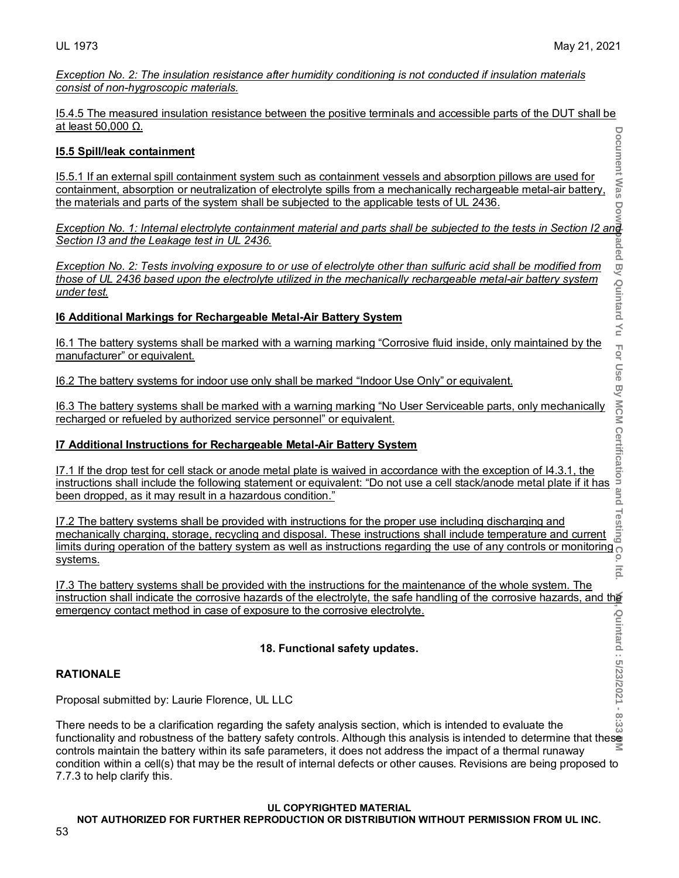*Exception No. 2: The insulation resistance after humidity conditioning is not conducted if insulation materials consist of non-hygroscopic materials.*

I5.4.5 The measured insulation resistance between the positive terminals and accessible parts of the DUT shall be at least 50,000 Ω.

**I5.5 Spill/leak containment**

I5.5.1 If an external spill containment system such as containment vessels and absorption pillows are used for containment, absorption or neutralization of electrolyte spills from a mechanically rechargeable metal-air battery, the materials and parts of the system shall be subjected to the applicable tests of UL 2436.

*Exception No. 1: Internal electrolyte containment material and parts shall be subjected to the tests in Section I2 and Section I3 and the Leakage test in UL 2436.*

*Exception No. 2: Tests involving exposure to or use of electrolyte other than sulfuric acid shall be modified from those of UL 2436 based upon the electrolyte utilized in the mechanically rechargeable metal-air battery system under test.*

**I6 Additional Markings for Rechargeable Metal-Air Battery System**

I6.1 The battery systems shall be marked with a warning marking “Corrosive fluid inside, only maintained by the manufacturer” or equivalent.

I6.2 The battery systems for indoor use only shall be marked “Indoor Use Only” or equivalent.

I6.3 The battery systems shall be marked with a warning marking “No User Serviceable parts, only mechanically recharged or refueled by authorized service personnel” or equivalent.

**I7 Additional Instructions for Rechargeable Metal-Air Battery System**

I7.1 If the drop test for cell stack or anode metal plate is waived in accordance with the exception of I4.3.1, the instructions shall include the following statement or equivalent: “Do not use a cell stack/anode metal plate if it has been dropped, as it may result in a hazardous condition.”

I7.2 The battery systems shall be provided with instructions for the proper use including discharging and mechanically charging, storage, recycling and disposal. These instructions shall include temperature and current limits during operation of the battery system as well as instructions regarding the use of any controls or monitoring systems.

I7.3 The battery systems shall be provided with the instructions for the maintenance of the whole system. The instruction shall indicate the corrosive hazards of the electrolyte, the safe handling of the corrosive hazards, and the emergency contact method in case of exposure to the corrosive electrolyte.

**18. Functional safety updates.**

**RATIONALE**

Proposal submitted by: Laurie Florence, UL LLC

There needs to be a clarification regarding the safety analysis section, which is intended to evaluate the functionality and robustness of the battery safety controls. Although this analysis is intended to determine that these controls maintain the battery within its safe parameters, it does not address the impact of a thermal runaway condition within a cell(s) that may be the result of internal defects or other causes. Revisions are being proposed to 7.7.3 to help clarify this.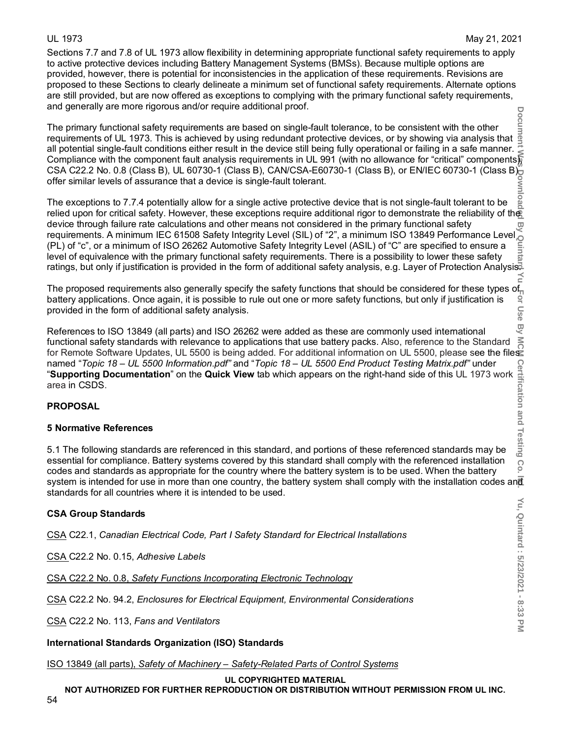Sections 7.7 and 7.8 of UL 1973 allow flexibility in determining appropriate functional safety requirements to apply to active protective devices including Battery Management Systems (BMSs). Because multiple options are provided, however, there is potential for inconsistencies in the application of these requirements. Revisions are proposed to these Sections to clearly delineate a minimum set of functional safety requirements. Alternate options are still provided, but are now offered as exceptions to complying with the primary functional safety requirements, and generally are more rigorous and/or require additional proof.

The primary functional safety requirements are based on single-fault tolerance, to be consistent with the other requirements of UL 1973. This is achieved by using redundant protective devices, or by showing via analysis that all potential single-fault conditions either result in the device still being fully operational or failing in a safe manner. Compliance with the component fault analysis requirements in UL 991 (with no allowance for "critical" components), CSA C22.2 No. 0.8 (Class B), UL 60730-1 (Class B), CAN/CSA-E60730-1 (Class B), or EN/IEC 60730-1 (Class B) offer similar levels of assurance that a device is single-fault tolerant.

The exceptions to 7.7.4 potentially allow for a single active protective device that is not single-fault tolerant to be relied upon for critical safety. However, these exceptions require additional rigor to demonstrate the reliability of the device through failure rate calculations and other means not considered in the primary functional safety requirements. A minimum IEC 61508 Safety Integrity Level (SIL) of "2", a minimum ISO 13849 Performance Level (PL) of "c", or a minimum of ISO 26262 Automotive Safety Integrity Level (ASIL) of "C" are specified to ensure a level of equivalence with the primary functional safety requirements. There is a possibility to lower these safety ratings, but only if justification is provided in the form of additional safety analysis, e.g. Layer of Protection Analysis.

The proposed requirements also generally specify the safety functions that should be considered for these types of battery applications. Once again, it is possible to rule out one or more safety functions, but only if justification is provided in the form of additional safety analysis.

References to ISO 13849 (all parts) and ISO 26262 were added as these are commonly used international functional safety standards with relevance to applications that use battery packs. Also, reference to the Standard for Remote Software Updates, UL 5500 is being added. For additional information on UL 5500, please see the files named "*Topic 18 – UL 5500 Information.pdf"* and "*Topic 18 – UL 5500 End Product Testing Matrix.pdf"* under "**Supporting Documentation**" on the **Quick View** tab which appears on the right-hand side of this UL 1973 work area in CSDS.

**PROPOSAL**

**5 Normative References**

5.1 The following standards are referenced in this standard, and portions of these referenced standards may be essential for compliance. Battery systems covered by this standard shall comply with the referenced installation codes and standards as appropriate for the country where the battery system is to be used. When the battery system is intended for use in more than one country, the battery system shall comply with the installation codes and standards for all countries where it is intended to be used.

**CSA Group Standards**

CSA C22.1, *Canadian Electrical Code, Part I Safety Standard for Electrical Installations*

CSA C22.2 No. 0.15, *Adhesive Labels*

CSA C22.2 No. 0.8, *Safety Functions Incorporating Electronic Technology*

CSA C22.2 No. 94.2, *Enclosures for Electrical Equipment, Environmental Considerations*

CSA C22.2 No. 113, *Fans and Ventilators*

**International Standards Organization (ISO) Standards**

ISO 13849 (all parts), *Safety of Machinery – Safety-Related Parts of Control Systems*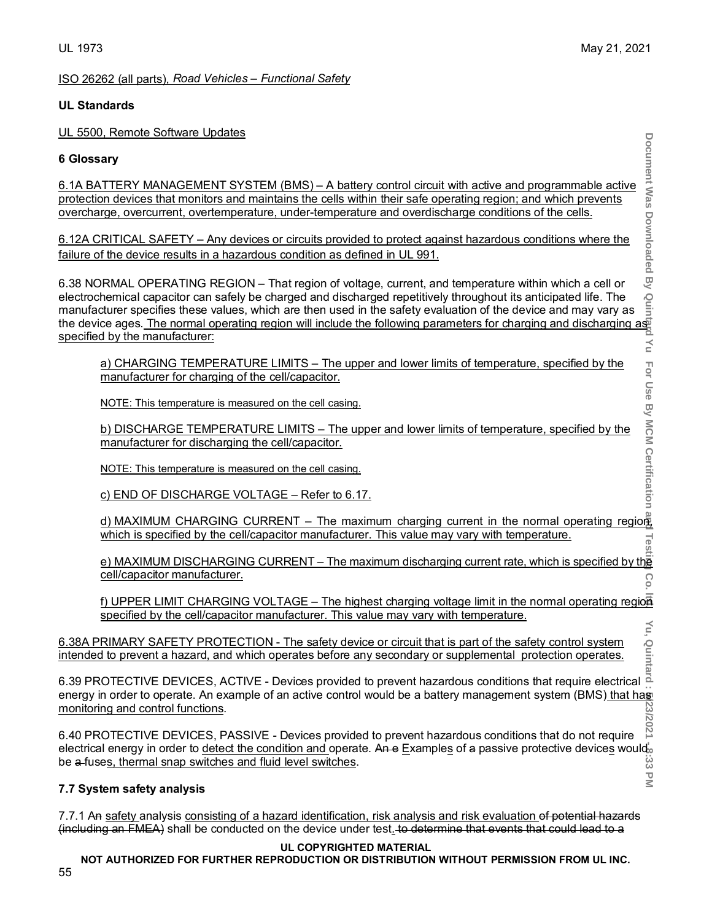ISO 26262 (all parts), *Road Vehicles – Functional Safety*

**UL Standards**

UL 5500, Remote Software Updates

## 6 Glossary

6.1A BATTERY MANAGEMENT SYSTEM (BMS) – A battery control circuit with active and programmable active protection devices that monitors and maintains the cells within their safe operating region; and which prevents overcharge, overcurrent, overtemperature, under-temperature and overdischarge conditions of the cells.

6.12A CRITICAL SAFETY – Any devices or circuits provided to protect against hazardous conditions where the failure of the device results in a hazardous condition as defined in UL 991.

6.38 NORMAL OPERATING REGION – That region of voltage, current, and temperature within which a cell or electrochemical capacitor can safely be charged and discharged repetitively throughout its anticipated life. The manufacturer specifies these values, which are then used in the safety evaluation of the device and may vary as the device ages. The normal operating region will include the following parameters for charging and discharging as specified by the manufacturer:

a) CHARGING TEMPERATURE LIMITS – The upper and lower limits of temperature, specified by the manufacturer for charging of the cell/capacitor.

NOTE: This temperature is measured on the cell casing.

b) DISCHARGE TEMPERATURE LIMITS – The upper and lower limits of temperature, specified by the manufacturer for discharging the cell/capacitor.

NOTE: This temperature is measured on the cell casing.

c) END OF DISCHARGE VOLTAGE – Refer to 6.17.

d) MAXIMUM CHARGING CURRENT – The maximum charging current in the normal operating region, which is specified by the cell/capacitor manufacturer. This value may vary with temperature.

e) MAXIMUM DISCHARGING CURRENT – The maximum discharging current rate, which is specified by the cell/capacitor manufacturer.

f) UPPER LIMIT CHARGING VOLTAGE – The highest charging voltage limit in the normal operating region specified by the cell/capacitor manufacturer. This value may vary with temperature.

6.38A PRIMARY SAFETY PROTECTION - The safety device or circuit that is part of the safety control system intended to prevent a hazard, and which operates before any secondary or supplemental protection operates.

6.39 PROTECTIVE DEVICES, ACTIVE - Devices provided to prevent hazardous conditions that require electrical energy in order to operate. An example of an active control would be a battery management system (BMS) that has monitoring and control functions.

6.40 PROTECTIVE DEVICES, PASSIVE - Devices provided to prevent hazardous conditions that do not require electrical energy in order to detect the condition and operate. ~~An e~~ Examples of ~~a~~ passive protective devices would be ~~a~~ fuses, thermal snap switches and fluid level switches.

### 7.7 System safety analysis

7.7.1 A~~n~~ safety analysis consisting of a hazard identification, risk analysis and risk evaluation ~~of potential hazards (including an FMEA)~~ shall be conducted on the device under test. ~~to determine that events that could lead to a~~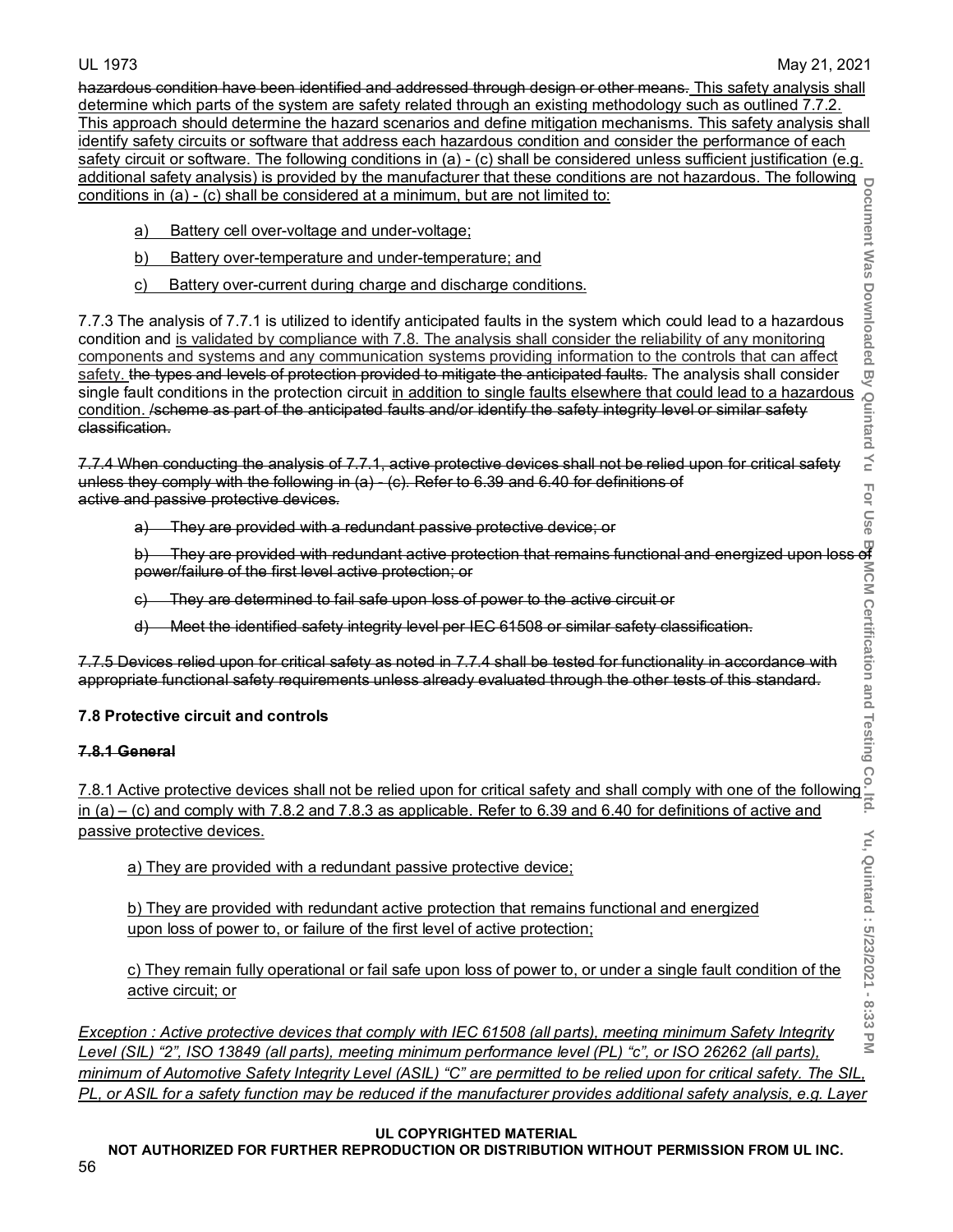hazardous condition have been identified and addressed through design or other means. This safety analysis shall determine which parts of the system are safety related through an existing methodology such as outlined 7.7.2. This approach should determine the hazard scenarios and define mitigation mechanisms. This safety analysis shall identify safety circuits or software that address each hazardous condition and consider the performance of each safety circuit or software. The following conditions in (a) - (c) shall be considered unless sufficient justification (e.g. additional safety analysis) is provided by the manufacturer that these conditions are not hazardous. The following conditions in (a) - (c) shall be considered at a minimum, but are not limited to:

a) Battery cell over-voltage and under-voltage;

b) Battery over-temperature and under-temperature; and

c) Battery over-current during charge and discharge conditions.

7.7.3 The analysis of 7.7.1 is utilized to identify anticipated faults in the system which could lead to a hazardous condition and is validated by compliance with 7.8. The analysis shall consider the reliability of any monitoring components and systems and any communication systems providing information to the controls that can affect safety. the types and levels of protection provided to mitigate the anticipated faults. The analysis shall consider single fault conditions in the protection circuit in addition to single faults elsewhere that could lead to a hazardous condition. /scheme as part of the anticipated faults and/or identify the safety integrity level or similar safety classification.

7.7.4 When conducting the analysis of 7.7.1, active protective devices shall not be relied upon for critical safety unless they comply with the following in (a) - (c). Refer to 6.39 and 6.40 for definitions of active and passive protective devices.

a) They are provided with a redundant passive protective device; or

b) They are provided with redundant active protection that remains functional and energized upon loss of power/failure of the first level active protection; or

c) They are determined to fail safe upon loss of power to the active circuit or

d) Meet the identified safety integrity level per IEC 61508 or similar safety classification.

7.7.5 Devices relied upon for critical safety as noted in 7.7.4 shall be tested for functionality in accordance with appropriate functional safety requirements unless already evaluated through the other tests of this standard.

### 7.8 Protective circuit and controls

**7.8.1 General**

7.8.1 Active protective devices shall not be relied upon for critical safety and shall comply with one of the following in (a) – (c) and comply with 7.8.2 and 7.8.3 as applicable. Refer to 6.39 and 6.40 for definitions of active and passive protective devices.

a) They are provided with a redundant passive protective device;

b) They are provided with redundant active protection that remains functional and energized upon loss of power to, or failure of the first level of active protection;

c) They remain fully operational or fail safe upon loss of power to, or under a single fault condition of the active circuit; or

*Exception : Active protective devices that comply with IEC 61508 (all parts), meeting minimum Safety Integrity Level (SIL) "2", ISO 13849 (all parts), meeting minimum performance level (PL) "c", or ISO 26262 (all parts), minimum of Automotive Safety Integrity Level (ASIL) "C" are permitted to be relied upon for critical safety. The SIL, PL, or ASIL for a safety function may be reduced if the manufacturer provides additional safety analysis, e.g. Layer*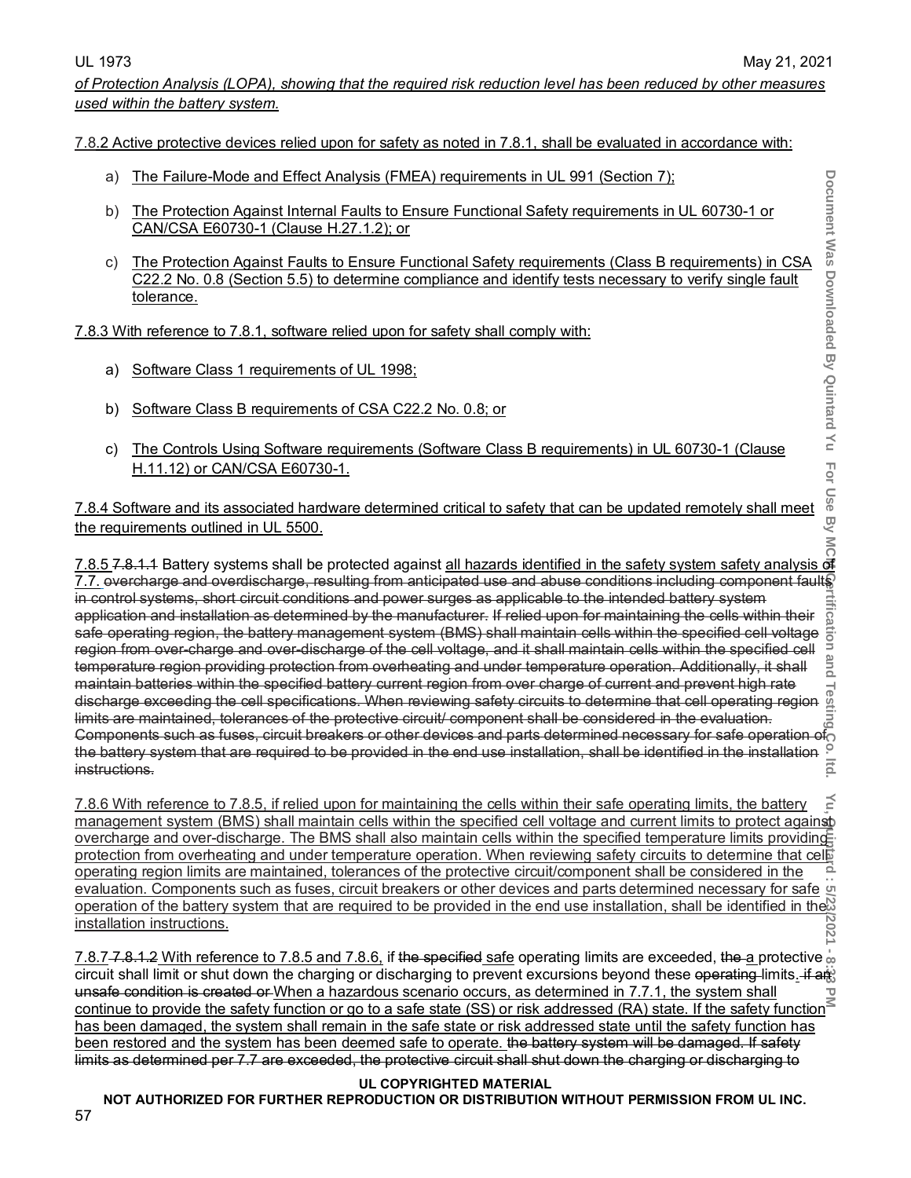of Protection Analysis (LOPA), showing that the required risk reduction level has been reduced by other measures used within the battery system.

7.8.2 Active protective devices relied upon for safety as noted in 7.8.1, shall be evaluated in accordance with:

a) The Failure-Mode and Effect Analysis (FMEA) requirements in UL 991 (Section 7);

b) The Protection Against Internal Faults to Ensure Functional Safety requirements in UL 60730-1 or CAN/CSA E60730-1 (Clause H.27.1.2); or

c) The Protection Against Faults to Ensure Functional Safety requirements (Class B requirements) in CSA C22.2 No. 0.8 (Section 5.5) to determine compliance and identify tests necessary to verify single fault tolerance.

7.8.3 With reference to 7.8.1, software relied upon for safety shall comply with:

a) Software Class 1 requirements of UL 1998;

b) Software Class B requirements of CSA C22.2 No. 0.8; or

c) The Controls Using Software requirements (Software Class B requirements) in UL 60730-1 (Clause H.11.12) or CAN/CSA E60730-1.

7.8.4 Software and its associated hardware determined critical to safety that can be updated remotely shall meet the requirements outlined in UL 5500.

7.8.5 ~~7.8.1.1~~ Battery systems shall be protected against all hazards identified in the safety system safety analysis of 7.7. ~~overcharge and overdischarge, resulting from anticipated use and abuse conditions including component faults in control systems, short circuit conditions and power surges as applicable to the intended battery system application and installation as determined by the manufacturer. If relied upon for maintaining the cells within their safe operating region, the battery management system (BMS) shall maintain cells within the specified cell voltage region from over-charge and over-discharge of the cell voltage, and it shall maintain cells within the specified cell temperature region providing protection from overheating and under temperature operation. Additionally, it shall maintain batteries within the specified battery current region from over charge of current and prevent high rate discharge exceeding the cell specifications. When reviewing safety circuits to determine that cell operating region limits are maintained, tolerances of the protective circuit/ component shall be considered in the evaluation. Components such as fuses, circuit breakers or other devices and parts determined necessary for safe operation of the battery system that are required to be provided in the end use installation, shall be identified in the installation instructions.~~

7.8.6 With reference to 7.8.5, if relied upon for maintaining the cells within their safe operating limits, the battery management system (BMS) shall maintain cells within the specified cell voltage and current limits to protect against overcharge and over-discharge. The BMS shall also maintain cells within the specified temperature limits providing protection from overheating and under temperature operation. When reviewing safety circuits to determine that cell operating region limits are maintained, tolerances of the protective circuit/component shall be considered in the evaluation. Components such as fuses, circuit breakers or other devices and parts determined necessary for safe operation of the battery system that are required to be provided in the end use installation, shall be identified in the installation instructions.

7.8.7 ~~7.8.1.2~~ With reference to 7.8.5 and 7.8.6, if ~~the specified~~ safe operating limits are exceeded, ~~the~~ a protective circuit shall limit or shut down the charging or discharging to prevent excursions beyond these ~~operating~~ limits. ~~if an unsafe condition is created or~~ When a hazardous scenario occurs, as determined in 7.7.1, the system shall continue to provide the safety function or go to a safe state (SS) or risk addressed (RA) state. If the safety function has been damaged, the system shall remain in the safe state or risk addressed state until the safety function has been restored and the system has been deemed safe to operate. ~~the battery system will be damaged. If safety limits as determined per 7.7 are exceeded, the protective circuit shall shut down the charging or discharging to~~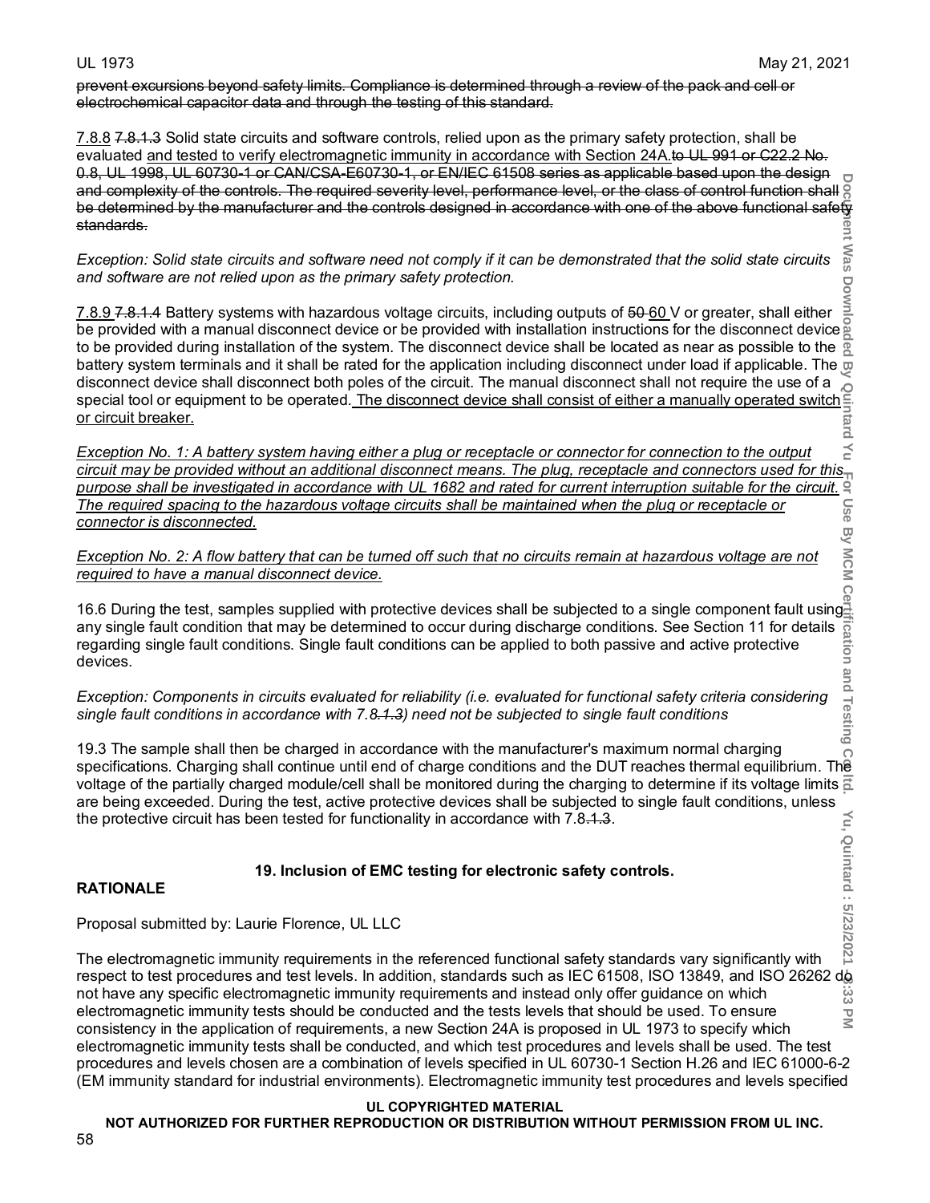~~prevent excursions beyond safety limits. Compliance is determined through a review of the pack and cell or electrochemical capacitor data and through the testing of this standard.~~

<u>7.8.8</u> ~~7.8.1.3~~ Solid state circuits and software controls, relied upon as the primary safety protection, shall be evaluated <u>and tested to verify electromagnetic immunity in accordance with Section 24A.</u>~~to UL 991 or C22.2 No. 0.8, UL 1998, UL 60730-1 or CAN/CSA-E60730-1, or EN/IEC 61508 series as applicable based upon the design and complexity of the controls. The required severity level, performance level, or the class of control function shall be determined by the manufacturer and the controls designed in accordance with one of the above functional safety standards.~~

*Exception: Solid state circuits and software need not comply if it can be demonstrated that the solid state circuits and software are not relied upon as the primary safety protection.*

<u>7.8.9</u> ~~7.8.1.4~~ Battery systems with hazardous voltage circuits, including outputs of ~~50~~ <u>60</u> V or greater, shall either be provided with a manual disconnect device or be provided with installation instructions for the disconnect device to be provided during installation of the system. The disconnect device shall be located as near as possible to the battery system terminals and it shall be rated for the application including disconnect under load if applicable. The disconnect device shall disconnect both poles of the circuit. The manual disconnect shall not require the use of a special tool or equipment to be operated.<u> The disconnect device shall consist of either a manually operated switch or circuit breaker.</u>

<u>*Exception No. 1: A battery system having either a plug or receptacle or connector for connection to the output circuit may be provided without an additional disconnect means. The plug, receptacle and connectors used for this purpose shall be investigated in accordance with UL 1682 and rated for current interruption suitable for the circuit. The required spacing to the hazardous voltage circuits shall be maintained when the plug or receptacle or connector is disconnected.*</u>

<u>*Exception No. 2: A flow battery that can be turned off such that no circuits remain at hazardous voltage are not required to have a manual disconnect device.*</u>

16.6 During the test, samples supplied with protective devices shall be subjected to a single component fault using any single fault condition that may be determined to occur during discharge conditions. See Section 11 for details regarding single fault conditions. Single fault conditions can be applied to both passive and active protective devices.

*Exception: Components in circuits evaluated for reliability (i.e. evaluated for functional safety criteria considering single fault conditions in accordance with 7.8~~.1.3~~) need not be subjected to single fault conditions*

19.3 The sample shall then be charged in accordance with the manufacturer's maximum normal charging specifications. Charging shall continue until end of charge conditions and the DUT reaches thermal equilibrium. The voltage of the partially charged module/cell shall be monitored during the charging to determine if its voltage limits are being exceeded. During the test, active protective devices shall be subjected to single fault conditions, unless the protective circuit has been tested for functionality in accordance with 7.8~~.1.3~~.

## 19. Inclusion of EMC testing for electronic safety controls.

**RATIONALE**

Proposal submitted by: Laurie Florence, UL LLC

The electromagnetic immunity requirements in the referenced functional safety standards vary significantly with respect to test procedures and test levels. In addition, standards such as IEC 61508, ISO 13849, and ISO 26262 do not have any specific electromagnetic immunity requirements and instead only offer guidance on which electromagnetic immunity tests should be conducted and the tests levels that should be used. To ensure consistency in the application of requirements, a new Section 24A is proposed in UL 1973 to specify which electromagnetic immunity tests shall be conducted, and which test procedures and levels shall be used. The test procedures and levels chosen are a combination of levels specified in UL 60730-1 Section H.26 and IEC 61000-6-2 (EM immunity standard for industrial environments). Electromagnetic immunity test procedures and levels specified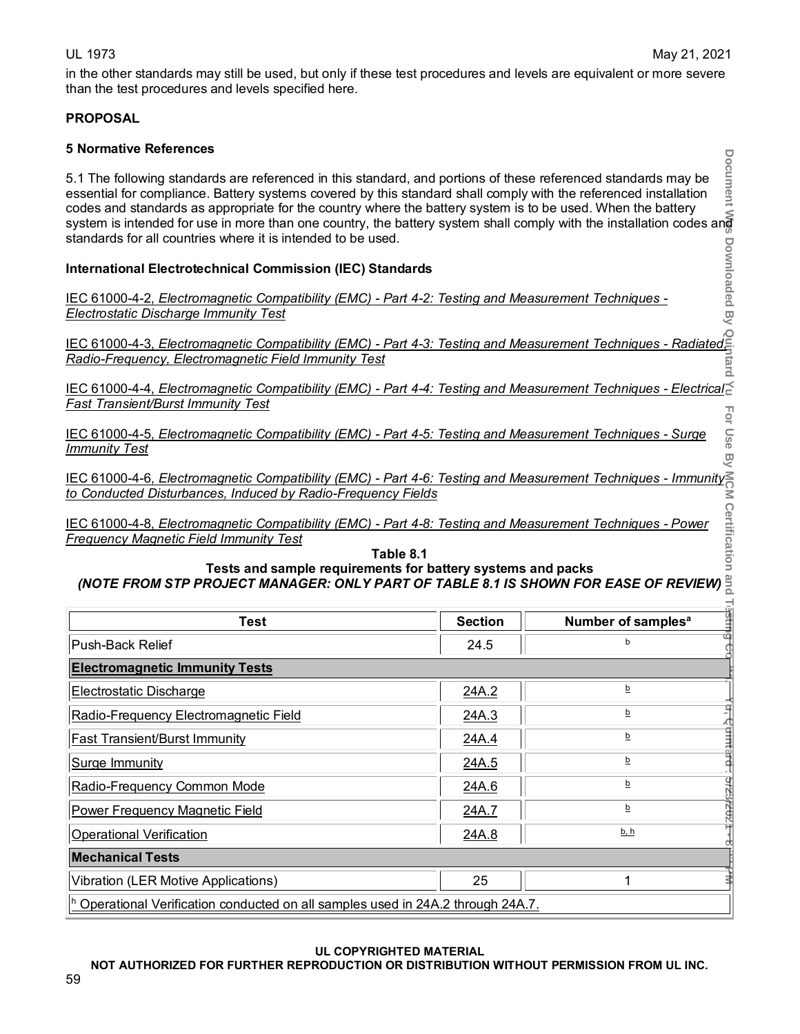in the other standards may still be used, but only if these test procedures and levels are equivalent or more severe than the test procedures and levels specified here.

**PROPOSAL**

**5 Normative References**

5.1 The following standards are referenced in this standard, and portions of these referenced standards may be essential for compliance. Battery systems covered by this standard shall comply with the referenced installation codes and standards as appropriate for the country where the battery system is to be used. When the battery system is intended for use in more than one country, the battery system shall comply with the installation codes and standards for all countries where it is intended to be used.

**International Electrotechnical Commission (IEC) Standards**

IEC 61000-4-2, *Electromagnetic Compatibility (EMC) - Part 4-2: Testing and Measurement Techniques - Electrostatic Discharge Immunity Test*

IEC 61000-4-3, *Electromagnetic Compatibility (EMC) - Part 4-3: Testing and Measurement Techniques - Radiated, Radio-Frequency, Electromagnetic Field Immunity Test*

IEC 61000-4-4, *Electromagnetic Compatibility (EMC) - Part 4-4: Testing and Measurement Techniques - Electrical Fast Transient/Burst Immunity Test*

IEC 61000-4-5, *Electromagnetic Compatibility (EMC) - Part 4-5: Testing and Measurement Techniques - Surge Immunity Test*

IEC 61000-4-6, *Electromagnetic Compatibility (EMC) - Part 4-6: Testing and Measurement Techniques - Immunity to Conducted Disturbances, Induced by Radio-Frequency Fields*

IEC 61000-4-8, *Electromagnetic Compatibility (EMC) - Part 4-8: Testing and Measurement Techniques - Power Frequency Magnetic Field Immunity Test*

**Table 8.1**
**Tests and sample requirements for battery systems and packs**
***(NOTE FROM STP PROJECT MANAGER: ONLY PART OF TABLE 8.1 IS SHOWN FOR EASE OF REVIEW)***

| Test | Section | Number of samples[a] |
|---|---|---|
| Push-Back Relief | 24.5 | b |
| **Electromagnetic Immunity Tests** | | |
| Electrostatic Discharge | 24A.2 | b |
| Radio-Frequency Electromagnetic Field | 24A.3 | b |
| Fast Transient/Burst Immunity | 24A.4 | b |
| Surge Immunity | 24A.5 | b |
| Radio-Frequency Common Mode | 24A.6 | b |
| Power Frequency Magnetic Field | 24A.7 | b |
| Operational Verification | 24A.8 | b, h |
| **Mechanical Tests** | | |
| Vibration (LER Motive Applications) | 25 | 1 |
| [h] Operational Verification conducted on all samples used in 24A.2 through 24A.7. | | |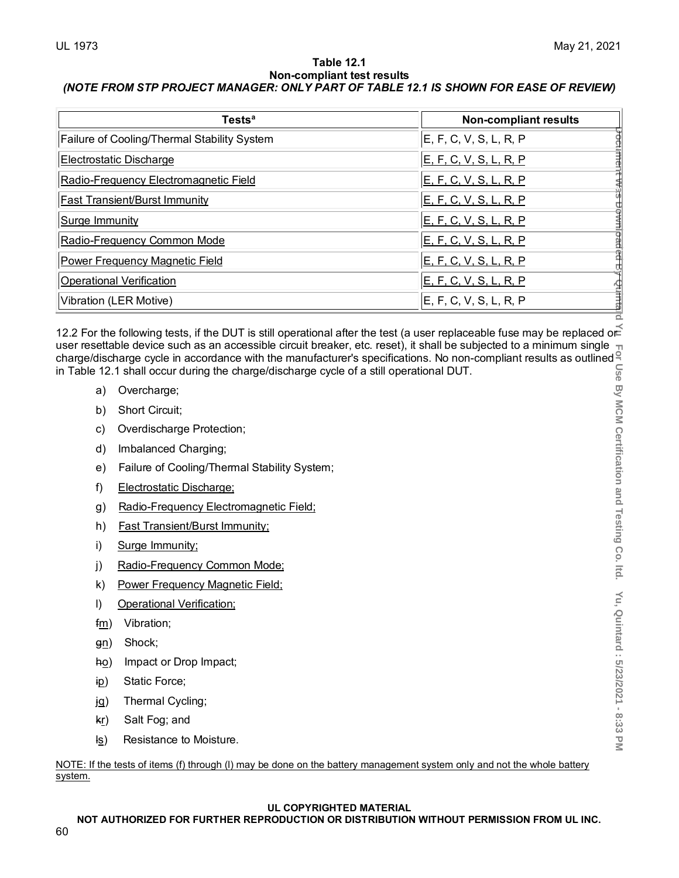**Table 12.1**
**Non-compliant test results**
***(NOTE FROM STP PROJECT MANAGER: ONLY PART OF TABLE 12.1 IS SHOWN FOR EASE OF REVIEW)***

| Tests[a] | Non-compliant results |
|---|---|
| Failure of Cooling/Thermal Stability System | E, F, C, V, S, L, R, P |
| Electrostatic Discharge | E, F, C, V, S, L, R, P |
| Radio-Frequency Electromagnetic Field | E, F, C, V, S, L, R, P |
| Fast Transient/Burst Immunity | E, F, C, V, S, L, R, P |
| Surge Immunity | E, F, C, V, S, L, R, P |
| Radio-Frequency Common Mode | E, F, C, V, S, L, R, P |
| Power Frequency Magnetic Field | E, F, C, V, S, L, R, P |
| Operational Verification | E, F, C, V, S, L, R, P |
| Vibration (LER Motive) | E, F, C, V, S, L, R, P |

12.2 For the following tests, if the DUT is still operational after the test (a user replaceable fuse may be replaced or user resettable device such as an accessible circuit breaker, etc. reset), it shall be subjected to a minimum single charge/discharge cycle in accordance with the manufacturer's specifications. No non-compliant results as outlined in Table 12.1 shall occur during the charge/discharge cycle of a still operational DUT.

a) Overcharge;

b) Short Circuit;

c) Overdischarge Protection;

d) Imbalanced Charging;

e) Failure of Cooling/Thermal Stability System;

f) Electrostatic Discharge;

g) Radio-Frequency Electromagnetic Field;

h) Fast Transient/Burst Immunity;

i) Surge Immunity;

j) Radio-Frequency Common Mode;

k) Power Frequency Magnetic Field;

l) Operational Verification;

~~f~~m) Vibration;

~~g~~n) Shock;

~~h~~o) Impact or Drop Impact;

~~i~~p) Static Force;

~~j~~q) Thermal Cycling;

~~k~~r) Salt Fog; and

~~l~~s) Resistance to Moisture.

NOTE: If the tests of items (f) through (l) may be done on the battery management system only and not the whole battery system.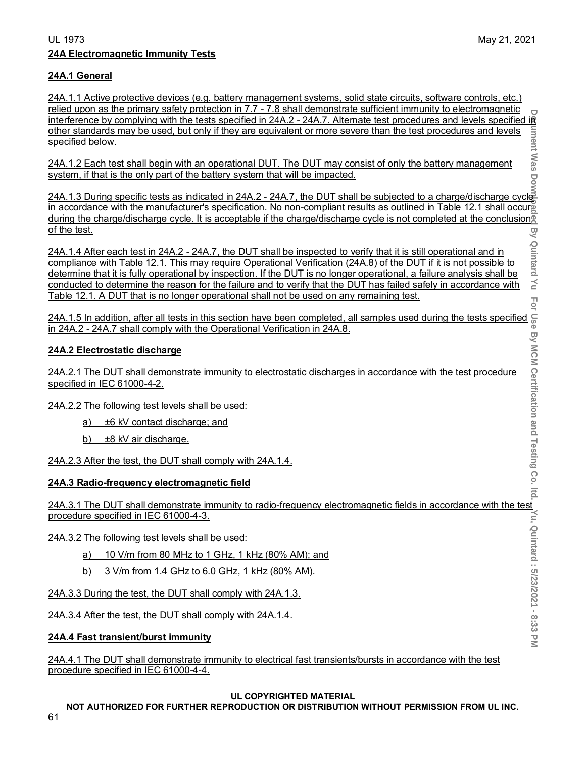## 24A Electromagnetic Immunity Tests

### 24A.1 General

24A.1.1 Active protective devices (e.g. battery management systems, solid state circuits, software controls, etc.) relied upon as the primary safety protection in 7.7 - 7.8 shall demonstrate sufficient immunity to electromagnetic interference by complying with the tests specified in 24A.2 - 24A.7. Alternate test procedures and levels specified in other standards may be used, but only if they are equivalent or more severe than the test procedures and levels specified below.

24A.1.2 Each test shall begin with an operational DUT. The DUT may consist of only the battery management system, if that is the only part of the battery system that will be impacted.

24A.1.3 During specific tests as indicated in 24A.2 - 24A.7, the DUT shall be subjected to a charge/discharge cycle in accordance with the manufacturer's specification. No non-compliant results as outlined in Table 12.1 shall occur during the charge/discharge cycle. It is acceptable if the charge/discharge cycle is not completed at the conclusion of the test.

24A.1.4 After each test in 24A.2 - 24A.7, the DUT shall be inspected to verify that it is still operational and in compliance with Table 12.1. This may require Operational Verification (24A.8) of the DUT if it is not possible to determine that it is fully operational by inspection. If the DUT is no longer operational, a failure analysis shall be conducted to determine the reason for the failure and to verify that the DUT has failed safely in accordance with Table 12.1. A DUT that is no longer operational shall not be used on any remaining test.

24A.1.5 In addition, after all tests in this section have been completed, all samples used during the tests specified in 24A.2 - 24A.7 shall comply with the Operational Verification in 24A.8.

### 24A.2 Electrostatic discharge

24A.2.1 The DUT shall demonstrate immunity to electrostatic discharges in accordance with the test procedure specified in IEC 61000-4-2.

24A.2.2 The following test levels shall be used:

a) ±6 kV contact discharge; and

b) ±8 kV air discharge.

24A.2.3 After the test, the DUT shall comply with 24A.1.4.

### 24A.3 Radio-frequency electromagnetic field

24A.3.1 The DUT shall demonstrate immunity to radio-frequency electromagnetic fields in accordance with the test procedure specified in IEC 61000-4-3.

24A.3.2 The following test levels shall be used:

a) 10 V/m from 80 MHz to 1 GHz, 1 kHz (80% AM); and

b) 3 V/m from 1.4 GHz to 6.0 GHz, 1 kHz (80% AM).

24A.3.3 During the test, the DUT shall comply with 24A.1.3.

24A.3.4 After the test, the DUT shall comply with 24A.1.4.

### 24A.4 Fast transient/burst immunity

24A.4.1 The DUT shall demonstrate immunity to electrical fast transients/bursts in accordance with the test procedure specified in IEC 61000-4-4.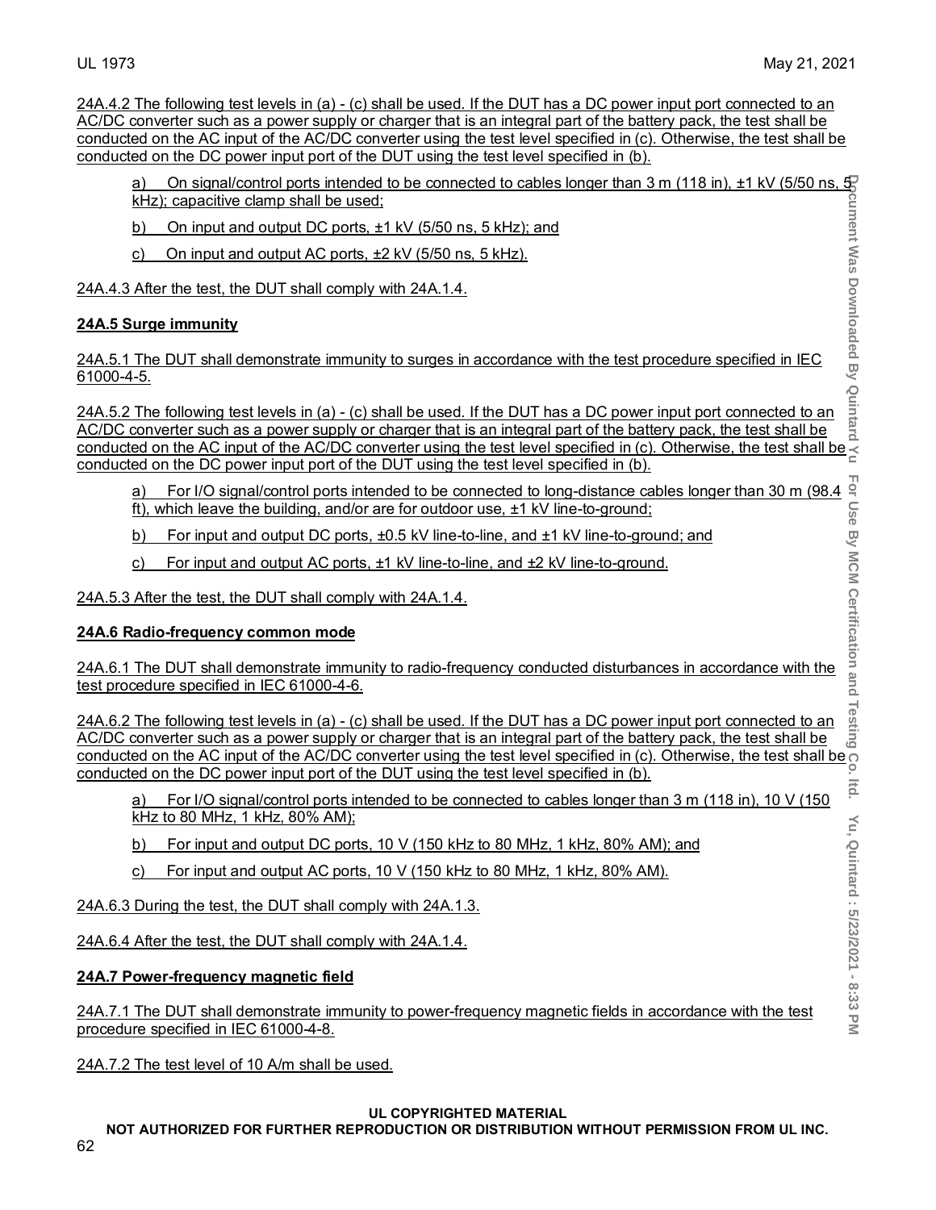24A.4.2 The following test levels in (a) - (c) shall be used. If the DUT has a DC power input port connected to an AC/DC converter such as a power supply or charger that is an integral part of the battery pack, the test shall be conducted on the AC input of the AC/DC converter using the test level specified in (c). Otherwise, the test shall be conducted on the DC power input port of the DUT using the test level specified in (b).

a) On signal/control ports intended to be connected to cables longer than 3 m (118 in), ±1 kV (5/50 ns, 5 kHz); capacitive clamp shall be used;

b) On input and output DC ports, ±1 kV (5/50 ns, 5 kHz); and

c) On input and output AC ports, ±2 kV (5/50 ns, 5 kHz).

24A.4.3 After the test, the DUT shall comply with 24A.1.4.

**24A.5 Surge immunity**

24A.5.1 The DUT shall demonstrate immunity to surges in accordance with the test procedure specified in IEC 61000-4-5.

24A.5.2 The following test levels in (a) - (c) shall be used. If the DUT has a DC power input port connected to an AC/DC converter such as a power supply or charger that is an integral part of the battery pack, the test shall be conducted on the AC input of the AC/DC converter using the test level specified in (c). Otherwise, the test shall be conducted on the DC power input port of the DUT using the test level specified in (b).

a) For I/O signal/control ports intended to be connected to long-distance cables longer than 30 m (98.4 ft), which leave the building, and/or are for outdoor use, ±1 kV line-to-ground;

b) For input and output DC ports, ±0.5 kV line-to-line, and ±1 kV line-to-ground; and

c) For input and output AC ports, ±1 kV line-to-line, and ±2 kV line-to-ground.

24A.5.3 After the test, the DUT shall comply with 24A.1.4.

**24A.6 Radio-frequency common mode**

24A.6.1 The DUT shall demonstrate immunity to radio-frequency conducted disturbances in accordance with the test procedure specified in IEC 61000-4-6.

24A.6.2 The following test levels in (a) - (c) shall be used. If the DUT has a DC power input port connected to an AC/DC converter such as a power supply or charger that is an integral part of the battery pack, the test shall be conducted on the AC input of the AC/DC converter using the test level specified in (c). Otherwise, the test shall be conducted on the DC power input port of the DUT using the test level specified in (b).

a) For I/O signal/control ports intended to be connected to cables longer than 3 m (118 in), 10 V (150 kHz to 80 MHz, 1 kHz, 80% AM);

b) For input and output DC ports, 10 V (150 kHz to 80 MHz, 1 kHz, 80% AM); and

c) For input and output AC ports, 10 V (150 kHz to 80 MHz, 1 kHz, 80% AM).

24A.6.3 During the test, the DUT shall comply with 24A.1.3.

24A.6.4 After the test, the DUT shall comply with 24A.1.4.

**24A.7 Power-frequency magnetic field**

24A.7.1 The DUT shall demonstrate immunity to power-frequency magnetic fields in accordance with the test procedure specified in IEC 61000-4-8.

24A.7.2 The test level of 10 A/m shall be used.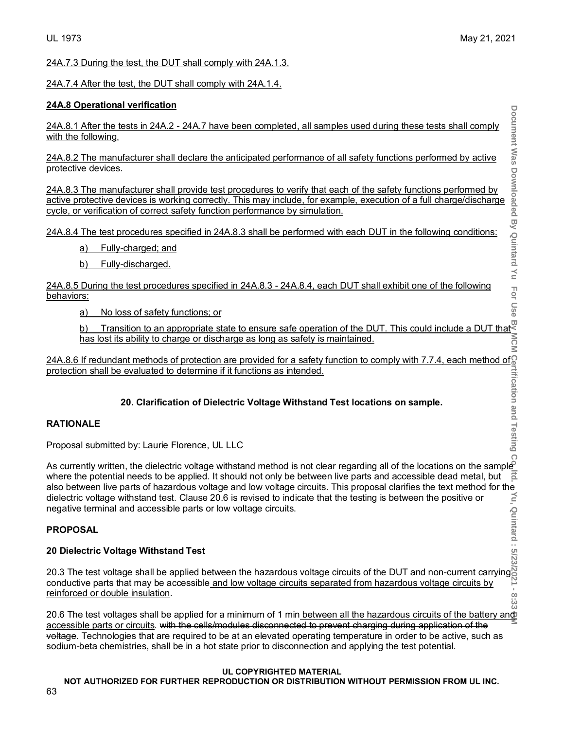24A.7.3 During the test, the DUT shall comply with 24A.1.3.

24A.7.4 After the test, the DUT shall comply with 24A.1.4.

**24A.8 Operational verification**

24A.8.1 After the tests in 24A.2 - 24A.7 have been completed, all samples used during these tests shall comply with the following.

24A.8.2 The manufacturer shall declare the anticipated performance of all safety functions performed by active protective devices.

24A.8.3 The manufacturer shall provide test procedures to verify that each of the safety functions performed by active protective devices is working correctly. This may include, for example, execution of a full charge/discharge cycle, or verification of correct safety function performance by simulation.

24A.8.4 The test procedures specified in 24A.8.3 shall be performed with each DUT in the following conditions:

a) Fully-charged; and

b) Fully-discharged.

24A.8.5 During the test procedures specified in 24A.8.3 - 24A.8.4, each DUT shall exhibit one of the following behaviors:

a) No loss of safety functions; or

b) Transition to an appropriate state to ensure safe operation of the DUT. This could include a DUT that has lost its ability to charge or discharge as long as safety is maintained.

24A.8.6 If redundant methods of protection are provided for a safety function to comply with 7.7.4, each method of protection shall be evaluated to determine if it functions as intended.

**20. Clarification of Dielectric Voltage Withstand Test locations on sample.**

**RATIONALE**

Proposal submitted by: Laurie Florence, UL LLC

As currently written, the dielectric voltage withstand method is not clear regarding all of the locations on the sample where the potential needs to be applied. It should not only be between live parts and accessible dead metal, but also between live parts of hazardous voltage and low voltage circuits. This proposal clarifies the text method for the dielectric voltage withstand test. Clause 20.6 is revised to indicate that the testing is between the positive or negative terminal and accessible parts or low voltage circuits.

**PROPOSAL**

**20 Dielectric Voltage Withstand Test**

20.3 The test voltage shall be applied between the hazardous voltage circuits of the DUT and non-current carrying conductive parts that may be accessible and low voltage circuits separated from hazardous voltage circuits by reinforced or double insulation.

20.6 The test voltages shall be applied for a minimum of 1 min between all the hazardous circuits of the battery and accessible parts or circuits. ~~with the cells/modules disconnected to prevent charging during application of the voltage~~. Technologies that are required to be at an elevated operating temperature in order to be active, such as sodium-beta chemistries, shall be in a hot state prior to disconnection and applying the test potential.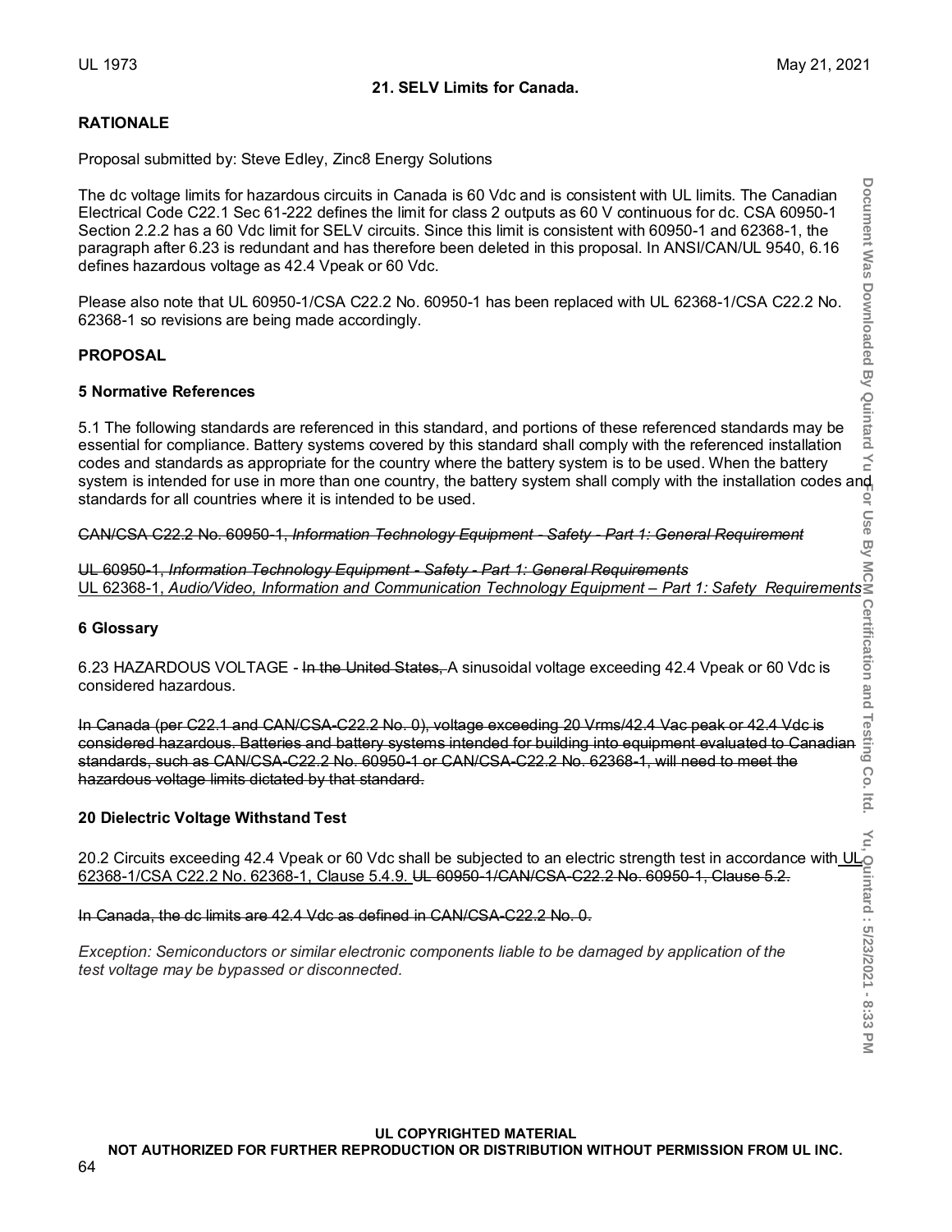## 21. SELV Limits for Canada.

### RATIONALE

Proposal submitted by: Steve Edley, Zinc8 Energy Solutions

The dc voltage limits for hazardous circuits in Canada is 60 Vdc and is consistent with UL limits. The Canadian Electrical Code C22.1 Sec 61-222 defines the limit for class 2 outputs as 60 V continuous for dc. CSA 60950-1 Section 2.2.2 has a 60 Vdc limit for SELV circuits. Since this limit is consistent with 60950-1 and 62368-1, the paragraph after 6.23 is redundant and has therefore been deleted in this proposal. In ANSI/CAN/UL 9540, 6.16 defines hazardous voltage as 42.4 Vpeak or 60 Vdc.

Please also note that UL 60950-1/CSA C22.2 No. 60950-1 has been replaced with UL 62368-1/CSA C22.2 No. 62368-1 so revisions are being made accordingly.

### PROPOSAL

### 5 Normative References

5.1 The following standards are referenced in this standard, and portions of these referenced standards may be essential for compliance. Battery systems covered by this standard shall comply with the referenced installation codes and standards as appropriate for the country where the battery system is to be used. When the battery system is intended for use in more than one country, the battery system shall comply with the installation codes and standards for all countries where it is intended to be used.

~~CAN/CSA C22.2 No. 60950-1, *Information Technology Equipment - Safety - Part 1: General Requirement*~~

~~UL 60950-1, *Information Technology Equipment - Safety - Part 1: General Requirements*~~
<u>UL 62368-1, *Audio/Video, Information and Communication Technology Equipment – Part 1: Safety Requirements*</u>

### 6 Glossary

6.23 HAZARDOUS VOLTAGE - ~~In the United States,~~ A sinusoidal voltage exceeding 42.4 Vpeak or 60 Vdc is considered hazardous.

~~In Canada (per C22.1 and CAN/CSA-C22.2 No. 0), voltage exceeding 20 Vrms/42.4 Vac peak or 42.4 Vdc is considered hazardous. Batteries and battery systems intended for building into equipment evaluated to Canadian standards, such as CAN/CSA-C22.2 No. 60950-1 or CAN/CSA-C22.2 No. 62368-1, will need to meet the hazardous voltage limits dictated by that standard.~~

### 20 Dielectric Voltage Withstand Test

20.2 Circuits exceeding 42.4 Vpeak or 60 Vdc shall be subjected to an electric strength test in accordance with <u>UL 62368-1/CSA C22.2 No. 62368-1, Clause 5.4.9.</u> ~~UL 60950-1/CAN/CSA-C22.2 No. 60950-1, Clause 5.2.~~

~~In Canada, the dc limits are 42.4 Vdc as defined in CAN/CSA-C22.2 No. 0.~~

*Exception: Semiconductors or similar electronic components liable to be damaged by application of the test voltage may be bypassed or disconnected.*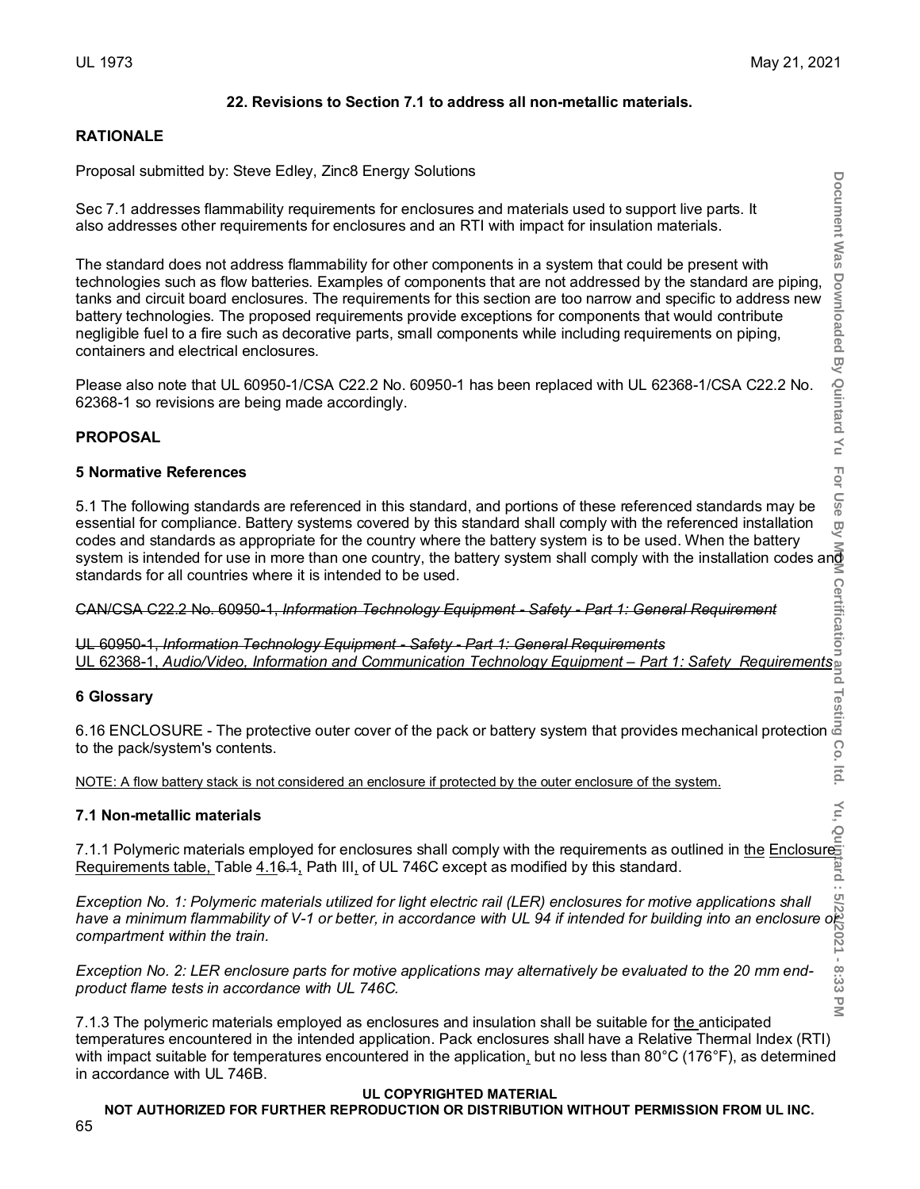## 22. Revisions to Section 7.1 to address all non-metallic materials.

**RATIONALE**

Proposal submitted by: Steve Edley, Zinc8 Energy Solutions

Sec 7.1 addresses flammability requirements for enclosures and materials used to support live parts. It also addresses other requirements for enclosures and an RTI with impact for insulation materials.

The standard does not address flammability for other components in a system that could be present with technologies such as flow batteries. Examples of components that are not addressed by the standard are piping, tanks and circuit board enclosures. The requirements for this section are too narrow and specific to address new battery technologies. The proposed requirements provide exceptions for components that would contribute negligible fuel to a fire such as decorative parts, small components while including requirements on piping, containers and electrical enclosures.

Please also note that UL 60950-1/CSA C22.2 No. 60950-1 has been replaced with UL 62368-1/CSA C22.2 No. 62368-1 so revisions are being made accordingly.

**PROPOSAL**

**5 Normative References**

5.1 The following standards are referenced in this standard, and portions of these referenced standards may be essential for compliance. Battery systems covered by this standard shall comply with the referenced installation codes and standards as appropriate for the country where the battery system is to be used. When the battery system is intended for use in more than one country, the battery system shall comply with the installation codes and standards for all countries where it is intended to be used.

~~CAN/CSA C22.2 No. 60950-1, *Information Technology Equipment - Safety - Part 1: General Requirement*~~

~~UL 60950-1, *Information Technology Equipment - Safety - Part 1: General Requirements*~~
<u>UL 62368-1, *Audio/Video, Information and Communication Technology Equipment – Part 1: Safety Requirements*</u>

**6 Glossary**

6.16 ENCLOSURE - The protective outer cover of the pack or battery system that provides mechanical protection to the pack/system's contents.

<u>NOTE: A flow battery stack is not considered an enclosure if protected by the outer enclosure of the system.</u>

**7.1 Non-metallic materials**

7.1.1 Polymeric materials employed for enclosures shall comply with the requirements as outlined in <u>the Enclosure Requirements table,</u> Table <u>4.</u>16~~.1~~<u>,</u> Path III<u>,</u> of UL 746C except as modified by this standard.

*Exception No. 1: Polymeric materials utilized for light electric rail (LER) enclosures for motive applications shall have a minimum flammability of V-1 or better, in accordance with UL 94 if intended for building into an enclosure or compartment within the train.*

*Exception No. 2: LER enclosure parts for motive applications may alternatively be evaluated to the 20 mm end-product flame tests in accordance with UL 746C.*

7.1.3 The polymeric materials employed as enclosures and insulation shall be suitable for <u>the</u> anticipated temperatures encountered in the intended application. Pack enclosures shall have a Relative Thermal Index (RTI) with impact suitable for temperatures encountered in the application<u>,</u> but no less than 80°C (176°F), as determined in accordance with UL 746B.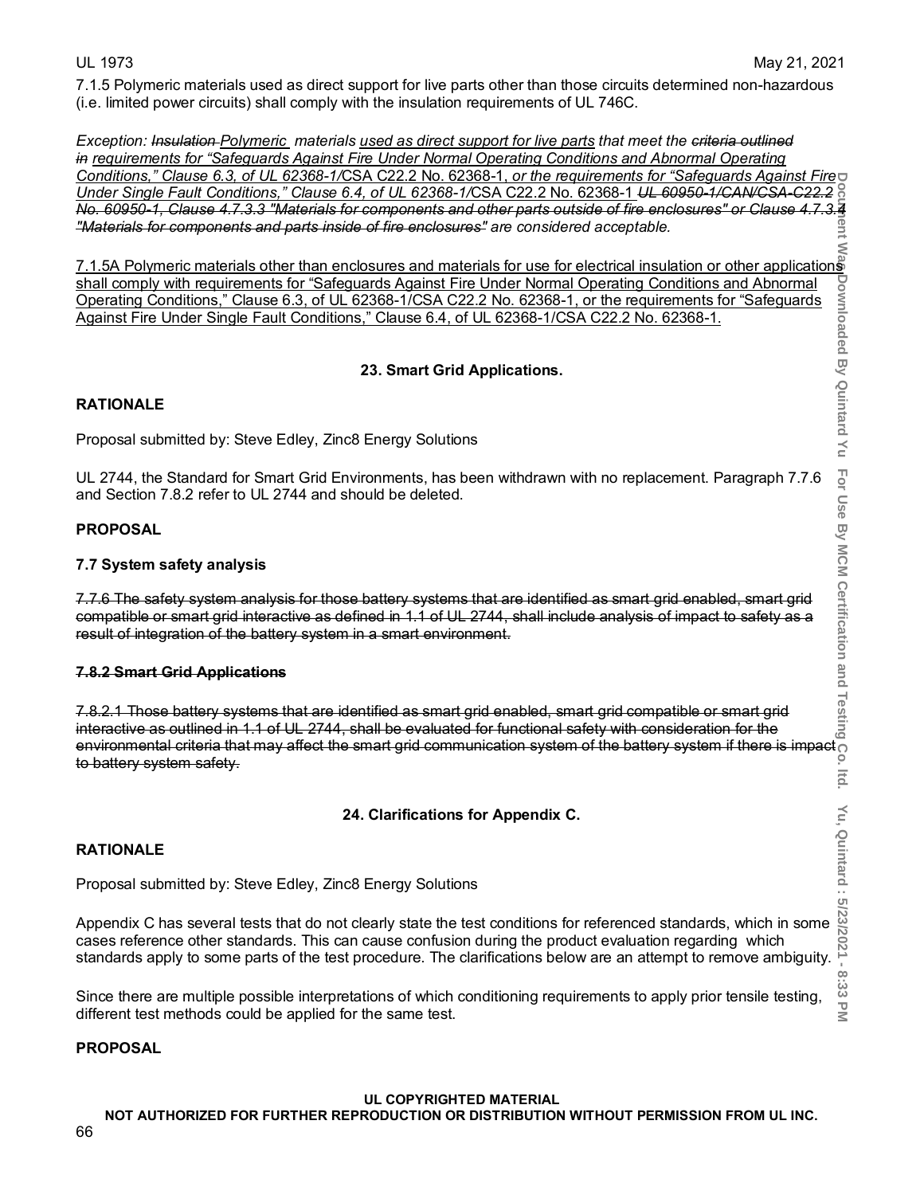7.1.5 Polymeric materials used as direct support for live parts other than those circuits determined non-hazardous (i.e. limited power circuits) shall comply with the insulation requirements of UL 746C.

*Exception: ~~Insulation~~ <u>Polymeric</u> materials <u>used as direct support for live parts</u> that meet the ~~criteria outlined in~~ <u>requirements for "Safeguards Against Fire Under Normal Operating Conditions and Abnormal Operating Conditions," Clause 6.3, of UL 62368-1/</u>CSA C22.2 No. 62368-1, <u>or the requirements for "Safeguards Against Fire Under Single Fault Conditions," Clause 6.4, of UL 62368-1/</u>CSA C22.2 No. 62368-1 ~~UL 60950-1/CAN/CSA-C22.2 No. 60950-1, Clause 4.7.3.3 "Materials for components and other parts outside of fire enclosures" or Clause 4.7.3.4 "Materials for components and parts inside of fire enclosures"~~ are considered acceptable.*

<u>7.1.5A Polymeric materials other than enclosures and materials for use for electrical insulation or other applications shall comply with requirements for "Safeguards Against Fire Under Normal Operating Conditions and Abnormal Operating Conditions," Clause 6.3, of UL 62368-1/CSA C22.2 No. 62368-1, or the requirements for "Safeguards Against Fire Under Single Fault Conditions," Clause 6.4, of UL 62368-1/CSA C22.2 No. 62368-1.</u>

## 23. Smart Grid Applications.

**RATIONALE**

Proposal submitted by: Steve Edley, Zinc8 Energy Solutions

UL 2744, the Standard for Smart Grid Environments, has been withdrawn with no replacement. Paragraph 7.7.6 and Section 7.8.2 refer to UL 2744 and should be deleted.

**PROPOSAL**

**7.7 System safety analysis**

~~7.7.6 The safety system analysis for those battery systems that are identified as smart grid enabled, smart grid compatible or smart grid interactive as defined in 1.1 of UL 2744, shall include analysis of impact to safety as a result of integration of the battery system in a smart environment.~~

~~**7.8.2 Smart Grid Applications**~~

~~7.8.2.1 Those battery systems that are identified as smart grid enabled, smart grid compatible or smart grid interactive as outlined in 1.1 of UL 2744, shall be evaluated for functional safety with consideration for the environmental criteria that may affect the smart grid communication system of the battery system if there is impact to battery system safety.~~

## 24. Clarifications for Appendix C.

**RATIONALE**

Proposal submitted by: Steve Edley, Zinc8 Energy Solutions

Appendix C has several tests that do not clearly state the test conditions for referenced standards, which in some cases reference other standards. This can cause confusion during the product evaluation regarding which standards apply to some parts of the test procedure. The clarifications below are an attempt to remove ambiguity.

Since there are multiple possible interpretations of which conditioning requirements to apply prior tensile testing, different test methods could be applied for the same test.

**PROPOSAL**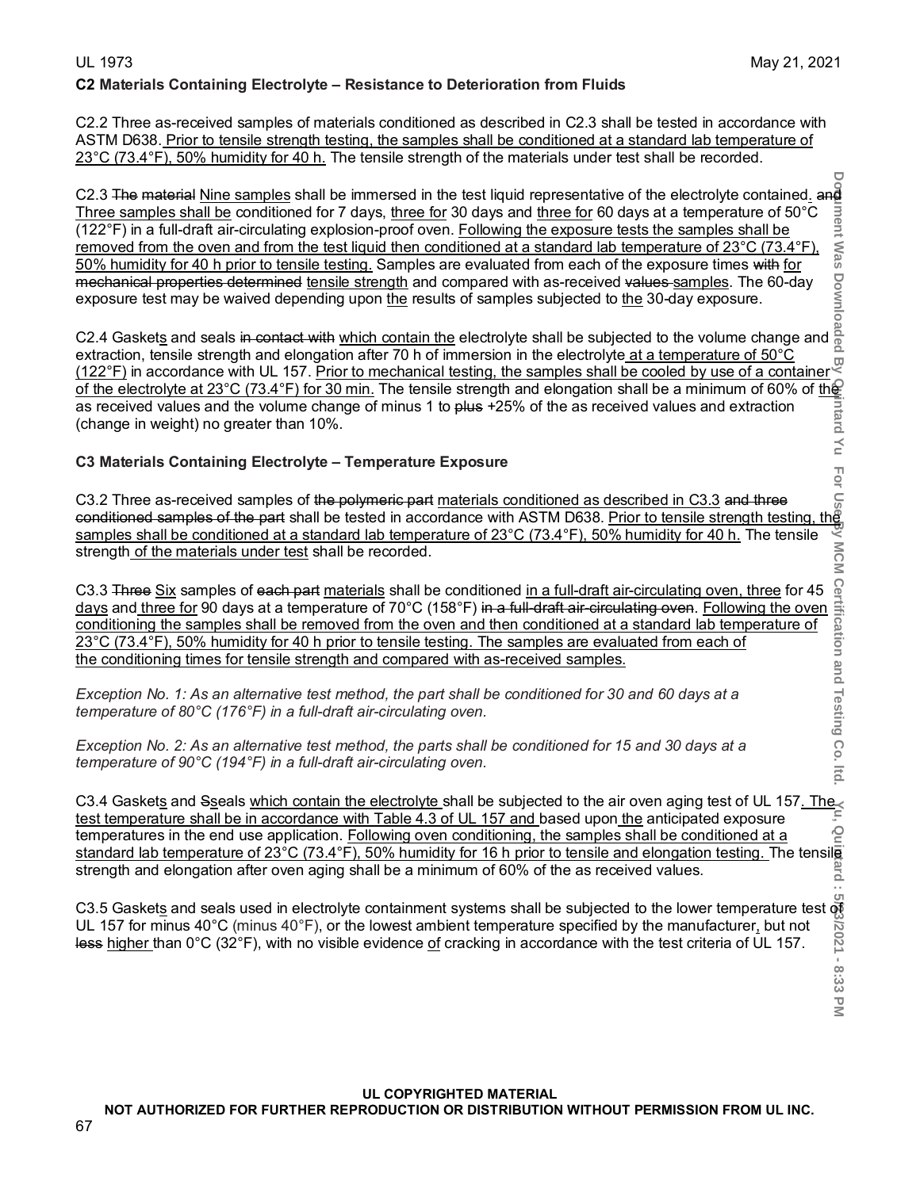## C2 Materials Containing Electrolyte – Resistance to Deterioration from Fluids

C2.2 Three as-received samples of materials conditioned as described in C2.3 shall be tested in accordance with ASTM D638. Prior to tensile strength testing, the samples shall be conditioned at a standard lab temperature of 23°C (73.4°F), 50% humidity for 40 h. The tensile strength of the materials under test shall be recorded.

C2.3 ~~The material~~ Nine samples shall be immersed in the test liquid representative of the electrolyte contained. ~~and~~ Three samples shall be conditioned for 7 days, three for 30 days and three for 60 days at a temperature of 50°C (122°F) in a full-draft air-circulating explosion-proof oven. Following the exposure tests the samples shall be removed from the oven and from the test liquid then conditioned at a standard lab temperature of 23°C (73.4°F), 50% humidity for 40 h prior to tensile testing. Samples are evaluated from each of the exposure times ~~with~~ for ~~mechanical properties determined~~ tensile strength and compared with as-received ~~values~~ samples. The 60-day exposure test may be waived depending upon the results of samples subjected to the 30-day exposure.

C2.4 Gaskets and seals ~~in contact with~~ which contain the electrolyte shall be subjected to the volume change and extraction, tensile strength and elongation after 70 h of immersion in the electrolyte at a temperature of 50°C (122°F) in accordance with UL 157. Prior to mechanical testing, the samples shall be cooled by use of a container of the electrolyte at 23°C (73.4°F) for 30 min. The tensile strength and elongation shall be a minimum of 60% of the as received values and the volume change of minus 1 to ~~plus~~ +25% of the as received values and extraction (change in weight) no greater than 10%.

## C3 Materials Containing Electrolyte – Temperature Exposure

C3.2 Three as-received samples of ~~the polymeric part~~ materials conditioned as described in C3.3 ~~and three conditioned samples of the part~~ shall be tested in accordance with ASTM D638. Prior to tensile strength testing, the samples shall be conditioned at a standard lab temperature of 23°C (73.4°F), 50% humidity for 40 h. The tensile strength of the materials under test shall be recorded.

C3.3 ~~Three~~ Six samples of ~~each part~~ materials shall be conditioned in a full-draft air-circulating oven, three for 45 days and three for 90 days at a temperature of 70°C (158°F) ~~in a full-draft air-circulating oven~~. Following the oven conditioning the samples shall be removed from the oven and then conditioned at a standard lab temperature of 23°C (73.4°F), 50% humidity for 40 h prior to tensile testing. The samples are evaluated from each of the conditioning times for tensile strength and compared with as-received samples.

*Exception No. 1: As an alternative test method, the part shall be conditioned for 30 and 60 days at a temperature of 80°C (176°F) in a full-draft air-circulating oven.*

*Exception No. 2: As an alternative test method, the parts shall be conditioned for 15 and 30 days at a temperature of 90°C (194°F) in a full-draft air-circulating oven.*

C3.4 Gaskets and ~~S~~seals which contain the electrolyte shall be subjected to the air oven aging test of UL 157. The test temperature shall be in accordance with Table 4.3 of UL 157 and based upon the anticipated exposure temperatures in the end use application. Following oven conditioning, the samples shall be conditioned at a standard lab temperature of 23°C (73.4°F), 50% humidity for 16 h prior to tensile and elongation testing. The tensile strength and elongation after oven aging shall be a minimum of 60% of the as received values.

C3.5 Gaskets and seals used in electrolyte containment systems shall be subjected to the lower temperature test of UL 157 for minus 40°C (minus 40°F), or the lowest ambient temperature specified by the manufacturer, but not ~~less~~ higher than 0°C (32°F), with no visible evidence of cracking in accordance with the test criteria of UL 157.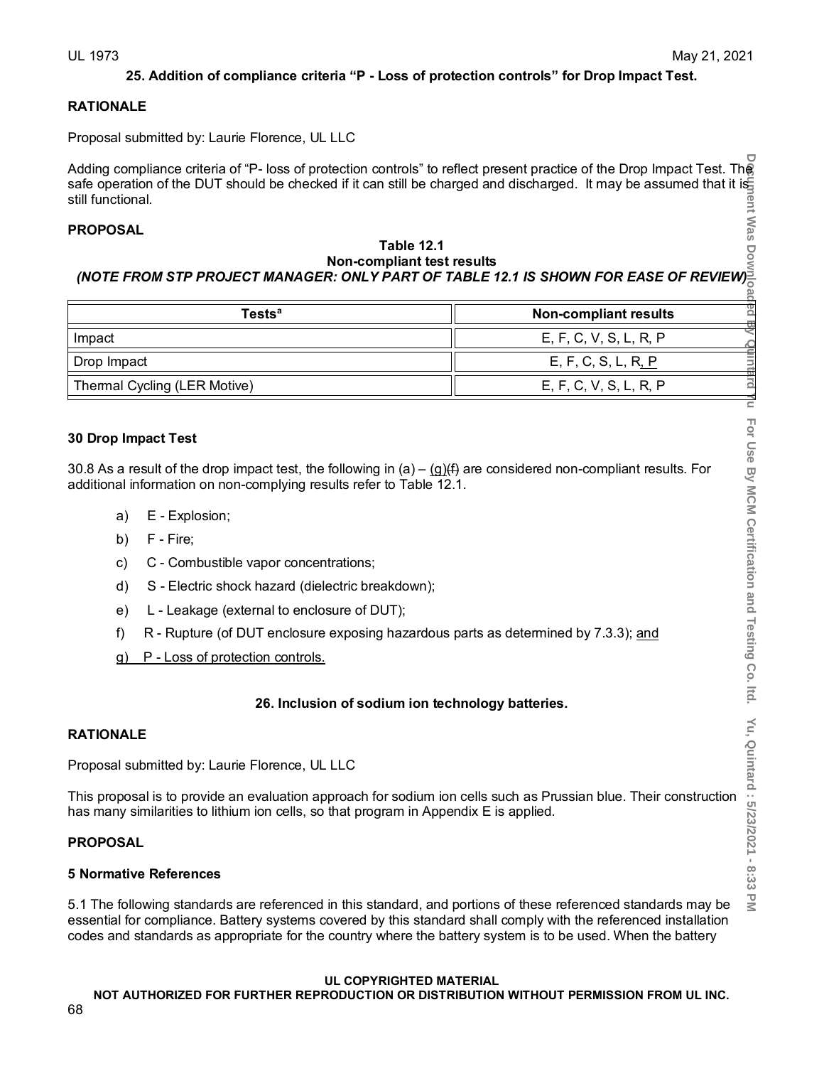## 25. Addition of compliance criteria "P - Loss of protection controls" for Drop Impact Test.

### RATIONALE

Proposal submitted by: Laurie Florence, UL LLC

Adding compliance criteria of "P- loss of protection controls" to reflect present practice of the Drop Impact Test. The safe operation of the DUT should be checked if it can still be charged and discharged. It may be assumed that it is still functional.

### PROPOSAL

**Table 12.1**
**Non-compliant test results**
***(NOTE FROM STP PROJECT MANAGER: ONLY PART OF TABLE 12.1 IS SHOWN FOR EASE OF REVIEW)***

| Tests[a] | Non-compliant results |
|---|---|
| Impact | E, F, C, V, S, L, R, P |
| Drop Impact | E, F, C, S, L, R, P |
| Thermal Cycling (LER Motive) | E, F, C, V, S, L, R, P |

### 30 Drop Impact Test

30.8 As a result of the drop impact test, the following in (a) – (g)~~(f)~~ are considered non-compliant results. For additional information on non-complying results refer to Table 12.1.

a) E - Explosion;

b) F - Fire;

c) C - Combustible vapor concentrations;

d) S - Electric shock hazard (dielectric breakdown);

e) L - Leakage (external to enclosure of DUT);

f) R - Rupture (of DUT enclosure exposing hazardous parts as determined by 7.3.3); and

g) P - Loss of protection controls.

## 26. Inclusion of sodium ion technology batteries.

### RATIONALE

Proposal submitted by: Laurie Florence, UL LLC

This proposal is to provide an evaluation approach for sodium ion cells such as Prussian blue. Their construction has many similarities to lithium ion cells, so that program in Appendix E is applied.

### PROPOSAL

### 5 Normative References

5.1 The following standards are referenced in this standard, and portions of these referenced standards may be essential for compliance. Battery systems covered by this standard shall comply with the referenced installation codes and standards as appropriate for the country where the battery system is to be used. When the battery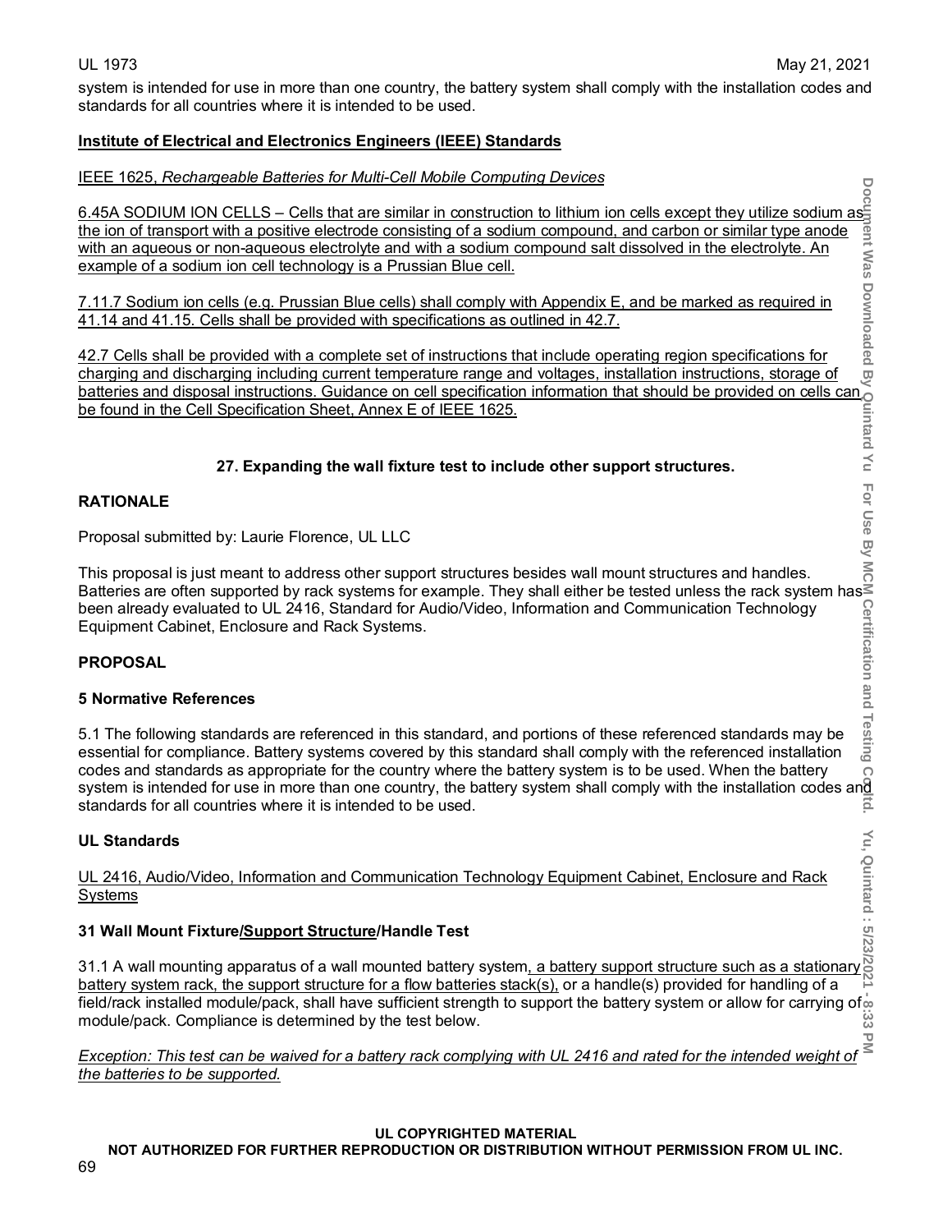system is intended for use in more than one country, the battery system shall comply with the installation codes and standards for all countries where it is intended to be used.

**Institute of Electrical and Electronics Engineers (IEEE) Standards**

IEEE 1625, *Rechargeable Batteries for Multi-Cell Mobile Computing Devices*

6.45A SODIUM ION CELLS – Cells that are similar in construction to lithium ion cells except they utilize sodium as the ion of transport with a positive electrode consisting of a sodium compound, and carbon or similar type anode with an aqueous or non-aqueous electrolyte and with a sodium compound salt dissolved in the electrolyte. An example of a sodium ion cell technology is a Prussian Blue cell.

7.11.7 Sodium ion cells (e.g. Prussian Blue cells) shall comply with Appendix E, and be marked as required in 41.14 and 41.15. Cells shall be provided with specifications as outlined in 42.7.

42.7 Cells shall be provided with a complete set of instructions that include operating region specifications for charging and discharging including current temperature range and voltages, installation instructions, storage of batteries and disposal instructions. Guidance on cell specification information that should be provided on cells can be found in the Cell Specification Sheet, Annex E of IEEE 1625.

## 27. Expanding the wall fixture test to include other support structures.

**RATIONALE**

Proposal submitted by: Laurie Florence, UL LLC

This proposal is just meant to address other support structures besides wall mount structures and handles. Batteries are often supported by rack systems for example. They shall either be tested unless the rack system has been already evaluated to UL 2416, Standard for Audio/Video, Information and Communication Technology Equipment Cabinet, Enclosure and Rack Systems.

**PROPOSAL**

**5 Normative References**

5.1 The following standards are referenced in this standard, and portions of these referenced standards may be essential for compliance. Battery systems covered by this standard shall comply with the referenced installation codes and standards as appropriate for the country where the battery system is to be used. When the battery system is intended for use in more than one country, the battery system shall comply with the installation codes and standards for all countries where it is intended to be used.

**UL Standards**

UL 2416, Audio/Video, Information and Communication Technology Equipment Cabinet, Enclosure and Rack Systems

**31 Wall Mount Fixture/Support Structure/Handle Test**

31.1 A wall mounting apparatus of a wall mounted battery system, a battery support structure such as a stationary battery system rack, the support structure for a flow batteries stack(s), or a handle(s) provided for handling of a field/rack installed module/pack, shall have sufficient strength to support the battery system or allow for carrying of module/pack. Compliance is determined by the test below.

*Exception: This test can be waived for a battery rack complying with UL 2416 and rated for the intended weight of the batteries to be supported.*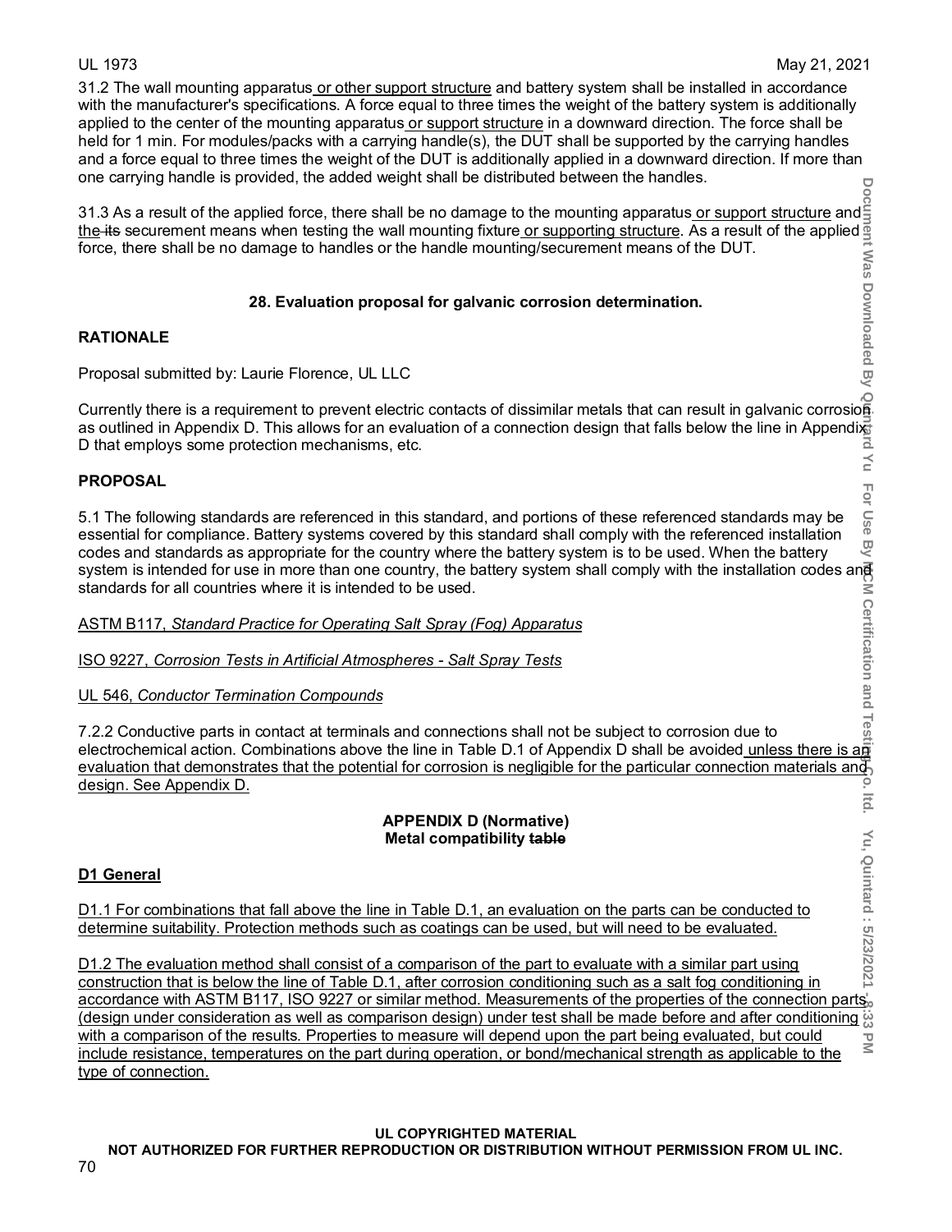31.2 The wall mounting apparatus or other support structure and battery system shall be installed in accordance with the manufacturer's specifications. A force equal to three times the weight of the battery system is additionally applied to the center of the mounting apparatus or support structure in a downward direction. The force shall be held for 1 min. For modules/packs with a carrying handle(s), the DUT shall be supported by the carrying handles and a force equal to three times the weight of the DUT is additionally applied in a downward direction. If more than one carrying handle is provided, the added weight shall be distributed between the handles.

31.3 As a result of the applied force, there shall be no damage to the mounting apparatus or support structure and the ~~its~~ securement means when testing the wall mounting fixture or supporting structure. As a result of the applied force, there shall be no damage to handles or the handle mounting/securement means of the DUT.

**28. Evaluation proposal for galvanic corrosion determination.**

**RATIONALE**

Proposal submitted by: Laurie Florence, UL LLC

Currently there is a requirement to prevent electric contacts of dissimilar metals that can result in galvanic corrosion as outlined in Appendix D. This allows for an evaluation of a connection design that falls below the line in Appendix D that employs some protection mechanisms, etc.

**PROPOSAL**

5.1 The following standards are referenced in this standard, and portions of these referenced standards may be essential for compliance. Battery systems covered by this standard shall comply with the referenced installation codes and standards as appropriate for the country where the battery system is to be used. When the battery system is intended for use in more than one country, the battery system shall comply with the installation codes and standards for all countries where it is intended to be used.

ASTM B117, *Standard Practice for Operating Salt Spray (Fog) Apparatus*

ISO 9227, *Corrosion Tests in Artificial Atmospheres - Salt Spray Tests*

UL 546, *Conductor Termination Compounds*

7.2.2 Conductive parts in contact at terminals and connections shall not be subject to corrosion due to electrochemical action. Combinations above the line in Table D.1 of Appendix D shall be avoided unless there is an evaluation that demonstrates that the potential for corrosion is negligible for the particular connection materials and design. See Appendix D.

**APPENDIX D (Normative)**
**Metal compatibility ~~table~~**

**D1 General**

D1.1 For combinations that fall above the line in Table D.1, an evaluation on the parts can be conducted to determine suitability. Protection methods such as coatings can be used, but will need to be evaluated.

D1.2 The evaluation method shall consist of a comparison of the part to evaluate with a similar part using construction that is below the line of Table D.1, after corrosion conditioning such as a salt fog conditioning in accordance with ASTM B117, ISO 9227 or similar method. Measurements of the properties of the connection parts (design under consideration as well as comparison design) under test shall be made before and after conditioning with a comparison of the results. Properties to measure will depend upon the part being evaluated, but could include resistance, temperatures on the part during operation, or bond/mechanical strength as applicable to the type of connection.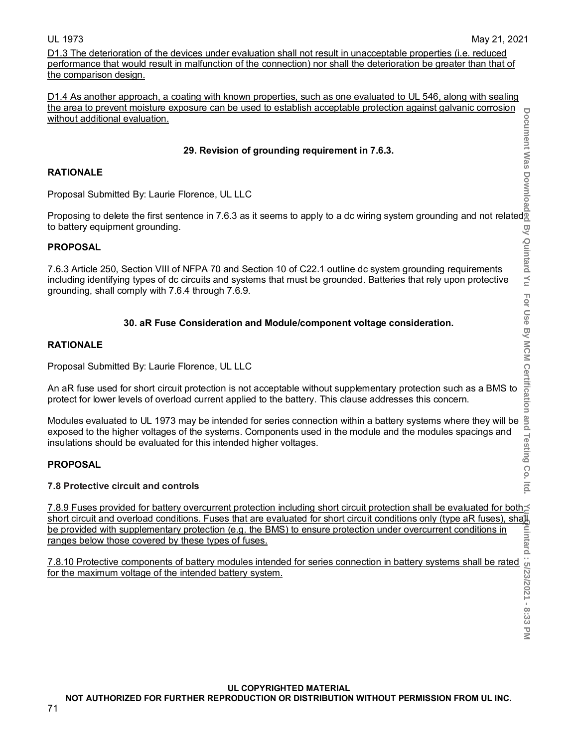D1.3 The deterioration of the devices under evaluation shall not result in unacceptable properties (i.e. reduced performance that would result in malfunction of the connection) nor shall the deterioration be greater than that of the comparison design.

D1.4 As another approach, a coating with known properties, such as one evaluated to UL 546, along with sealing the area to prevent moisture exposure can be used to establish acceptable protection against galvanic corrosion without additional evaluation.

### 29. Revision of grounding requirement in 7.6.3.

**RATIONALE**

Proposal Submitted By: Laurie Florence, UL LLC

Proposing to delete the first sentence in 7.6.3 as it seems to apply to a dc wiring system grounding and not related to battery equipment grounding.

**PROPOSAL**

7.6.3 ~~Article 250, Section VIII of NFPA 70 and Section 10 of C22.1 outline dc system grounding requirements including identifying types of dc circuits and systems that must be grounded~~. Batteries that rely upon protective grounding, shall comply with 7.6.4 through 7.6.9.

### 30. aR Fuse Consideration and Module/component voltage consideration.

**RATIONALE**

Proposal Submitted By: Laurie Florence, UL LLC

An aR fuse used for short circuit protection is not acceptable without supplementary protection such as a BMS to protect for lower levels of overload current applied to the battery. This clause addresses this concern.

Modules evaluated to UL 1973 may be intended for series connection within a battery systems where they will be exposed to the higher voltages of the systems. Components used in the module and the modules spacings and insulations should be evaluated for this intended higher voltages.

**PROPOSAL**

**7.8 Protective circuit and controls**

7.8.9 Fuses provided for battery overcurrent protection including short circuit protection shall be evaluated for both short circuit and overload conditions. Fuses that are evaluated for short circuit conditions only (type aR fuses), shall be provided with supplementary protection (e.g. the BMS) to ensure protection under overcurrent conditions in ranges below those covered by these types of fuses.

7.8.10 Protective components of battery modules intended for series connection in battery systems shall be rated for the maximum voltage of the intended battery system.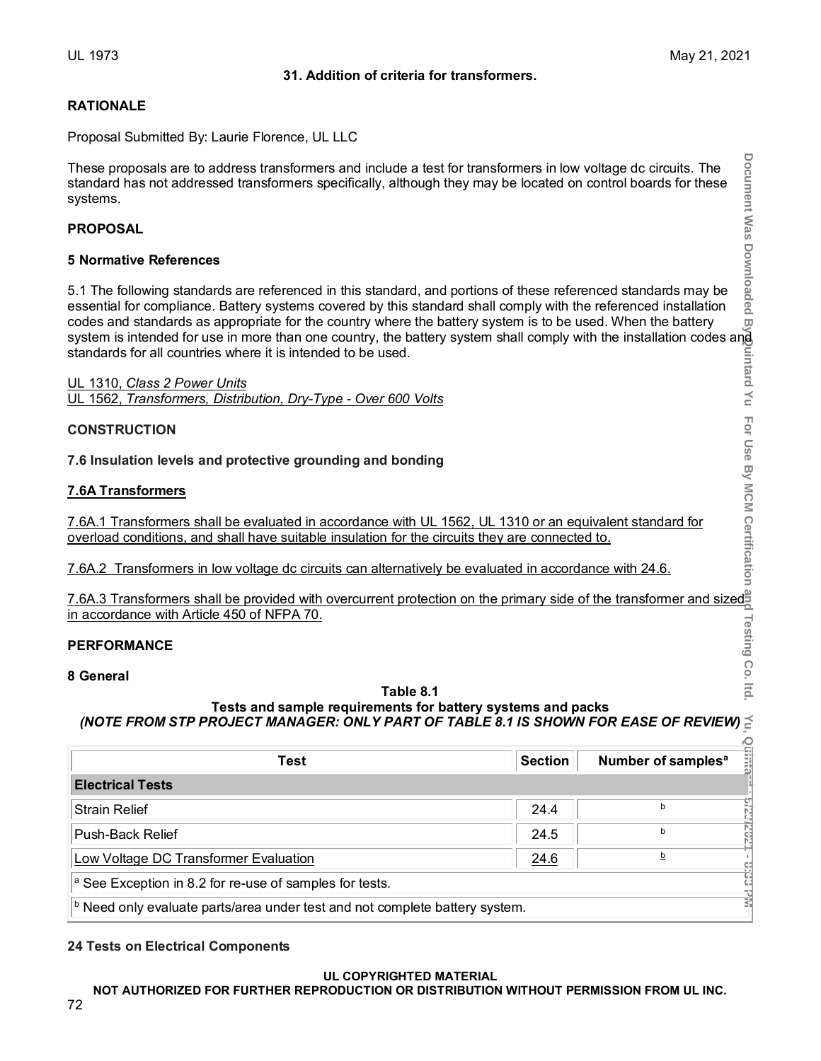**31. Addition of criteria for transformers.**

**RATIONALE**

Proposal Submitted By: Laurie Florence, UL LLC

These proposals are to address transformers and include a test for transformers in low voltage dc circuits. The standard has not addressed transformers specifically, although they may be located on control boards for these systems.

**PROPOSAL**

**5 Normative References**

5.1 The following standards are referenced in this standard, and portions of these referenced standards may be essential for compliance. Battery systems covered by this standard shall comply with the referenced installation codes and standards as appropriate for the country where the battery system is to be used. When the battery system is intended for use in more than one country, the battery system shall comply with the installation codes and standards for all countries where it is intended to be used.

UL 1310, *Class 2 Power Units*
UL 1562, *Transformers, Distribution, Dry-Type - Over 600 Volts*

**CONSTRUCTION**

**7.6 Insulation levels and protective grounding and bonding**

**7.6A Transformers**

7.6A.1 Transformers shall be evaluated in accordance with UL 1562, UL 1310 or an equivalent standard for overload conditions, and shall have suitable insulation for the circuits they are connected to.

7.6A.2 Transformers in low voltage dc circuits can alternatively be evaluated in accordance with 24.6.

7.6A.3 Transformers shall be provided with overcurrent protection on the primary side of the transformer and sized in accordance with Article 450 of NFPA 70.

**PERFORMANCE**

**8 General**

**Table 8.1**
**Tests and sample requirements for battery systems and packs**
***(NOTE FROM STP PROJECT MANAGER: ONLY PART OF TABLE 8.1 IS SHOWN FOR EASE OF REVIEW)***

| Test | Section | Number of samples[a] |
|---|---|---|
| **Electrical Tests** | | |
| Strain Relief | 24.4 | [b] |
| Push-Back Relief | 24.5 | [b] |
| Low Voltage DC Transformer Evaluation | 24.6 | [b] |
| [a] See Exception in 8.2 for re-use of samples for tests. | | |
| [b] Need only evaluate parts/area under test and not complete battery system. | | |

**24 Tests on Electrical Components**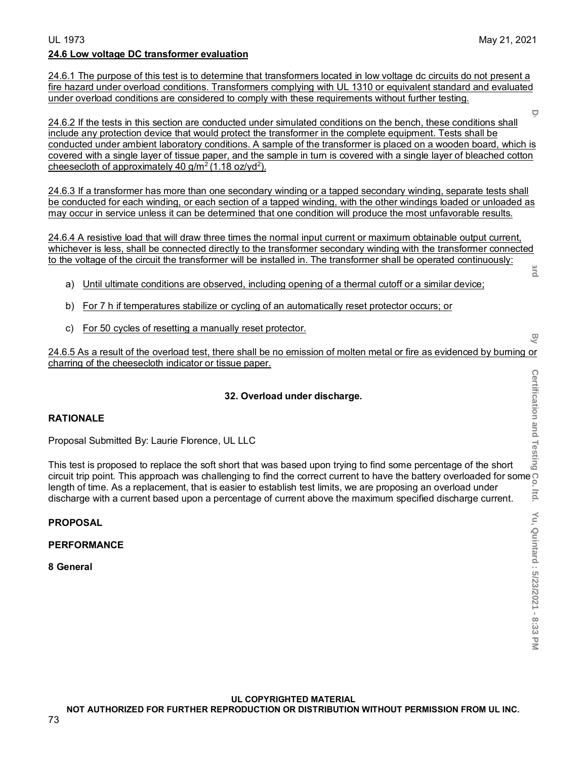**24.6 Low voltage DC transformer evaluation**

24.6.1 The purpose of this test is to determine that transformers located in low voltage dc circuits do not present a fire hazard under overload conditions. Transformers complying with UL 1310 or equivalent standard and evaluated under overload conditions are considered to comply with these requirements without further testing.

24.6.2 If the tests in this section are conducted under simulated conditions on the bench, these conditions shall include any protection device that would protect the transformer in the complete equipment. Tests shall be conducted under ambient laboratory conditions. A sample of the transformer is placed on a wooden board, which is covered with a single layer of tissue paper, and the sample in turn is covered with a single layer of bleached cotton cheesecloth of approximately 40 $g/m^2$ (1.18 $oz/yd^2$).

24.6.3 If a transformer has more than one secondary winding or a tapped secondary winding, separate tests shall be conducted for each winding, or each section of a tapped winding, with the other windings loaded or unloaded as may occur in service unless it can be determined that one condition will produce the most unfavorable results.

24.6.4 A resistive load that will draw three times the normal input current or maximum obtainable output current, whichever is less, shall be connected directly to the transformer secondary winding with the transformer connected to the voltage of the circuit the transformer will be installed in. The transformer shall be operated continuously:

a) Until ultimate conditions are observed, including opening of a thermal cutoff or a similar device;

b) For 7 h if temperatures stabilize or cycling of an automatically reset protector occurs; or

c) For 50 cycles of resetting a manually reset protector.

24.6.5 As a result of the overload test, there shall be no emission of molten metal or fire as evidenced by burning or charring of the cheesecloth indicator or tissue paper.

**32. Overload under discharge.**

**RATIONALE**

Proposal Submitted By: Laurie Florence, UL LLC

This test is proposed to replace the soft short that was based upon trying to find some percentage of the short circuit trip point. This approach was challenging to find the correct current to have the battery overloaded for some length of time. As a replacement, that is easier to establish test limits, we are proposing an overload under discharge with a current based upon a percentage of current above the maximum specified discharge current.

**PROPOSAL**

**PERFORMANCE**

**8 General**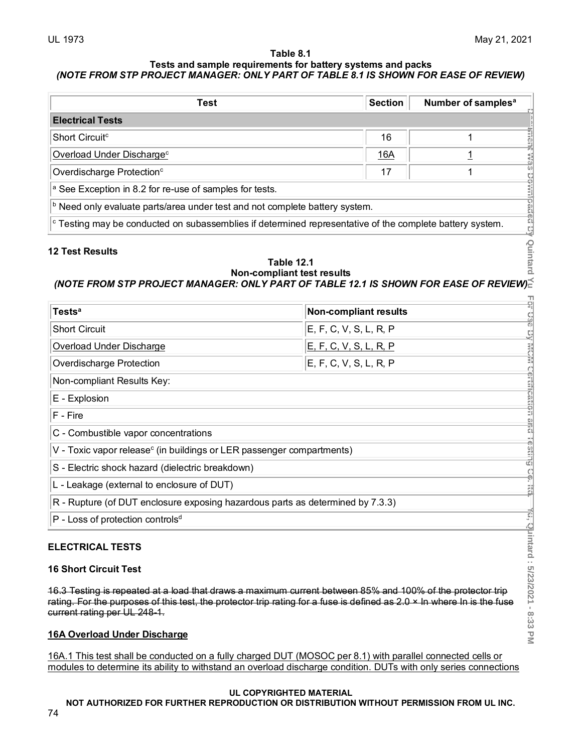**Table 8.1**
**Tests and sample requirements for battery systems and packs**
***(NOTE FROM STP PROJECT MANAGER: ONLY PART OF TABLE 8.1 IS SHOWN FOR EASE OF REVIEW)***

| Test | Section | Number of samples[a] |
|---|---|---|
| **Electrical Tests** | | |
| Short Circuit[c] | 16 | 1 |
| <u>Overload Under Discharge[c]</u> | <u>16A</u> | <u>1</u> |
| Overdischarge Protection[c] | 17 | 1 |
| [a] See Exception in 8.2 for re-use of samples for tests. | | |
| [b] Need only evaluate parts/area under test and not complete battery system. | | |
| [c] Testing may be conducted on subassemblies if determined representative of the complete battery system. | | |

## 12 Test Results

**Table 12.1**
**Non-compliant test results**
***(NOTE FROM STP PROJECT MANAGER: ONLY PART OF TABLE 12.1 IS SHOWN FOR EASE OF REVIEW)***

| Tests[a] | Non-compliant results |
|---|---|
| Short Circuit | E, F, C, V, S, L, R, P |
| <u>Overload Under Discharge</u> | <u>E, F, C, V, S, L, R, P</u> |
| Overdischarge Protection | E, F, C, V, S, L, R, P |
| Non-compliant Results Key: | |
| E - Explosion | |
| F - Fire | |
| C - Combustible vapor concentrations | |
| V - Toxic vapor release[c] (in buildings or LER passenger compartments) | |
| S - Electric shock hazard (dielectric breakdown) | |
| L - Leakage (external to enclosure of DUT) | |
| R - Rupture (of DUT enclosure exposing hazardous parts as determined by 7.3.3) | |
| P - Loss of protection controls[d] | |

## ELECTRICAL TESTS

### 16 Short Circuit Test

~~16.3 Testing is repeated at a load that draws a maximum current between 85% and 100% of the protector trip rating. For the purposes of this test, the protector trip rating for a fuse is defined as 2.0 × In where In is the fuse current rating per UL 248-1.~~

### <u>16A Overload Under Discharge</u>

<u>16A.1 This test shall be conducted on a fully charged DUT (MOSOC per 8.1) with parallel connected cells or modules to determine its ability to withstand an overload discharge condition. DUTs with only series connections</u>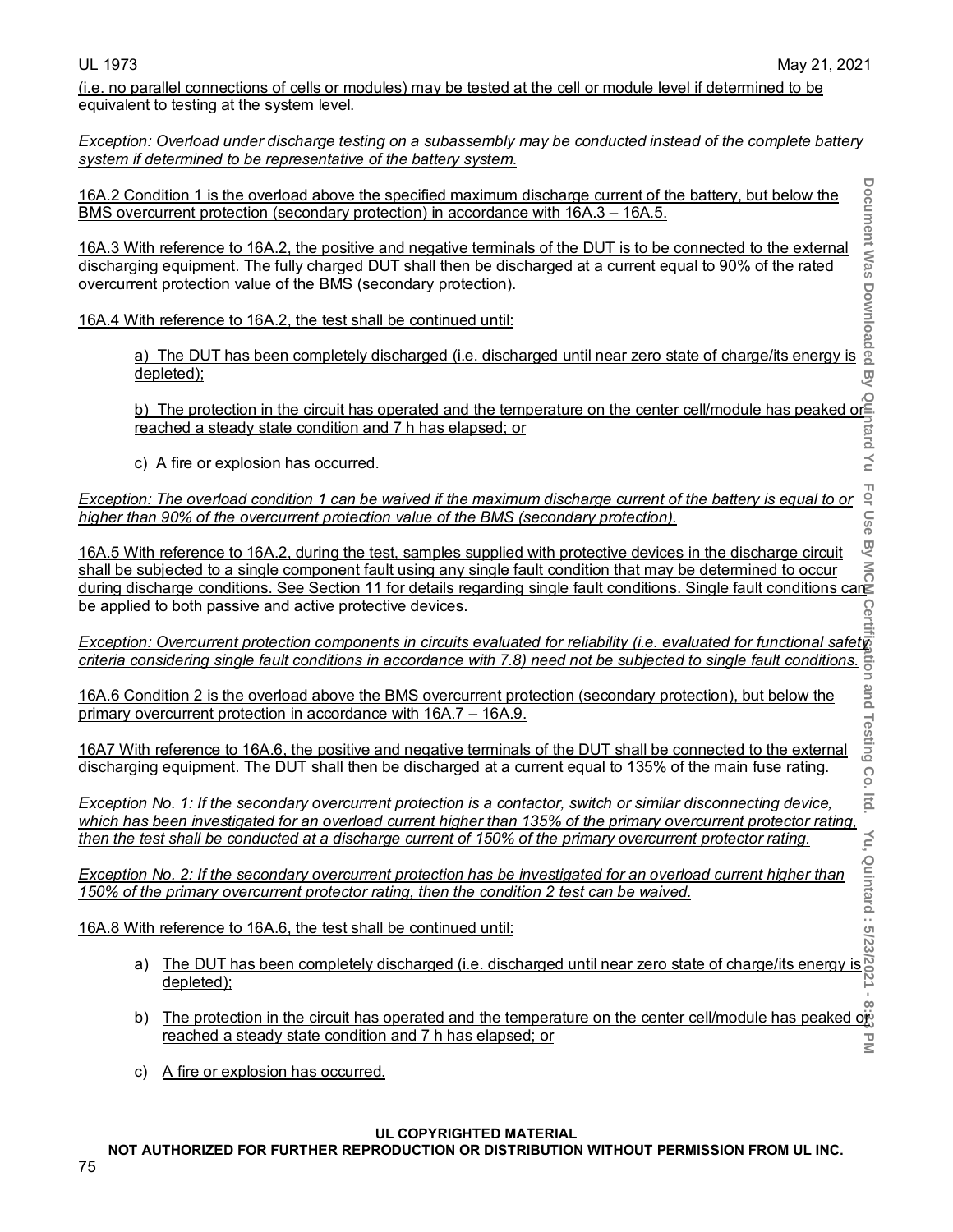(i.e. no parallel connections of cells or modules) may be tested at the cell or module level if determined to be equivalent to testing at the system level.

*Exception: Overload under discharge testing on a subassembly may be conducted instead of the complete battery system if determined to be representative of the battery system.*

16A.2 Condition 1 is the overload above the specified maximum discharge current of the battery, but below the BMS overcurrent protection (secondary protection) in accordance with 16A.3 – 16A.5.

16A.3 With reference to 16A.2, the positive and negative terminals of the DUT is to be connected to the external discharging equipment. The fully charged DUT shall then be discharged at a current equal to 90% of the rated overcurrent protection value of the BMS (secondary protection).

16A.4 With reference to 16A.2, the test shall be continued until:

a) The DUT has been completely discharged (i.e. discharged until near zero state of charge/its energy is depleted);

b) The protection in the circuit has operated and the temperature on the center cell/module has peaked or reached a steady state condition and 7 h has elapsed; or

c) A fire or explosion has occurred.

*Exception: The overload condition 1 can be waived if the maximum discharge current of the battery is equal to or higher than 90% of the overcurrent protection value of the BMS (secondary protection).*

16A.5 With reference to 16A.2, during the test, samples supplied with protective devices in the discharge circuit shall be subjected to a single component fault using any single fault condition that may be determined to occur during discharge conditions. See Section 11 for details regarding single fault conditions. Single fault conditions can be applied to both passive and active protective devices.

*Exception: Overcurrent protection components in circuits evaluated for reliability (i.e. evaluated for functional safety criteria considering single fault conditions in accordance with 7.8) need not be subjected to single fault conditions.*

16A.6 Condition 2 is the overload above the BMS overcurrent protection (secondary protection), but below the primary overcurrent protection in accordance with 16A.7 – 16A.9.

16A7 With reference to 16A.6, the positive and negative terminals of the DUT shall be connected to the external discharging equipment. The DUT shall then be discharged at a current equal to 135% of the main fuse rating.

*Exception No. 1: If the secondary overcurrent protection is a contactor, switch or similar disconnecting device, which has been investigated for an overload current higher than 135% of the primary overcurrent protector rating, then the test shall be conducted at a discharge current of 150% of the primary overcurrent protector rating.*

*Exception No. 2: If the secondary overcurrent protection has be investigated for an overload current higher than 150% of the primary overcurrent protector rating, then the condition 2 test can be waived.*

16A.8 With reference to 16A.6, the test shall be continued until:

a) The DUT has been completely discharged (i.e. discharged until near zero state of charge/its energy is depleted);

b) The protection in the circuit has operated and the temperature on the center cell/module has peaked or reached a steady state condition and 7 h has elapsed; or

c) A fire or explosion has occurred.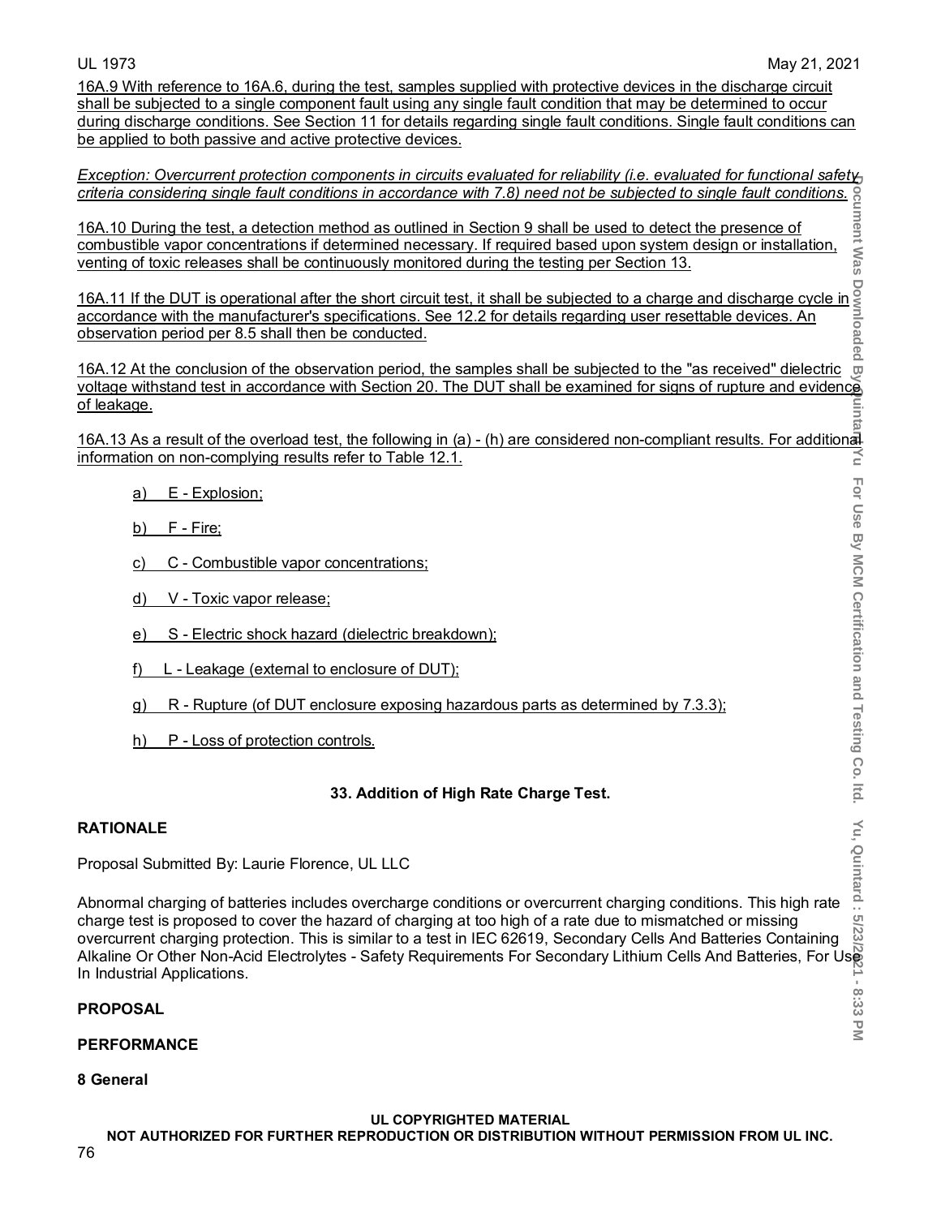16A.9 With reference to 16A.6, during the test, samples supplied with protective devices in the discharge circuit shall be subjected to a single component fault using any single fault condition that may be determined to occur during discharge conditions. See Section 11 for details regarding single fault conditions. Single fault conditions can be applied to both passive and active protective devices.

*Exception: Overcurrent protection components in circuits evaluated for reliability (i.e. evaluated for functional safety criteria considering single fault conditions in accordance with 7.8) need not be subjected to single fault conditions.*

16A.10 During the test, a detection method as outlined in Section 9 shall be used to detect the presence of combustible vapor concentrations if determined necessary. If required based upon system design or installation, venting of toxic releases shall be continuously monitored during the testing per Section 13.

16A.11 If the DUT is operational after the short circuit test, it shall be subjected to a charge and discharge cycle in accordance with the manufacturer's specifications. See 12.2 for details regarding user resettable devices. An observation period per 8.5 shall then be conducted.

16A.12 At the conclusion of the observation period, the samples shall be subjected to the "as received" dielectric voltage withstand test in accordance with Section 20. The DUT shall be examined for signs of rupture and evidence of leakage.

16A.13 As a result of the overload test, the following in (a) - (h) are considered non-compliant results. For additional information on non-complying results refer to Table 12.1.

a) E - Explosion;

b) F - Fire;

c) C - Combustible vapor concentrations;

d) V - Toxic vapor release;

e) S - Electric shock hazard (dielectric breakdown);

f) L - Leakage (external to enclosure of DUT);

g) R - Rupture (of DUT enclosure exposing hazardous parts as determined by 7.3.3);

h) P - Loss of protection controls.

## 33. Addition of High Rate Charge Test.

**RATIONALE**

Proposal Submitted By: Laurie Florence, UL LLC

Abnormal charging of batteries includes overcharge conditions or overcurrent charging conditions. This high rate charge test is proposed to cover the hazard of charging at too high of a rate due to mismatched or missing overcurrent charging protection. This is similar to a test in IEC 62619, Secondary Cells And Batteries Containing Alkaline Or Other Non-Acid Electrolytes - Safety Requirements For Secondary Lithium Cells And Batteries, For Use In Industrial Applications.

**PROPOSAL**

**PERFORMANCE**

**8 General**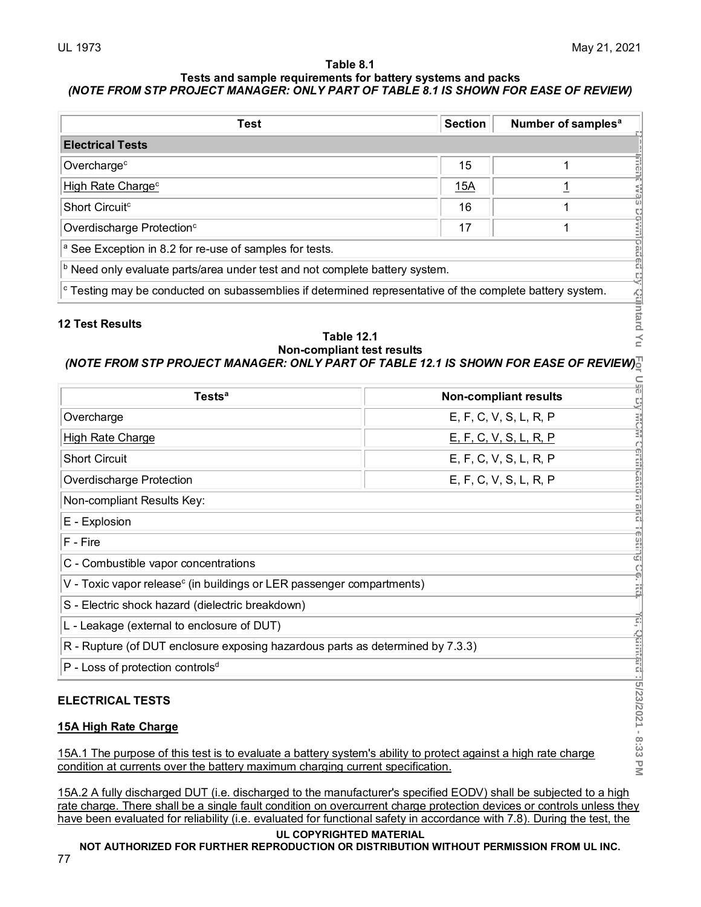**Table 8.1**
**Tests and sample requirements for battery systems and packs**
***(NOTE FROM STP PROJECT MANAGER: ONLY PART OF TABLE 8.1 IS SHOWN FOR EASE OF REVIEW)***

| Test | Section | Number of samples[a] |
|---|---|---|
| **Electrical Tests** | | |
| Overcharge[c] | 15 | 1 |
| High Rate Charge[c] | 15A | 1 |
| Short Circuit[c] | 16 | 1 |
| Overdischarge Protection[c] | 17 | 1 |
| [a] See Exception in 8.2 for re-use of samples for tests. | | |
| [b] Need only evaluate parts/area under test and not complete battery system. | | |
| [c] Testing may be conducted on subassemblies if determined representative of the complete battery system. | | |

**12 Test Results**

**Table 12.1**
**Non-compliant test results**
***(NOTE FROM STP PROJECT MANAGER: ONLY PART OF TABLE 12.1 IS SHOWN FOR EASE OF REVIEW)***

| Tests[a] | Non-compliant results |
|---|---|
| Overcharge | E, F, C, V, S, L, R, P |
| High Rate Charge | E, F, C, V, S, L, R, P |
| Short Circuit | E, F, C, V, S, L, R, P |
| Overdischarge Protection | E, F, C, V, S, L, R, P |
| Non-compliant Results Key: | |
| E - Explosion | |
| F - Fire | |
| C - Combustible vapor concentrations | |
| V - Toxic vapor release[c] (in buildings or LER passenger compartments) | |
| S - Electric shock hazard (dielectric breakdown) | |
| L - Leakage (external to enclosure of DUT) | |
| R - Rupture (of DUT enclosure exposing hazardous parts as determined by 7.3.3) | |
| P - Loss of protection controls[d] | |

**ELECTRICAL TESTS**

**15A High Rate Charge**

15A.1 The purpose of this test is to evaluate a battery system's ability to protect against a high rate charge condition at currents over the battery maximum charging current specification.

15A.2 A fully discharged DUT (i.e. discharged to the manufacturer's specified EODV) shall be subjected to a high rate charge. There shall be a single fault condition on overcurrent charge protection devices or controls unless they have been evaluated for reliability (i.e. evaluated for functional safety in accordance with 7.8). During the test, the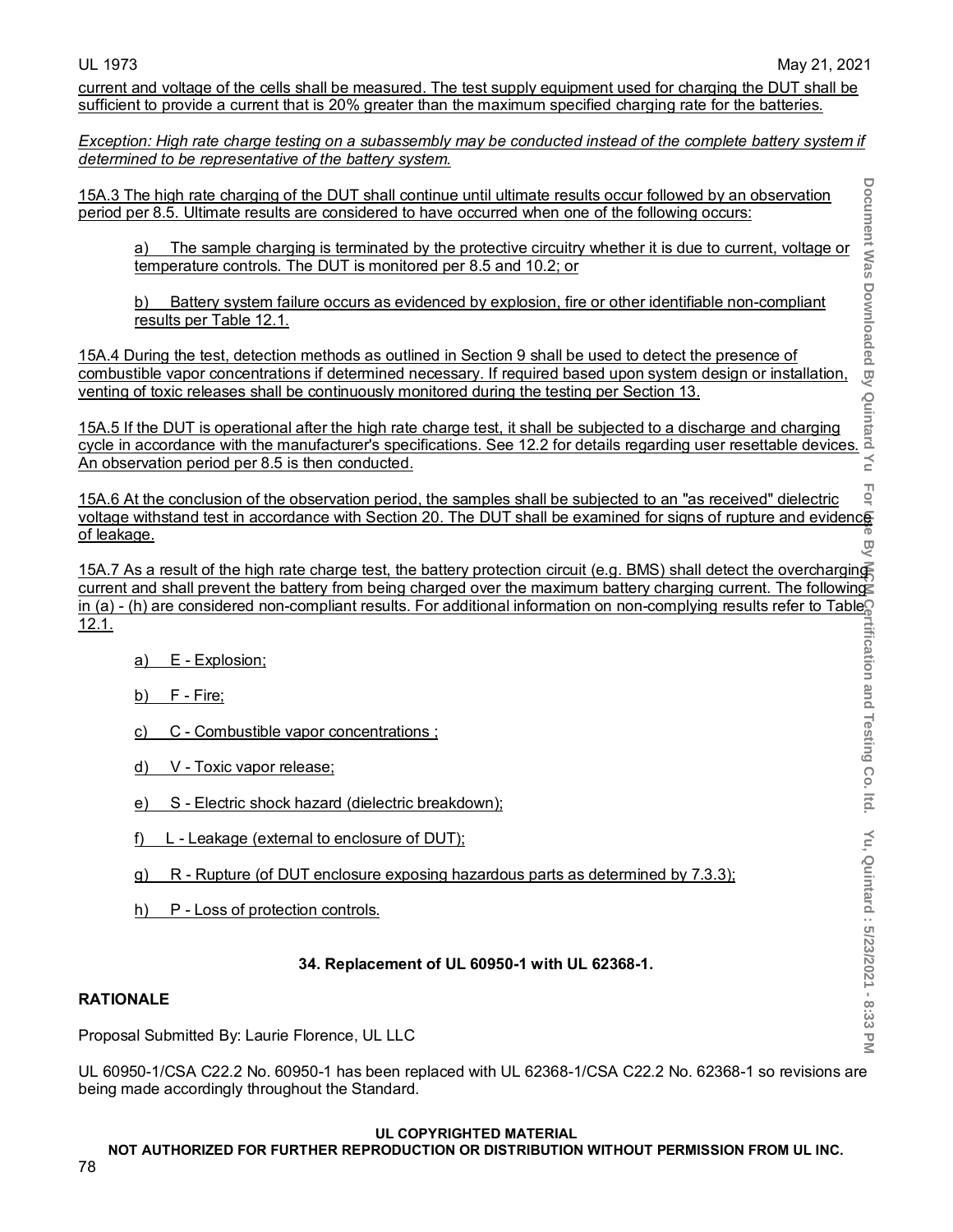current and voltage of the cells shall be measured. The test supply equipment used for charging the DUT shall be sufficient to provide a current that is 20% greater than the maximum specified charging rate for the batteries.

*Exception: High rate charge testing on a subassembly may be conducted instead of the complete battery system if determined to be representative of the battery system.*

15A.3 The high rate charging of the DUT shall continue until ultimate results occur followed by an observation period per 8.5. Ultimate results are considered to have occurred when one of the following occurs:

a) The sample charging is terminated by the protective circuitry whether it is due to current, voltage or temperature controls. The DUT is monitored per 8.5 and 10.2; or

b) Battery system failure occurs as evidenced by explosion, fire or other identifiable non-compliant results per Table 12.1.

15A.4 During the test, detection methods as outlined in Section 9 shall be used to detect the presence of combustible vapor concentrations if determined necessary. If required based upon system design or installation, venting of toxic releases shall be continuously monitored during the testing per Section 13.

15A.5 If the DUT is operational after the high rate charge test, it shall be subjected to a discharge and charging cycle in accordance with the manufacturer's specifications. See 12.2 for details regarding user resettable devices. An observation period per 8.5 is then conducted.

15A.6 At the conclusion of the observation period, the samples shall be subjected to an "as received" dielectric voltage withstand test in accordance with Section 20. The DUT shall be examined for signs of rupture and evidence of leakage.

15A.7 As a result of the high rate charge test, the battery protection circuit (e.g. BMS) shall detect the overcharging current and shall prevent the battery from being charged over the maximum battery charging current. The following in (a) - (h) are considered non-compliant results. For additional information on non-complying results refer to Table 12.1.

a) E - Explosion;

b) F - Fire;

c) C - Combustible vapor concentrations ;

d) V - Toxic vapor release;

e) S - Electric shock hazard (dielectric breakdown);

f) L - Leakage (external to enclosure of DUT);

g) R - Rupture (of DUT enclosure exposing hazardous parts as determined by 7.3.3);

h) P - Loss of protection controls.

**34. Replacement of UL 60950-1 with UL 62368-1.**

**RATIONALE**

Proposal Submitted By: Laurie Florence, UL LLC

UL 60950-1/CSA C22.2 No. 60950-1 has been replaced with UL 62368-1/CSA C22.2 No. 62368-1 so revisions are being made accordingly throughout the Standard.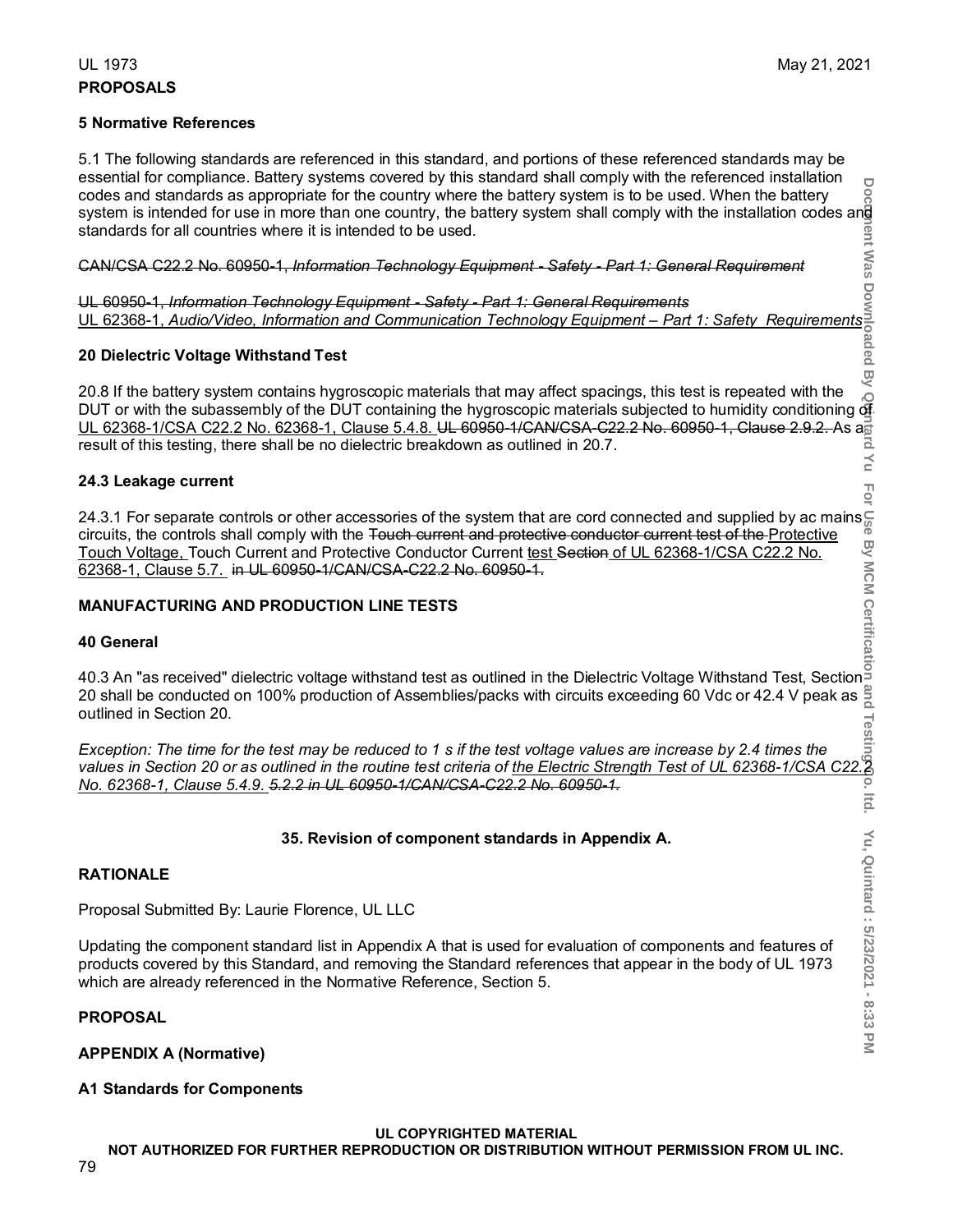**5 Normative References**

5.1 The following standards are referenced in this standard, and portions of these referenced standards may be essential for compliance. Battery systems covered by this standard shall comply with the referenced installation codes and standards as appropriate for the country where the battery system is to be used. When the battery system is intended for use in more than one country, the battery system shall comply with the installation codes and standards for all countries where it is intended to be used.

~~CAN/CSA C22.2 No. 60950-1, *Information Technology Equipment - Safety - Part 1: General Requirement*~~

~~UL 60950-1, *Information Technology Equipment - Safety - Part 1: General Requirements*~~
UL 62368-1, *Audio/Video, Information and Communication Technology Equipment – Part 1: Safety Requirements*

**20 Dielectric Voltage Withstand Test**

20.8 If the battery system contains hygroscopic materials that may affect spacings, this test is repeated with the DUT or with the subassembly of the DUT containing the hygroscopic materials subjected to humidity conditioning of UL 62368-1/CSA C22.2 No. 62368-1, Clause 5.4.8. ~~UL 60950-1/CAN/CSA-C22.2 No. 60950-1, Clause 2.9.2.~~ As a result of this testing, there shall be no dielectric breakdown as outlined in 20.7.

**24.3 Leakage current**

24.3.1 For separate controls or other accessories of the system that are cord connected and supplied by ac mains circuits, the controls shall comply with the ~~Touch current and protective conductor current test of the~~ Protective Touch Voltage, Touch Current and Protective Conductor Current test ~~Section~~ of UL 62368-1/CSA C22.2 No. 62368-1, Clause 5.7. ~~in UL 60950-1/CAN/CSA-C22.2 No. 60950-1.~~

**MANUFACTURING AND PRODUCTION LINE TESTS**

**40 General**

40.3 An "as received" dielectric voltage withstand test as outlined in the Dielectric Voltage Withstand Test, Section 20 shall be conducted on 100% production of Assemblies/packs with circuits exceeding 60 Vdc or 42.4 V peak as outlined in Section 20.

*Exception: The time for the test may be reduced to 1 s if the test voltage values are increase by 2.4 times the values in Section 20 or as outlined in the routine test criteria of the Electric Strength Test of UL 62368-1/CSA C22.2 No. 62368-1, Clause 5.4.9. ~~5.2.2 in UL 60950-1/CAN/CSA-C22.2 No. 60950-1.~~*

**35. Revision of component standards in Appendix A.**

**RATIONALE**

Proposal Submitted By: Laurie Florence, UL LLC

Updating the component standard list in Appendix A that is used for evaluation of components and features of products covered by this Standard, and removing the Standard references that appear in the body of UL 1973 which are already referenced in the Normative Reference, Section 5.

**PROPOSAL**

**APPENDIX A (Normative)**

**A1 Standards for Components**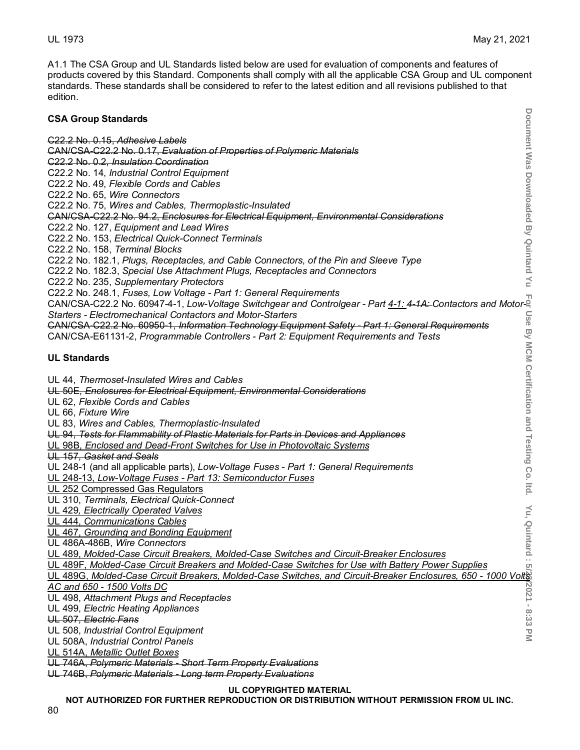A1.1 The CSA Group and UL Standards listed below are used for evaluation of components and features of products covered by this Standard. Components shall comply with all the applicable CSA Group and UL component standards. These standards shall be considered to refer to the latest edition and all revisions published to that edition.

**CSA Group Standards**

~~C22.2 No. 0.15, *Adhesive Labels*~~
~~CAN/CSA-C22.2 No. 0.17, *Evaluation of Properties of Polymeric Materials*~~
~~C22.2 No. 0.2, *Insulation Coordination*~~
C22.2 No. 14, *Industrial Control Equipment*
C22.2 No. 49, *Flexible Cords and Cables*
C22.2 No. 65, *Wire Connectors*
C22.2 No. 75, *Wires and Cables, Thermoplastic-Insulated*
~~CAN/CSA-C22.2 No. 94.2, *Enclosures for Electrical Equipment, Environmental Considerations*~~
C22.2 No. 127, *Equipment and Lead Wires*
C22.2 No. 153, *Electrical Quick-Connect Terminals*
C22.2 No. 158, *Terminal Blocks*
C22.2 No. 182.1, *Plugs, Receptacles, and Cable Connectors, of the Pin and Sleeve Type*
C22.2 No. 182.3, *Special Use Attachment Plugs, Receptacles and Connectors*
C22.2 No. 235, *Supplementary Protectors*
C22.2 No. 248.1, *Fuses, Low Voltage - Part 1: General Requirements*
CAN/CSA-C22.2 No. 60947-4-1, *Low-Voltage Switchgear and Controlgear - Part 4-1: ~~4-1A:~~ Contactors and Motor-Starters - Electromechanical Contactors and Motor-Starters*
~~CAN/CSA-C22.2 No. 60950-1, *Information Technology Equipment Safety - Part 1: General Requirements*~~
CAN/CSA-E61131-2, *Programmable Controllers - Part 2: Equipment Requirements and Tests*

**UL Standards**

UL 44, *Thermoset-Insulated Wires and Cables*
~~UL 50E, *Enclosures for Electrical Equipment, Environmental Considerations*~~
UL 62, *Flexible Cords and Cables*
UL 66, *Fixture Wire*
UL 83, *Wires and Cables, Thermoplastic-Insulated*
~~UL 94, *Tests for Flammability of Plastic Materials for Parts in Devices and Appliances*~~
UL 98B, *Enclosed and Dead-Front Switches for Use in Photovoltaic Systems*
~~UL 157, *Gasket and Seals*~~
UL 248-1 (and all applicable parts), *Low-Voltage Fuses - Part 1: General Requirements*
UL 248-13, *Low-Voltage Fuses - Part 13: Semiconductor Fuses*
UL 252 Compressed Gas Regulators
UL 310, *Terminals, Electrical Quick-Connect*
UL 429, *Electrically Operated Valves*
UL 444, *Communications Cables*
UL 467, *Grounding and Bonding Equipment*
UL 486A-486B, *Wire Connectors*
UL 489, *Molded-Case Circuit Breakers, Molded-Case Switches and Circuit-Breaker Enclosures*
UL 489F, *Molded-Case Circuit Breakers and Molded-Case Switches for Use with Battery Power Supplies*
UL 489G, *Molded-Case Circuit Breakers, Molded-Case Switches, and Circuit-Breaker Enclosures, 650 - 1000 Volts AC and 650 - 1500 Volts DC*
UL 498, *Attachment Plugs and Receptacles*
UL 499, *Electric Heating Appliances*
~~UL 507, *Electric Fans*~~
UL 508, *Industrial Control Equipment*
UL 508A, *Industrial Control Panels*
UL 514A, *Metallic Outlet Boxes*
~~UL 746A, *Polymeric Materials - Short Term Property Evaluations*~~
~~UL 746B, *Polymeric Materials - Long term Property Evaluations*~~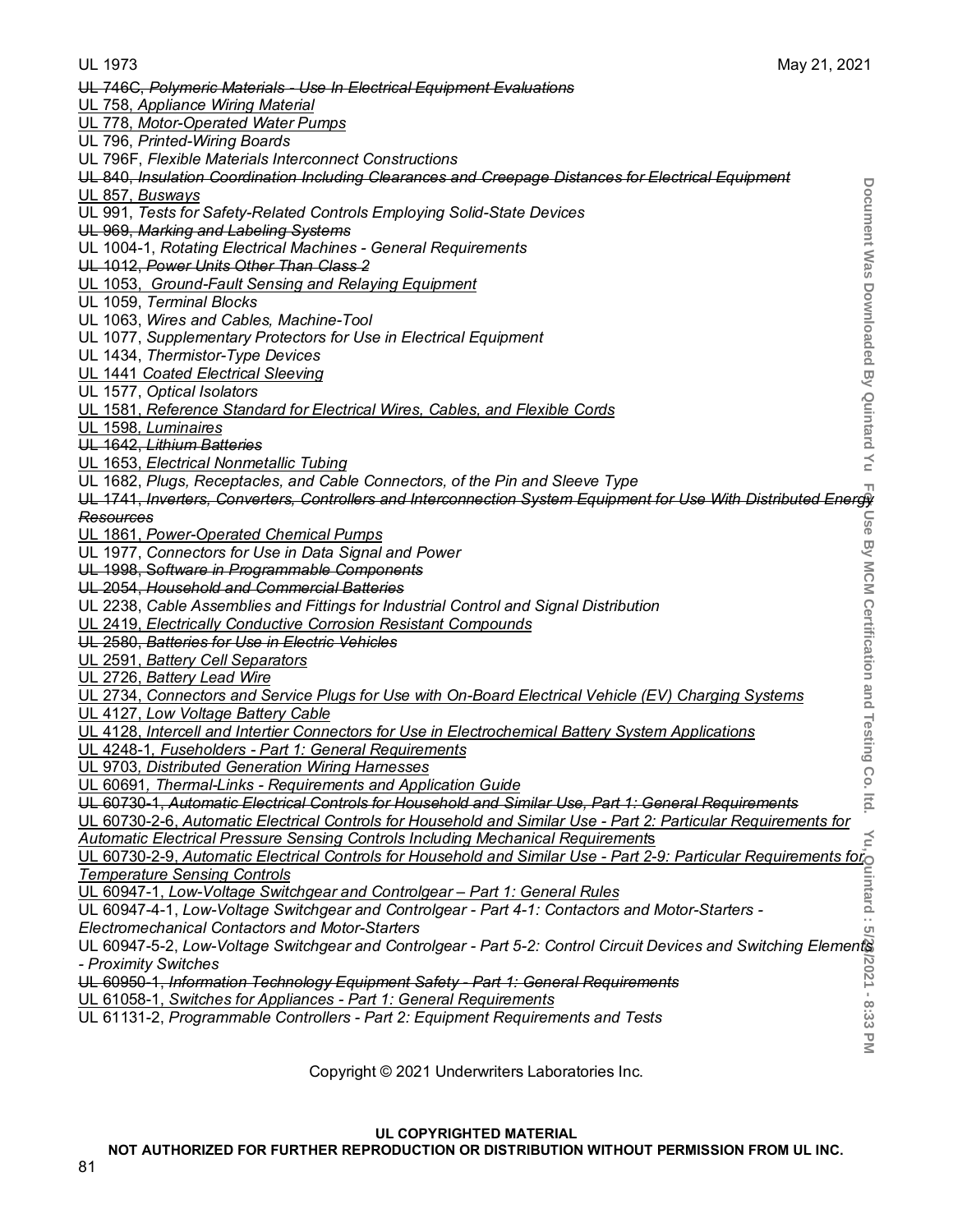~~UL 746C, *Polymeric Materials - Use In Electrical Equipment Evaluations*~~
<u>UL 758, *Appliance Wiring Material*</u>
<u>UL 778, *Motor-Operated Water Pumps*</u>
UL 796, *Printed-Wiring Boards*
UL 796F, *Flexible Materials Interconnect Constructions*
~~UL 840, *Insulation Coordination Including Clearances and Creepage Distances for Electrical Equipment*~~
<u>UL 857, *Busways*</u>
UL 991, *Tests for Safety-Related Controls Employing Solid-State Devices*
~~UL 969, *Marking and Labeling Systems*~~
UL 1004-1, *Rotating Electrical Machines - General Requirements*
~~UL 1012, *Power Units Other Than Class 2*~~
<u>UL 1053, *Ground-Fault Sensing and Relaying Equipment*</u>
UL 1059, *Terminal Blocks*
UL 1063, *Wires and Cables, Machine-Tool*
UL 1077, *Supplementary Protectors for Use in Electrical Equipment*
UL 1434, *Thermistor-Type Devices*
<u>UL 1441 *Coated Electrical Sleeving*</u>
UL 1577, *Optical Isolators*
<u>UL 1581, *Reference Standard for Electrical Wires, Cables, and Flexible Cords*</u>
<u>UL 1598, *Luminaires*</u>
~~UL 1642, *Lithium Batteries*~~
<u>UL 1653, *Electrical Nonmetallic Tubing*</u>
UL 1682, *Plugs, Receptacles, and Cable Connectors, of the Pin and Sleeve Type*
~~UL 1741, *Inverters, Converters, Controllers and Interconnection System Equipment for Use With Distributed Energy Resources*~~
<u>UL 1861, *Power-Operated Chemical Pumps*</u>
UL 1977, *Connectors for Use in Data Signal and Power*
~~UL 1998, *Software in Programmable Components*~~
~~UL 2054, *Household and Commercial Batteries*~~
UL 2238, *Cable Assemblies and Fittings for Industrial Control and Signal Distribution*
<u>UL 2419, *Electrically Conductive Corrosion Resistant Compounds*</u>
~~UL 2580, *Batteries for Use in Electric Vehicles*~~
<u>UL 2591, *Battery Cell Separators*</u>
<u>UL 2726, *Battery Lead Wire*</u>
<u>UL 2734, *Connectors and Service Plugs for Use with On-Board Electrical Vehicle (EV) Charging Systems*</u>
<u>UL 4127, *Low Voltage Battery Cable*</u>
<u>UL 4128, *Intercell and Intertier Connectors for Use in Electrochemical Battery System Applications*</u>
<u>UL 4248-1, *Fuseholders - Part 1: General Requirements*</u>
<u>UL 9703, *Distributed Generation Wiring Harnesses*</u>
<u>UL 60691, *Thermal-Links - Requirements and Application Guide*</u>
~~UL 60730-1, *Automatic Electrical Controls for Household and Similar Use, Part 1: General Requirements*~~
<u>UL 60730-2-6, *Automatic Electrical Controls for Household and Similar Use - Part 2: Particular Requirements for Automatic Electrical Pressure Sensing Controls Including Mechanical Requirements*</u>
<u>UL 60730-2-9, *Automatic Electrical Controls for Household and Similar Use - Part 2-9: Particular Requirements for Temperature Sensing Controls*</u>
<u>UL 60947-1, *Low-Voltage Switchgear and Controlgear – Part 1: General Rules*</u>
UL 60947-4-1, *Low-Voltage Switchgear and Controlgear - Part 4-1: Contactors and Motor-Starters - Electromechanical Contactors and Motor-Starters*
UL 60947-5-2, *Low-Voltage Switchgear and Controlgear - Part 5-2: Control Circuit Devices and Switching Elements - Proximity Switches*
~~UL 60950-1, *Information Technology Equipment Safety - Part 1: General Requirements*~~
<u>UL 61058-1, *Switches for Appliances - Part 1: General Requirements*</u>
UL 61131-2, *Programmable Controllers - Part 2: Equipment Requirements and Tests*